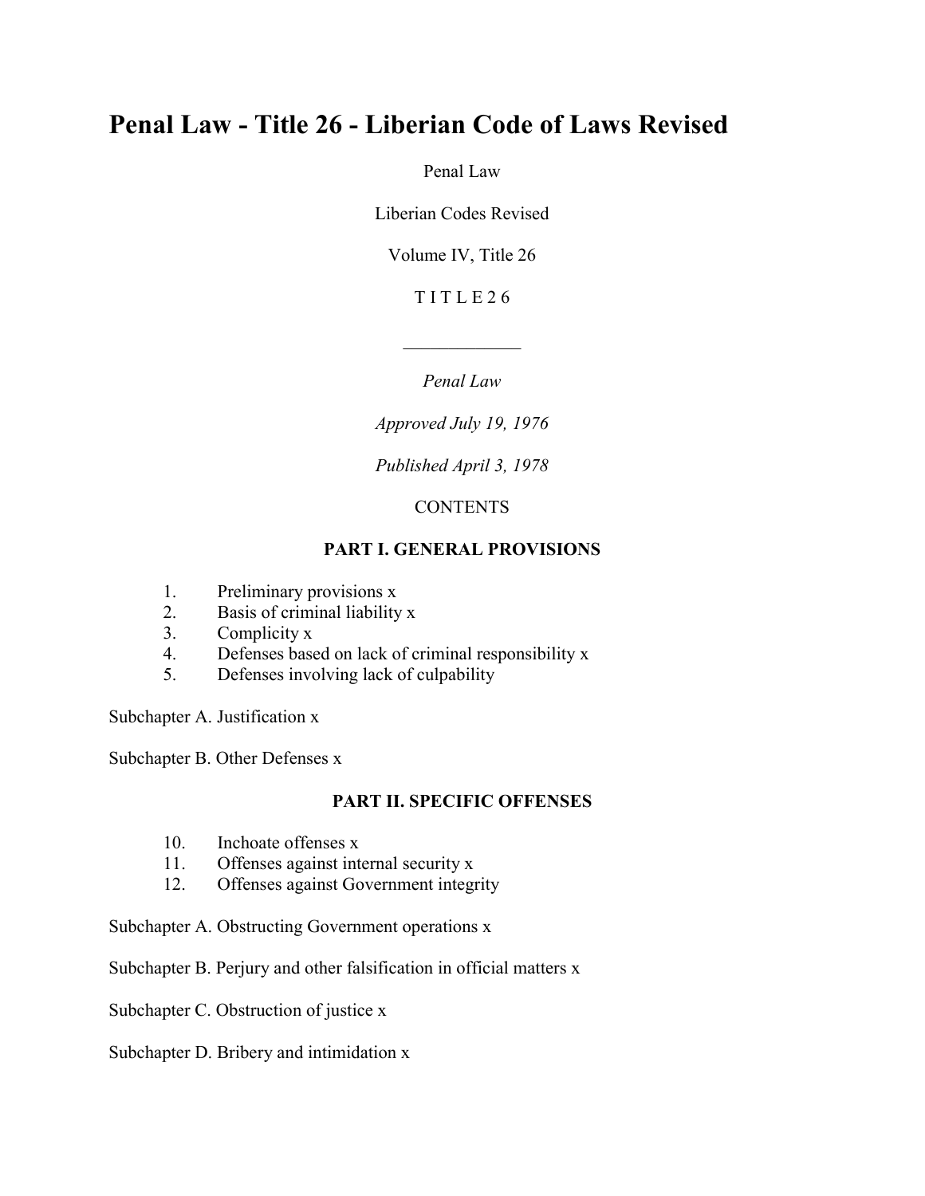# Penal Law - Title 26 - Liberian Code of Laws Revised

Penal Law

Liberian Codes Revised

Volume IV, Title 26

T I T L E 2 6

_____________

*Penal Law*

*Approved July 19, 1976*

*Published April 3, 1978*

CONTENTS

**PART I. GENERAL PROVISIONS**

1. Preliminary provisions x
2. Basis of criminal liability x
3. Complicity x
4. Defenses based on lack of criminal responsibility x
5. Defenses involving lack of culpability

Subchapter A. Justification x

Subchapter B. Other Defenses x

**PART II. SPECIFIC OFFENSES**

10. Inchoate offenses x
11. Offenses against internal security x
12. Offenses against Government integrity

Subchapter A. Obstructing Government operations x

Subchapter B. Perjury and other falsification in official matters x

Subchapter C. Obstruction of justice x

Subchapter D. Bribery and intimidation x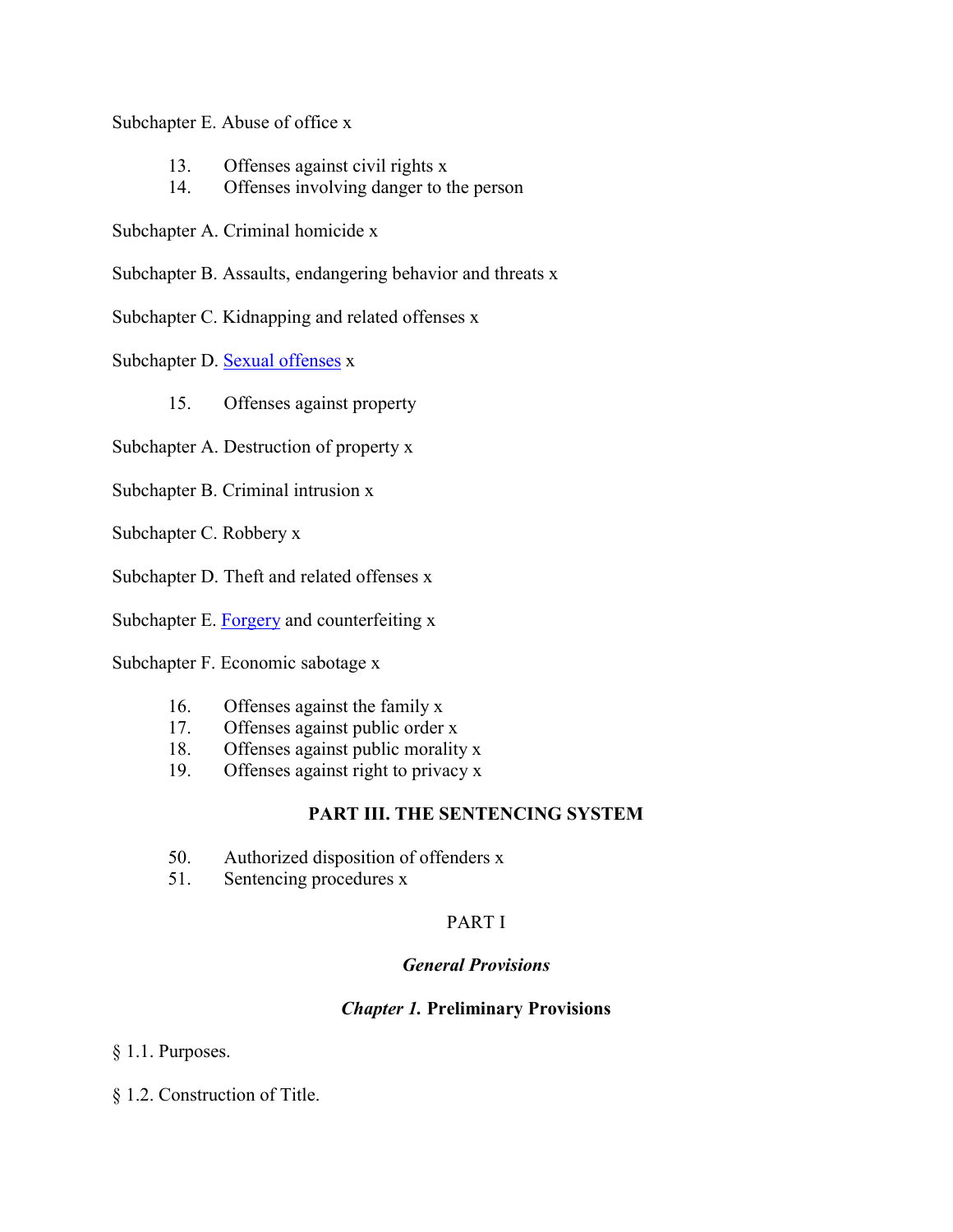Subchapter E. Abuse of office x

13. Offenses against civil rights x
14. Offenses involving danger to the person

Subchapter A. Criminal homicide x

Subchapter B. Assaults, endangering behavior and threats x

Subchapter C. Kidnapping and related offenses x

Subchapter D. Sexual offenses x

15. Offenses against property

Subchapter A. Destruction of property x

Subchapter B. Criminal intrusion x

Subchapter C. Robbery x

Subchapter D. Theft and related offenses x

Subchapter E. Forgery and counterfeiting x

Subchapter F. Economic sabotage x

16. Offenses against the family x
17. Offenses against public order x
18. Offenses against public morality x
19. Offenses against right to privacy x

## PART III. THE SENTENCING SYSTEM

50. Authorized disposition of offenders x
51. Sentencing procedures x

## PART I

### *General Provisions*

### *Chapter 1.* **Preliminary Provisions**

§ 1.1. Purposes.

§ 1.2. Construction of Title.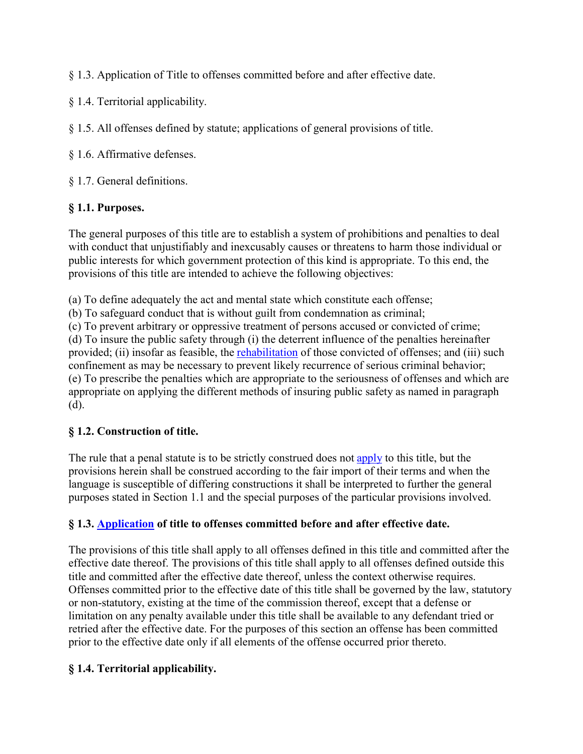§ 1.3. Application of Title to offenses committed before and after effective date.

§ 1.4. Territorial applicability.

§ 1.5. All offenses defined by statute; applications of general provisions of title.

§ 1.6. Affirmative defenses.

§ 1.7. General definitions.

### § 1.1. Purposes.

The general purposes of this title are to establish a system of prohibitions and penalties to deal with conduct that unjustifiably and inexcusably causes or threatens to harm those individual or public interests for which government protection of this kind is appropriate. To this end, the provisions of this title are intended to achieve the following objectives:

(a) To define adequately the act and mental state which constitute each offense;
(b) To safeguard conduct that is without guilt from condemnation as criminal;
(c) To prevent arbitrary or oppressive treatment of persons accused or convicted of crime;
(d) To insure the public safety through (i) the deterrent influence of the penalties hereinafter provided; (ii) insofar as feasible, the rehabilitation of those convicted of offenses; and (iii) such confinement as may be necessary to prevent likely recurrence of serious criminal behavior;
(e) To prescribe the penalties which are appropriate to the seriousness of offenses and which are appropriate on applying the different methods of insuring public safety as named in paragraph (d).

### § 1.2. Construction of title.

The rule that a penal statute is to be strictly construed does not apply to this title, but the provisions herein shall be construed according to the fair import of their terms and when the language is susceptible of differing constructions it shall be interpreted to further the general purposes stated in Section 1.1 and the special purposes of the particular provisions involved.

### § 1.3. Application of title to offenses committed before and after effective date.

The provisions of this title shall apply to all offenses defined in this title and committed after the effective date thereof. The provisions of this title shall apply to all offenses defined outside this title and committed after the effective date thereof, unless the context otherwise requires. Offenses committed prior to the effective date of this title shall be governed by the law, statutory or non-statutory, existing at the time of the commission thereof, except that a defense or limitation on any penalty available under this title shall be available to any defendant tried or retried after the effective date. For the purposes of this section an offense has been committed prior to the effective date only if all elements of the offense occurred prior thereto.

### § 1.4. Territorial applicability.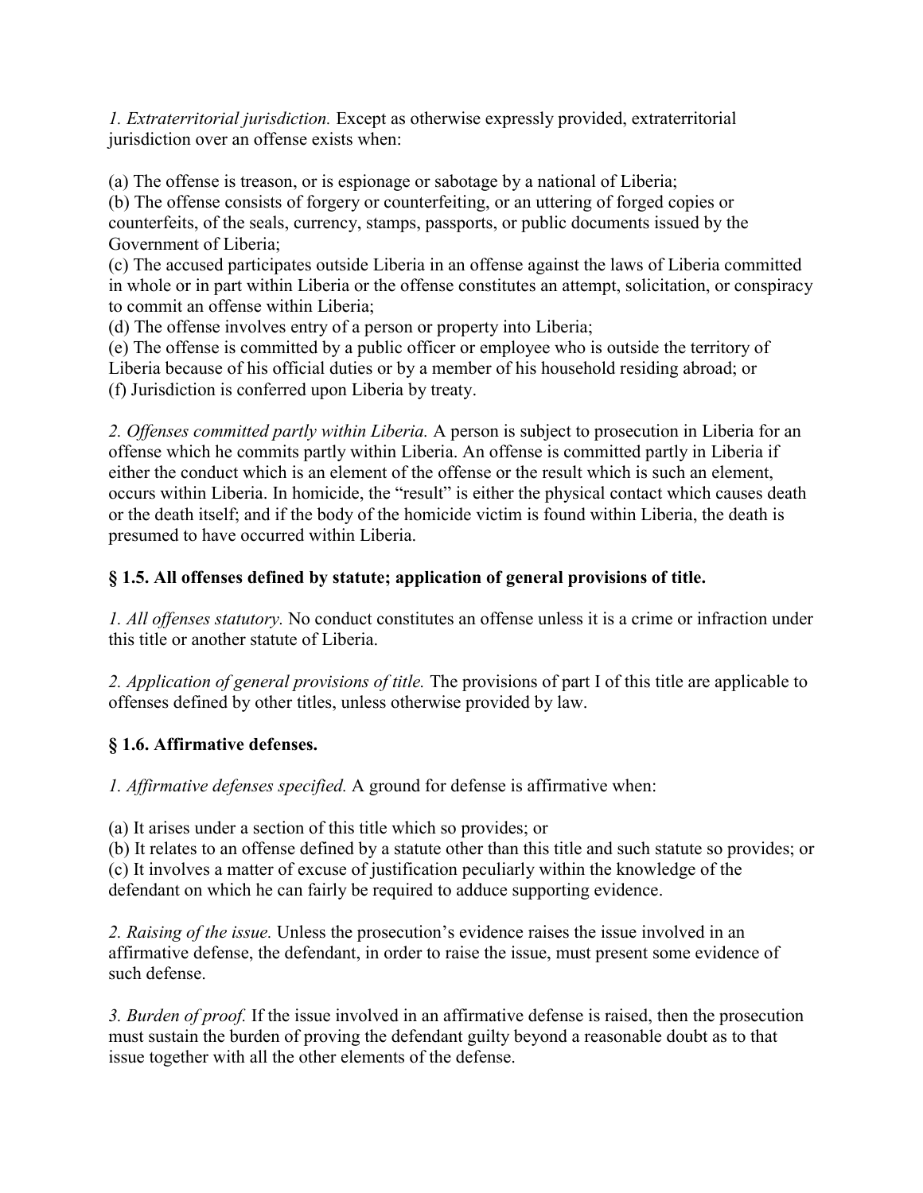*1. Extraterritorial jurisdiction.* Except as otherwise expressly provided, extraterritorial jurisdiction over an offense exists when:

(a) The offense is treason, or is espionage or sabotage by a national of Liberia;
(b) The offense consists of forgery or counterfeiting, or an uttering of forged copies or counterfeits, of the seals, currency, stamps, passports, or public documents issued by the Government of Liberia;
(c) The accused participates outside Liberia in an offense against the laws of Liberia committed in whole or in part within Liberia or the offense constitutes an attempt, solicitation, or conspiracy to commit an offense within Liberia;
(d) The offense involves entry of a person or property into Liberia;
(e) The offense is committed by a public officer or employee who is outside the territory of Liberia because of his official duties or by a member of his household residing abroad; or
(f) Jurisdiction is conferred upon Liberia by treaty.

*2. Offenses committed partly within Liberia.* A person is subject to prosecution in Liberia for an offense which he commits partly within Liberia. An offense is committed partly in Liberia if either the conduct which is an element of the offense or the result which is such an element, occurs within Liberia. In homicide, the "result" is either the physical contact which causes death or the death itself; and if the body of the homicide victim is found within Liberia, the death is presumed to have occurred within Liberia.

### § 1.5. All offenses defined by statute; application of general provisions of title.

*1. All offenses statutory.* No conduct constitutes an offense unless it is a crime or infraction under this title or another statute of Liberia.

*2. Application of general provisions of title.* The provisions of part I of this title are applicable to offenses defined by other titles, unless otherwise provided by law.

### § 1.6. Affirmative defenses.

*1. Affirmative defenses specified.* A ground for defense is affirmative when:

(a) It arises under a section of this title which so provides; or
(b) It relates to an offense defined by a statute other than this title and such statute so provides; or
(c) It involves a matter of excuse of justification peculiarly within the knowledge of the defendant on which he can fairly be required to adduce supporting evidence.

*2. Raising of the issue.* Unless the prosecution's evidence raises the issue involved in an affirmative defense, the defendant, in order to raise the issue, must present some evidence of such defense.

*3. Burden of proof.* If the issue involved in an affirmative defense is raised, then the prosecution must sustain the burden of proving the defendant guilty beyond a reasonable doubt as to that issue together with all the other elements of the defense.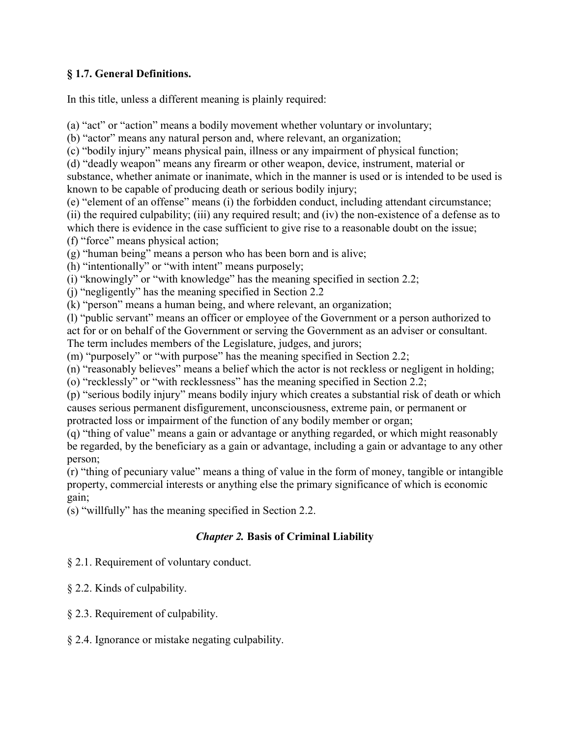### § 1.7. General Definitions.

In this title, unless a different meaning is plainly required:

(a) "act" or "action" means a bodily movement whether voluntary or involuntary;
(b) "actor" means any natural person and, where relevant, an organization;
(c) "bodily injury" means physical pain, illness or any impairment of physical function;
(d) "deadly weapon" means any firearm or other weapon, device, instrument, material or substance, whether animate or inanimate, which in the manner is used or is intended to be used is known to be capable of producing death or serious bodily injury;
(e) "element of an offense" means (i) the forbidden conduct, including attendant circumstance; (ii) the required culpability; (iii) any required result; and (iv) the non-existence of a defense as to which there is evidence in the case sufficient to give rise to a reasonable doubt on the issue;
(f) "force" means physical action;
(g) "human being" means a person who has been born and is alive;
(h) "intentionally" or "with intent" means purposely;
(i) "knowingly" or "with knowledge" has the meaning specified in section 2.2;
(j) "negligently" has the meaning specified in Section 2.2
(k) "person" means a human being, and where relevant, an organization;
(l) "public servant" means an officer or employee of the Government or a person authorized to act for or on behalf of the Government or serving the Government as an adviser or consultant. The term includes members of the Legislature, judges, and jurors;
(m) "purposely" or "with purpose" has the meaning specified in Section 2.2;
(n) "reasonably believes" means a belief which the actor is not reckless or negligent in holding;
(o) "recklessly" or "with recklessness" has the meaning specified in Section 2.2;
(p) "serious bodily injury" means bodily injury which creates a substantial risk of death or which causes serious permanent disfigurement, unconsciousness, extreme pain, or permanent or protracted loss or impairment of the function of any bodily member or organ;
(q) "thing of value" means a gain or advantage or anything regarded, or which might reasonably be regarded, by the beneficiary as a gain or advantage, including a gain or advantage to any other person;
(r) "thing of pecuniary value" means a thing of value in the form of money, tangible or intangible property, commercial interests or anything else the primary significance of which is economic gain;
(s) "willfully" has the meaning specified in Section 2.2.

## *Chapter 2.* Basis of Criminal Liability

§ 2.1. Requirement of voluntary conduct.

§ 2.2. Kinds of culpability.

§ 2.3. Requirement of culpability.

§ 2.4. Ignorance or mistake negating culpability.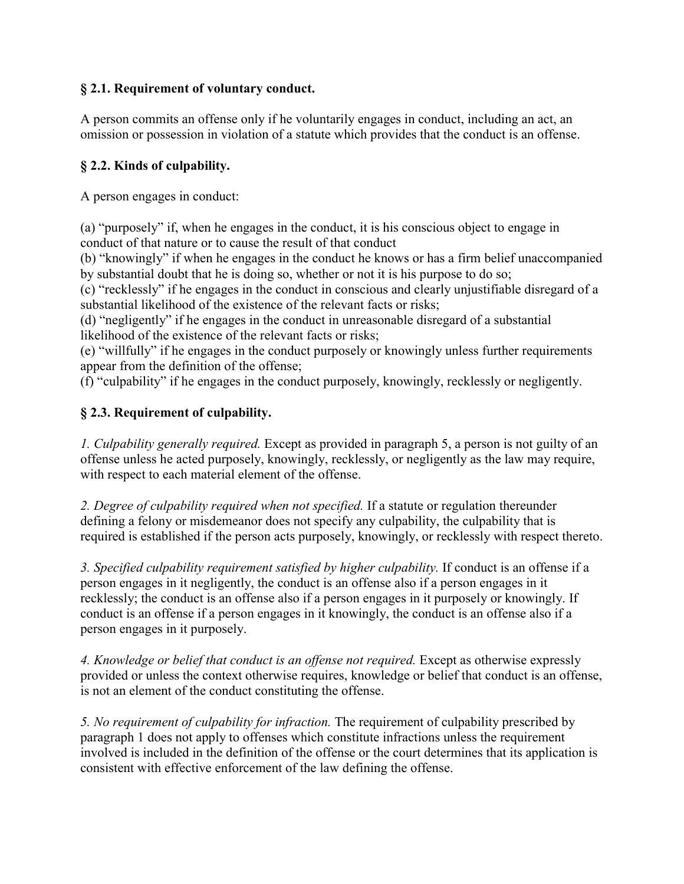### § 2.1. Requirement of voluntary conduct.

A person commits an offense only if he voluntarily engages in conduct, including an act, an omission or possession in violation of a statute which provides that the conduct is an offense.

### § 2.2. Kinds of culpability.

A person engages in conduct:

(a) "purposely" if, when he engages in the conduct, it is his conscious object to engage in conduct of that nature or to cause the result of that conduct
(b) "knowingly" if when he engages in the conduct he knows or has a firm belief unaccompanied by substantial doubt that he is doing so, whether or not it is his purpose to do so;
(c) "recklessly" if he engages in the conduct in conscious and clearly unjustifiable disregard of a substantial likelihood of the existence of the relevant facts or risks;
(d) "negligently" if he engages in the conduct in unreasonable disregard of a substantial likelihood of the existence of the relevant facts or risks;
(e) "willfully" if he engages in the conduct purposely or knowingly unless further requirements appear from the definition of the offense;
(f) "culpability" if he engages in the conduct purposely, knowingly, recklessly or negligently.

### § 2.3. Requirement of culpability.

*1. Culpability generally required.* Except as provided in paragraph 5, a person is not guilty of an offense unless he acted purposely, knowingly, recklessly, or negligently as the law may require, with respect to each material element of the offense.

*2. Degree of culpability required when not specified.* If a statute or regulation thereunder defining a felony or misdemeanor does not specify any culpability, the culpability that is required is established if the person acts purposely, knowingly, or recklessly with respect thereto.

*3. Specified culpability requirement satisfied by higher culpability.* If conduct is an offense if a person engages in it negligently, the conduct is an offense also if a person engages in it recklessly; the conduct is an offense also if a person engages in it purposely or knowingly. If conduct is an offense if a person engages in it knowingly, the conduct is an offense also if a person engages in it purposely.

*4. Knowledge or belief that conduct is an offense not required.* Except as otherwise expressly provided or unless the context otherwise requires, knowledge or belief that conduct is an offense, is not an element of the conduct constituting the offense.

*5. No requirement of culpability for infraction.* The requirement of culpability prescribed by paragraph 1 does not apply to offenses which constitute infractions unless the requirement involved is included in the definition of the offense or the court determines that its application is consistent with effective enforcement of the law defining the offense.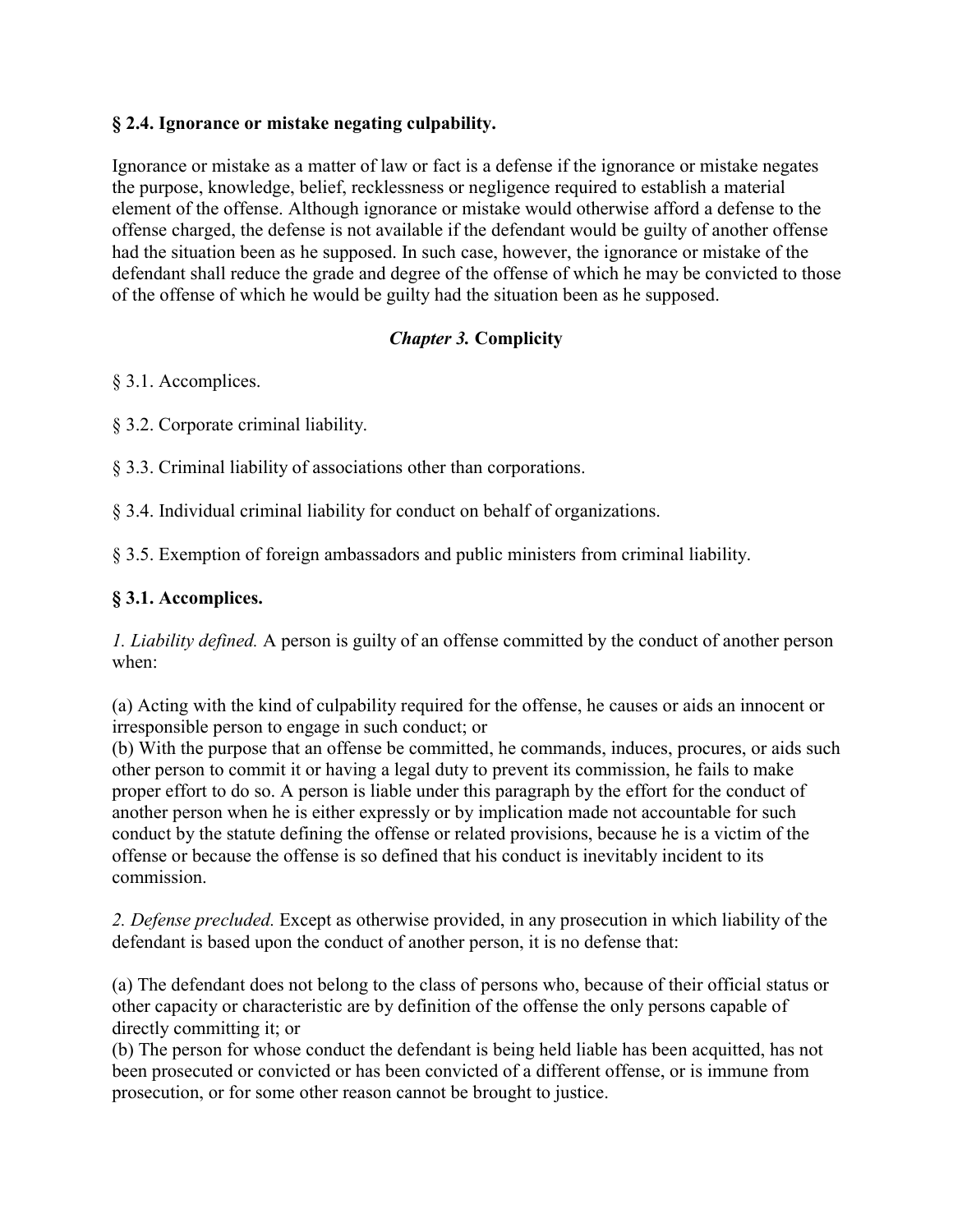### § 2.4. Ignorance or mistake negating culpability.

Ignorance or mistake as a matter of law or fact is a defense if the ignorance or mistake negates the purpose, knowledge, belief, recklessness or negligence required to establish a material element of the offense. Although ignorance or mistake would otherwise afford a defense to the offense charged, the defense is not available if the defendant would be guilty of another offense had the situation been as he supposed. In such case, however, the ignorance or mistake of the defendant shall reduce the grade and degree of the offense of which he may be convicted to those of the offense of which he would be guilty had the situation been as he supposed.

## *Chapter 3.* Complicity

§ 3.1. Accomplices.

§ 3.2. Corporate criminal liability.

§ 3.3. Criminal liability of associations other than corporations.

§ 3.4. Individual criminal liability for conduct on behalf of organizations.

§ 3.5. Exemption of foreign ambassadors and public ministers from criminal liability.

### § 3.1. Accomplices.

*1. Liability defined.* A person is guilty of an offense committed by the conduct of another person when:

(a) Acting with the kind of culpability required for the offense, he causes or aids an innocent or irresponsible person to engage in such conduct; or
(b) With the purpose that an offense be committed, he commands, induces, procures, or aids such other person to commit it or having a legal duty to prevent its commission, he fails to make proper effort to do so. A person is liable under this paragraph by the effort for the conduct of another person when he is either expressly or by implication made not accountable for such conduct by the statute defining the offense or related provisions, because he is a victim of the offense or because the offense is so defined that his conduct is inevitably incident to its commission.

*2. Defense precluded.* Except as otherwise provided, in any prosecution in which liability of the defendant is based upon the conduct of another person, it is no defense that:

(a) The defendant does not belong to the class of persons who, because of their official status or other capacity or characteristic are by definition of the offense the only persons capable of directly committing it; or
(b) The person for whose conduct the defendant is being held liable has been acquitted, has not been prosecuted or convicted or has been convicted of a different offense, or is immune from prosecution, or for some other reason cannot be brought to justice.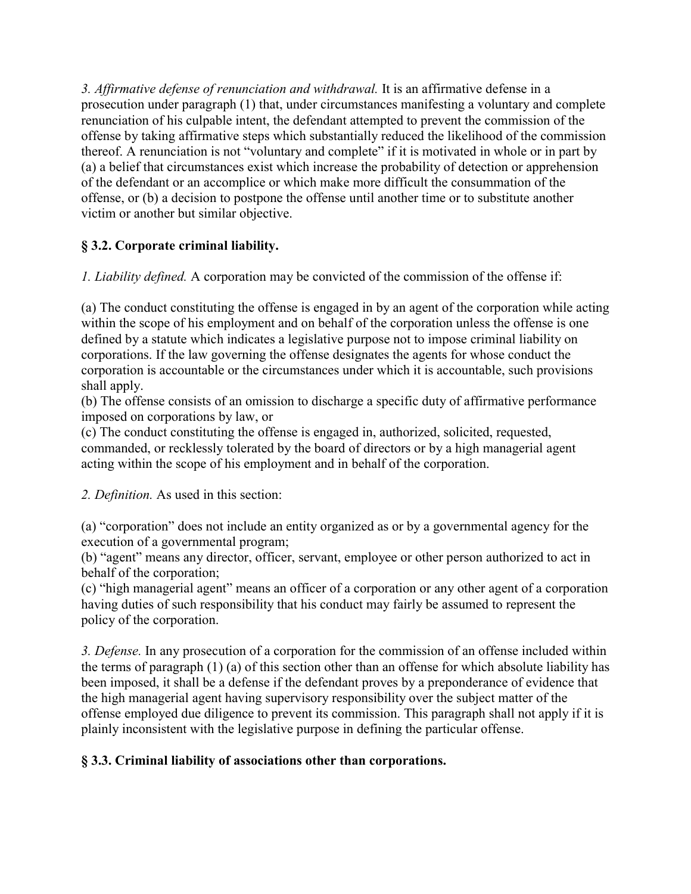*3. Affirmative defense of renunciation and withdrawal.* It is an affirmative defense in a prosecution under paragraph (1) that, under circumstances manifesting a voluntary and complete renunciation of his culpable intent, the defendant attempted to prevent the commission of the offense by taking affirmative steps which substantially reduced the likelihood of the commission thereof. A renunciation is not "voluntary and complete" if it is motivated in whole or in part by (a) a belief that circumstances exist which increase the probability of detection or apprehension of the defendant or an accomplice or which make more difficult the consummation of the offense, or (b) a decision to postpone the offense until another time or to substitute another victim or another but similar objective.

**§ 3.2. Corporate criminal liability.**

*1. Liability defined.* A corporation may be convicted of the commission of the offense if:

(a) The conduct constituting the offense is engaged in by an agent of the corporation while acting within the scope of his employment and on behalf of the corporation unless the offense is one defined by a statute which indicates a legislative purpose not to impose criminal liability on corporations. If the law governing the offense designates the agents for whose conduct the corporation is accountable or the circumstances under which it is accountable, such provisions shall apply.
(b) The offense consists of an omission to discharge a specific duty of affirmative performance imposed on corporations by law, or
(c) The conduct constituting the offense is engaged in, authorized, solicited, requested, commanded, or recklessly tolerated by the board of directors or by a high managerial agent acting within the scope of his employment and in behalf of the corporation.

*2. Definition.* As used in this section:

(a) "corporation" does not include an entity organized as or by a governmental agency for the execution of a governmental program;
(b) "agent" means any director, officer, servant, employee or other person authorized to act in behalf of the corporation;
(c) "high managerial agent" means an officer of a corporation or any other agent of a corporation having duties of such responsibility that his conduct may fairly be assumed to represent the policy of the corporation.

*3. Defense.* In any prosecution of a corporation for the commission of an offense included within the terms of paragraph (1) (a) of this section other than an offense for which absolute liability has been imposed, it shall be a defense if the defendant proves by a preponderance of evidence that the high managerial agent having supervisory responsibility over the subject matter of the offense employed due diligence to prevent its commission. This paragraph shall not apply if it is plainly inconsistent with the legislative purpose in defining the particular offense.

**§ 3.3. Criminal liability of associations other than corporations.**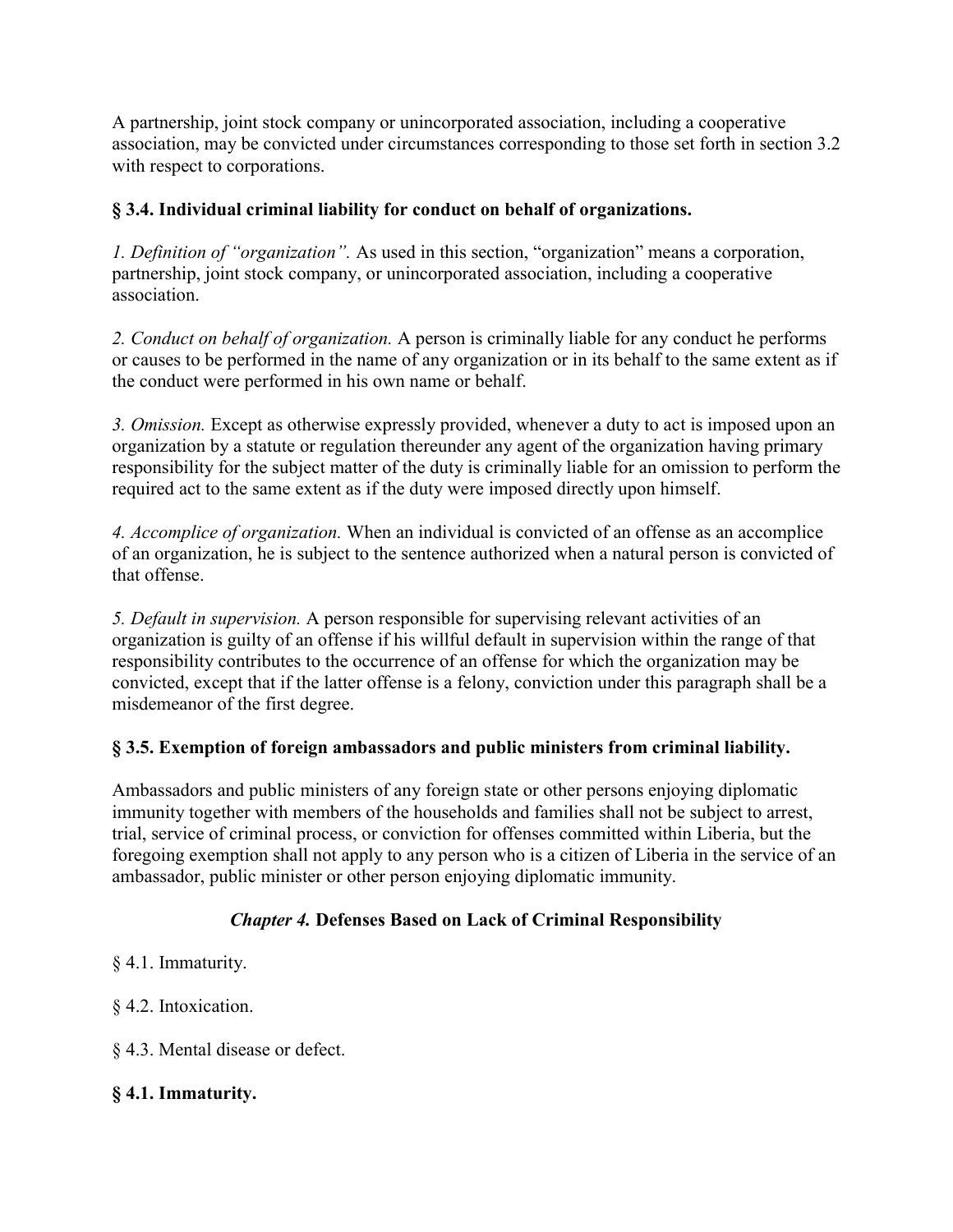A partnership, joint stock company or unincorporated association, including a cooperative association, may be convicted under circumstances corresponding to those set forth in section 3.2 with respect to corporations.

### § 3.4. Individual criminal liability for conduct on behalf of organizations.

*1. Definition of "organization".* As used in this section, "organization" means a corporation, partnership, joint stock company, or unincorporated association, including a cooperative association.

*2. Conduct on behalf of organization.* A person is criminally liable for any conduct he performs or causes to be performed in the name of any organization or in its behalf to the same extent as if the conduct were performed in his own name or behalf.

*3. Omission.* Except as otherwise expressly provided, whenever a duty to act is imposed upon an organization by a statute or regulation thereunder any agent of the organization having primary responsibility for the subject matter of the duty is criminally liable for an omission to perform the required act to the same extent as if the duty were imposed directly upon himself.

*4. Accomplice of organization.* When an individual is convicted of an offense as an accomplice of an organization, he is subject to the sentence authorized when a natural person is convicted of that offense.

*5. Default in supervision.* A person responsible for supervising relevant activities of an organization is guilty of an offense if his willful default in supervision within the range of that responsibility contributes to the occurrence of an offense for which the organization may be convicted, except that if the latter offense is a felony, conviction under this paragraph shall be a misdemeanor of the first degree.

### § 3.5. Exemption of foreign ambassadors and public ministers from criminal liability.

Ambassadors and public ministers of any foreign state or other persons enjoying diplomatic immunity together with members of the households and families shall not be subject to arrest, trial, service of criminal process, or conviction for offenses committed within Liberia, but the foregoing exemption shall not apply to any person who is a citizen of Liberia in the service of an ambassador, public minister or other person enjoying diplomatic immunity.

## *Chapter 4.* Defenses Based on Lack of Criminal Responsibility

§ 4.1. Immaturity.

§ 4.2. Intoxication.

§ 4.3. Mental disease or defect.

### § 4.1. Immaturity.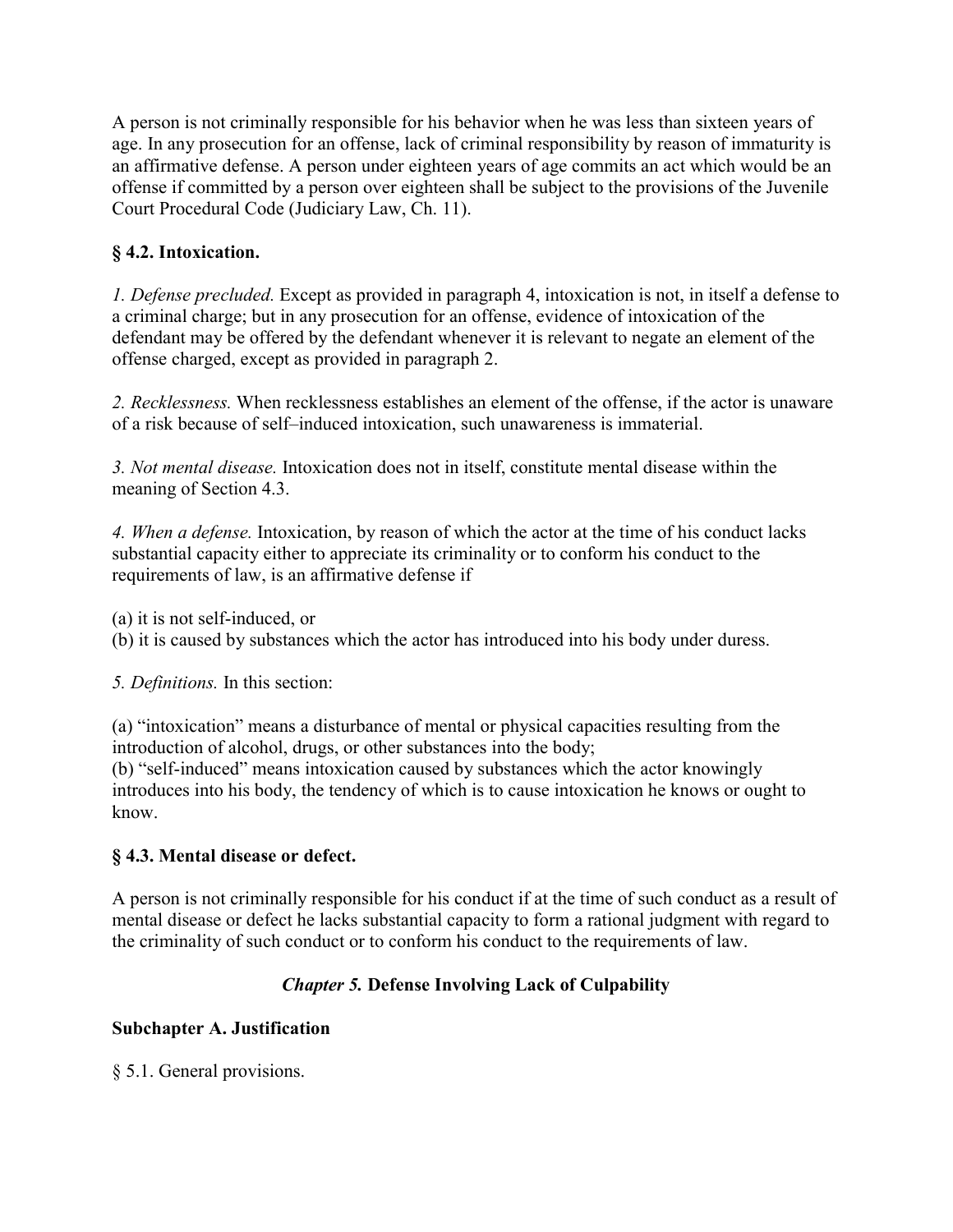A person is not criminally responsible for his behavior when he was less than sixteen years of age. In any prosecution for an offense, lack of criminal responsibility by reason of immaturity is an affirmative defense. A person under eighteen years of age commits an act which would be an offense if committed by a person over eighteen shall be subject to the provisions of the Juvenile Court Procedural Code (Judiciary Law, Ch. 11).

### § 4.2. Intoxication.

*1. Defense precluded.* Except as provided in paragraph 4, intoxication is not, in itself a defense to a criminal charge; but in any prosecution for an offense, evidence of intoxication of the defendant may be offered by the defendant whenever it is relevant to negate an element of the offense charged, except as provided in paragraph 2.

*2. Recklessness.* When recklessness establishes an element of the offense, if the actor is unaware of a risk because of self–induced intoxication, such unawareness is immaterial.

*3. Not mental disease.* Intoxication does not in itself, constitute mental disease within the meaning of Section 4.3.

*4. When a defense.* Intoxication, by reason of which the actor at the time of his conduct lacks substantial capacity either to appreciate its criminality or to conform his conduct to the requirements of law, is an affirmative defense if

(a) it is not self-induced, or
(b) it is caused by substances which the actor has introduced into his body under duress.

*5. Definitions.* In this section:

(a) "intoxication" means a disturbance of mental or physical capacities resulting from the introduction of alcohol, drugs, or other substances into the body;
(b) "self-induced" means intoxication caused by substances which the actor knowingly introduces into his body, the tendency of which is to cause intoxication he knows or ought to know.

### § 4.3. Mental disease or defect.

A person is not criminally responsible for his conduct if at the time of such conduct as a result of mental disease or defect he lacks substantial capacity to form a rational judgment with regard to the criminality of such conduct or to conform his conduct to the requirements of law.

## *Chapter 5.* Defense Involving Lack of Culpability

### Subchapter A. Justification

§ 5.1. General provisions.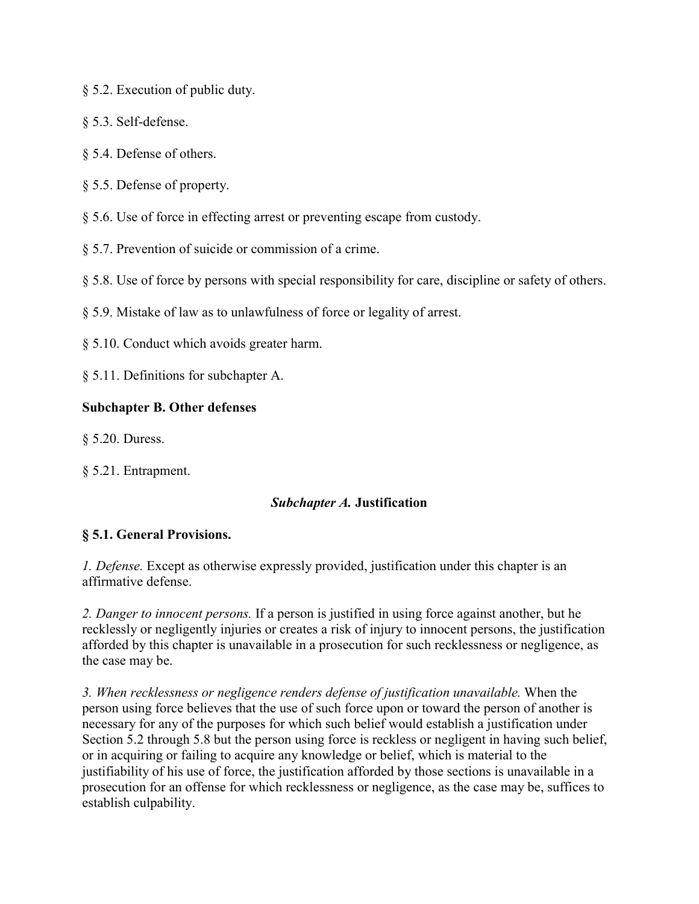§ 5.2. Execution of public duty.

§ 5.3. Self-defense.

§ 5.4. Defense of others.

§ 5.5. Defense of property.

§ 5.6. Use of force in effecting arrest or preventing escape from custody.

§ 5.7. Prevention of suicide or commission of a crime.

§ 5.8. Use of force by persons with special responsibility for care, discipline or safety of others.

§ 5.9. Mistake of law as to unlawfulness of force or legality of arrest.

§ 5.10. Conduct which avoids greater harm.

§ 5.11. Definitions for subchapter A.

**Subchapter B. Other defenses**

§ 5.20. Duress.

§ 5.21. Entrapment.

## *Subchapter A.* Justification

### § 5.1. General Provisions.

*1. Defense.* Except as otherwise expressly provided, justification under this chapter is an affirmative defense.

*2. Danger to innocent persons.* If a person is justified in using force against another, but he recklessly or negligently injuries or creates a risk of injury to innocent persons, the justification afforded by this chapter is unavailable in a prosecution for such recklessness or negligence, as the case may be.

*3. When recklessness or negligence renders defense of justification unavailable.* When the person using force believes that the use of such force upon or toward the person of another is necessary for any of the purposes for which such belief would establish a justification under Section 5.2 through 5.8 but the person using force is reckless or negligent in having such belief, or in acquiring or failing to acquire any knowledge or belief, which is material to the justifiability of his use of force, the justification afforded by those sections is unavailable in a prosecution for an offense for which recklessness or negligence, as the case may be, suffices to establish culpability.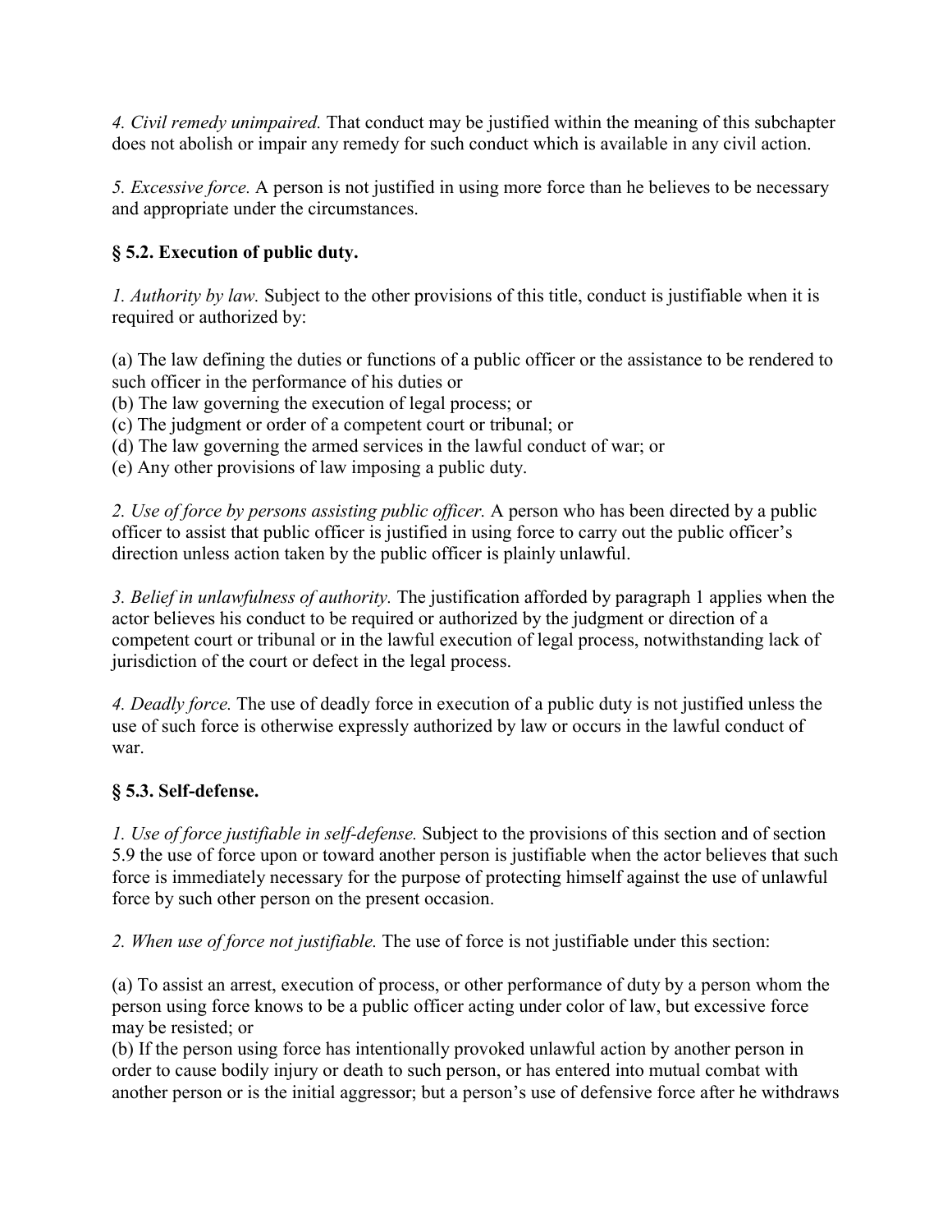*4. Civil remedy unimpaired.* That conduct may be justified within the meaning of this subchapter does not abolish or impair any remedy for such conduct which is available in any civil action.

*5. Excessive force.* A person is not justified in using more force than he believes to be necessary and appropriate under the circumstances.

### § 5.2. Execution of public duty.

*1. Authority by law.* Subject to the other provisions of this title, conduct is justifiable when it is required or authorized by:

(a) The law defining the duties or functions of a public officer or the assistance to be rendered to such officer in the performance of his duties or
(b) The law governing the execution of legal process; or
(c) The judgment or order of a competent court or tribunal; or
(d) The law governing the armed services in the lawful conduct of war; or
(e) Any other provisions of law imposing a public duty.

*2. Use of force by persons assisting public officer.* A person who has been directed by a public officer to assist that public officer is justified in using force to carry out the public officer's direction unless action taken by the public officer is plainly unlawful.

*3. Belief in unlawfulness of authority.* The justification afforded by paragraph 1 applies when the actor believes his conduct to be required or authorized by the judgment or direction of a competent court or tribunal or in the lawful execution of legal process, notwithstanding lack of jurisdiction of the court or defect in the legal process.

*4. Deadly force.* The use of deadly force in execution of a public duty is not justified unless the use of such force is otherwise expressly authorized by law or occurs in the lawful conduct of war.

### § 5.3. Self-defense.

*1. Use of force justifiable in self-defense.* Subject to the provisions of this section and of section 5.9 the use of force upon or toward another person is justifiable when the actor believes that such force is immediately necessary for the purpose of protecting himself against the use of unlawful force by such other person on the present occasion.

*2. When use of force not justifiable.* The use of force is not justifiable under this section:

(a) To assist an arrest, execution of process, or other performance of duty by a person whom the person using force knows to be a public officer acting under color of law, but excessive force may be resisted; or
(b) If the person using force has intentionally provoked unlawful action by another person in order to cause bodily injury or death to such person, or has entered into mutual combat with another person or is the initial aggressor; but a person's use of defensive force after he withdraws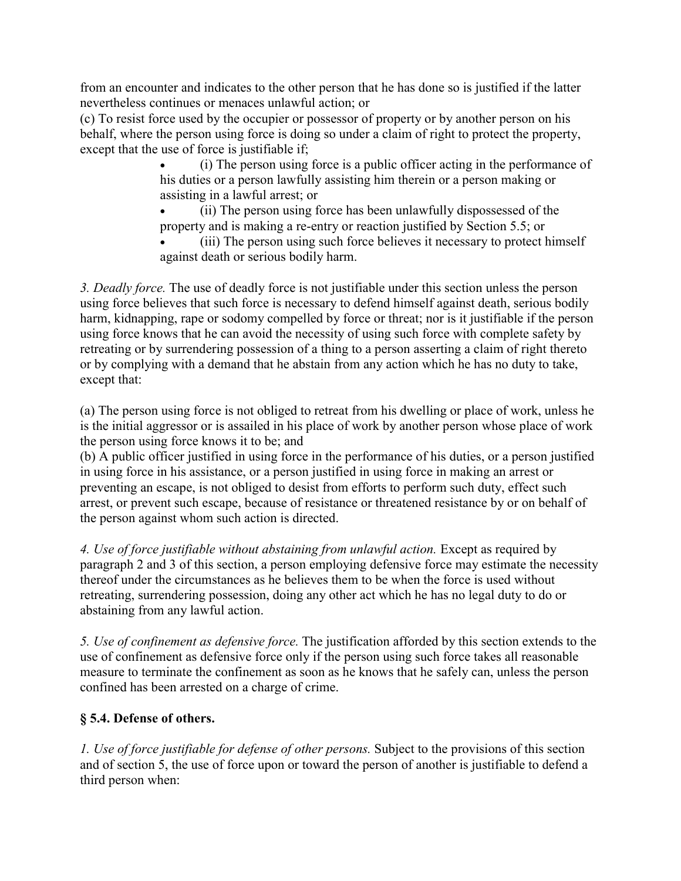from an encounter and indicates to the other person that he has done so is justified if the latter nevertheless continues or menaces unlawful action; or

(c) To resist force used by the occupier or possessor of property or by another person on his behalf, where the person using force is doing so under a claim of right to protect the property, except that the use of force is justifiable if;

- (i) The person using force is a public officer acting in the performance of his duties or a person lawfully assisting him therein or a person making or assisting in a lawful arrest; or
- (ii) The person using force has been unlawfully dispossessed of the property and is making a re-entry or reaction justified by Section 5.5; or
- (iii) The person using such force believes it necessary to protect himself against death or serious bodily harm.

*3. Deadly force.* The use of deadly force is not justifiable under this section unless the person using force believes that such force is necessary to defend himself against death, serious bodily harm, kidnapping, rape or sodomy compelled by force or threat; nor is it justifiable if the person using force knows that he can avoid the necessity of using such force with complete safety by retreating or by surrendering possession of a thing to a person asserting a claim of right thereto or by complying with a demand that he abstain from any action which he has no duty to take, except that:

(a) The person using force is not obliged to retreat from his dwelling or place of work, unless he is the initial aggressor or is assailed in his place of work by another person whose place of work the person using force knows it to be; and

(b) A public officer justified in using force in the performance of his duties, or a person justified in using force in his assistance, or a person justified in using force in making an arrest or preventing an escape, is not obliged to desist from efforts to perform such duty, effect such arrest, or prevent such escape, because of resistance or threatened resistance by or on behalf of the person against whom such action is directed.

*4. Use of force justifiable without abstaining from unlawful action.* Except as required by paragraph 2 and 3 of this section, a person employing defensive force may estimate the necessity thereof under the circumstances as he believes them to be when the force is used without retreating, surrendering possession, doing any other act which he has no legal duty to do or abstaining from any lawful action.

*5. Use of confinement as defensive force.* The justification afforded by this section extends to the use of confinement as defensive force only if the person using such force takes all reasonable measure to terminate the confinement as soon as he knows that he safely can, unless the person confined has been arrested on a charge of crime.

## § 5.4. Defense of others.

*1. Use of force justifiable for defense of other persons.* Subject to the provisions of this section and of section 5, the use of force upon or toward the person of another is justifiable to defend a third person when: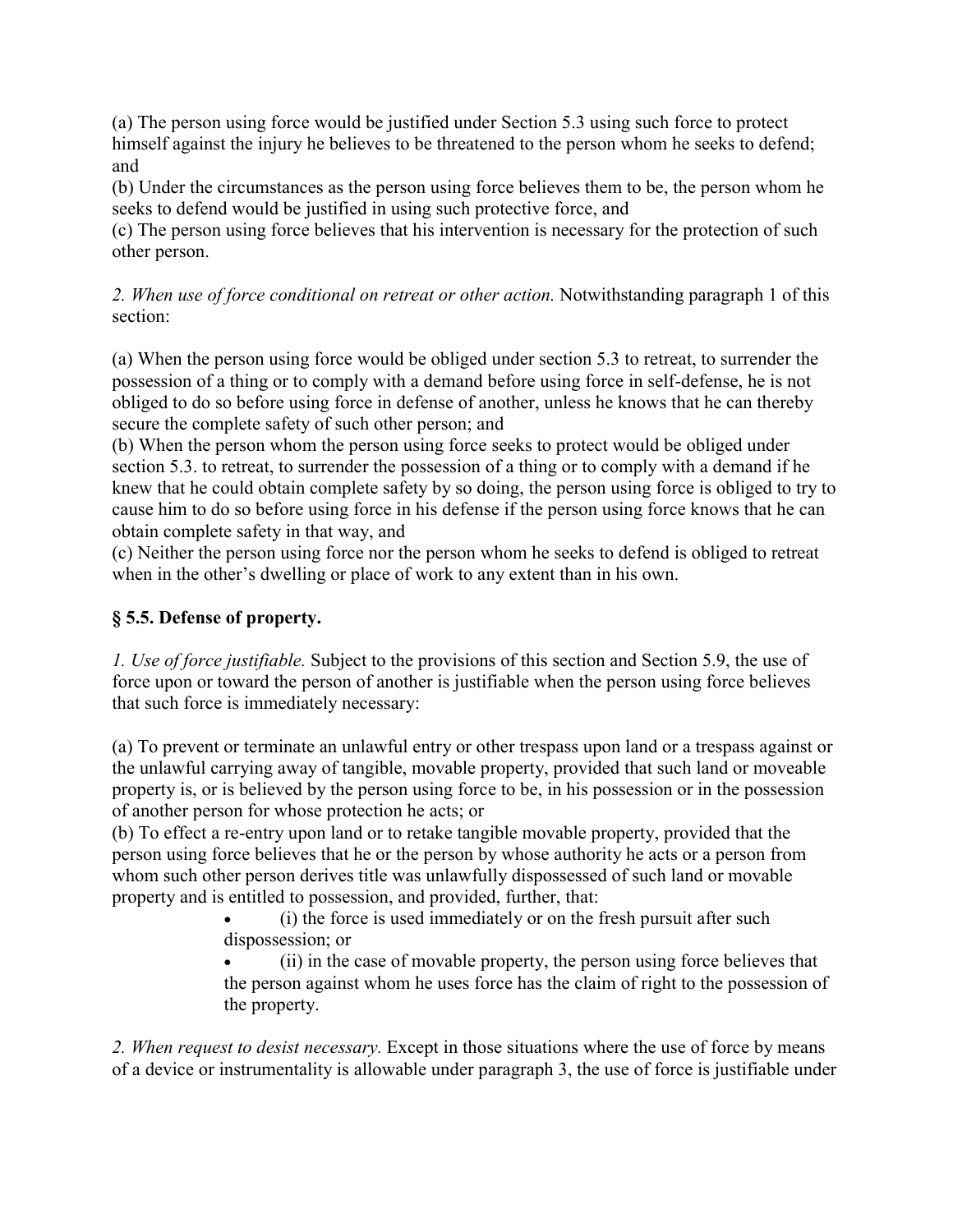(a) The person using force would be justified under Section 5.3 using such force to protect himself against the injury he believes to be threatened to the person whom he seeks to defend; and

(b) Under the circumstances as the person using force believes them to be, the person whom he seeks to defend would be justified in using such protective force, and

(c) The person using force believes that his intervention is necessary for the protection of such other person.

*2. When use of force conditional on retreat or other action.* Notwithstanding paragraph 1 of this section:

(a) When the person using force would be obliged under section 5.3 to retreat, to surrender the possession of a thing or to comply with a demand before using force in self-defense, he is not obliged to do so before using force in defense of another, unless he knows that he can thereby secure the complete safety of such other person; and

(b) When the person whom the person using force seeks to protect would be obliged under section 5.3. to retreat, to surrender the possession of a thing or to comply with a demand if he knew that he could obtain complete safety by so doing, the person using force is obliged to try to cause him to do so before using force in his defense if the person using force knows that he can obtain complete safety in that way, and

(c) Neither the person using force nor the person whom he seeks to defend is obliged to retreat when in the other's dwelling or place of work to any extent than in his own.

### § 5.5. Defense of property.

*1. Use of force justifiable.* Subject to the provisions of this section and Section 5.9, the use of force upon or toward the person of another is justifiable when the person using force believes that such force is immediately necessary:

(a) To prevent or terminate an unlawful entry or other trespass upon land or a trespass against or the unlawful carrying away of tangible, movable property, provided that such land or moveable property is, or is believed by the person using force to be, in his possession or in the possession of another person for whose protection he acts; or

(b) To effect a re-entry upon land or to retake tangible movable property, provided that the person using force believes that he or the person by whose authority he acts or a person from whom such other person derives title was unlawfully dispossessed of such land or movable property and is entitled to possession, and provided, further, that:

- (i) the force is used immediately or on the fresh pursuit after such dispossession; or
- (ii) in the case of movable property, the person using force believes that the person against whom he uses force has the claim of right to the possession of the property.

*2. When request to desist necessary.* Except in those situations where the use of force by means of a device or instrumentality is allowable under paragraph 3, the use of force is justifiable under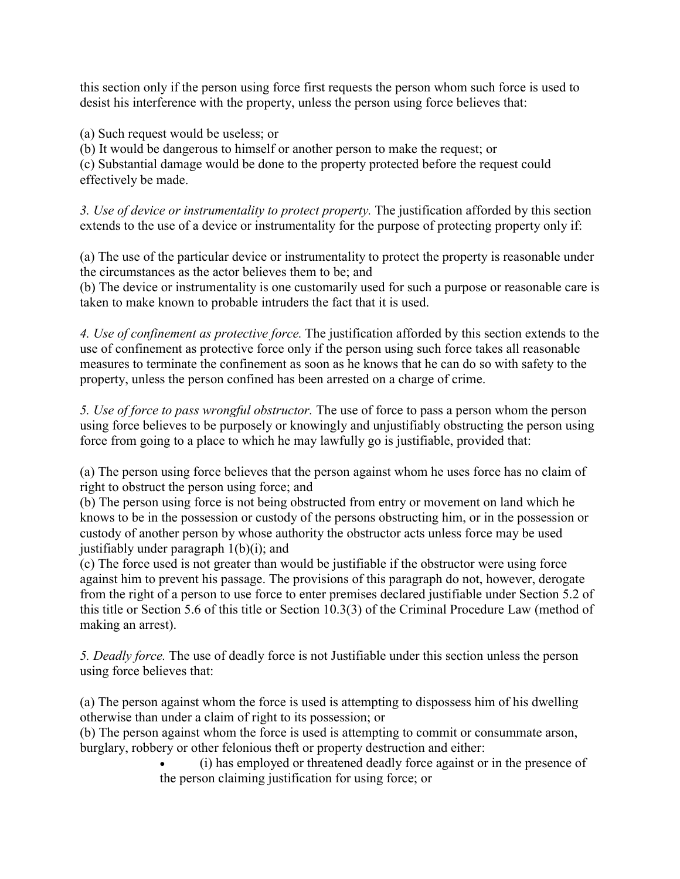this section only if the person using force first requests the person whom such force is used to desist his interference with the property, unless the person using force believes that:

(a) Such request would be useless; or
(b) It would be dangerous to himself or another person to make the request; or
(c) Substantial damage would be done to the property protected before the request could effectively be made.

*3. Use of device or instrumentality to protect property.* The justification afforded by this section extends to the use of a device or instrumentality for the purpose of protecting property only if:

(a) The use of the particular device or instrumentality to protect the property is reasonable under the circumstances as the actor believes them to be; and
(b) The device or instrumentality is one customarily used for such a purpose or reasonable care is taken to make known to probable intruders the fact that it is used.

*4. Use of confinement as protective force.* The justification afforded by this section extends to the use of confinement as protective force only if the person using such force takes all reasonable measures to terminate the confinement as soon as he knows that he can do so with safety to the property, unless the person confined has been arrested on a charge of crime.

*5. Use of force to pass wrongful obstructor.* The use of force to pass a person whom the person using force believes to be purposely or knowingly and unjustifiably obstructing the person using force from going to a place to which he may lawfully go is justifiable, provided that:

(a) The person using force believes that the person against whom he uses force has no claim of right to obstruct the person using force; and
(b) The person using force is not being obstructed from entry or movement on land which he knows to be in the possession or custody of the persons obstructing him, or in the possession or custody of another person by whose authority the obstructor acts unless force may be used justifiably under paragraph 1(b)(i); and
(c) The force used is not greater than would be justifiable if the obstructor were using force against him to prevent his passage. The provisions of this paragraph do not, however, derogate from the right of a person to use force to enter premises declared justifiable under Section 5.2 of this title or Section 5.6 of this title or Section 10.3(3) of the Criminal Procedure Law (method of making an arrest).

*5. Deadly force.* The use of deadly force is not Justifiable under this section unless the person using force believes that:

(a) The person against whom the force is used is attempting to dispossess him of his dwelling otherwise than under a claim of right to its possession; or
(b) The person against whom the force is used is attempting to commit or consummate arson, burglary, robbery or other felonious theft or property destruction and either:

- (i) has employed or threatened deadly force against or in the presence of the person claiming justification for using force; or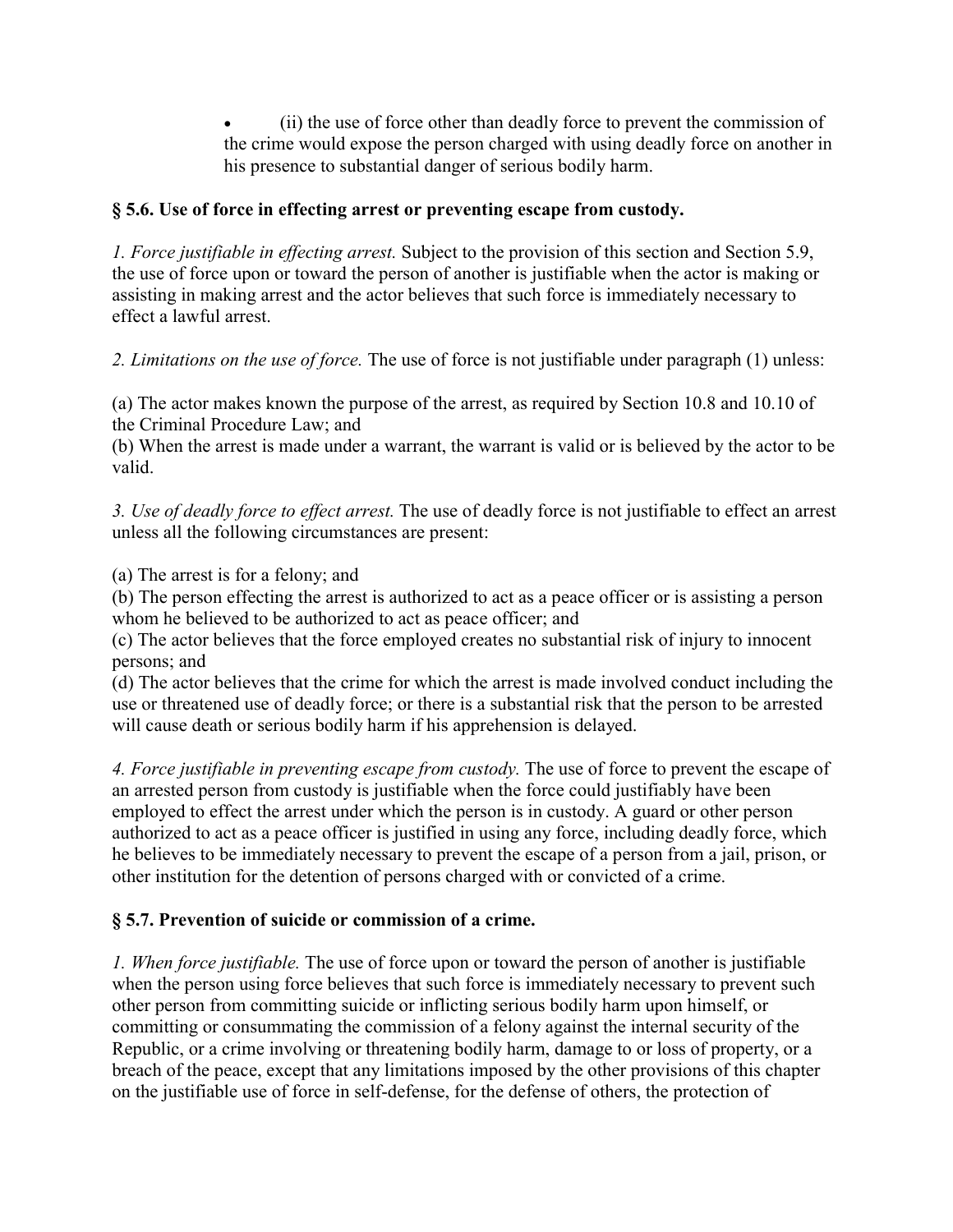- (ii) the use of force other than deadly force to prevent the commission of the crime would expose the person charged with using deadly force on another in his presence to substantial danger of serious bodily harm.

### § 5.6. Use of force in effecting arrest or preventing escape from custody.

*1. Force justifiable in effecting arrest.* Subject to the provision of this section and Section 5.9, the use of force upon or toward the person of another is justifiable when the actor is making or assisting in making arrest and the actor believes that such force is immediately necessary to effect a lawful arrest.

*2. Limitations on the use of force.* The use of force is not justifiable under paragraph (1) unless:

(a) The actor makes known the purpose of the arrest, as required by Section 10.8 and 10.10 of the Criminal Procedure Law; and
(b) When the arrest is made under a warrant, the warrant is valid or is believed by the actor to be valid.

*3. Use of deadly force to effect arrest.* The use of deadly force is not justifiable to effect an arrest unless all the following circumstances are present:

(a) The arrest is for a felony; and
(b) The person effecting the arrest is authorized to act as a peace officer or is assisting a person whom he believed to be authorized to act as peace officer; and
(c) The actor believes that the force employed creates no substantial risk of injury to innocent persons; and
(d) The actor believes that the crime for which the arrest is made involved conduct including the use or threatened use of deadly force; or there is a substantial risk that the person to be arrested will cause death or serious bodily harm if his apprehension is delayed.

*4. Force justifiable in preventing escape from custody.* The use of force to prevent the escape of an arrested person from custody is justifiable when the force could justifiably have been employed to effect the arrest under which the person is in custody. A guard or other person authorized to act as a peace officer is justified in using any force, including deadly force, which he believes to be immediately necessary to prevent the escape of a person from a jail, prison, or other institution for the detention of persons charged with or convicted of a crime.

### § 5.7. Prevention of suicide or commission of a crime.

*1. When force justifiable.* The use of force upon or toward the person of another is justifiable when the person using force believes that such force is immediately necessary to prevent such other person from committing suicide or inflicting serious bodily harm upon himself, or committing or consummating the commission of a felony against the internal security of the Republic, or a crime involving or threatening bodily harm, damage to or loss of property, or a breach of the peace, except that any limitations imposed by the other provisions of this chapter on the justifiable use of force in self-defense, for the defense of others, the protection of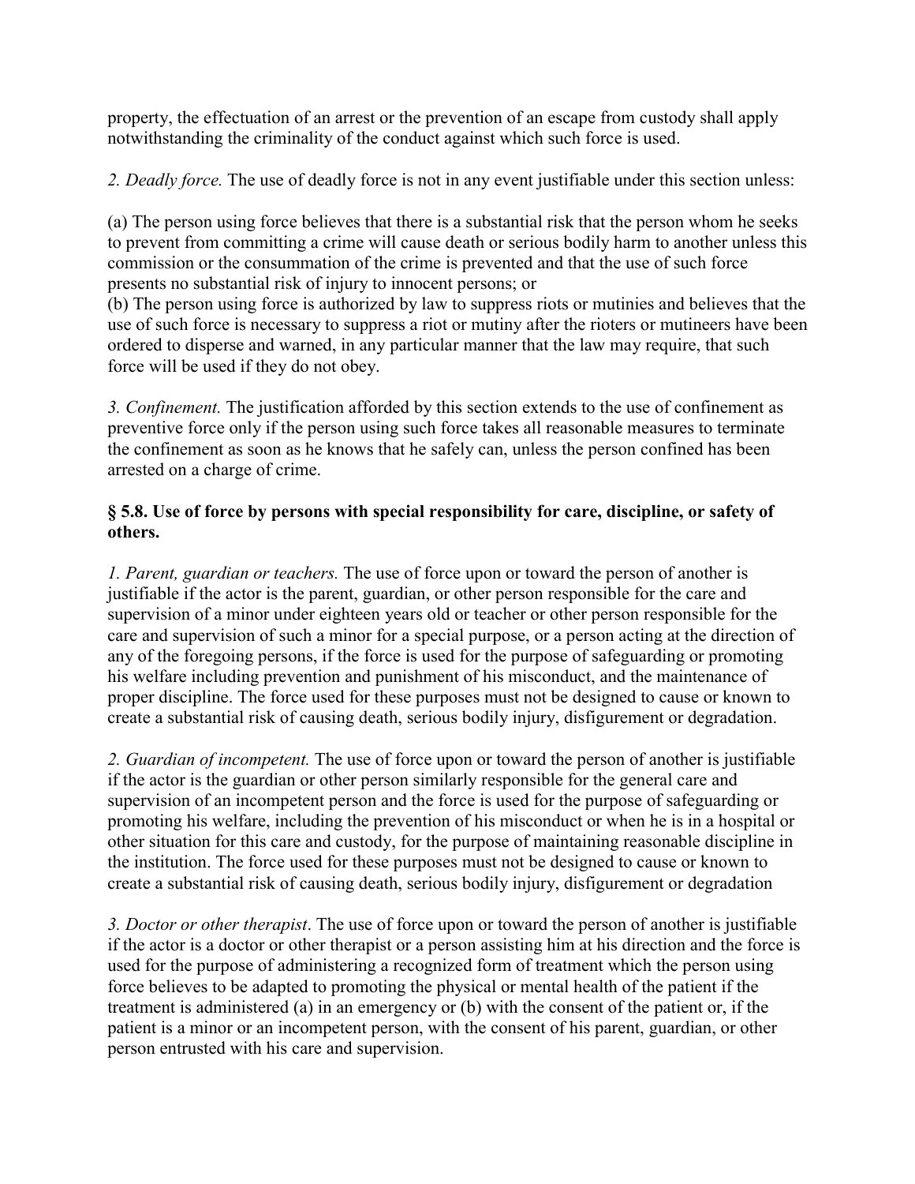property, the effectuation of an arrest or the prevention of an escape from custody shall apply notwithstanding the criminality of the conduct against which such force is used.

*2. Deadly force.* The use of deadly force is not in any event justifiable under this section unless:

(a) The person using force believes that there is a substantial risk that the person whom he seeks to prevent from committing a crime will cause death or serious bodily harm to another unless this commission or the consummation of the crime is prevented and that the use of such force presents no substantial risk of injury to innocent persons; or
(b) The person using force is authorized by law to suppress riots or mutinies and believes that the use of such force is necessary to suppress a riot or mutiny after the rioters or mutineers have been ordered to disperse and warned, in any particular manner that the law may require, that such force will be used if they do not obey.

*3. Confinement.* The justification afforded by this section extends to the use of confinement as preventive force only if the person using such force takes all reasonable measures to terminate the confinement as soon as he knows that he safely can, unless the person confined has been arrested on a charge of crime.

**§ 5.8. Use of force by persons with special responsibility for care, discipline, or safety of others.**

*1. Parent, guardian or teachers.* The use of force upon or toward the person of another is justifiable if the actor is the parent, guardian, or other person responsible for the care and supervision of a minor under eighteen years old or teacher or other person responsible for the care and supervision of such a minor for a special purpose, or a person acting at the direction of any of the foregoing persons, if the force is used for the purpose of safeguarding or promoting his welfare including prevention and punishment of his misconduct, and the maintenance of proper discipline. The force used for these purposes must not be designed to cause or known to create a substantial risk of causing death, serious bodily injury, disfigurement or degradation.

*2. Guardian of incompetent.* The use of force upon or toward the person of another is justifiable if the actor is the guardian or other person similarly responsible for the general care and supervision of an incompetent person and the force is used for the purpose of safeguarding or promoting his welfare, including the prevention of his misconduct or when he is in a hospital or other situation for this care and custody, for the purpose of maintaining reasonable discipline in the institution. The force used for these purposes must not be designed to cause or known to create a substantial risk of causing death, serious bodily injury, disfigurement or degradation

*3. Doctor or other therapist*. The use of force upon or toward the person of another is justifiable if the actor is a doctor or other therapist or a person assisting him at his direction and the force is used for the purpose of administering a recognized form of treatment which the person using force believes to be adapted to promoting the physical or mental health of the patient if the treatment is administered (a) in an emergency or (b) with the consent of the patient or, if the patient is a minor or an incompetent person, with the consent of his parent, guardian, or other person entrusted with his care and supervision.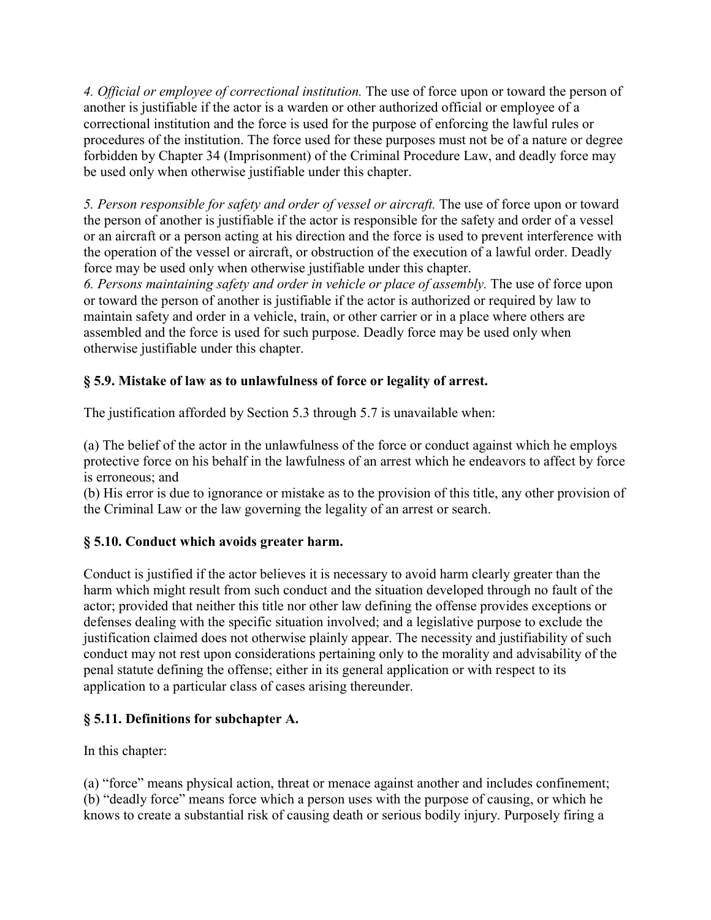*4. Official or employee of correctional institution.* The use of force upon or toward the person of another is justifiable if the actor is a warden or other authorized official or employee of a correctional institution and the force is used for the purpose of enforcing the lawful rules or procedures of the institution. The force used for these purposes must not be of a nature or degree forbidden by Chapter 34 (Imprisonment) of the Criminal Procedure Law, and deadly force may be used only when otherwise justifiable under this chapter.

*5. Person responsible for safety and order of vessel or aircraft.* The use of force upon or toward the person of another is justifiable if the actor is responsible for the safety and order of a vessel or an aircraft or a person acting at his direction and the force is used to prevent interference with the operation of the vessel or aircraft, or obstruction of the execution of a lawful order. Deadly force may be used only when otherwise justifiable under this chapter.

*6. Persons maintaining safety and order in vehicle or place of assembly.* The use of force upon or toward the person of another is justifiable if the actor is authorized or required by law to maintain safety and order in a vehicle, train, or other carrier or in a place where others are assembled and the force is used for such purpose. Deadly force may be used only when otherwise justifiable under this chapter.

### § 5.9. Mistake of law as to unlawfulness of force or legality of arrest.

The justification afforded by Section 5.3 through 5.7 is unavailable when:

(a) The belief of the actor in the unlawfulness of the force or conduct against which he employs protective force on his behalf in the lawfulness of an arrest which he endeavors to affect by force is erroneous; and
(b) His error is due to ignorance or mistake as to the provision of this title, any other provision of the Criminal Law or the law governing the legality of an arrest or search.

### § 5.10. Conduct which avoids greater harm.

Conduct is justified if the actor believes it is necessary to avoid harm clearly greater than the harm which might result from such conduct and the situation developed through no fault of the actor; provided that neither this title nor other law defining the offense provides exceptions or defenses dealing with the specific situation involved; and a legislative purpose to exclude the justification claimed does not otherwise plainly appear. The necessity and justifiability of such conduct may not rest upon considerations pertaining only to the morality and advisability of the penal statute defining the offense; either in its general application or with respect to its application to a particular class of cases arising thereunder.

### § 5.11. Definitions for subchapter A.

In this chapter:

(a) "force" means physical action, threat or menace against another and includes confinement;
(b) "deadly force" means force which a person uses with the purpose of causing, or which he knows to create a substantial risk of causing death or serious bodily injury. Purposely firing a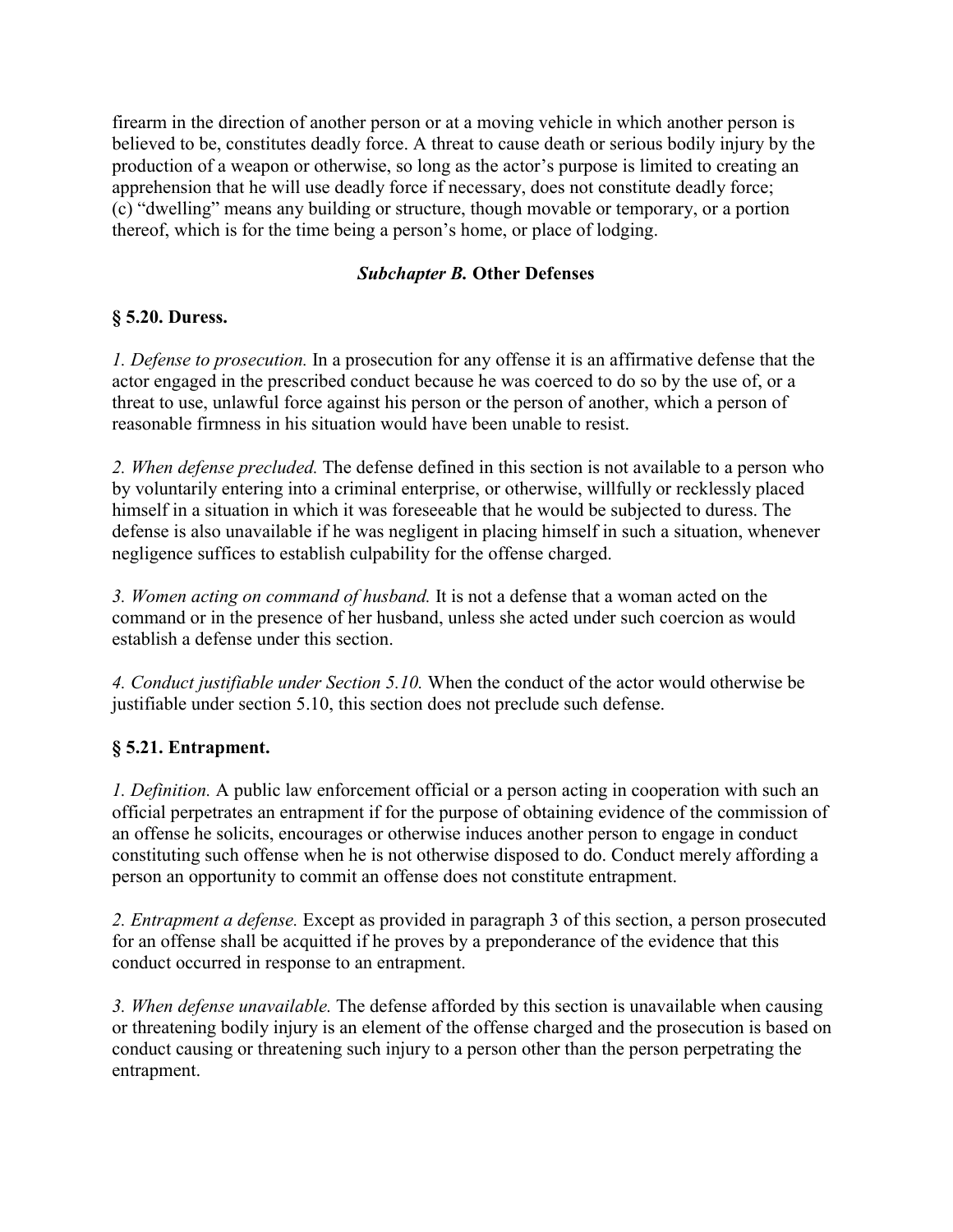firearm in the direction of another person or at a moving vehicle in which another person is believed to be, constitutes deadly force. A threat to cause death or serious bodily injury by the production of a weapon or otherwise, so long as the actor's purpose is limited to creating an apprehension that he will use deadly force if necessary, does not constitute deadly force;
(c) "dwelling" means any building or structure, though movable or temporary, or a portion thereof, which is for the time being a person's home, or place of lodging.

### ***Subchapter B.*** **Other Defenses**

### § 5.20. Duress.

*1. Defense to prosecution.* In a prosecution for any offense it is an affirmative defense that the actor engaged in the prescribed conduct because he was coerced to do so by the use of, or a threat to use, unlawful force against his person or the person of another, which a person of reasonable firmness in his situation would have been unable to resist.

*2. When defense precluded.* The defense defined in this section is not available to a person who by voluntarily entering into a criminal enterprise, or otherwise, willfully or recklessly placed himself in a situation in which it was foreseeable that he would be subjected to duress. The defense is also unavailable if he was negligent in placing himself in such a situation, whenever negligence suffices to establish culpability for the offense charged.

*3. Women acting on command of husband.* It is not a defense that a woman acted on the command or in the presence of her husband, unless she acted under such coercion as would establish a defense under this section.

*4. Conduct justifiable under Section 5.10.* When the conduct of the actor would otherwise be justifiable under section 5.10, this section does not preclude such defense.

### § 5.21. Entrapment.

*1. Definition.* A public law enforcement official or a person acting in cooperation with such an official perpetrates an entrapment if for the purpose of obtaining evidence of the commission of an offense he solicits, encourages or otherwise induces another person to engage in conduct constituting such offense when he is not otherwise disposed to do. Conduct merely affording a person an opportunity to commit an offense does not constitute entrapment.

*2. Entrapment a defense.* Except as provided in paragraph 3 of this section, a person prosecuted for an offense shall be acquitted if he proves by a preponderance of the evidence that this conduct occurred in response to an entrapment.

*3. When defense unavailable.* The defense afforded by this section is unavailable when causing or threatening bodily injury is an element of the offense charged and the prosecution is based on conduct causing or threatening such injury to a person other than the person perpetrating the entrapment.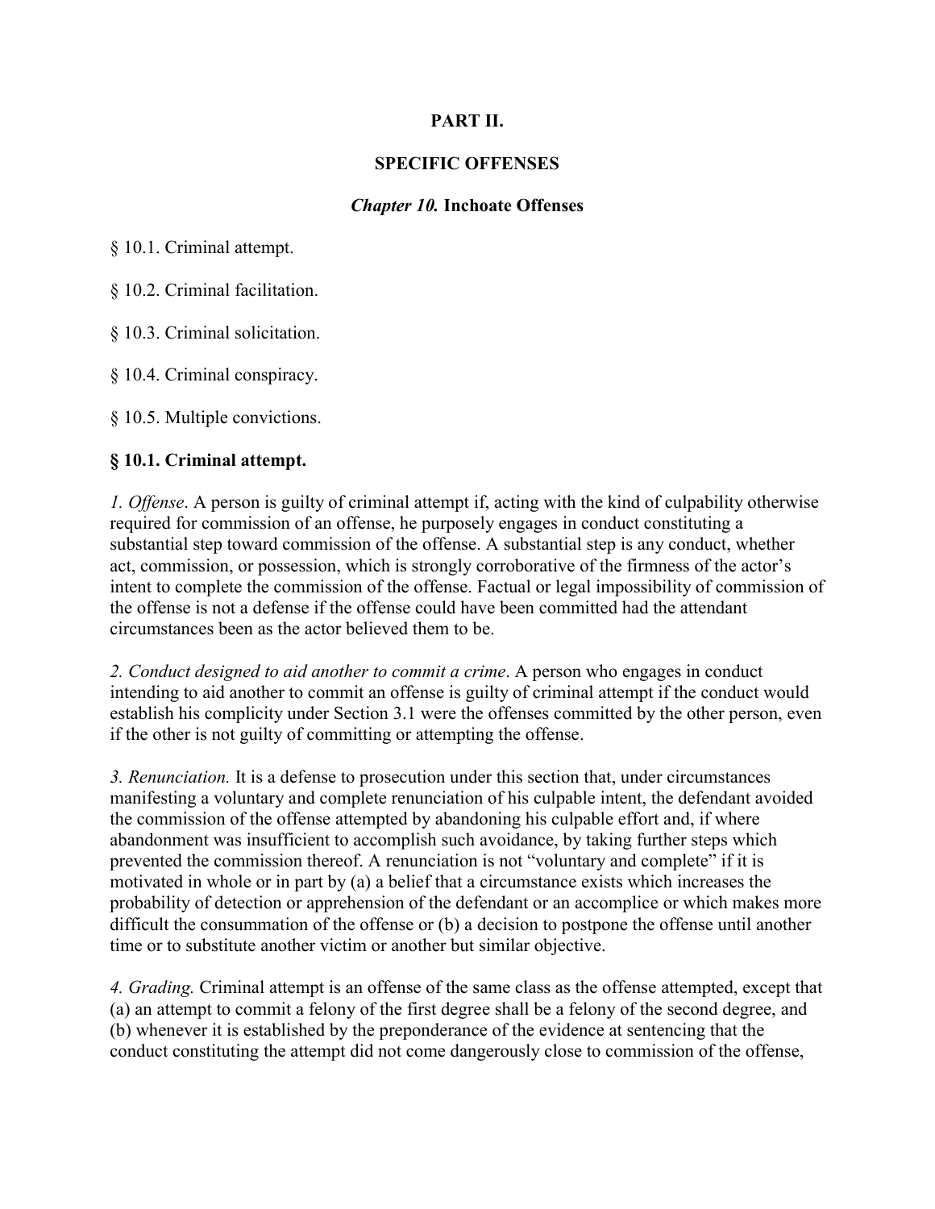# PART II.

# SPECIFIC OFFENSES

## *Chapter 10.* Inchoate Offenses

§ 10.1. Criminal attempt.

§ 10.2. Criminal facilitation.

§ 10.3. Criminal solicitation.

§ 10.4. Criminal conspiracy.

§ 10.5. Multiple convictions.

### § 10.1. Criminal attempt.

*1. Offense*. A person is guilty of criminal attempt if, acting with the kind of culpability otherwise required for commission of an offense, he purposely engages in conduct constituting a substantial step toward commission of the offense. A substantial step is any conduct, whether act, commission, or possession, which is strongly corroborative of the firmness of the actor's intent to complete the commission of the offense. Factual or legal impossibility of commission of the offense is not a defense if the offense could have been committed had the attendant circumstances been as the actor believed them to be.

*2. Conduct designed to aid another to commit a crime*. A person who engages in conduct intending to aid another to commit an offense is guilty of criminal attempt if the conduct would establish his complicity under Section 3.1 were the offenses committed by the other person, even if the other is not guilty of committing or attempting the offense.

*3. Renunciation.* It is a defense to prosecution under this section that, under circumstances manifesting a voluntary and complete renunciation of his culpable intent, the defendant avoided the commission of the offense attempted by abandoning his culpable effort and, if where abandonment was insufficient to accomplish such avoidance, by taking further steps which prevented the commission thereof. A renunciation is not "voluntary and complete" if it is motivated in whole or in part by (a) a belief that a circumstance exists which increases the probability of detection or apprehension of the defendant or an accomplice or which makes more difficult the consummation of the offense or (b) a decision to postpone the offense until another time or to substitute another victim or another but similar objective.

*4. Grading.* Criminal attempt is an offense of the same class as the offense attempted, except that (a) an attempt to commit a felony of the first degree shall be a felony of the second degree, and (b) whenever it is established by the preponderance of the evidence at sentencing that the conduct constituting the attempt did not come dangerously close to commission of the offense,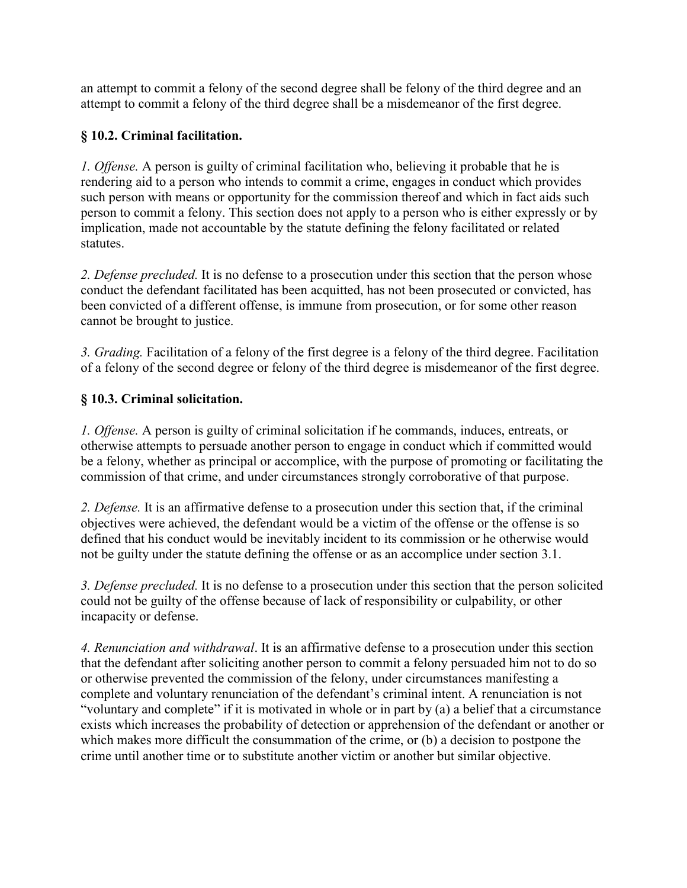an attempt to commit a felony of the second degree shall be felony of the third degree and an attempt to commit a felony of the third degree shall be a misdemeanor of the first degree.

### § 10.2. Criminal facilitation.

*1. Offense.* A person is guilty of criminal facilitation who, believing it probable that he is rendering aid to a person who intends to commit a crime, engages in conduct which provides such person with means or opportunity for the commission thereof and which in fact aids such person to commit a felony. This section does not apply to a person who is either expressly or by implication, made not accountable by the statute defining the felony facilitated or related statutes.

*2. Defense precluded.* It is no defense to a prosecution under this section that the person whose conduct the defendant facilitated has been acquitted, has not been prosecuted or convicted, has been convicted of a different offense, is immune from prosecution, or for some other reason cannot be brought to justice.

*3. Grading.* Facilitation of a felony of the first degree is a felony of the third degree. Facilitation of a felony of the second degree or felony of the third degree is misdemeanor of the first degree.

### § 10.3. Criminal solicitation.

*1. Offense.* A person is guilty of criminal solicitation if he commands, induces, entreats, or otherwise attempts to persuade another person to engage in conduct which if committed would be a felony, whether as principal or accomplice, with the purpose of promoting or facilitating the commission of that crime, and under circumstances strongly corroborative of that purpose.

*2. Defense.* It is an affirmative defense to a prosecution under this section that, if the criminal objectives were achieved, the defendant would be a victim of the offense or the offense is so defined that his conduct would be inevitably incident to its commission or he otherwise would not be guilty under the statute defining the offense or as an accomplice under section 3.1.

*3. Defense precluded.* It is no defense to a prosecution under this section that the person solicited could not be guilty of the offense because of lack of responsibility or culpability, or other incapacity or defense.

*4. Renunciation and withdrawal*. It is an affirmative defense to a prosecution under this section that the defendant after soliciting another person to commit a felony persuaded him not to do so or otherwise prevented the commission of the felony, under circumstances manifesting a complete and voluntary renunciation of the defendant's criminal intent. A renunciation is not "voluntary and complete" if it is motivated in whole or in part by (a) a belief that a circumstance exists which increases the probability of detection or apprehension of the defendant or another or which makes more difficult the consummation of the crime, or (b) a decision to postpone the crime until another time or to substitute another victim or another but similar objective.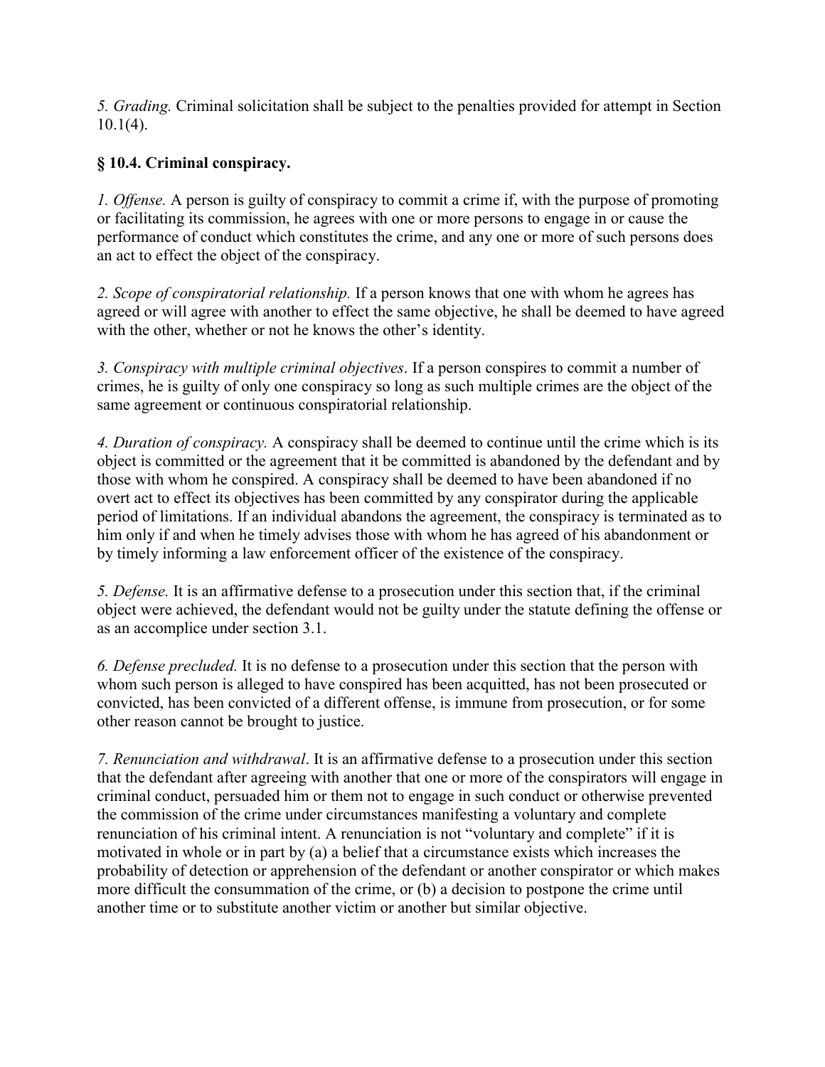*5. Grading.* Criminal solicitation shall be subject to the penalties provided for attempt in Section 10.1(4).

**§ 10.4. Criminal conspiracy.**

*1. Offense.* A person is guilty of conspiracy to commit a crime if, with the purpose of promoting or facilitating its commission, he agrees with one or more persons to engage in or cause the performance of conduct which constitutes the crime, and any one or more of such persons does an act to effect the object of the conspiracy.

*2. Scope of conspiratorial relationship.* If a person knows that one with whom he agrees has agreed or will agree with another to effect the same objective, he shall be deemed to have agreed with the other, whether or not he knows the other's identity.

*3. Conspiracy with multiple criminal objectives*. If a person conspires to commit a number of crimes, he is guilty of only one conspiracy so long as such multiple crimes are the object of the same agreement or continuous conspiratorial relationship.

*4. Duration of conspiracy.* A conspiracy shall be deemed to continue until the crime which is its object is committed or the agreement that it be committed is abandoned by the defendant and by those with whom he conspired. A conspiracy shall be deemed to have been abandoned if no overt act to effect its objectives has been committed by any conspirator during the applicable period of limitations. If an individual abandons the agreement, the conspiracy is terminated as to him only if and when he timely advises those with whom he has agreed of his abandonment or by timely informing a law enforcement officer of the existence of the conspiracy.

*5. Defense.* It is an affirmative defense to a prosecution under this section that, if the criminal object were achieved, the defendant would not be guilty under the statute defining the offense or as an accomplice under section 3.1.

*6. Defense precluded.* It is no defense to a prosecution under this section that the person with whom such person is alleged to have conspired has been acquitted, has not been prosecuted or convicted, has been convicted of a different offense, is immune from prosecution, or for some other reason cannot be brought to justice.

*7. Renunciation and withdrawal*. It is an affirmative defense to a prosecution under this section that the defendant after agreeing with another that one or more of the conspirators will engage in criminal conduct, persuaded him or them not to engage in such conduct or otherwise prevented the commission of the crime under circumstances manifesting a voluntary and complete renunciation of his criminal intent. A renunciation is not "voluntary and complete" if it is motivated in whole or in part by (a) a belief that a circumstance exists which increases the probability of detection or apprehension of the defendant or another conspirator or which makes more difficult the consummation of the crime, or (b) a decision to postpone the crime until another time or to substitute another victim or another but similar objective.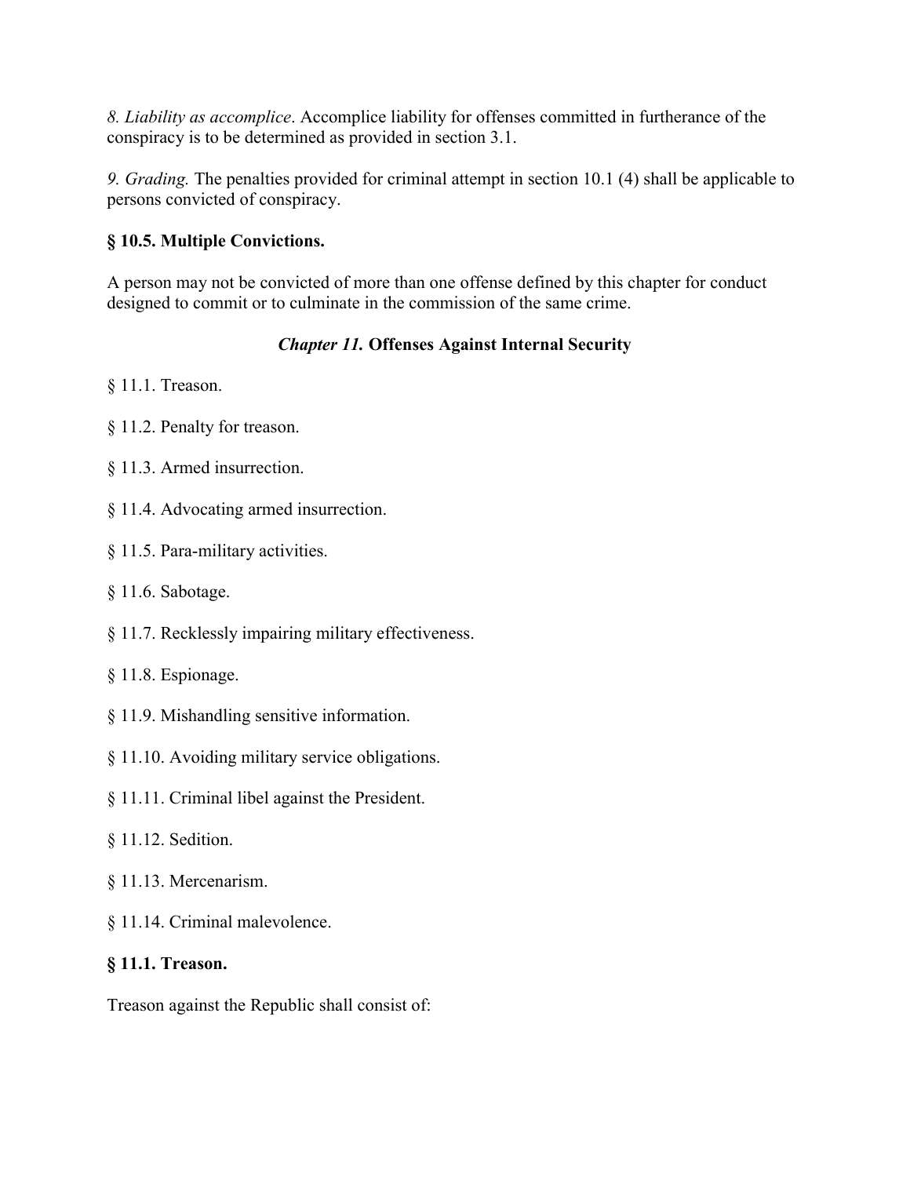*8. Liability as accomplice*. Accomplice liability for offenses committed in furtherance of the conspiracy is to be determined as provided in section 3.1.

*9. Grading.* The penalties provided for criminal attempt in section 10.1 (4) shall be applicable to persons convicted of conspiracy.

**§ 10.5. Multiple Convictions.**

A person may not be convicted of more than one offense defined by this chapter for conduct designed to commit or to culminate in the commission of the same crime.

## *Chapter 11.* Offenses Against Internal Security

§ 11.1. Treason.

§ 11.2. Penalty for treason.

§ 11.3. Armed insurrection.

§ 11.4. Advocating armed insurrection.

§ 11.5. Para-military activities.

§ 11.6. Sabotage.

§ 11.7. Recklessly impairing military effectiveness.

§ 11.8. Espionage.

§ 11.9. Mishandling sensitive information.

§ 11.10. Avoiding military service obligations.

§ 11.11. Criminal libel against the President.

§ 11.12. Sedition.

§ 11.13. Mercenarism.

§ 11.14. Criminal malevolence.

**§ 11.1. Treason.**

Treason against the Republic shall consist of: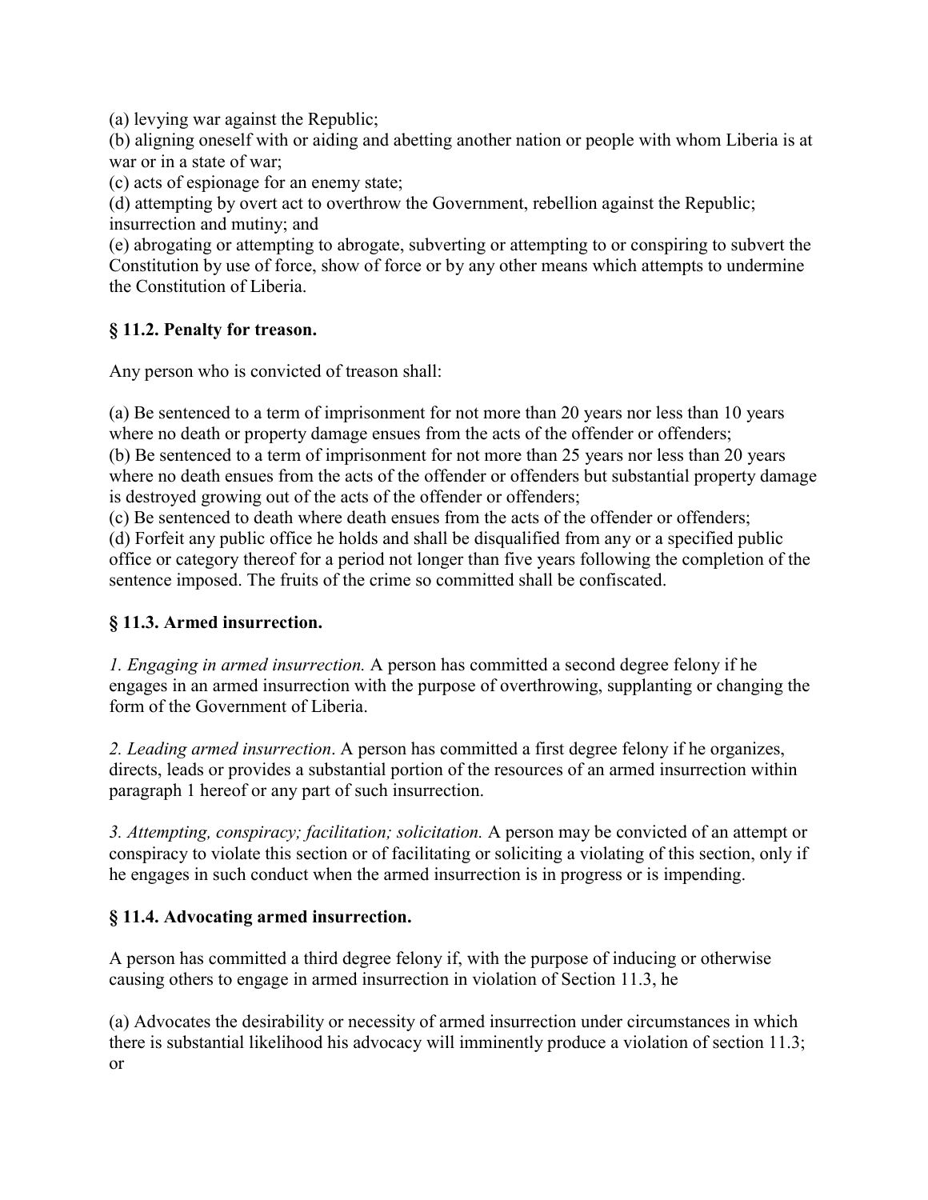(a) levying war against the Republic;
(b) aligning oneself with or aiding and abetting another nation or people with whom Liberia is at war or in a state of war;
(c) acts of espionage for an enemy state;
(d) attempting by overt act to overthrow the Government, rebellion against the Republic; insurrection and mutiny; and
(e) abrogating or attempting to abrogate, subverting or attempting to or conspiring to subvert the Constitution by use of force, show of force or by any other means which attempts to undermine the Constitution of Liberia.

### § 11.2. Penalty for treason.

Any person who is convicted of treason shall:

(a) Be sentenced to a term of imprisonment for not more than 20 years nor less than 10 years where no death or property damage ensues from the acts of the offender or offenders;
(b) Be sentenced to a term of imprisonment for not more than 25 years nor less than 20 years where no death ensues from the acts of the offender or offenders but substantial property damage is destroyed growing out of the acts of the offender or offenders;
(c) Be sentenced to death where death ensues from the acts of the offender or offenders;
(d) Forfeit any public office he holds and shall be disqualified from any or a specified public office or category thereof for a period not longer than five years following the completion of the sentence imposed. The fruits of the crime so committed shall be confiscated.

### § 11.3. Armed insurrection.

*1. Engaging in armed insurrection.* A person has committed a second degree felony if he engages in an armed insurrection with the purpose of overthrowing, supplanting or changing the form of the Government of Liberia.

*2. Leading armed insurrection*. A person has committed a first degree felony if he organizes, directs, leads or provides a substantial portion of the resources of an armed insurrection within paragraph 1 hereof or any part of such insurrection.

*3. Attempting, conspiracy; facilitation; solicitation.* A person may be convicted of an attempt or conspiracy to violate this section or of facilitating or soliciting a violating of this section, only if he engages in such conduct when the armed insurrection is in progress or is impending.

### § 11.4. Advocating armed insurrection.

A person has committed a third degree felony if, with the purpose of inducing or otherwise causing others to engage in armed insurrection in violation of Section 11.3, he

(a) Advocates the desirability or necessity of armed insurrection under circumstances in which there is substantial likelihood his advocacy will imminently produce a violation of section 11.3; or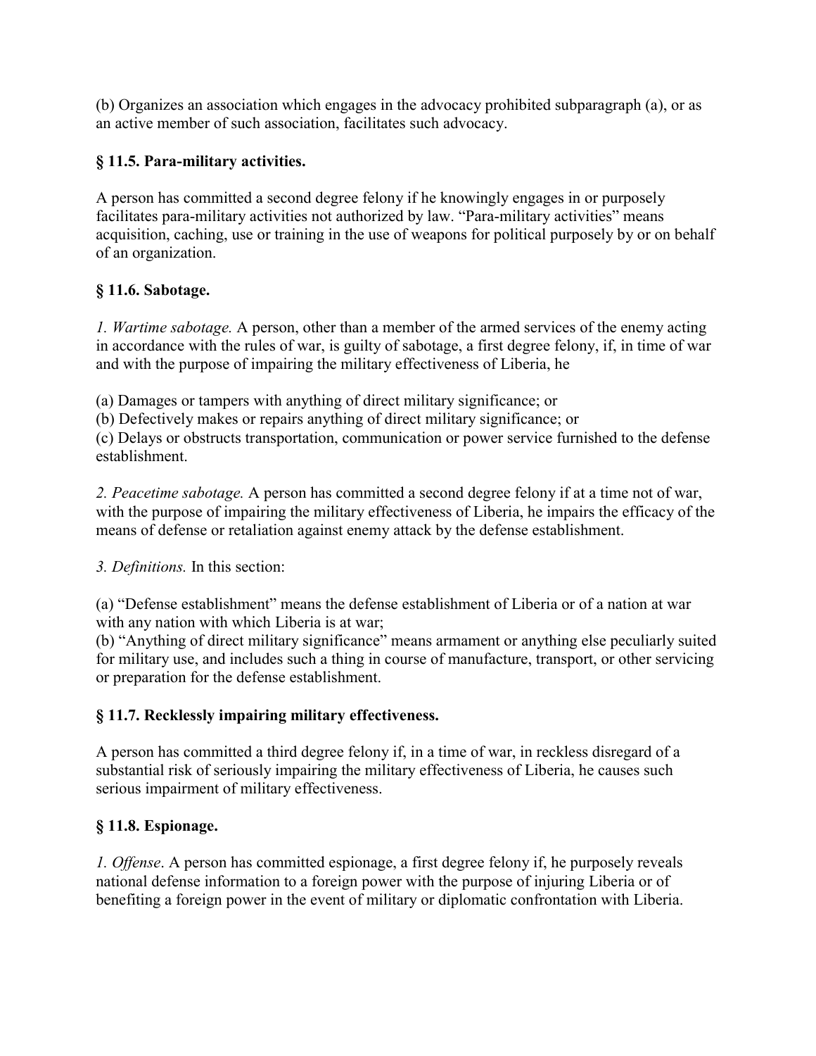(b) Organizes an association which engages in the advocacy prohibited subparagraph (a), or as an active member of such association, facilitates such advocacy.

### § 11.5. Para-military activities.

A person has committed a second degree felony if he knowingly engages in or purposely facilitates para-military activities not authorized by law. "Para-military activities" means acquisition, caching, use or training in the use of weapons for political purposely by or on behalf of an organization.

### § 11.6. Sabotage.

*1. Wartime sabotage.* A person, other than a member of the armed services of the enemy acting in accordance with the rules of war, is guilty of sabotage, a first degree felony, if, in time of war and with the purpose of impairing the military effectiveness of Liberia, he

(a) Damages or tampers with anything of direct military significance; or
(b) Defectively makes or repairs anything of direct military significance; or
(c) Delays or obstructs transportation, communication or power service furnished to the defense establishment.

*2. Peacetime sabotage.* A person has committed a second degree felony if at a time not of war, with the purpose of impairing the military effectiveness of Liberia, he impairs the efficacy of the means of defense or retaliation against enemy attack by the defense establishment.

*3. Definitions.* In this section:

(a) "Defense establishment" means the defense establishment of Liberia or of a nation at war with any nation with which Liberia is at war;
(b) "Anything of direct military significance" means armament or anything else peculiarly suited for military use, and includes such a thing in course of manufacture, transport, or other servicing or preparation for the defense establishment.

### § 11.7. Recklessly impairing military effectiveness.

A person has committed a third degree felony if, in a time of war, in reckless disregard of a substantial risk of seriously impairing the military effectiveness of Liberia, he causes such serious impairment of military effectiveness.

### § 11.8. Espionage.

*1. Offense*. A person has committed espionage, a first degree felony if, he purposely reveals national defense information to a foreign power with the purpose of injuring Liberia or of benefiting a foreign power in the event of military or diplomatic confrontation with Liberia.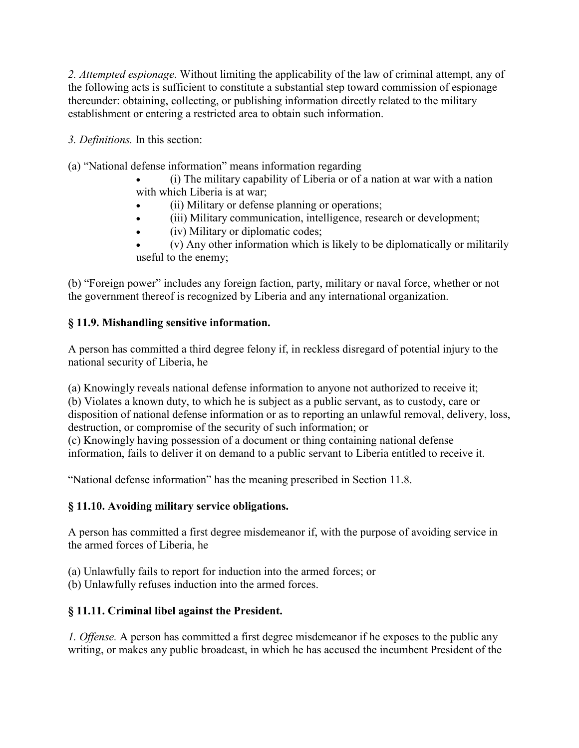*2. Attempted espionage*. Without limiting the applicability of the law of criminal attempt, any of the following acts is sufficient to constitute a substantial step toward commission of espionage thereunder: obtaining, collecting, or publishing information directly related to the military establishment or entering a restricted area to obtain such information.

*3. Definitions.* In this section:

(a) "National defense information" means information regarding

- (i) The military capability of Liberia or of a nation at war with a nation with which Liberia is at war;
- (ii) Military or defense planning or operations;
- (iii) Military communication, intelligence, research or development;
- (iv) Military or diplomatic codes;
- (v) Any other information which is likely to be diplomatically or militarily useful to the enemy;

(b) "Foreign power" includes any foreign faction, party, military or naval force, whether or not the government thereof is recognized by Liberia and any international organization.

**§ 11.9. Mishandling sensitive information.**

A person has committed a third degree felony if, in reckless disregard of potential injury to the national security of Liberia, he

(a) Knowingly reveals national defense information to anyone not authorized to receive it;
(b) Violates a known duty, to which he is subject as a public servant, as to custody, care or disposition of national defense information or as to reporting an unlawful removal, delivery, loss, destruction, or compromise of the security of such information; or
(c) Knowingly having possession of a document or thing containing national defense information, fails to deliver it on demand to a public servant to Liberia entitled to receive it.

"National defense information" has the meaning prescribed in Section 11.8.

**§ 11.10. Avoiding military service obligations.**

A person has committed a first degree misdemeanor if, with the purpose of avoiding service in the armed forces of Liberia, he

(a) Unlawfully fails to report for induction into the armed forces; or
(b) Unlawfully refuses induction into the armed forces.

**§ 11.11. Criminal libel against the President.**

*1. Offense.* A person has committed a first degree misdemeanor if he exposes to the public any writing, or makes any public broadcast, in which he has accused the incumbent President of the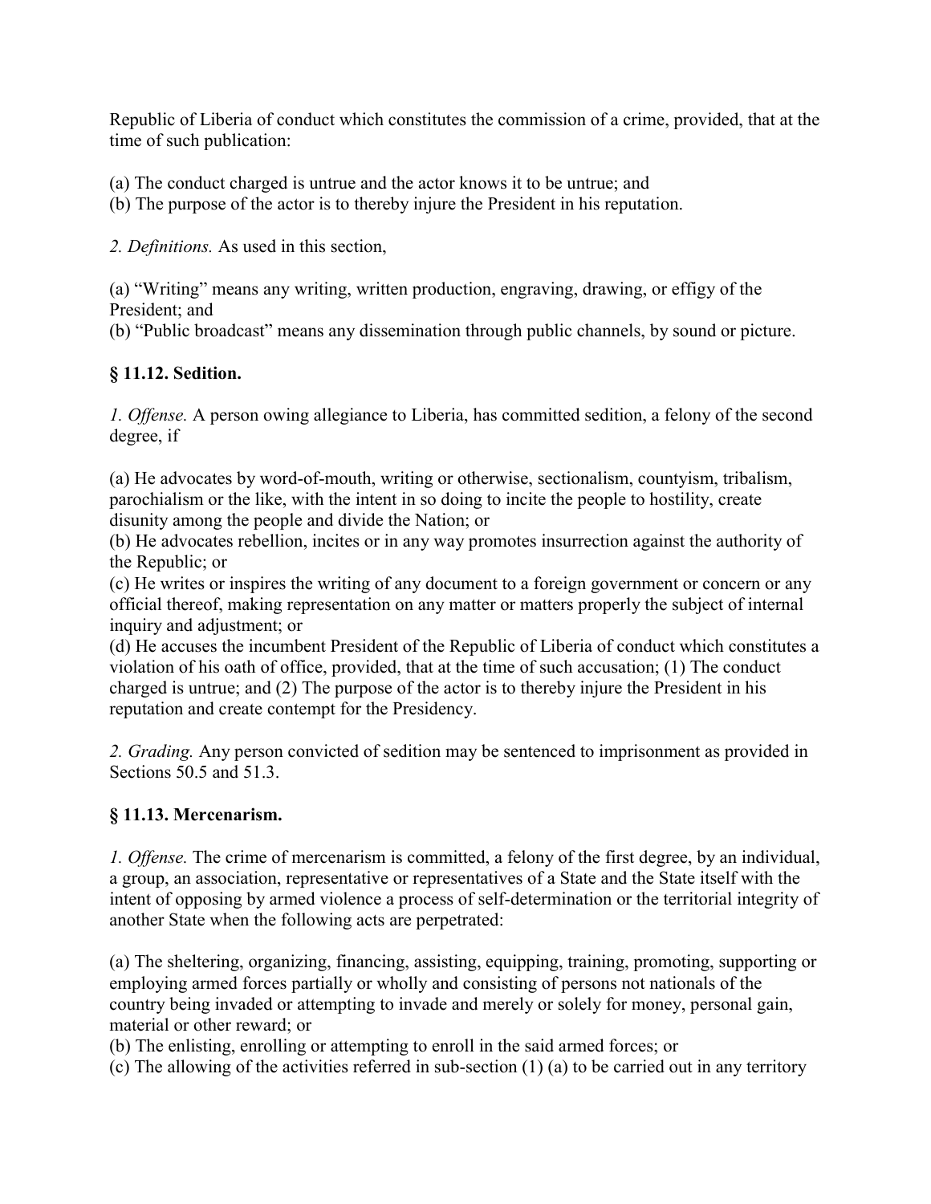Republic of Liberia of conduct which constitutes the commission of a crime, provided, that at the time of such publication:

(a) The conduct charged is untrue and the actor knows it to be untrue; and
(b) The purpose of the actor is to thereby injure the President in his reputation.

*2. Definitions.* As used in this section,

(a) "Writing" means any writing, written production, engraving, drawing, or effigy of the President; and
(b) "Public broadcast" means any dissemination through public channels, by sound or picture.

### § 11.12. Sedition.

*1. Offense.* A person owing allegiance to Liberia, has committed sedition, a felony of the second degree, if

(a) He advocates by word-of-mouth, writing or otherwise, sectionalism, countyism, tribalism, parochialism or the like, with the intent in so doing to incite the people to hostility, create disunity among the people and divide the Nation; or
(b) He advocates rebellion, incites or in any way promotes insurrection against the authority of the Republic; or
(c) He writes or inspires the writing of any document to a foreign government or concern or any official thereof, making representation on any matter or matters properly the subject of internal inquiry and adjustment; or
(d) He accuses the incumbent President of the Republic of Liberia of conduct which constitutes a violation of his oath of office, provided, that at the time of such accusation; (1) The conduct charged is untrue; and (2) The purpose of the actor is to thereby injure the President in his reputation and create contempt for the Presidency.

*2. Grading.* Any person convicted of sedition may be sentenced to imprisonment as provided in Sections 50.5 and 51.3.

### § 11.13. Mercenarism.

*1. Offense.* The crime of mercenarism is committed, a felony of the first degree, by an individual, a group, an association, representative or representatives of a State and the State itself with the intent of opposing by armed violence a process of self-determination or the territorial integrity of another State when the following acts are perpetrated:

(a) The sheltering, organizing, financing, assisting, equipping, training, promoting, supporting or employing armed forces partially or wholly and consisting of persons not nationals of the country being invaded or attempting to invade and merely or solely for money, personal gain, material or other reward; or
(b) The enlisting, enrolling or attempting to enroll in the said armed forces; or
(c) The allowing of the activities referred in sub-section (1) (a) to be carried out in any territory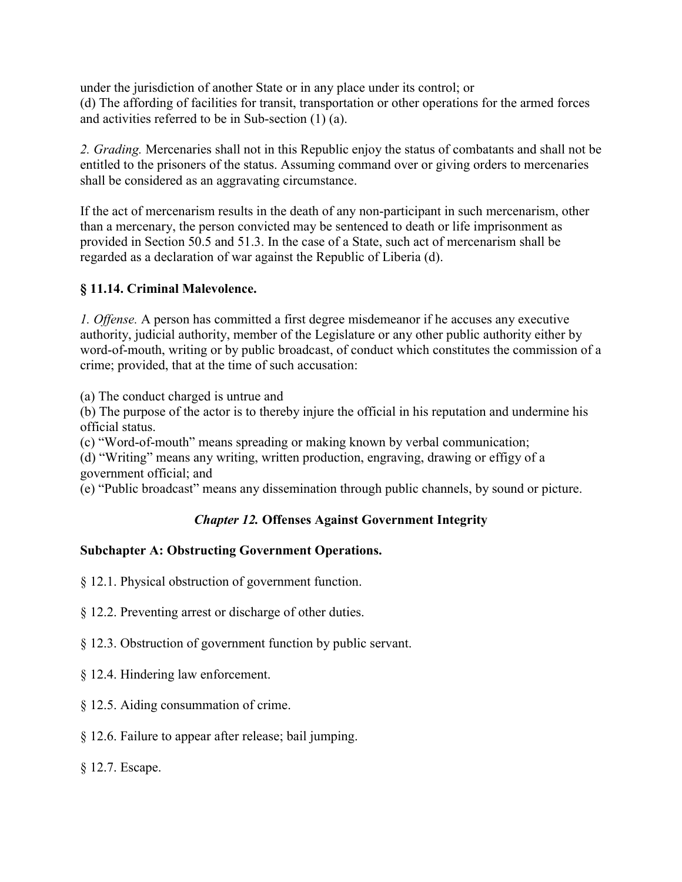under the jurisdiction of another State or in any place under its control; or
(d) The affording of facilities for transit, transportation or other operations for the armed forces and activities referred to be in Sub-section (1) (a).

*2. Grading.* Mercenaries shall not in this Republic enjoy the status of combatants and shall not be entitled to the prisoners of the status. Assuming command over or giving orders to mercenaries shall be considered as an aggravating circumstance.

If the act of mercenarism results in the death of any non-participant in such mercenarism, other than a mercenary, the person convicted may be sentenced to death or life imprisonment as provided in Section 50.5 and 51.3. In the case of a State, such act of mercenarism shall be regarded as a declaration of war against the Republic of Liberia (d).

### § 11.14. Criminal Malevolence.

*1. Offense.* A person has committed a first degree misdemeanor if he accuses any executive authority, judicial authority, member of the Legislature or any other public authority either by word-of-mouth, writing or by public broadcast, of conduct which constitutes the commission of a crime; provided, that at the time of such accusation:

(a) The conduct charged is untrue and
(b) The purpose of the actor is to thereby injure the official in his reputation and undermine his official status.
(c) "Word-of-mouth" means spreading or making known by verbal communication;
(d) "Writing" means any writing, written production, engraving, drawing or effigy of a government official; and
(e) "Public broadcast" means any dissemination through public channels, by sound or picture.

## *Chapter 12.* Offenses Against Government Integrity

### Subchapter A: Obstructing Government Operations.

§ 12.1. Physical obstruction of government function.

§ 12.2. Preventing arrest or discharge of other duties.

§ 12.3. Obstruction of government function by public servant.

§ 12.4. Hindering law enforcement.

§ 12.5. Aiding consummation of crime.

§ 12.6. Failure to appear after release; bail jumping.

§ 12.7. Escape.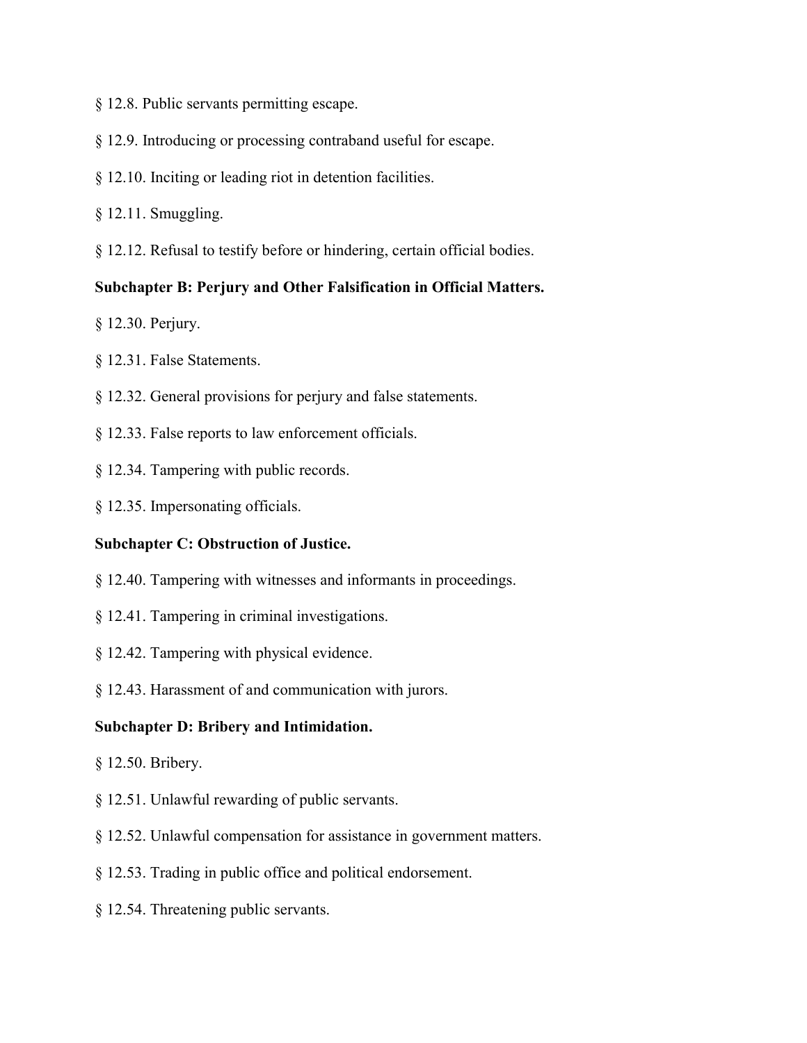§ 12.8. Public servants permitting escape.

§ 12.9. Introducing or processing contraband useful for escape.

§ 12.10. Inciting or leading riot in detention facilities.

§ 12.11. Smuggling.

§ 12.12. Refusal to testify before or hindering, certain official bodies.

**Subchapter B: Perjury and Other Falsification in Official Matters.**

§ 12.30. Perjury.

§ 12.31. False Statements.

§ 12.32. General provisions for perjury and false statements.

§ 12.33. False reports to law enforcement officials.

§ 12.34. Tampering with public records.

§ 12.35. Impersonating officials.

**Subchapter C: Obstruction of Justice.**

§ 12.40. Tampering with witnesses and informants in proceedings.

§ 12.41. Tampering in criminal investigations.

§ 12.42. Tampering with physical evidence.

§ 12.43. Harassment of and communication with jurors.

**Subchapter D: Bribery and Intimidation.**

§ 12.50. Bribery.

§ 12.51. Unlawful rewarding of public servants.

§ 12.52. Unlawful compensation for assistance in government matters.

§ 12.53. Trading in public office and political endorsement.

§ 12.54. Threatening public servants.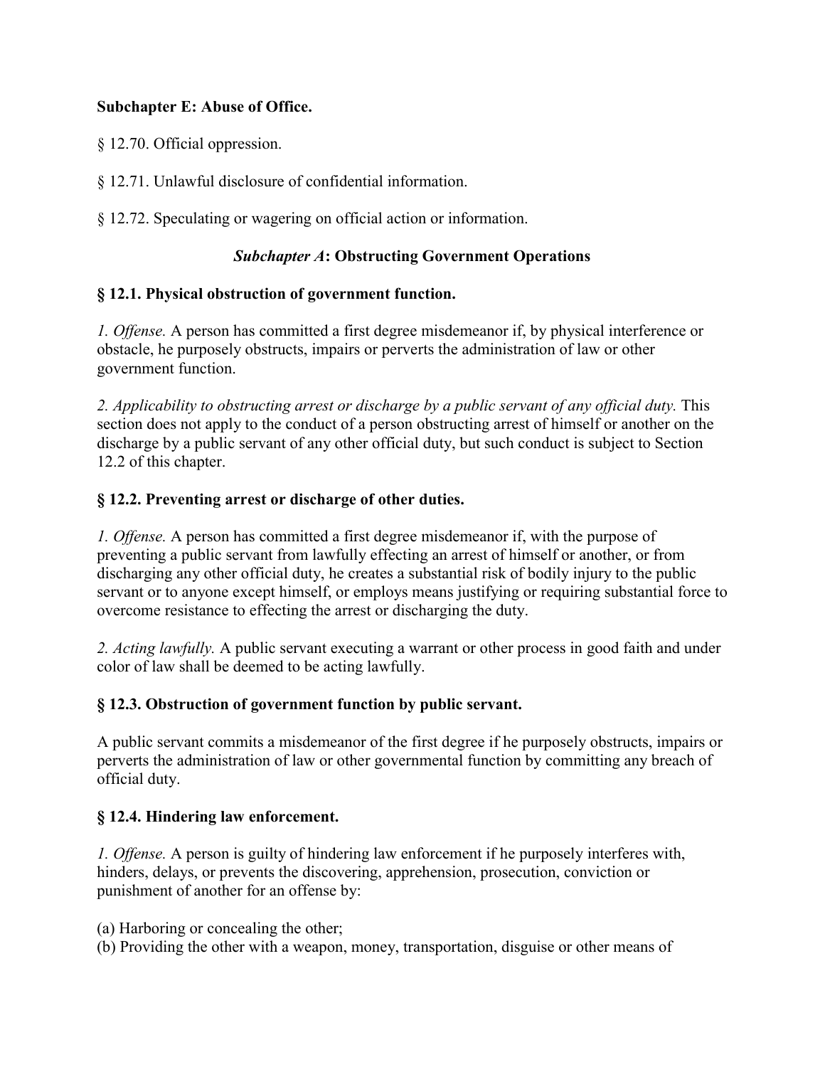**Subchapter E: Abuse of Office.**

§ 12.70. Official oppression.

§ 12.71. Unlawful disclosure of confidential information.

§ 12.72. Speculating or wagering on official action or information.

### ***Subchapter A*: Obstructing Government Operations**

**§ 12.1. Physical obstruction of government function.**

*1. Offense.* A person has committed a first degree misdemeanor if, by physical interference or obstacle, he purposely obstructs, impairs or perverts the administration of law or other government function.

*2. Applicability to obstructing arrest or discharge by a public servant of any official duty.* This section does not apply to the conduct of a person obstructing arrest of himself or another on the discharge by a public servant of any other official duty, but such conduct is subject to Section 12.2 of this chapter.

**§ 12.2. Preventing arrest or discharge of other duties.**

*1. Offense.* A person has committed a first degree misdemeanor if, with the purpose of preventing a public servant from lawfully effecting an arrest of himself or another, or from discharging any other official duty, he creates a substantial risk of bodily injury to the public servant or to anyone except himself, or employs means justifying or requiring substantial force to overcome resistance to effecting the arrest or discharging the duty.

*2. Acting lawfully.* A public servant executing a warrant or other process in good faith and under color of law shall be deemed to be acting lawfully.

**§ 12.3. Obstruction of government function by public servant.**

A public servant commits a misdemeanor of the first degree if he purposely obstructs, impairs or perverts the administration of law or other governmental function by committing any breach of official duty.

**§ 12.4. Hindering law enforcement.**

*1. Offense.* A person is guilty of hindering law enforcement if he purposely interferes with, hinders, delays, or prevents the discovering, apprehension, prosecution, conviction or punishment of another for an offense by:

(a) Harboring or concealing the other;
(b) Providing the other with a weapon, money, transportation, disguise or other means of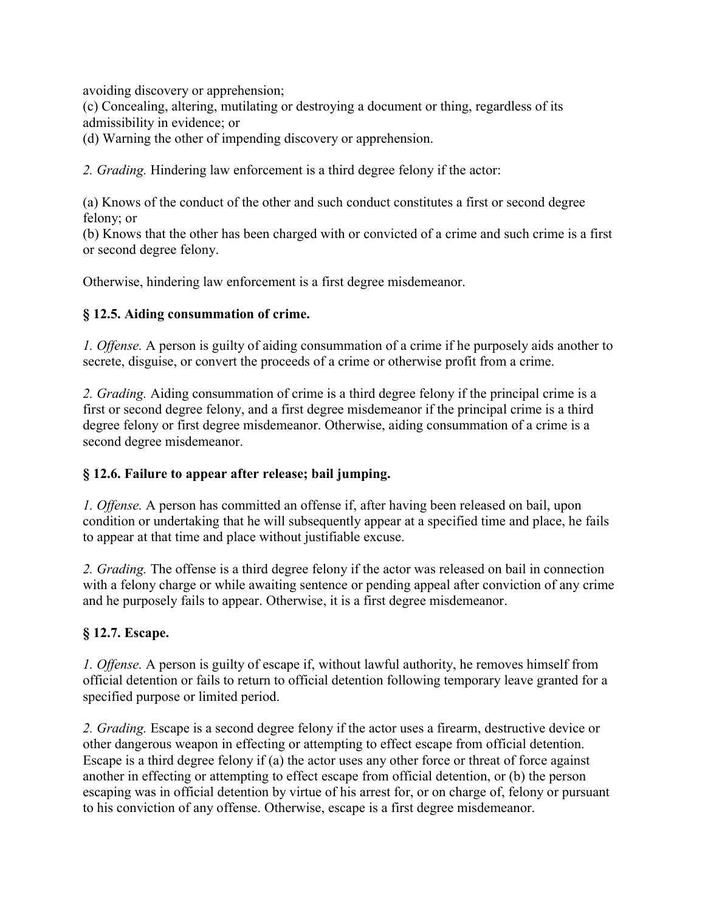avoiding discovery or apprehension;
(c) Concealing, altering, mutilating or destroying a document or thing, regardless of its admissibility in evidence; or
(d) Warning the other of impending discovery or apprehension.

*2. Grading.* Hindering law enforcement is a third degree felony if the actor:

(a) Knows of the conduct of the other and such conduct constitutes a first or second degree felony; or
(b) Knows that the other has been charged with or convicted of a crime and such crime is a first or second degree felony.

Otherwise, hindering law enforcement is a first degree misdemeanor.

### § 12.5. Aiding consummation of crime.

*1. Offense.* A person is guilty of aiding consummation of a crime if he purposely aids another to secrete, disguise, or convert the proceeds of a crime or otherwise profit from a crime.

*2. Grading.* Aiding consummation of crime is a third degree felony if the principal crime is a first or second degree felony, and a first degree misdemeanor if the principal crime is a third degree felony or first degree misdemeanor. Otherwise, aiding consummation of a crime is a second degree misdemeanor.

### § 12.6. Failure to appear after release; bail jumping.

*1. Offense.* A person has committed an offense if, after having been released on bail, upon condition or undertaking that he will subsequently appear at a specified time and place, he fails to appear at that time and place without justifiable excuse.

*2. Grading.* The offense is a third degree felony if the actor was released on bail in connection with a felony charge or while awaiting sentence or pending appeal after conviction of any crime and he purposely fails to appear. Otherwise, it is a first degree misdemeanor.

### § 12.7. Escape.

*1. Offense.* A person is guilty of escape if, without lawful authority, he removes himself from official detention or fails to return to official detention following temporary leave granted for a specified purpose or limited period.

*2. Grading.* Escape is a second degree felony if the actor uses a firearm, destructive device or other dangerous weapon in effecting or attempting to effect escape from official detention. Escape is a third degree felony if (a) the actor uses any other force or threat of force against another in effecting or attempting to effect escape from official detention, or (b) the person escaping was in official detention by virtue of his arrest for, or on charge of, felony or pursuant to his conviction of any offense. Otherwise, escape is a first degree misdemeanor.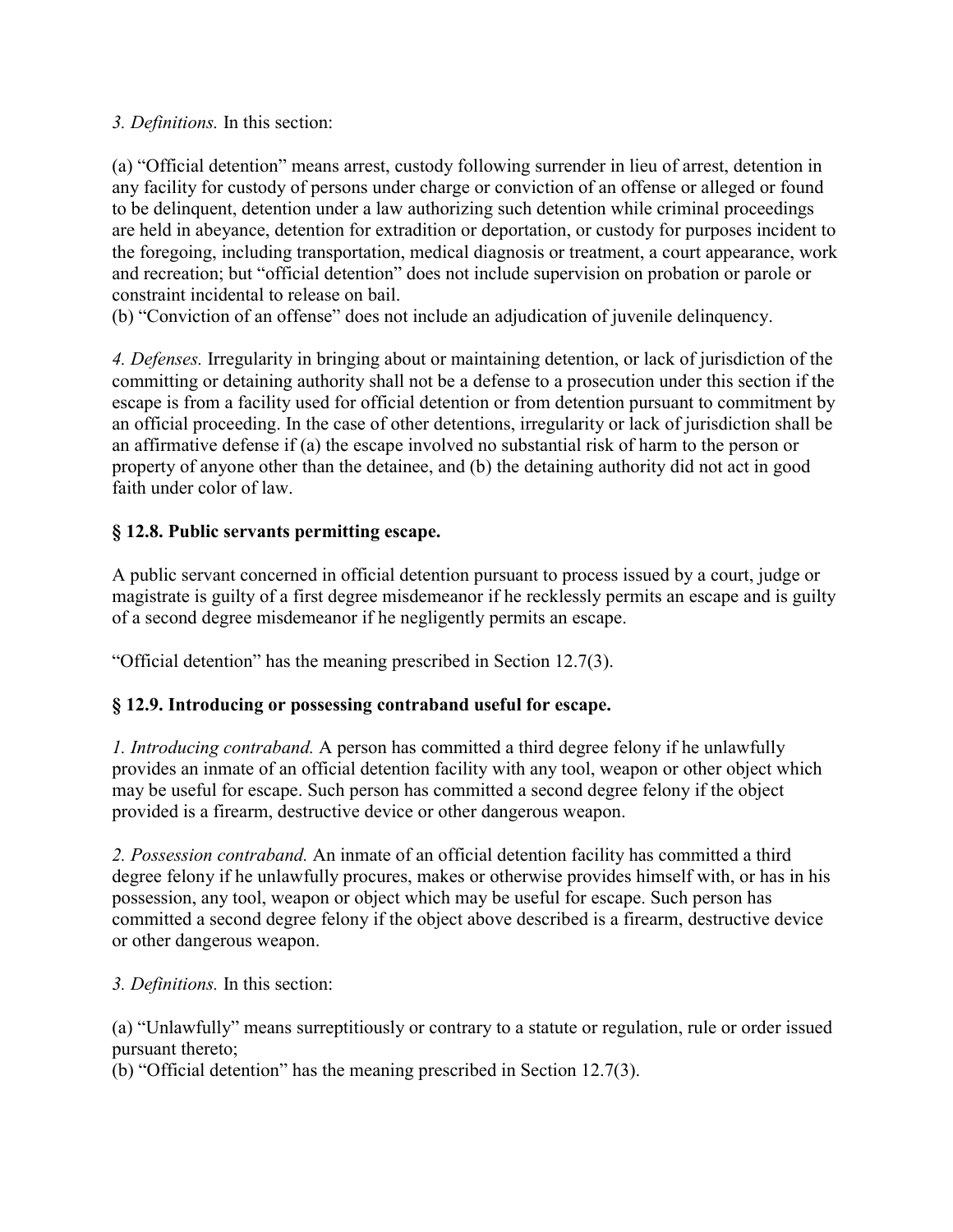*3. Definitions.* In this section:

(a) "Official detention" means arrest, custody following surrender in lieu of arrest, detention in any facility for custody of persons under charge or conviction of an offense or alleged or found to be delinquent, detention under a law authorizing such detention while criminal proceedings are held in abeyance, detention for extradition or deportation, or custody for purposes incident to the foregoing, including transportation, medical diagnosis or treatment, a court appearance, work and recreation; but "official detention" does not include supervision on probation or parole or constraint incidental to release on bail.
(b) "Conviction of an offense" does not include an adjudication of juvenile delinquency.

*4. Defenses.* Irregularity in bringing about or maintaining detention, or lack of jurisdiction of the committing or detaining authority shall not be a defense to a prosecution under this section if the escape is from a facility used for official detention or from detention pursuant to commitment by an official proceeding. In the case of other detentions, irregularity or lack of jurisdiction shall be an affirmative defense if (a) the escape involved no substantial risk of harm to the person or property of anyone other than the detainee, and (b) the detaining authority did not act in good faith under color of law.

### § 12.8. Public servants permitting escape.

A public servant concerned in official detention pursuant to process issued by a court, judge or magistrate is guilty of a first degree misdemeanor if he recklessly permits an escape and is guilty of a second degree misdemeanor if he negligently permits an escape.

"Official detention" has the meaning prescribed in Section 12.7(3).

### § 12.9. Introducing or possessing contraband useful for escape.

*1. Introducing contraband.* A person has committed a third degree felony if he unlawfully provides an inmate of an official detention facility with any tool, weapon or other object which may be useful for escape. Such person has committed a second degree felony if the object provided is a firearm, destructive device or other dangerous weapon.

*2. Possession contraband.* An inmate of an official detention facility has committed a third degree felony if he unlawfully procures, makes or otherwise provides himself with, or has in his possession, any tool, weapon or object which may be useful for escape. Such person has committed a second degree felony if the object above described is a firearm, destructive device or other dangerous weapon.

*3. Definitions.* In this section:

(a) "Unlawfully" means surreptitiously or contrary to a statute or regulation, rule or order issued pursuant thereto;
(b) "Official detention" has the meaning prescribed in Section 12.7(3).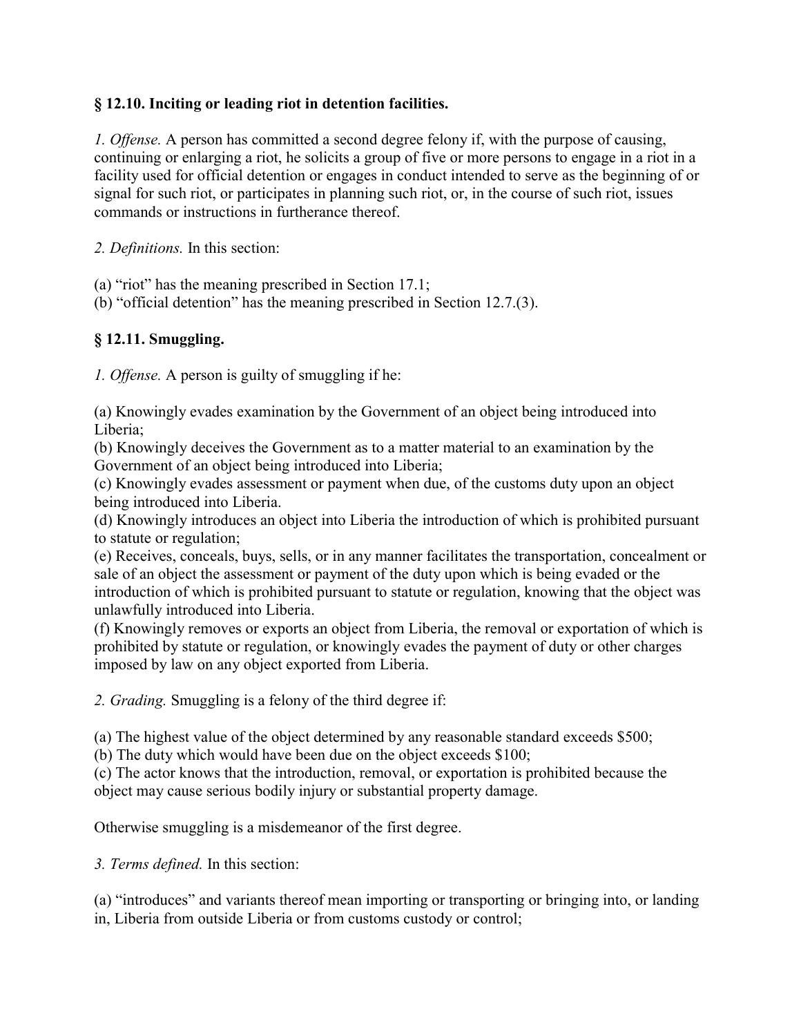### § 12.10. Inciting or leading riot in detention facilities.

*1. Offense.* A person has committed a second degree felony if, with the purpose of causing, continuing or enlarging a riot, he solicits a group of five or more persons to engage in a riot in a facility used for official detention or engages in conduct intended to serve as the beginning of or signal for such riot, or participates in planning such riot, or, in the course of such riot, issues commands or instructions in furtherance thereof.

*2. Definitions.* In this section:

(a) "riot" has the meaning prescribed in Section 17.1;
(b) "official detention" has the meaning prescribed in Section 12.7.(3).

### § 12.11. Smuggling.

*1. Offense.* A person is guilty of smuggling if he:

(a) Knowingly evades examination by the Government of an object being introduced into Liberia;
(b) Knowingly deceives the Government as to a matter material to an examination by the Government of an object being introduced into Liberia;
(c) Knowingly evades assessment or payment when due, of the customs duty upon an object being introduced into Liberia.
(d) Knowingly introduces an object into Liberia the introduction of which is prohibited pursuant to statute or regulation;
(e) Receives, conceals, buys, sells, or in any manner facilitates the transportation, concealment or sale of an object the assessment or payment of the duty upon which is being evaded or the introduction of which is prohibited pursuant to statute or regulation, knowing that the object was unlawfully introduced into Liberia.
(f) Knowingly removes or exports an object from Liberia, the removal or exportation of which is prohibited by statute or regulation, or knowingly evades the payment of duty or other charges imposed by law on any object exported from Liberia.

*2. Grading.* Smuggling is a felony of the third degree if:

(a) The highest value of the object determined by any reasonable standard exceeds $500;
(b) The duty which would have been due on the object exceeds $100;
(c) The actor knows that the introduction, removal, or exportation is prohibited because the object may cause serious bodily injury or substantial property damage.

Otherwise smuggling is a misdemeanor of the first degree.

*3. Terms defined.* In this section:

(a) "introduces" and variants thereof mean importing or transporting or bringing into, or landing in, Liberia from outside Liberia or from customs custody or control;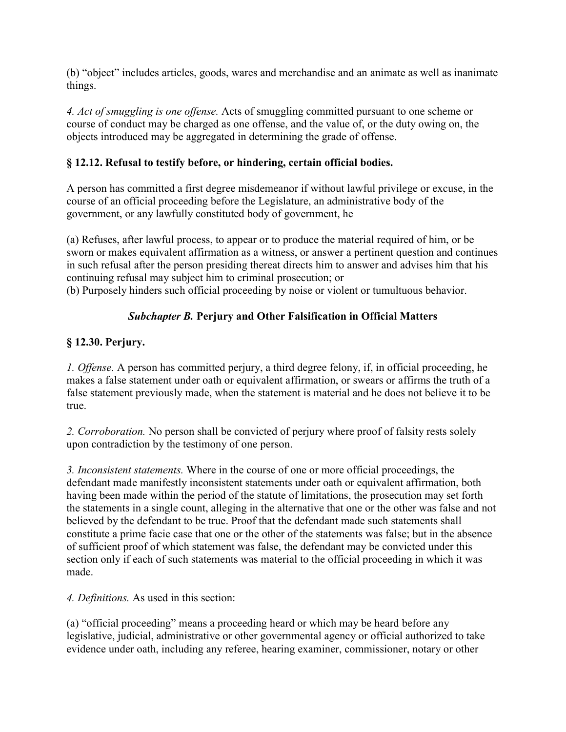(b) “object” includes articles, goods, wares and merchandise and an animate as well as inanimate things.

*4. Act of smuggling is one offense.* Acts of smuggling committed pursuant to one scheme or course of conduct may be charged as one offense, and the value of, or the duty owing on, the objects introduced may be aggregated in determining the grade of offense.

### § 12.12. Refusal to testify before, or hindering, certain official bodies.

A person has committed a first degree misdemeanor if without lawful privilege or excuse, in the course of an official proceeding before the Legislature, an administrative body of the government, or any lawfully constituted body of government, he

(a) Refuses, after lawful process, to appear or to produce the material required of him, or be sworn or makes equivalent affirmation as a witness, or answer a pertinent question and continues in such refusal after the person presiding thereat directs him to answer and advises him that his continuing refusal may subject him to criminal prosecution; or
(b) Purposely hinders such official proceeding by noise or violent or tumultuous behavior.

## ***Subchapter B.*** **Perjury and Other Falsification in Official Matters**

### § 12.30. Perjury.

*1. Offense.* A person has committed perjury, a third degree felony, if, in official proceeding, he makes a false statement under oath or equivalent affirmation, or swears or affirms the truth of a false statement previously made, when the statement is material and he does not believe it to be true.

*2. Corroboration.* No person shall be convicted of perjury where proof of falsity rests solely upon contradiction by the testimony of one person.

*3. Inconsistent statements.* Where in the course of one or more official proceedings, the defendant made manifestly inconsistent statements under oath or equivalent affirmation, both having been made within the period of the statute of limitations, the prosecution may set forth the statements in a single count, alleging in the alternative that one or the other was false and not believed by the defendant to be true. Proof that the defendant made such statements shall constitute a prime facie case that one or the other of the statements was false; but in the absence of sufficient proof of which statement was false, the defendant may be convicted under this section only if each of such statements was material to the official proceeding in which it was made.

*4. Definitions.* As used in this section:

(a) “official proceeding” means a proceeding heard or which may be heard before any legislative, judicial, administrative or other governmental agency or official authorized to take evidence under oath, including any referee, hearing examiner, commissioner, notary or other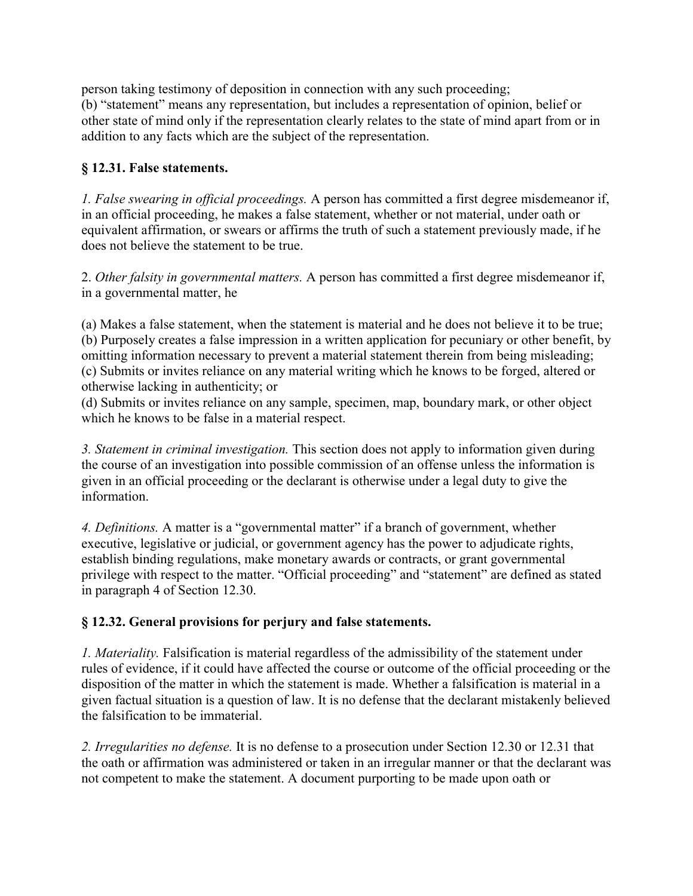person taking testimony of deposition in connection with any such proceeding;
(b) "statement" means any representation, but includes a representation of opinion, belief or other state of mind only if the representation clearly relates to the state of mind apart from or in addition to any facts which are the subject of the representation.

### § 12.31. False statements.

*1. False swearing in official proceedings.* A person has committed a first degree misdemeanor if, in an official proceeding, he makes a false statement, whether or not material, under oath or equivalent affirmation, or swears or affirms the truth of such a statement previously made, if he does not believe the statement to be true.

2. *Other falsity in governmental matters.* A person has committed a first degree misdemeanor if, in a governmental matter, he

(a) Makes a false statement, when the statement is material and he does not believe it to be true;
(b) Purposely creates a false impression in a written application for pecuniary or other benefit, by omitting information necessary to prevent a material statement therein from being misleading;
(c) Submits or invites reliance on any material writing which he knows to be forged, altered or otherwise lacking in authenticity; or
(d) Submits or invites reliance on any sample, specimen, map, boundary mark, or other object which he knows to be false in a material respect.

*3. Statement in criminal investigation.* This section does not apply to information given during the course of an investigation into possible commission of an offense unless the information is given in an official proceeding or the declarant is otherwise under a legal duty to give the information.

*4. Definitions.* A matter is a "governmental matter" if a branch of government, whether executive, legislative or judicial, or government agency has the power to adjudicate rights, establish binding regulations, make monetary awards or contracts, or grant governmental privilege with respect to the matter. "Official proceeding" and "statement" are defined as stated in paragraph 4 of Section 12.30.

### § 12.32. General provisions for perjury and false statements.

*1. Materiality.* Falsification is material regardless of the admissibility of the statement under rules of evidence, if it could have affected the course or outcome of the official proceeding or the disposition of the matter in which the statement is made. Whether a falsification is material in a given factual situation is a question of law. It is no defense that the declarant mistakenly believed the falsification to be immaterial.

*2. Irregularities no defense.* It is no defense to a prosecution under Section 12.30 or 12.31 that the oath or affirmation was administered or taken in an irregular manner or that the declarant was not competent to make the statement. A document purporting to be made upon oath or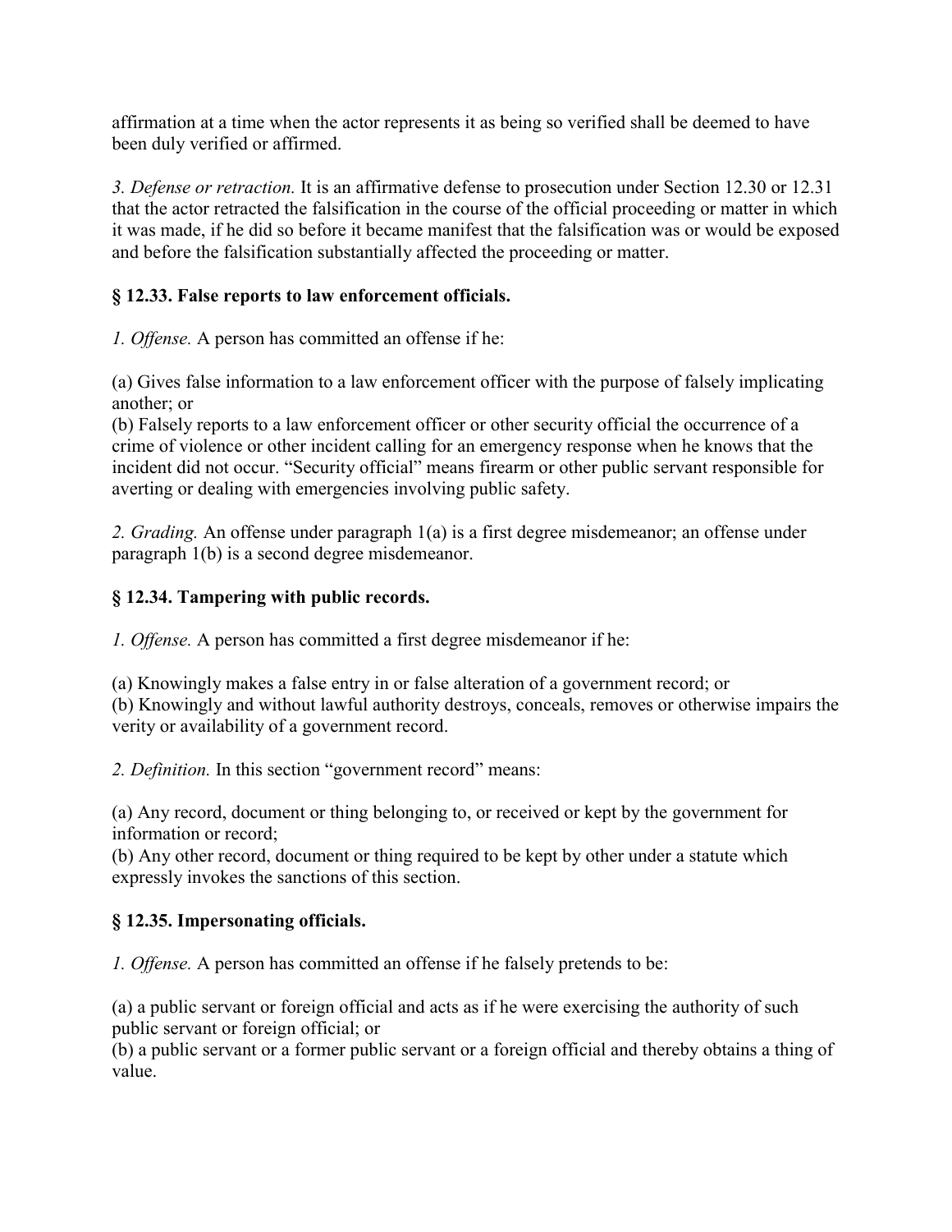affirmation at a time when the actor represents it as being so verified shall be deemed to have been duly verified or affirmed.

*3. Defense or retraction.* It is an affirmative defense to prosecution under Section 12.30 or 12.31 that the actor retracted the falsification in the course of the official proceeding or matter in which it was made, if he did so before it became manifest that the falsification was or would be exposed and before the falsification substantially affected the proceeding or matter.

### § 12.33. False reports to law enforcement officials.

*1. Offense.* A person has committed an offense if he:

(a) Gives false information to a law enforcement officer with the purpose of falsely implicating another; or
(b) Falsely reports to a law enforcement officer or other security official the occurrence of a crime of violence or other incident calling for an emergency response when he knows that the incident did not occur. "Security official" means firearm or other public servant responsible for averting or dealing with emergencies involving public safety.

*2. Grading.* An offense under paragraph 1(a) is a first degree misdemeanor; an offense under paragraph 1(b) is a second degree misdemeanor.

### § 12.34. Tampering with public records.

*1. Offense.* A person has committed a first degree misdemeanor if he:

(a) Knowingly makes a false entry in or false alteration of a government record; or
(b) Knowingly and without lawful authority destroys, conceals, removes or otherwise impairs the verity or availability of a government record.

*2. Definition.* In this section "government record" means:

(a) Any record, document or thing belonging to, or received or kept by the government for information or record;
(b) Any other record, document or thing required to be kept by other under a statute which expressly invokes the sanctions of this section.

### § 12.35. Impersonating officials.

*1. Offense.* A person has committed an offense if he falsely pretends to be:

(a) a public servant or foreign official and acts as if he were exercising the authority of such public servant or foreign official; or
(b) a public servant or a former public servant or a foreign official and thereby obtains a thing of value.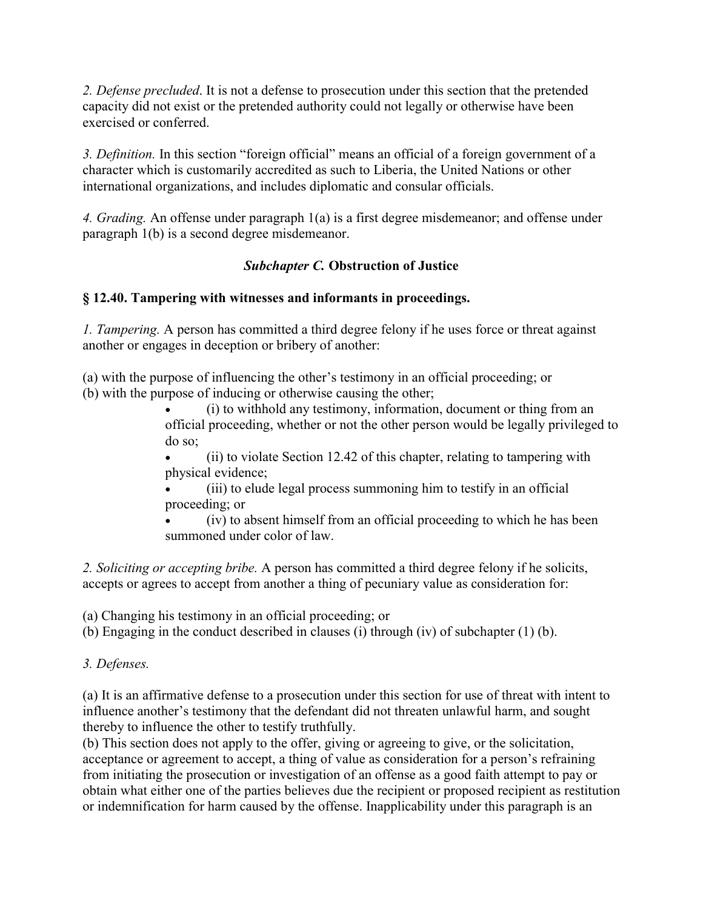*2. Defense precluded*. It is not a defense to prosecution under this section that the pretended capacity did not exist or the pretended authority could not legally or otherwise have been exercised or conferred.

*3. Definition.* In this section "foreign official" means an official of a foreign government of a character which is customarily accredited as such to Liberia, the United Nations or other international organizations, and includes diplomatic and consular officials.

*4. Grading.* An offense under paragraph 1(a) is a first degree misdemeanor; and offense under paragraph 1(b) is a second degree misdemeanor.

## ***Subchapter C.*** **Obstruction of Justice**

### § 12.40. Tampering with witnesses and informants in proceedings.

*1. Tampering.* A person has committed a third degree felony if he uses force or threat against another or engages in deception or bribery of another:

(a) with the purpose of influencing the other's testimony in an official proceeding; or
(b) with the purpose of inducing or otherwise causing the other;

- (i) to withhold any testimony, information, document or thing from an official proceeding, whether or not the other person would be legally privileged to do so;
- (ii) to violate Section 12.42 of this chapter, relating to tampering with physical evidence;
- (iii) to elude legal process summoning him to testify in an official proceeding; or
- (iv) to absent himself from an official proceeding to which he has been summoned under color of law.

*2. Soliciting or accepting bribe.* A person has committed a third degree felony if he solicits, accepts or agrees to accept from another a thing of pecuniary value as consideration for:

(a) Changing his testimony in an official proceeding; or
(b) Engaging in the conduct described in clauses (i) through (iv) of subchapter (1) (b).

*3. Defenses.*

(a) It is an affirmative defense to a prosecution under this section for use of threat with intent to influence another's testimony that the defendant did not threaten unlawful harm, and sought thereby to influence the other to testify truthfully.
(b) This section does not apply to the offer, giving or agreeing to give, or the solicitation, acceptance or agreement to accept, a thing of value as consideration for a person's refraining from initiating the prosecution or investigation of an offense as a good faith attempt to pay or obtain what either one of the parties believes due the recipient or proposed recipient as restitution or indemnification for harm caused by the offense. Inapplicability under this paragraph is an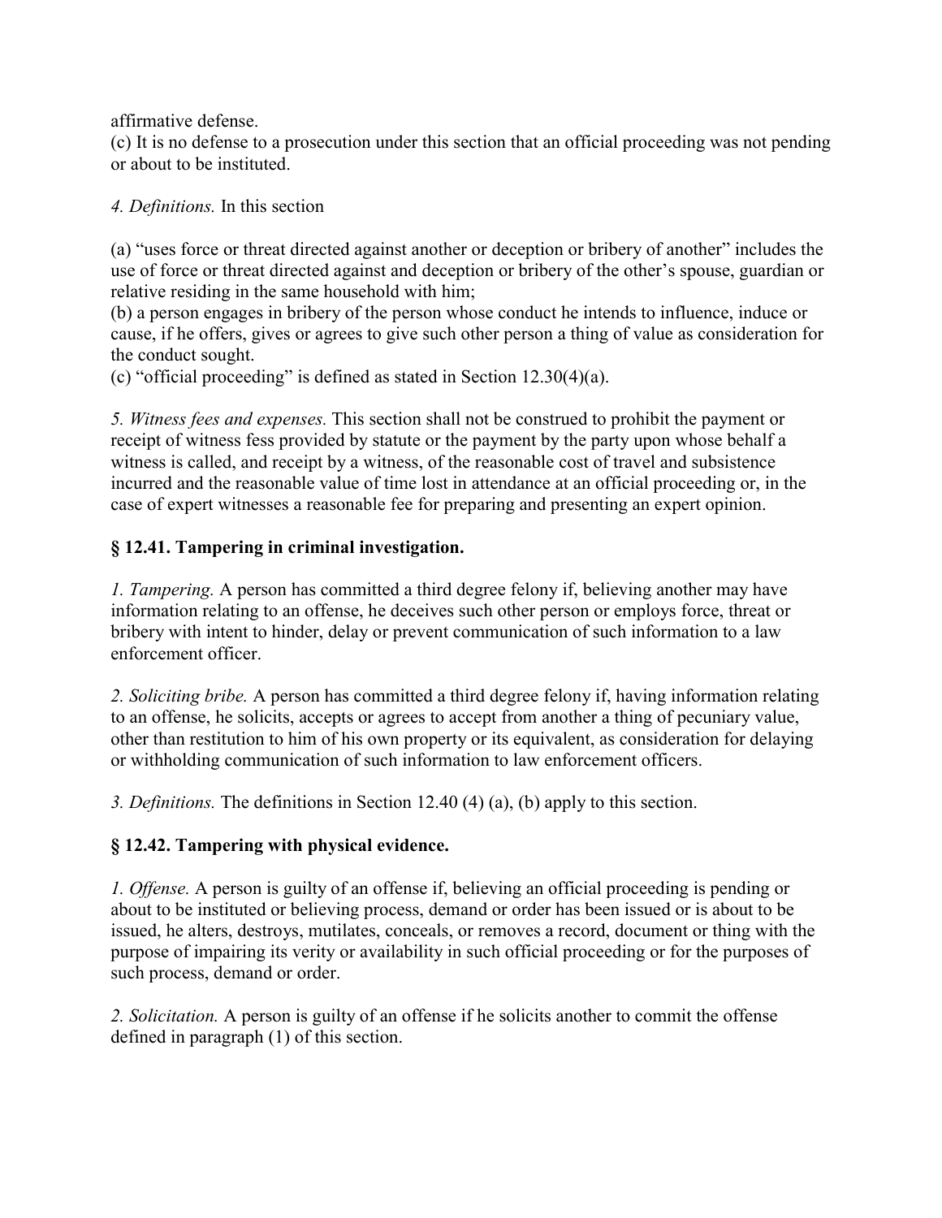affirmative defense.
(c) It is no defense to a prosecution under this section that an official proceeding was not pending or about to be instituted.

*4. Definitions.* In this section

(a) “uses force or threat directed against another or deception or bribery of another” includes the use of force or threat directed against and deception or bribery of the other’s spouse, guardian or relative residing in the same household with him;
(b) a person engages in bribery of the person whose conduct he intends to influence, induce or cause, if he offers, gives or agrees to give such other person a thing of value as consideration for the conduct sought.
(c) “official proceeding” is defined as stated in Section 12.30(4)(a).

*5. Witness fees and expenses.* This section shall not be construed to prohibit the payment or receipt of witness fess provided by statute or the payment by the party upon whose behalf a witness is called, and receipt by a witness, of the reasonable cost of travel and subsistence incurred and the reasonable value of time lost in attendance at an official proceeding or, in the case of expert witnesses a reasonable fee for preparing and presenting an expert opinion.

### § 12.41. Tampering in criminal investigation.

*1. Tampering.* A person has committed a third degree felony if, believing another may have information relating to an offense, he deceives such other person or employs force, threat or bribery with intent to hinder, delay or prevent communication of such information to a law enforcement officer.

*2. Soliciting bribe.* A person has committed a third degree felony if, having information relating to an offense, he solicits, accepts or agrees to accept from another a thing of pecuniary value, other than restitution to him of his own property or its equivalent, as consideration for delaying or withholding communication of such information to law enforcement officers.

*3. Definitions.* The definitions in Section 12.40 (4) (a), (b) apply to this section.

### § 12.42. Tampering with physical evidence.

*1. Offense.* A person is guilty of an offense if, believing an official proceeding is pending or about to be instituted or believing process, demand or order has been issued or is about to be issued, he alters, destroys, mutilates, conceals, or removes a record, document or thing with the purpose of impairing its verity or availability in such official proceeding or for the purposes of such process, demand or order.

*2. Solicitation.* A person is guilty of an offense if he solicits another to commit the offense defined in paragraph (1) of this section.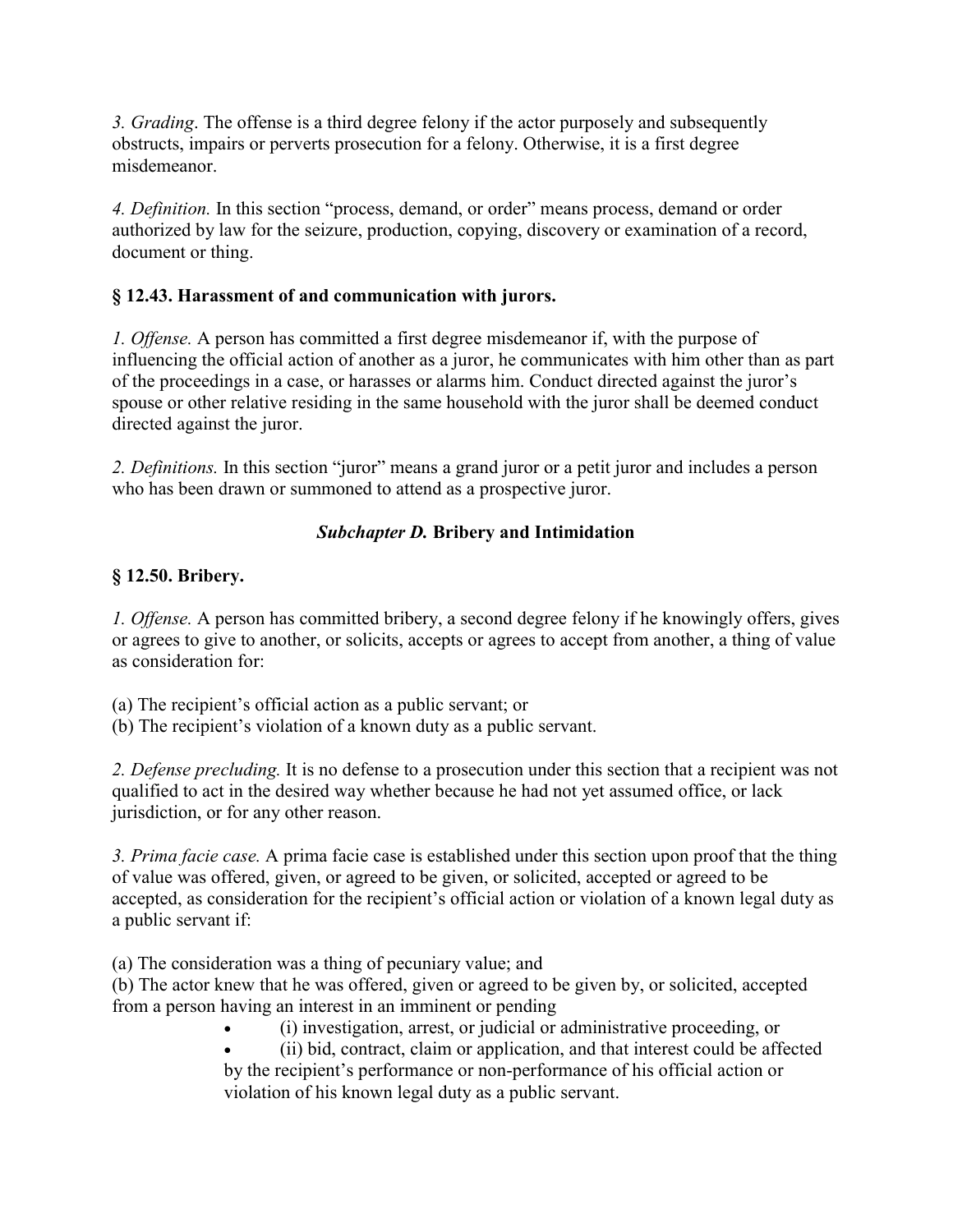*3. Grading*. The offense is a third degree felony if the actor purposely and subsequently obstructs, impairs or perverts prosecution for a felony. Otherwise, it is a first degree misdemeanor.

*4. Definition.* In this section "process, demand, or order" means process, demand or order authorized by law for the seizure, production, copying, discovery or examination of a record, document or thing.

### § 12.43. Harassment of and communication with jurors.

*1. Offense.* A person has committed a first degree misdemeanor if, with the purpose of influencing the official action of another as a juror, he communicates with him other than as part of the proceedings in a case, or harasses or alarms him. Conduct directed against the juror's spouse or other relative residing in the same household with the juror shall be deemed conduct directed against the juror.

*2. Definitions.* In this section "juror" means a grand juror or a petit juror and includes a person who has been drawn or summoned to attend as a prospective juror.

## ***Subchapter D.*** **Bribery and Intimidation**

### § 12.50. Bribery.

*1. Offense.* A person has committed bribery, a second degree felony if he knowingly offers, gives or agrees to give to another, or solicits, accepts or agrees to accept from another, a thing of value as consideration for:

(a) The recipient's official action as a public servant; or
(b) The recipient's violation of a known duty as a public servant.

*2. Defense precluding.* It is no defense to a prosecution under this section that a recipient was not qualified to act in the desired way whether because he had not yet assumed office, or lack jurisdiction, or for any other reason.

*3. Prima facie case.* A prima facie case is established under this section upon proof that the thing of value was offered, given, or agreed to be given, or solicited, accepted or agreed to be accepted, as consideration for the recipient's official action or violation of a known legal duty as a public servant if:

(a) The consideration was a thing of pecuniary value; and
(b) The actor knew that he was offered, given or agreed to be given by, or solicited, accepted from a person having an interest in an imminent or pending

- (i) investigation, arrest, or judicial or administrative proceeding, or
- (ii) bid, contract, claim or application, and that interest could be affected by the recipient's performance or non-performance of his official action or violation of his known legal duty as a public servant.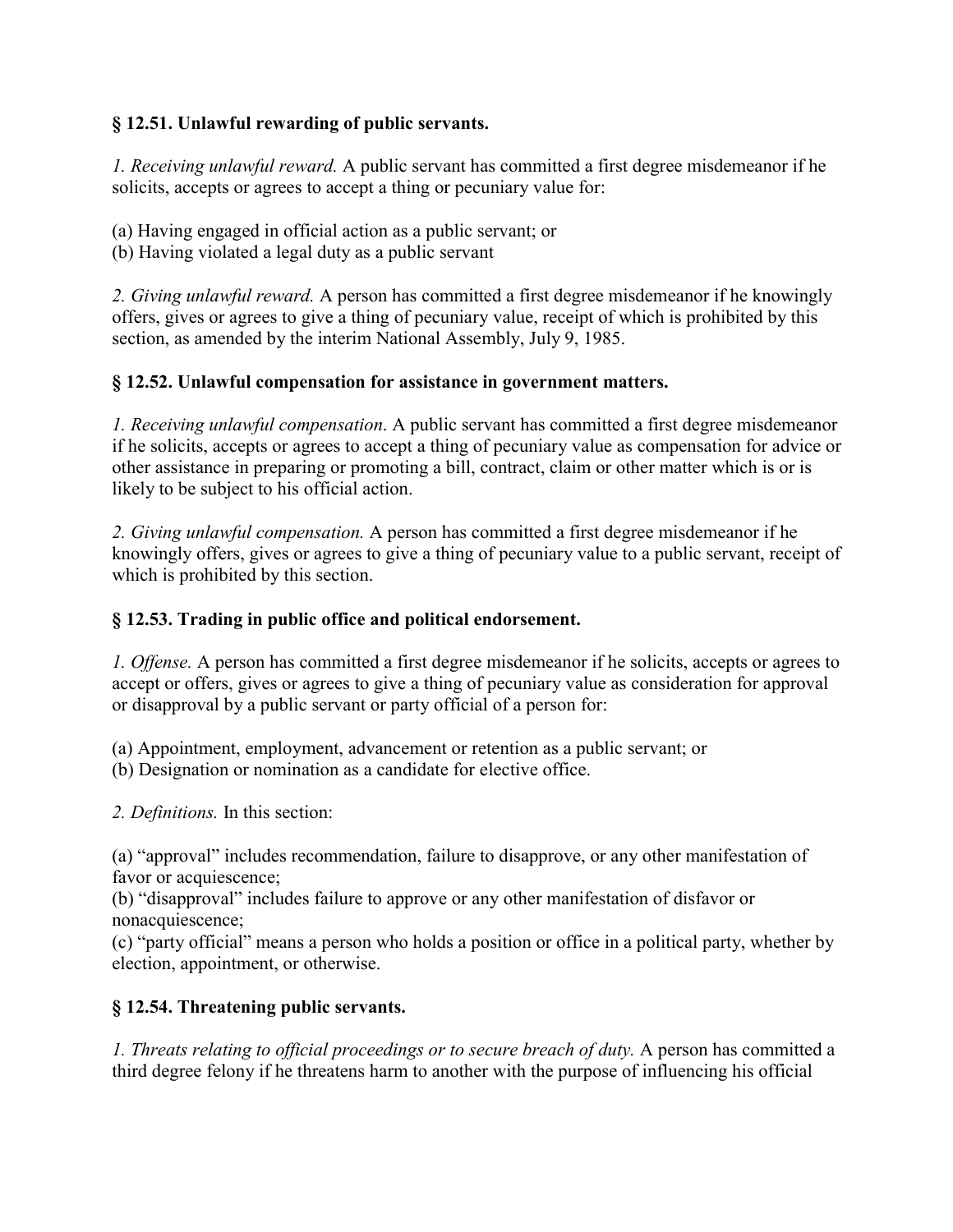**§ 12.51. Unlawful rewarding of public servants.**

*1. Receiving unlawful reward.* A public servant has committed a first degree misdemeanor if he solicits, accepts or agrees to accept a thing or pecuniary value for:

(a) Having engaged in official action as a public servant; or
(b) Having violated a legal duty as a public servant

*2. Giving unlawful reward.* A person has committed a first degree misdemeanor if he knowingly offers, gives or agrees to give a thing of pecuniary value, receipt of which is prohibited by this section, as amended by the interim National Assembly, July 9, 1985.

**§ 12.52. Unlawful compensation for assistance in government matters.**

*1. Receiving unlawful compensation*. A public servant has committed a first degree misdemeanor if he solicits, accepts or agrees to accept a thing of pecuniary value as compensation for advice or other assistance in preparing or promoting a bill, contract, claim or other matter which is or is likely to be subject to his official action.

*2. Giving unlawful compensation.* A person has committed a first degree misdemeanor if he knowingly offers, gives or agrees to give a thing of pecuniary value to a public servant, receipt of which is prohibited by this section.

**§ 12.53. Trading in public office and political endorsement.**

*1. Offense.* A person has committed a first degree misdemeanor if he solicits, accepts or agrees to accept or offers, gives or agrees to give a thing of pecuniary value as consideration for approval or disapproval by a public servant or party official of a person for:

(a) Appointment, employment, advancement or retention as a public servant; or
(b) Designation or nomination as a candidate for elective office.

*2. Definitions.* In this section:

(a) "approval" includes recommendation, failure to disapprove, or any other manifestation of favor or acquiescence;
(b) "disapproval" includes failure to approve or any other manifestation of disfavor or nonacquiescence;
(c) "party official" means a person who holds a position or office in a political party, whether by election, appointment, or otherwise.

**§ 12.54. Threatening public servants.**

*1. Threats relating to official proceedings or to secure breach of duty.* A person has committed a third degree felony if he threatens harm to another with the purpose of influencing his official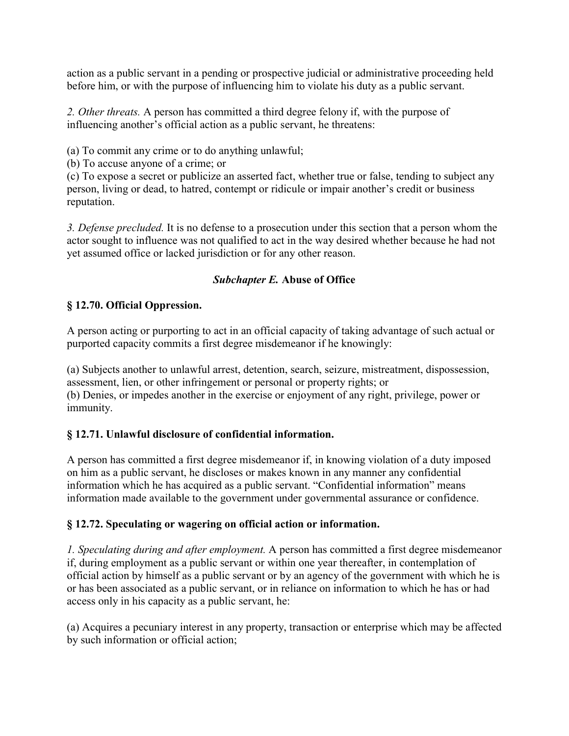action as a public servant in a pending or prospective judicial or administrative proceeding held before him, or with the purpose of influencing him to violate his duty as a public servant.

*2. Other threats.* A person has committed a third degree felony if, with the purpose of influencing another's official action as a public servant, he threatens:

(a) To commit any crime or to do anything unlawful;
(b) To accuse anyone of a crime; or
(c) To expose a secret or publicize an asserted fact, whether true or false, tending to subject any person, living or dead, to hatred, contempt or ridicule or impair another's credit or business reputation.

*3. Defense precluded.* It is no defense to a prosecution under this section that a person whom the actor sought to influence was not qualified to act in the way desired whether because he had not yet assumed office or lacked jurisdiction or for any other reason.

### ***Subchapter E.* Abuse of Office**

### § 12.70. Official Oppression.

A person acting or purporting to act in an official capacity of taking advantage of such actual or purported capacity commits a first degree misdemeanor if he knowingly:

(a) Subjects another to unlawful arrest, detention, search, seizure, mistreatment, dispossession, assessment, lien, or other infringement or personal or property rights; or
(b) Denies, or impedes another in the exercise or enjoyment of any right, privilege, power or immunity.

### § 12.71. Unlawful disclosure of confidential information.

A person has committed a first degree misdemeanor if, in knowing violation of a duty imposed on him as a public servant, he discloses or makes known in any manner any confidential information which he has acquired as a public servant. "Confidential information" means information made available to the government under governmental assurance or confidence.

### § 12.72. Speculating or wagering on official action or information.

*1. Speculating during and after employment.* A person has committed a first degree misdemeanor if, during employment as a public servant or within one year thereafter, in contemplation of official action by himself as a public servant or by an agency of the government with which he is or has been associated as a public servant, or in reliance on information to which he has or had access only in his capacity as a public servant, he:

(a) Acquires a pecuniary interest in any property, transaction or enterprise which may be affected by such information or official action;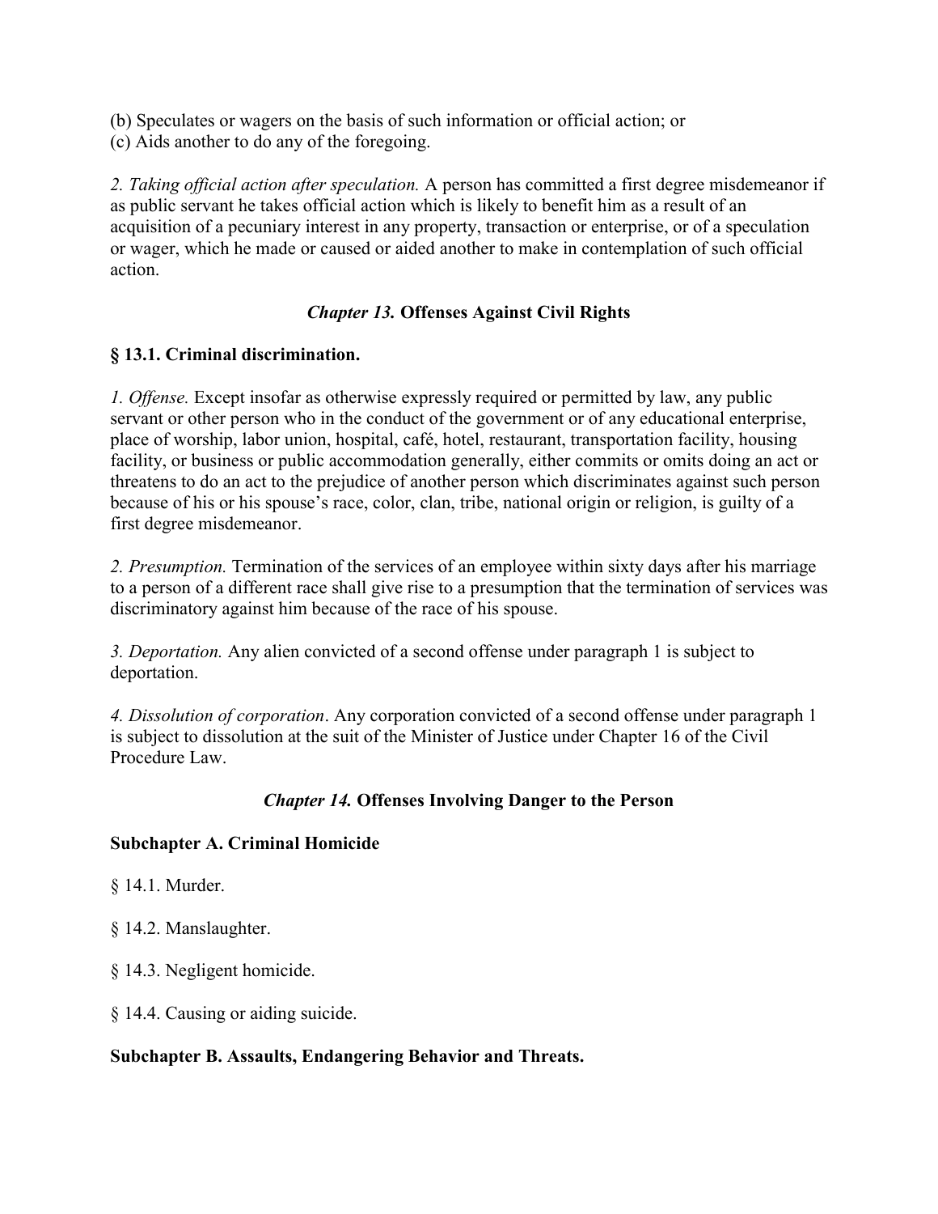(b) Speculates or wagers on the basis of such information or official action; or
(c) Aids another to do any of the foregoing.

*2. Taking official action after speculation.* A person has committed a first degree misdemeanor if as public servant he takes official action which is likely to benefit him as a result of an acquisition of a pecuniary interest in any property, transaction or enterprise, or of a speculation or wager, which he made or caused or aided another to make in contemplation of such official action.

## *Chapter 13.* Offenses Against Civil Rights

### § 13.1. Criminal discrimination.

*1. Offense.* Except insofar as otherwise expressly required or permitted by law, any public servant or other person who in the conduct of the government or of any educational enterprise, place of worship, labor union, hospital, café, hotel, restaurant, transportation facility, housing facility, or business or public accommodation generally, either commits or omits doing an act or threatens to do an act to the prejudice of another person which discriminates against such person because of his or his spouse's race, color, clan, tribe, national origin or religion, is guilty of a first degree misdemeanor.

*2. Presumption.* Termination of the services of an employee within sixty days after his marriage to a person of a different race shall give rise to a presumption that the termination of services was discriminatory against him because of the race of his spouse.

*3. Deportation.* Any alien convicted of a second offense under paragraph 1 is subject to deportation.

*4. Dissolution of corporation*. Any corporation convicted of a second offense under paragraph 1 is subject to dissolution at the suit of the Minister of Justice under Chapter 16 of the Civil Procedure Law.

## *Chapter 14.* Offenses Involving Danger to the Person

### Subchapter A. Criminal Homicide

§ 14.1. Murder.

§ 14.2. Manslaughter.

§ 14.3. Negligent homicide.

§ 14.4. Causing or aiding suicide.

### Subchapter B. Assaults, Endangering Behavior and Threats.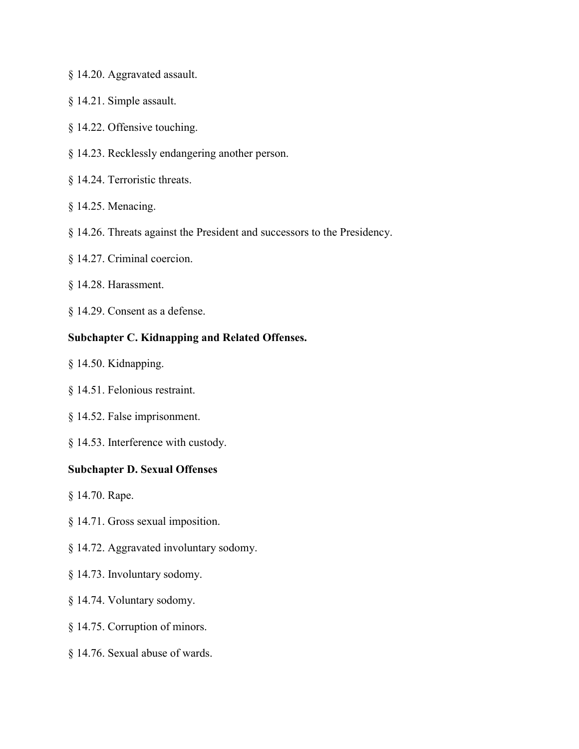§ 14.20. Aggravated assault.

§ 14.21. Simple assault.

§ 14.22. Offensive touching.

§ 14.23. Recklessly endangering another person.

§ 14.24. Terroristic threats.

§ 14.25. Menacing.

§ 14.26. Threats against the President and successors to the Presidency.

§ 14.27. Criminal coercion.

§ 14.28. Harassment.

§ 14.29. Consent as a defense.

**Subchapter C. Kidnapping and Related Offenses.**

§ 14.50. Kidnapping.

§ 14.51. Felonious restraint.

§ 14.52. False imprisonment.

§ 14.53. Interference with custody.

**Subchapter D. Sexual Offenses**

§ 14.70. Rape.

§ 14.71. Gross sexual imposition.

§ 14.72. Aggravated involuntary sodomy.

§ 14.73. Involuntary sodomy.

§ 14.74. Voluntary sodomy.

§ 14.75. Corruption of minors.

§ 14.76. Sexual abuse of wards.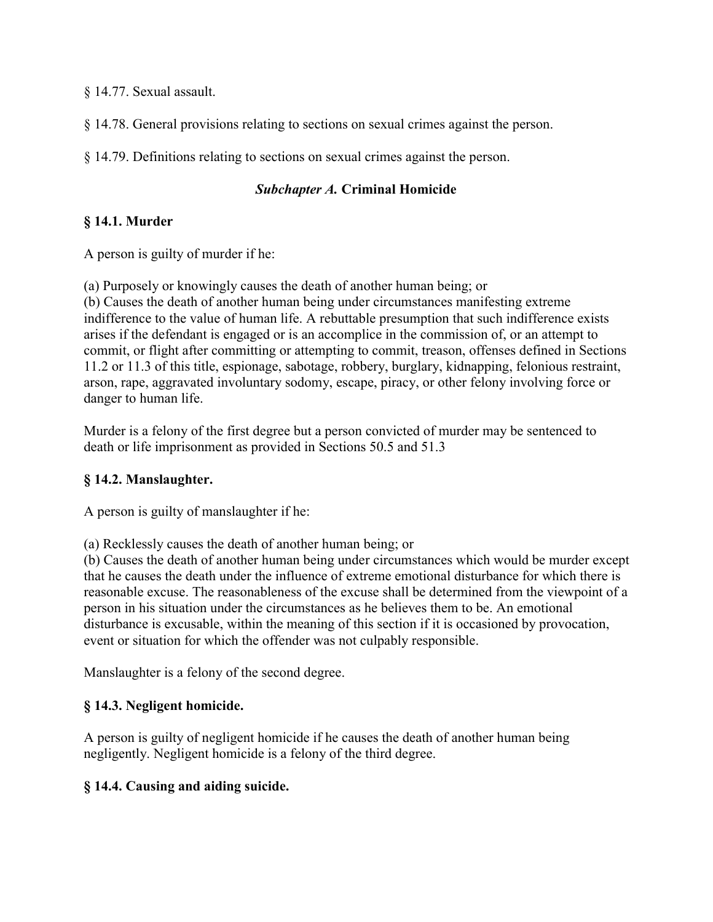§ 14.77. Sexual assault.

§ 14.78. General provisions relating to sections on sexual crimes against the person.

§ 14.79. Definitions relating to sections on sexual crimes against the person.

### *Subchapter A.* Criminal Homicide

### § 14.1. Murder

A person is guilty of murder if he:

(a) Purposely or knowingly causes the death of another human being; or
(b) Causes the death of another human being under circumstances manifesting extreme indifference to the value of human life. A rebuttable presumption that such indifference exists arises if the defendant is engaged or is an accomplice in the commission of, or an attempt to commit, or flight after committing or attempting to commit, treason, offenses defined in Sections 11.2 or 11.3 of this title, espionage, sabotage, robbery, burglary, kidnapping, felonious restraint, arson, rape, aggravated involuntary sodomy, escape, piracy, or other felony involving force or danger to human life.

Murder is a felony of the first degree but a person convicted of murder may be sentenced to death or life imprisonment as provided in Sections 50.5 and 51.3

### § 14.2. Manslaughter.

A person is guilty of manslaughter if he:

(a) Recklessly causes the death of another human being; or
(b) Causes the death of another human being under circumstances which would be murder except that he causes the death under the influence of extreme emotional disturbance for which there is reasonable excuse. The reasonableness of the excuse shall be determined from the viewpoint of a person in his situation under the circumstances as he believes them to be. An emotional disturbance is excusable, within the meaning of this section if it is occasioned by provocation, event or situation for which the offender was not culpably responsible.

Manslaughter is a felony of the second degree.

### § 14.3. Negligent homicide.

A person is guilty of negligent homicide if he causes the death of another human being negligently. Negligent homicide is a felony of the third degree.

### § 14.4. Causing and aiding suicide.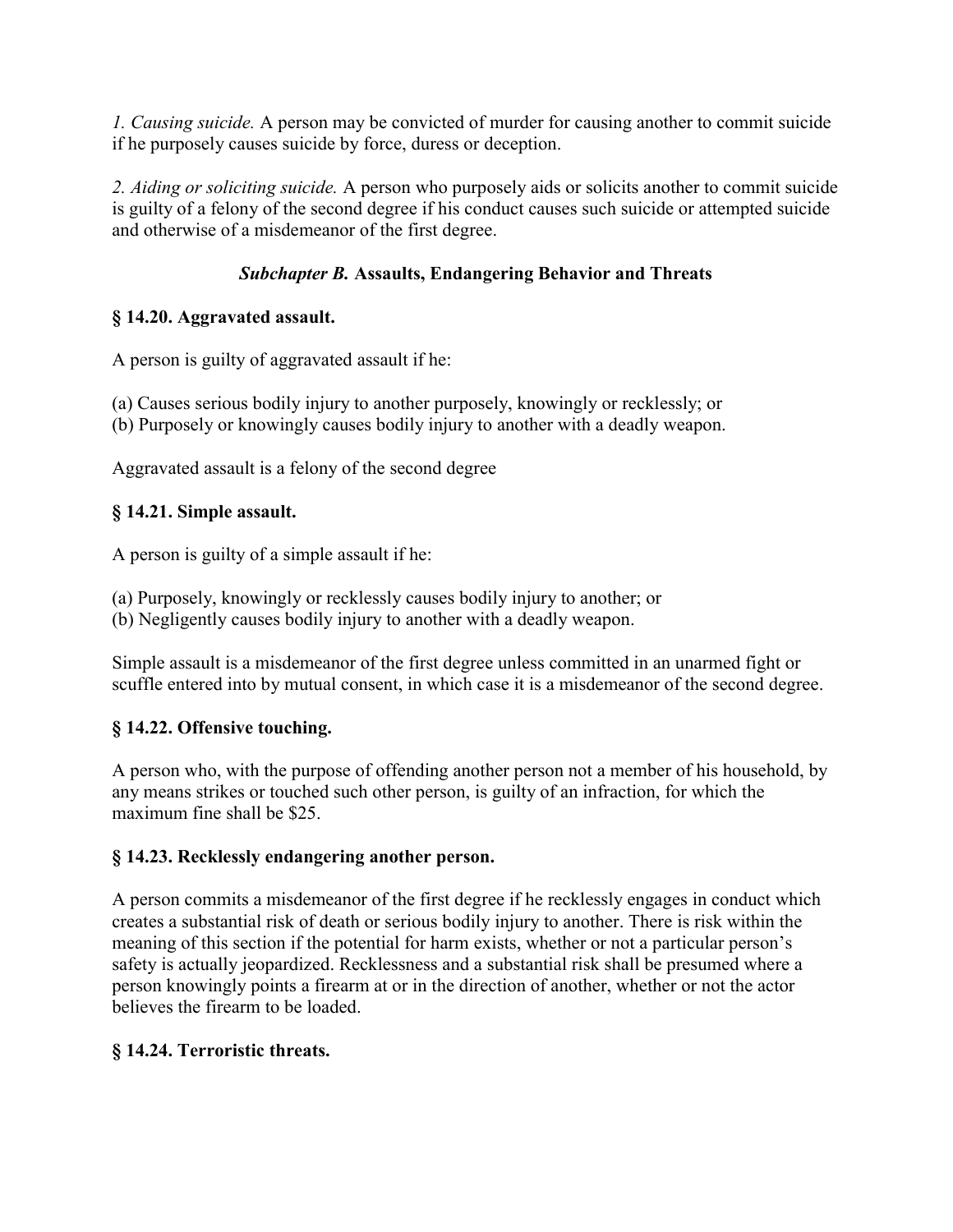*1. Causing suicide.* A person may be convicted of murder for causing another to commit suicide if he purposely causes suicide by force, duress or deception.

*2. Aiding or soliciting suicide.* A person who purposely aids or solicits another to commit suicide is guilty of a felony of the second degree if his conduct causes such suicide or attempted suicide and otherwise of a misdemeanor of the first degree.

### ***Subchapter B.* Assaults, Endangering Behavior and Threats**

### § 14.20. Aggravated assault.

A person is guilty of aggravated assault if he:

(a) Causes serious bodily injury to another purposely, knowingly or recklessly; or
(b) Purposely or knowingly causes bodily injury to another with a deadly weapon.

Aggravated assault is a felony of the second degree

### § 14.21. Simple assault.

A person is guilty of a simple assault if he:

(a) Purposely, knowingly or recklessly causes bodily injury to another; or
(b) Negligently causes bodily injury to another with a deadly weapon.

Simple assault is a misdemeanor of the first degree unless committed in an unarmed fight or scuffle entered into by mutual consent, in which case it is a misdemeanor of the second degree.

### § 14.22. Offensive touching.

A person who, with the purpose of offending another person not a member of his household, by any means strikes or touched such other person, is guilty of an infraction, for which the maximum fine shall be $25.

### § 14.23. Recklessly endangering another person.

A person commits a misdemeanor of the first degree if he recklessly engages in conduct which creates a substantial risk of death or serious bodily injury to another. There is risk within the meaning of this section if the potential for harm exists, whether or not a particular person's safety is actually jeopardized. Recklessness and a substantial risk shall be presumed where a person knowingly points a firearm at or in the direction of another, whether or not the actor believes the firearm to be loaded.

### § 14.24. Terroristic threats.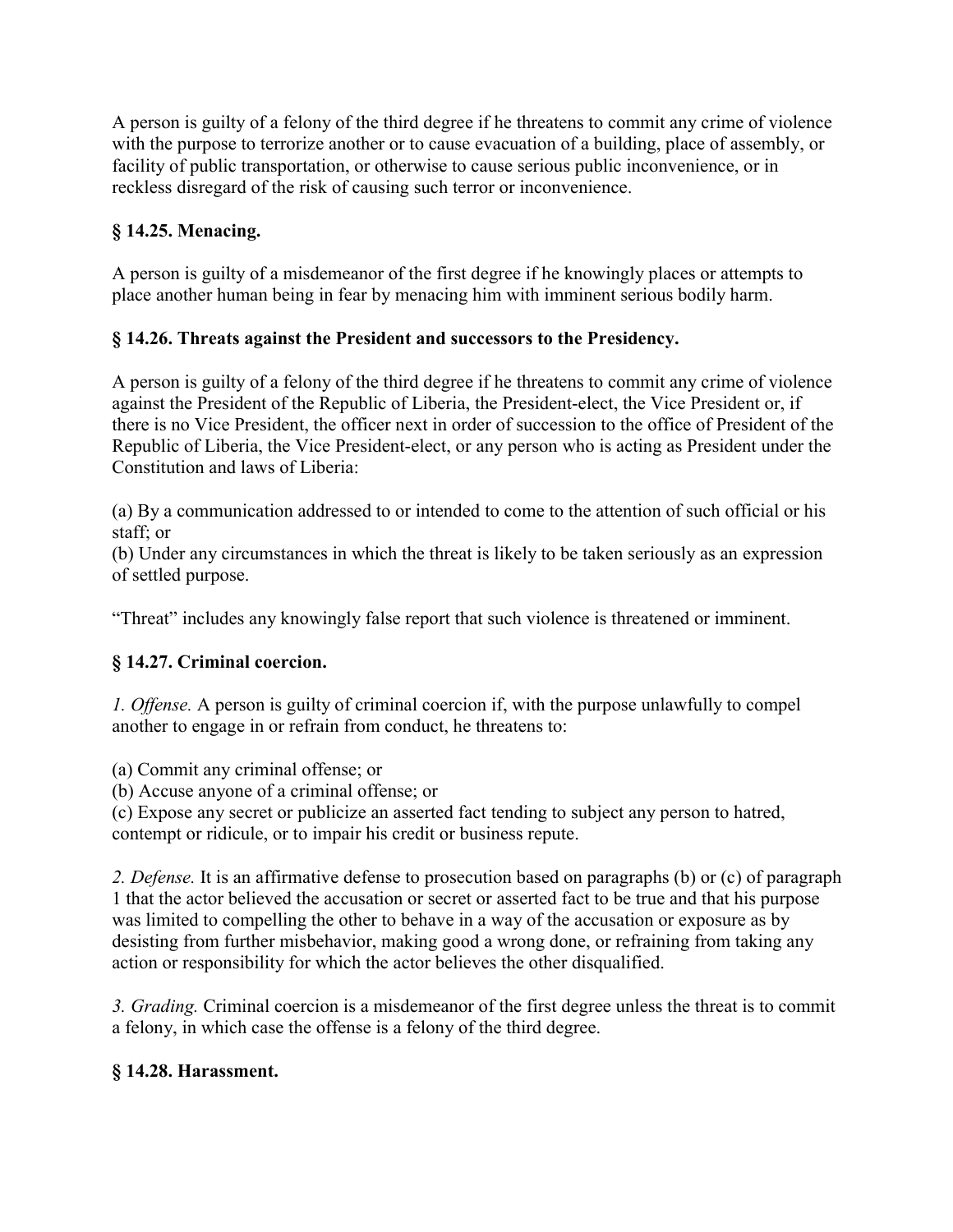A person is guilty of a felony of the third degree if he threatens to commit any crime of violence with the purpose to terrorize another or to cause evacuation of a building, place of assembly, or facility of public transportation, or otherwise to cause serious public inconvenience, or in reckless disregard of the risk of causing such terror or inconvenience.

### § 14.25. Menacing.

A person is guilty of a misdemeanor of the first degree if he knowingly places or attempts to place another human being in fear by menacing him with imminent serious bodily harm.

### § 14.26. Threats against the President and successors to the Presidency.

A person is guilty of a felony of the third degree if he threatens to commit any crime of violence against the President of the Republic of Liberia, the President-elect, the Vice President or, if there is no Vice President, the officer next in order of succession to the office of President of the Republic of Liberia, the Vice President-elect, or any person who is acting as President under the Constitution and laws of Liberia:

(a) By a communication addressed to or intended to come to the attention of such official or his staff; or
(b) Under any circumstances in which the threat is likely to be taken seriously as an expression of settled purpose.

“Threat” includes any knowingly false report that such violence is threatened or imminent.

### § 14.27. Criminal coercion.

*1. Offense.* A person is guilty of criminal coercion if, with the purpose unlawfully to compel another to engage in or refrain from conduct, he threatens to:

(a) Commit any criminal offense; or
(b) Accuse anyone of a criminal offense; or
(c) Expose any secret or publicize an asserted fact tending to subject any person to hatred, contempt or ridicule, or to impair his credit or business repute.

*2. Defense.* It is an affirmative defense to prosecution based on paragraphs (b) or (c) of paragraph 1 that the actor believed the accusation or secret or asserted fact to be true and that his purpose was limited to compelling the other to behave in a way of the accusation or exposure as by desisting from further misbehavior, making good a wrong done, or refraining from taking any action or responsibility for which the actor believes the other disqualified.

*3. Grading.* Criminal coercion is a misdemeanor of the first degree unless the threat is to commit a felony, in which case the offense is a felony of the third degree.

### § 14.28. Harassment.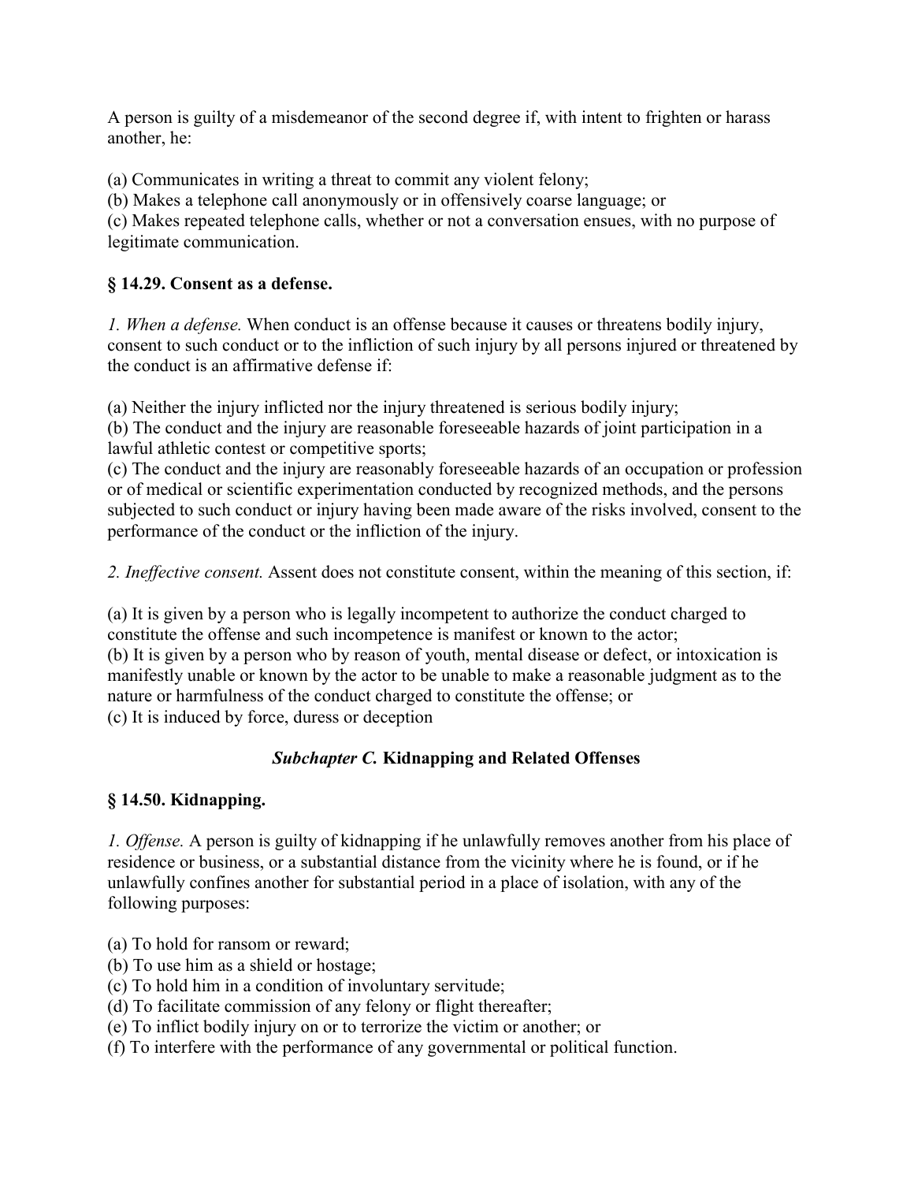A person is guilty of a misdemeanor of the second degree if, with intent to frighten or harass another, he:

(a) Communicates in writing a threat to commit any violent felony;
(b) Makes a telephone call anonymously or in offensively coarse language; or
(c) Makes repeated telephone calls, whether or not a conversation ensues, with no purpose of legitimate communication.

### § 14.29. Consent as a defense.

*1. When a defense.* When conduct is an offense because it causes or threatens bodily injury, consent to such conduct or to the infliction of such injury by all persons injured or threatened by the conduct is an affirmative defense if:

(a) Neither the injury inflicted nor the injury threatened is serious bodily injury;
(b) The conduct and the injury are reasonable foreseeable hazards of joint participation in a lawful athletic contest or competitive sports;
(c) The conduct and the injury are reasonably foreseeable hazards of an occupation or profession or of medical or scientific experimentation conducted by recognized methods, and the persons subjected to such conduct or injury having been made aware of the risks involved, consent to the performance of the conduct or the infliction of the injury.

*2. Ineffective consent.* Assent does not constitute consent, within the meaning of this section, if:

(a) It is given by a person who is legally incompetent to authorize the conduct charged to constitute the offense and such incompetence is manifest or known to the actor;
(b) It is given by a person who by reason of youth, mental disease or defect, or intoxication is manifestly unable or known by the actor to be unable to make a reasonable judgment as to the nature or harmfulness of the conduct charged to constitute the offense; or
(c) It is induced by force, duress or deception

## *Subchapter C.* Kidnapping and Related Offenses

### § 14.50. Kidnapping.

*1. Offense.* A person is guilty of kidnapping if he unlawfully removes another from his place of residence or business, or a substantial distance from the vicinity where he is found, or if he unlawfully confines another for substantial period in a place of isolation, with any of the following purposes:

(a) To hold for ransom or reward;
(b) To use him as a shield or hostage;
(c) To hold him in a condition of involuntary servitude;
(d) To facilitate commission of any felony or flight thereafter;
(e) To inflict bodily injury on or to terrorize the victim or another; or
(f) To interfere with the performance of any governmental or political function.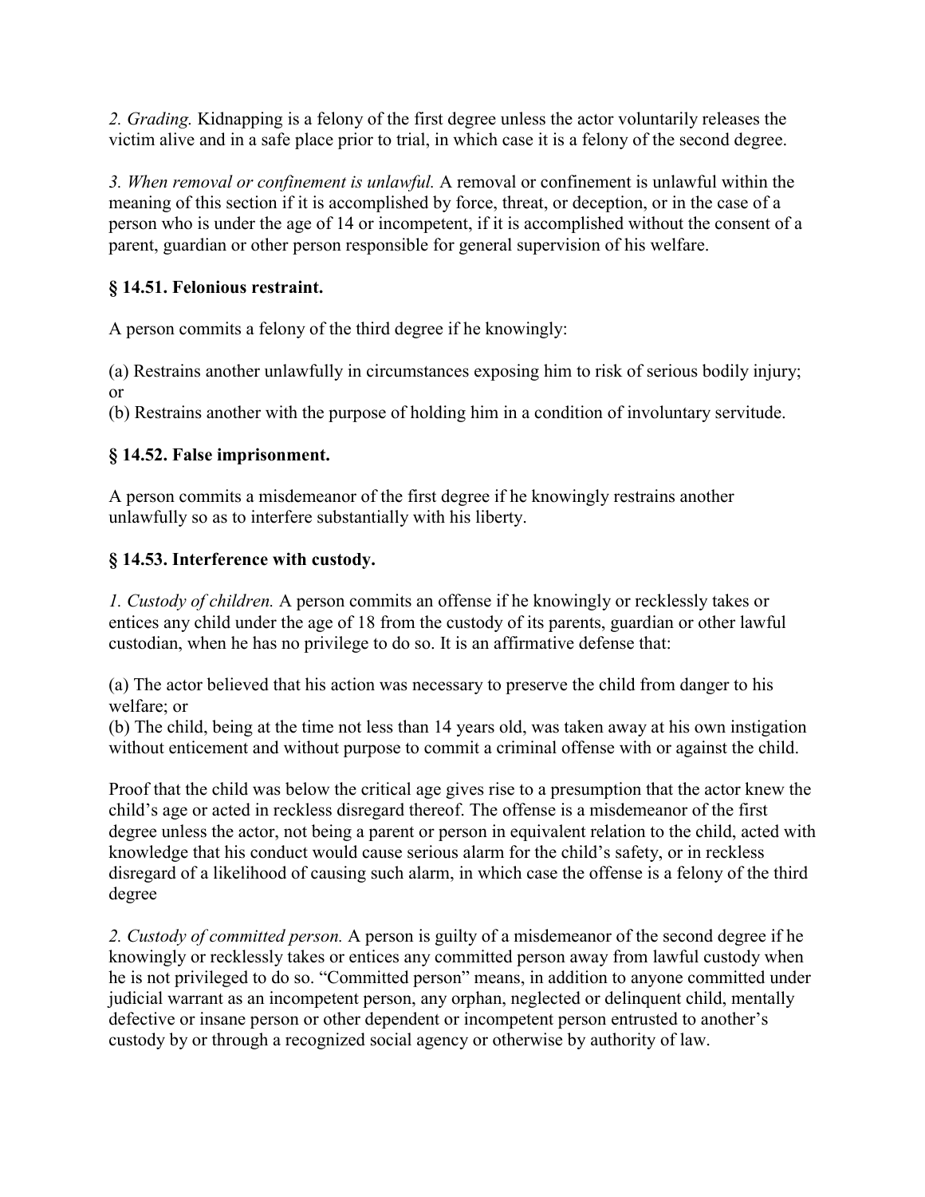*2. Grading.* Kidnapping is a felony of the first degree unless the actor voluntarily releases the victim alive and in a safe place prior to trial, in which case it is a felony of the second degree.

*3. When removal or confinement is unlawful.* A removal or confinement is unlawful within the meaning of this section if it is accomplished by force, threat, or deception, or in the case of a person who is under the age of 14 or incompetent, if it is accomplished without the consent of a parent, guardian or other person responsible for general supervision of his welfare.

### § 14.51. Felonious restraint.

A person commits a felony of the third degree if he knowingly:

(a) Restrains another unlawfully in circumstances exposing him to risk of serious bodily injury; or
(b) Restrains another with the purpose of holding him in a condition of involuntary servitude.

### § 14.52. False imprisonment.

A person commits a misdemeanor of the first degree if he knowingly restrains another unlawfully so as to interfere substantially with his liberty.

### § 14.53. Interference with custody.

*1. Custody of children.* A person commits an offense if he knowingly or recklessly takes or entices any child under the age of 18 from the custody of its parents, guardian or other lawful custodian, when he has no privilege to do so. It is an affirmative defense that:

(a) The actor believed that his action was necessary to preserve the child from danger to his welfare; or
(b) The child, being at the time not less than 14 years old, was taken away at his own instigation without enticement and without purpose to commit a criminal offense with or against the child.

Proof that the child was below the critical age gives rise to a presumption that the actor knew the child's age or acted in reckless disregard thereof. The offense is a misdemeanor of the first degree unless the actor, not being a parent or person in equivalent relation to the child, acted with knowledge that his conduct would cause serious alarm for the child's safety, or in reckless disregard of a likelihood of causing such alarm, in which case the offense is a felony of the third degree

*2. Custody of committed person.* A person is guilty of a misdemeanor of the second degree if he knowingly or recklessly takes or entices any committed person away from lawful custody when he is not privileged to do so. "Committed person" means, in addition to anyone committed under judicial warrant as an incompetent person, any orphan, neglected or delinquent child, mentally defective or insane person or other dependent or incompetent person entrusted to another's custody by or through a recognized social agency or otherwise by authority of law.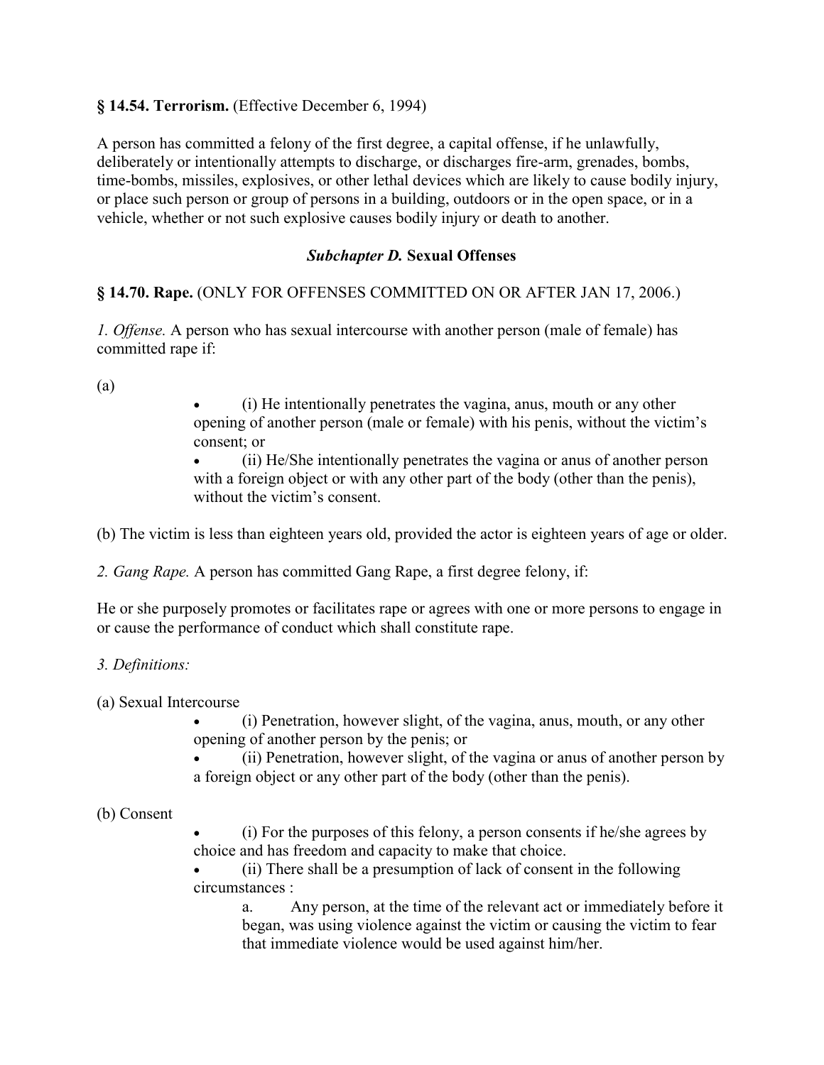**§ 14.54. Terrorism.** (Effective December 6, 1994)

A person has committed a felony of the first degree, a capital offense, if he unlawfully, deliberately or intentionally attempts to discharge, or discharges fire-arm, grenades, bombs, time-bombs, missiles, explosives, or other lethal devices which are likely to cause bodily injury, or place such person or group of persons in a building, outdoors or in the open space, or in a vehicle, whether or not such explosive causes bodily injury or death to another.

### ***Subchapter D.* Sexual Offenses**

**§ 14.70. Rape.** (ONLY FOR OFFENSES COMMITTED ON OR AFTER JAN 17, 2006.)

*1. Offense.* A person who has sexual intercourse with another person (male of female) has committed rape if:

(a)

- (i) He intentionally penetrates the vagina, anus, mouth or any other opening of another person (male or female) with his penis, without the victim's consent; or
- (ii) He/She intentionally penetrates the vagina or anus of another person with a foreign object or with any other part of the body (other than the penis), without the victim's consent.

(b) The victim is less than eighteen years old, provided the actor is eighteen years of age or older.

*2. Gang Rape.* A person has committed Gang Rape, a first degree felony, if:

He or she purposely promotes or facilitates rape or agrees with one or more persons to engage in or cause the performance of conduct which shall constitute rape.

*3. Definitions:*

(a) Sexual Intercourse

- (i) Penetration, however slight, of the vagina, anus, mouth, or any other opening of another person by the penis; or
- (ii) Penetration, however slight, of the vagina or anus of another person by a foreign object or any other part of the body (other than the penis).

(b) Consent

- (i) For the purposes of this felony, a person consents if he/she agrees by choice and has freedom and capacity to make that choice.
- (ii) There shall be a presumption of lack of consent in the following circumstances :
  - a. Any person, at the time of the relevant act or immediately before it began, was using violence against the victim or causing the victim to fear that immediate violence would be used against him/her.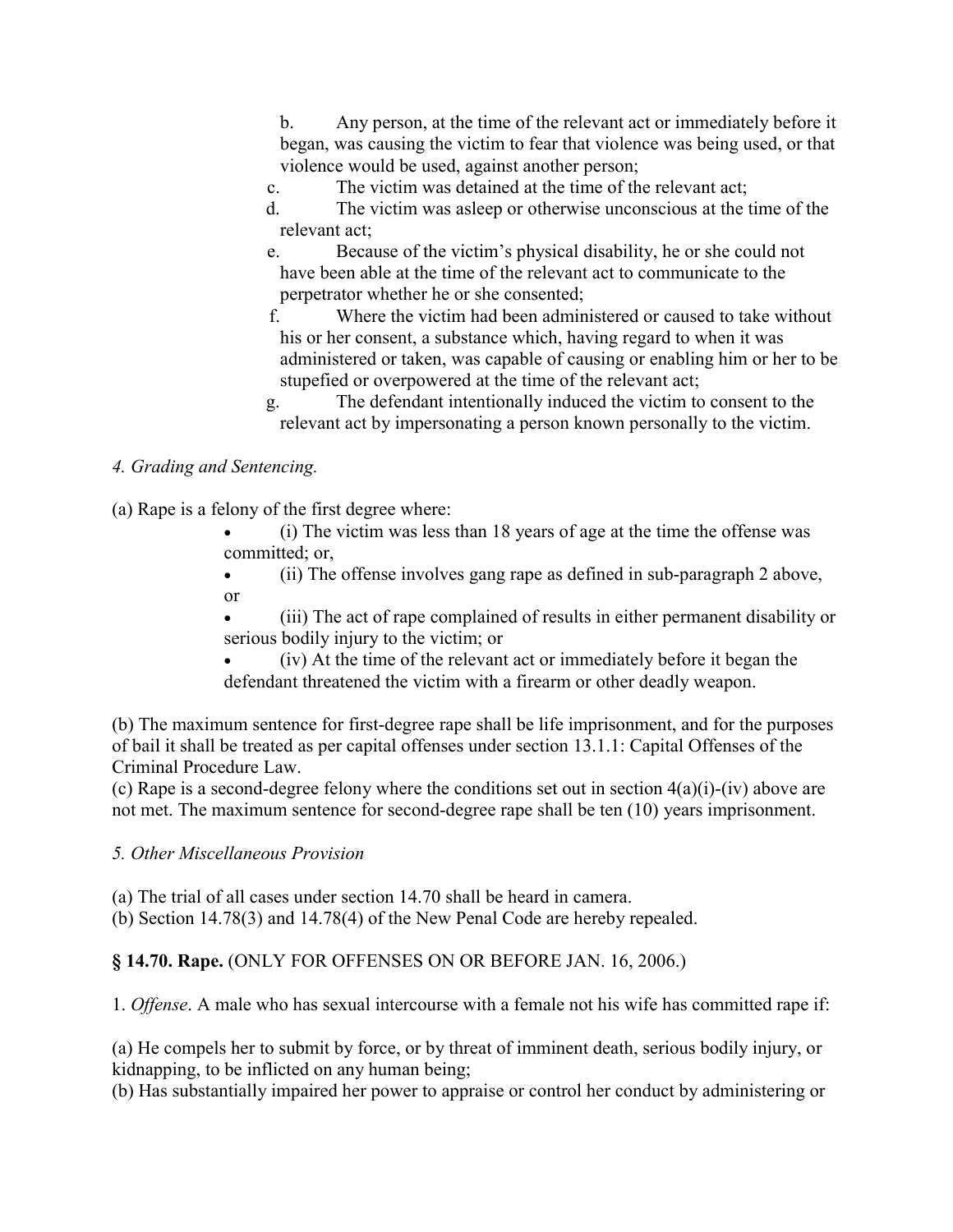b. Any person, at the time of the relevant act or immediately before it began, was causing the victim to fear that violence was being used, or that violence would be used, against another person;

c. The victim was detained at the time of the relevant act;

d. The victim was asleep or otherwise unconscious at the time of the relevant act;

e. Because of the victim's physical disability, he or she could not have been able at the time of the relevant act to communicate to the perpetrator whether he or she consented;

f. Where the victim had been administered or caused to take without his or her consent, a substance which, having regard to when it was administered or taken, was capable of causing or enabling him or her to be stupefied or overpowered at the time of the relevant act;

g. The defendant intentionally induced the victim to consent to the relevant act by impersonating a person known personally to the victim.

*4. Grading and Sentencing.*

(a) Rape is a felony of the first degree where:

- (i) The victim was less than 18 years of age at the time the offense was committed; or,
- (ii) The offense involves gang rape as defined in sub-paragraph 2 above, or
- (iii) The act of rape complained of results in either permanent disability or serious bodily injury to the victim; or
- (iv) At the time of the relevant act or immediately before it began the defendant threatened the victim with a firearm or other deadly weapon.

(b) The maximum sentence for first-degree rape shall be life imprisonment, and for the purposes of bail it shall be treated as per capital offenses under section 13.1.1: Capital Offenses of the Criminal Procedure Law.

(c) Rape is a second-degree felony where the conditions set out in section 4(a)(i)-(iv) above are not met. The maximum sentence for second-degree rape shall be ten (10) years imprisonment.

*5. Other Miscellaneous Provision*

(a) The trial of all cases under section 14.70 shall be heard in camera.
(b) Section 14.78(3) and 14.78(4) of the New Penal Code are hereby repealed.

**§ 14.70. Rape.** (ONLY FOR OFFENSES ON OR BEFORE JAN. 16, 2006.)

1. *Offense*. A male who has sexual intercourse with a female not his wife has committed rape if:

(a) He compels her to submit by force, or by threat of imminent death, serious bodily injury, or kidnapping, to be inflicted on any human being;
(b) Has substantially impaired her power to appraise or control her conduct by administering or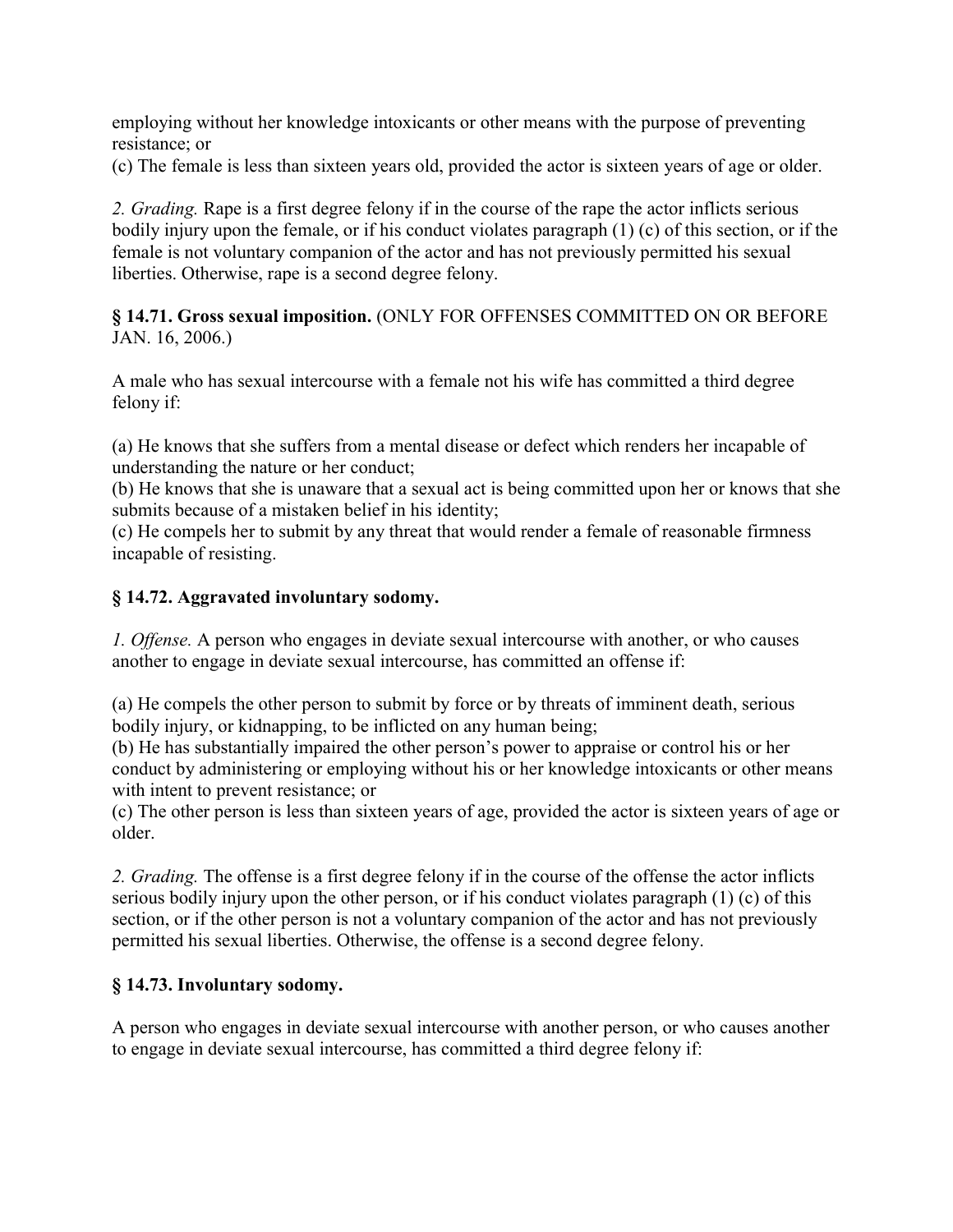employing without her knowledge intoxicants or other means with the purpose of preventing resistance; or
(c) The female is less than sixteen years old, provided the actor is sixteen years of age or older.

*2. Grading.* Rape is a first degree felony if in the course of the rape the actor inflicts serious bodily injury upon the female, or if his conduct violates paragraph (1) (c) of this section, or if the female is not voluntary companion of the actor and has not previously permitted his sexual liberties. Otherwise, rape is a second degree felony.

**§ 14.71. Gross sexual imposition.** (ONLY FOR OFFENSES COMMITTED ON OR BEFORE JAN. 16, 2006.)

A male who has sexual intercourse with a female not his wife has committed a third degree felony if:

(a) He knows that she suffers from a mental disease or defect which renders her incapable of understanding the nature or her conduct;
(b) He knows that she is unaware that a sexual act is being committed upon her or knows that she submits because of a mistaken belief in his identity;
(c) He compels her to submit by any threat that would render a female of reasonable firmness incapable of resisting.

**§ 14.72. Aggravated involuntary sodomy.**

*1. Offense.* A person who engages in deviate sexual intercourse with another, or who causes another to engage in deviate sexual intercourse, has committed an offense if:

(a) He compels the other person to submit by force or by threats of imminent death, serious bodily injury, or kidnapping, to be inflicted on any human being;
(b) He has substantially impaired the other person's power to appraise or control his or her conduct by administering or employing without his or her knowledge intoxicants or other means with intent to prevent resistance; or
(c) The other person is less than sixteen years of age, provided the actor is sixteen years of age or older.

*2. Grading.* The offense is a first degree felony if in the course of the offense the actor inflicts serious bodily injury upon the other person, or if his conduct violates paragraph (1) (c) of this section, or if the other person is not a voluntary companion of the actor and has not previously permitted his sexual liberties. Otherwise, the offense is a second degree felony.

**§ 14.73. Involuntary sodomy.**

A person who engages in deviate sexual intercourse with another person, or who causes another to engage in deviate sexual intercourse, has committed a third degree felony if: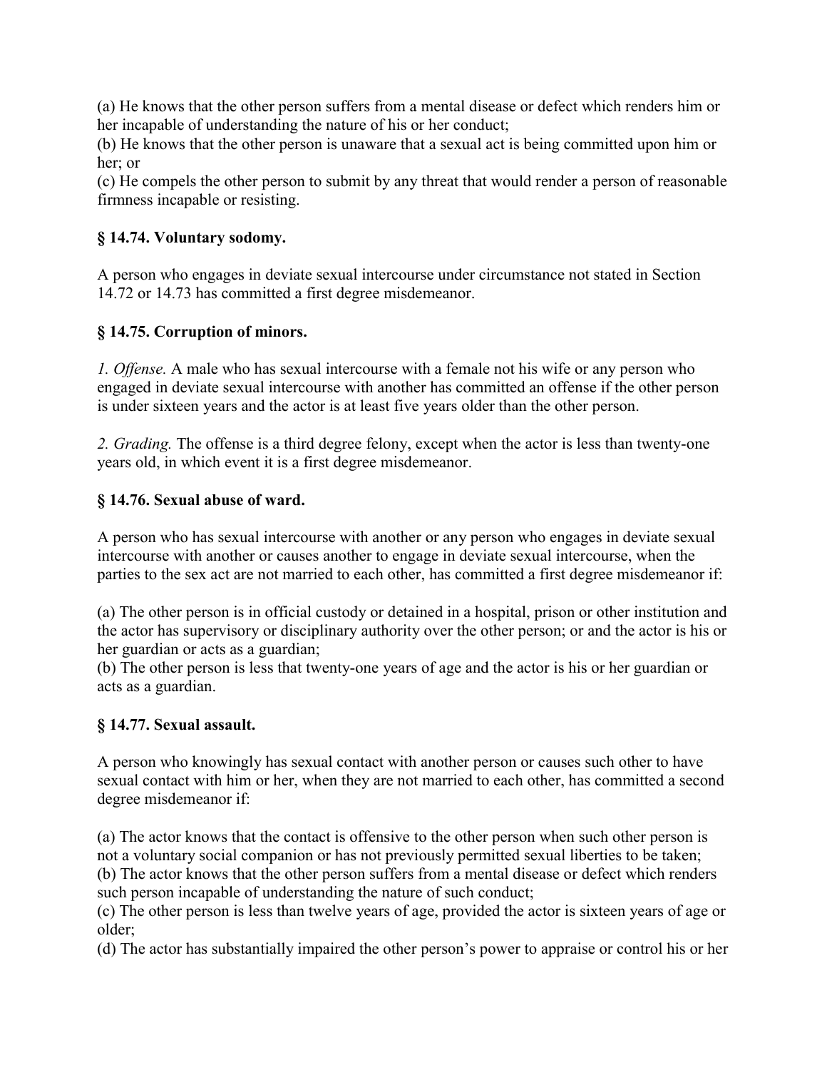(a) He knows that the other person suffers from a mental disease or defect which renders him or her incapable of understanding the nature of his or her conduct;
(b) He knows that the other person is unaware that a sexual act is being committed upon him or her; or
(c) He compels the other person to submit by any threat that would render a person of reasonable firmness incapable or resisting.

### § 14.74. Voluntary sodomy.

A person who engages in deviate sexual intercourse under circumstance not stated in Section 14.72 or 14.73 has committed a first degree misdemeanor.

### § 14.75. Corruption of minors.

*1. Offense.* A male who has sexual intercourse with a female not his wife or any person who engaged in deviate sexual intercourse with another has committed an offense if the other person is under sixteen years and the actor is at least five years older than the other person.

*2. Grading.* The offense is a third degree felony, except when the actor is less than twenty-one years old, in which event it is a first degree misdemeanor.

### § 14.76. Sexual abuse of ward.

A person who has sexual intercourse with another or any person who engages in deviate sexual intercourse with another or causes another to engage in deviate sexual intercourse, when the parties to the sex act are not married to each other, has committed a first degree misdemeanor if:

(a) The other person is in official custody or detained in a hospital, prison or other institution and the actor has supervisory or disciplinary authority over the other person; or and the actor is his or her guardian or acts as a guardian;
(b) The other person is less that twenty-one years of age and the actor is his or her guardian or acts as a guardian.

### § 14.77. Sexual assault.

A person who knowingly has sexual contact with another person or causes such other to have sexual contact with him or her, when they are not married to each other, has committed a second degree misdemeanor if:

(a) The actor knows that the contact is offensive to the other person when such other person is not a voluntary social companion or has not previously permitted sexual liberties to be taken;
(b) The actor knows that the other person suffers from a mental disease or defect which renders such person incapable of understanding the nature of such conduct;
(c) The other person is less than twelve years of age, provided the actor is sixteen years of age or older;
(d) The actor has substantially impaired the other person's power to appraise or control his or her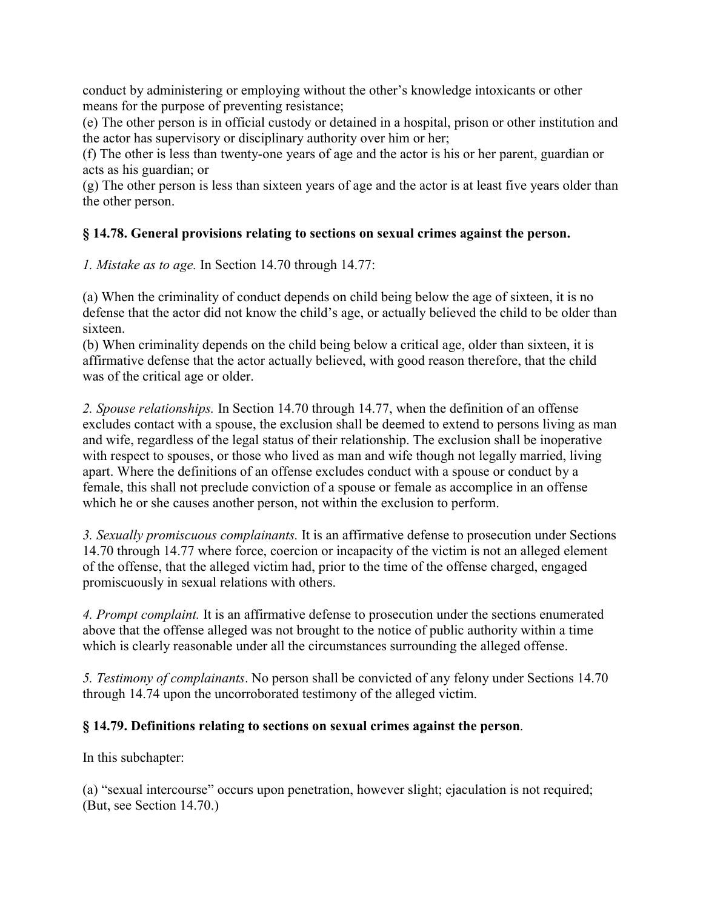conduct by administering or employing without the other's knowledge intoxicants or other means for the purpose of preventing resistance;
(e) The other person is in official custody or detained in a hospital, prison or other institution and the actor has supervisory or disciplinary authority over him or her;
(f) The other is less than twenty-one years of age and the actor is his or her parent, guardian or acts as his guardian; or
(g) The other person is less than sixteen years of age and the actor is at least five years older than the other person.

### § 14.78. General provisions relating to sections on sexual crimes against the person.

*1. Mistake as to age.* In Section 14.70 through 14.77:

(a) When the criminality of conduct depends on child being below the age of sixteen, it is no defense that the actor did not know the child's age, or actually believed the child to be older than sixteen.
(b) When criminality depends on the child being below a critical age, older than sixteen, it is affirmative defense that the actor actually believed, with good reason therefore, that the child was of the critical age or older.

*2. Spouse relationships.* In Section 14.70 through 14.77, when the definition of an offense excludes contact with a spouse, the exclusion shall be deemed to extend to persons living as man and wife, regardless of the legal status of their relationship. The exclusion shall be inoperative with respect to spouses, or those who lived as man and wife though not legally married, living apart. Where the definitions of an offense excludes conduct with a spouse or conduct by a female, this shall not preclude conviction of a spouse or female as accomplice in an offense which he or she causes another person, not within the exclusion to perform.

*3. Sexually promiscuous complainants.* It is an affirmative defense to prosecution under Sections 14.70 through 14.77 where force, coercion or incapacity of the victim is not an alleged element of the offense, that the alleged victim had, prior to the time of the offense charged, engaged promiscuously in sexual relations with others.

*4. Prompt complaint.* It is an affirmative defense to prosecution under the sections enumerated above that the offense alleged was not brought to the notice of public authority within a time which is clearly reasonable under all the circumstances surrounding the alleged offense.

*5. Testimony of complainants*. No person shall be convicted of any felony under Sections 14.70 through 14.74 upon the uncorroborated testimony of the alleged victim.

### § 14.79. Definitions relating to sections on sexual crimes against the person.

In this subchapter:

(a) "sexual intercourse" occurs upon penetration, however slight; ejaculation is not required; (But, see Section 14.70.)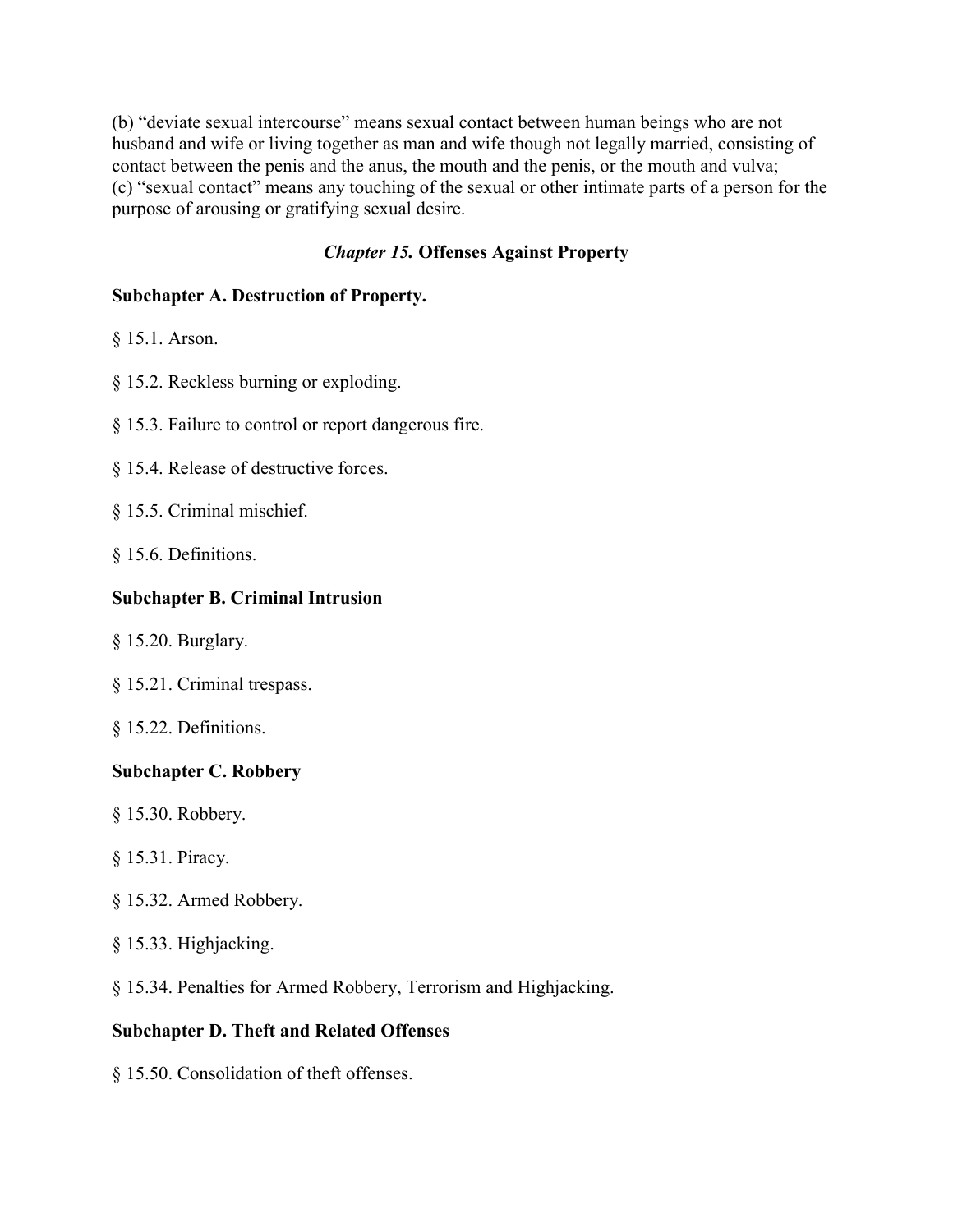(b) “deviate sexual intercourse” means sexual contact between human beings who are not husband and wife or living together as man and wife though not legally married, consisting of contact between the penis and the anus, the mouth and the penis, or the mouth and vulva;
(c) “sexual contact” means any touching of the sexual or other intimate parts of a person for the purpose of arousing or gratifying sexual desire.

## *Chapter 15.* Offenses Against Property

### Subchapter A. Destruction of Property.

§ 15.1. Arson.

§ 15.2. Reckless burning or exploding.

§ 15.3. Failure to control or report dangerous fire.

§ 15.4. Release of destructive forces.

§ 15.5. Criminal mischief.

§ 15.6. Definitions.

### Subchapter B. Criminal Intrusion

§ 15.20. Burglary.

§ 15.21. Criminal trespass.

§ 15.22. Definitions.

### Subchapter C. Robbery

§ 15.30. Robbery.

§ 15.31. Piracy.

§ 15.32. Armed Robbery.

§ 15.33. Highjacking.

§ 15.34. Penalties for Armed Robbery, Terrorism and Highjacking.

### Subchapter D. Theft and Related Offenses

§ 15.50. Consolidation of theft offenses.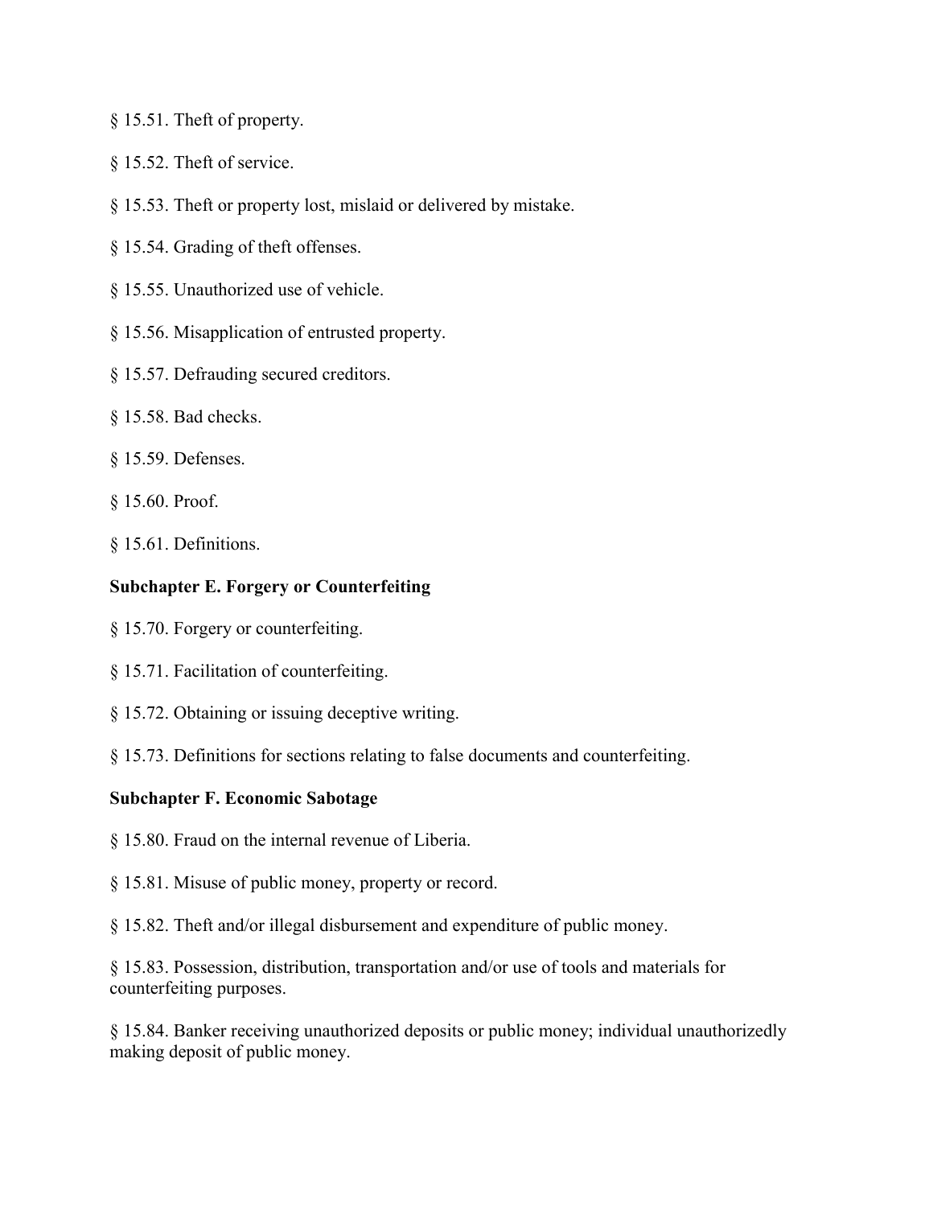§ 15.51. Theft of property.

§ 15.52. Theft of service.

§ 15.53. Theft or property lost, mislaid or delivered by mistake.

§ 15.54. Grading of theft offenses.

§ 15.55. Unauthorized use of vehicle.

§ 15.56. Misapplication of entrusted property.

§ 15.57. Defrauding secured creditors.

§ 15.58. Bad checks.

§ 15.59. Defenses.

§ 15.60. Proof.

§ 15.61. Definitions.

**Subchapter E. Forgery or Counterfeiting**

§ 15.70. Forgery or counterfeiting.

§ 15.71. Facilitation of counterfeiting.

§ 15.72. Obtaining or issuing deceptive writing.

§ 15.73. Definitions for sections relating to false documents and counterfeiting.

**Subchapter F. Economic Sabotage**

§ 15.80. Fraud on the internal revenue of Liberia.

§ 15.81. Misuse of public money, property or record.

§ 15.82. Theft and/or illegal disbursement and expenditure of public money.

§ 15.83. Possession, distribution, transportation and/or use of tools and materials for counterfeiting purposes.

§ 15.84. Banker receiving unauthorized deposits or public money; individual unauthorizedly making deposit of public money.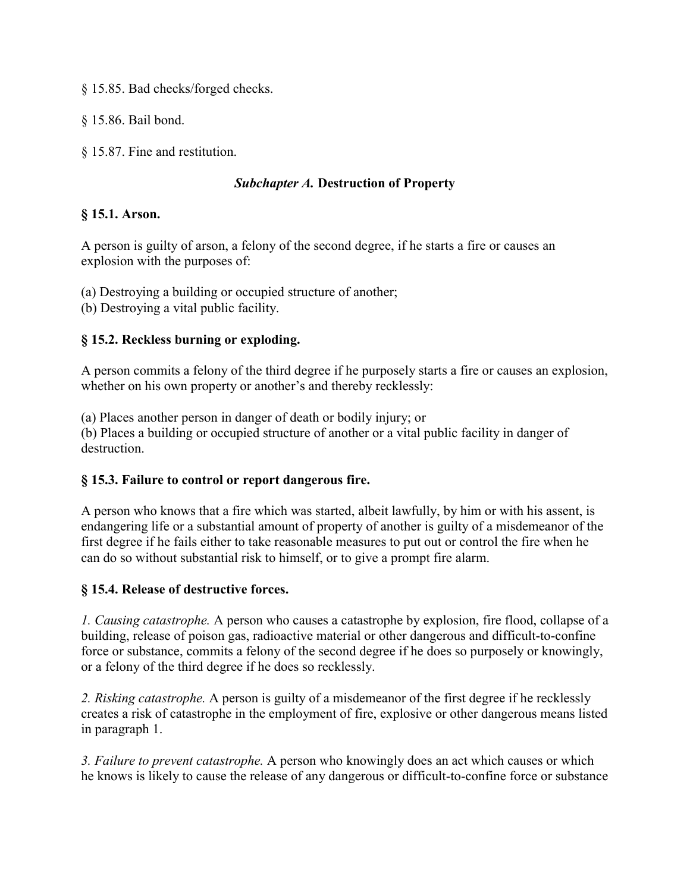§ 15.85. Bad checks/forged checks.

§ 15.86. Bail bond.

§ 15.87. Fine and restitution.

## *Subchapter A.* Destruction of Property

### § 15.1. Arson.

A person is guilty of arson, a felony of the second degree, if he starts a fire or causes an explosion with the purposes of:

(a) Destroying a building or occupied structure of another;
(b) Destroying a vital public facility.

### § 15.2. Reckless burning or exploding.

A person commits a felony of the third degree if he purposely starts a fire or causes an explosion, whether on his own property or another's and thereby recklessly:

(a) Places another person in danger of death or bodily injury; or
(b) Places a building or occupied structure of another or a vital public facility in danger of destruction.

### § 15.3. Failure to control or report dangerous fire.

A person who knows that a fire which was started, albeit lawfully, by him or with his assent, is endangering life or a substantial amount of property of another is guilty of a misdemeanor of the first degree if he fails either to take reasonable measures to put out or control the fire when he can do so without substantial risk to himself, or to give a prompt fire alarm.

### § 15.4. Release of destructive forces.

*1. Causing catastrophe.* A person who causes a catastrophe by explosion, fire flood, collapse of a building, release of poison gas, radioactive material or other dangerous and difficult-to-confine force or substance, commits a felony of the second degree if he does so purposely or knowingly, or a felony of the third degree if he does so recklessly.

*2. Risking catastrophe.* A person is guilty of a misdemeanor of the first degree if he recklessly creates a risk of catastrophe in the employment of fire, explosive or other dangerous means listed in paragraph 1.

*3. Failure to prevent catastrophe.* A person who knowingly does an act which causes or which he knows is likely to cause the release of any dangerous or difficult-to-confine force or substance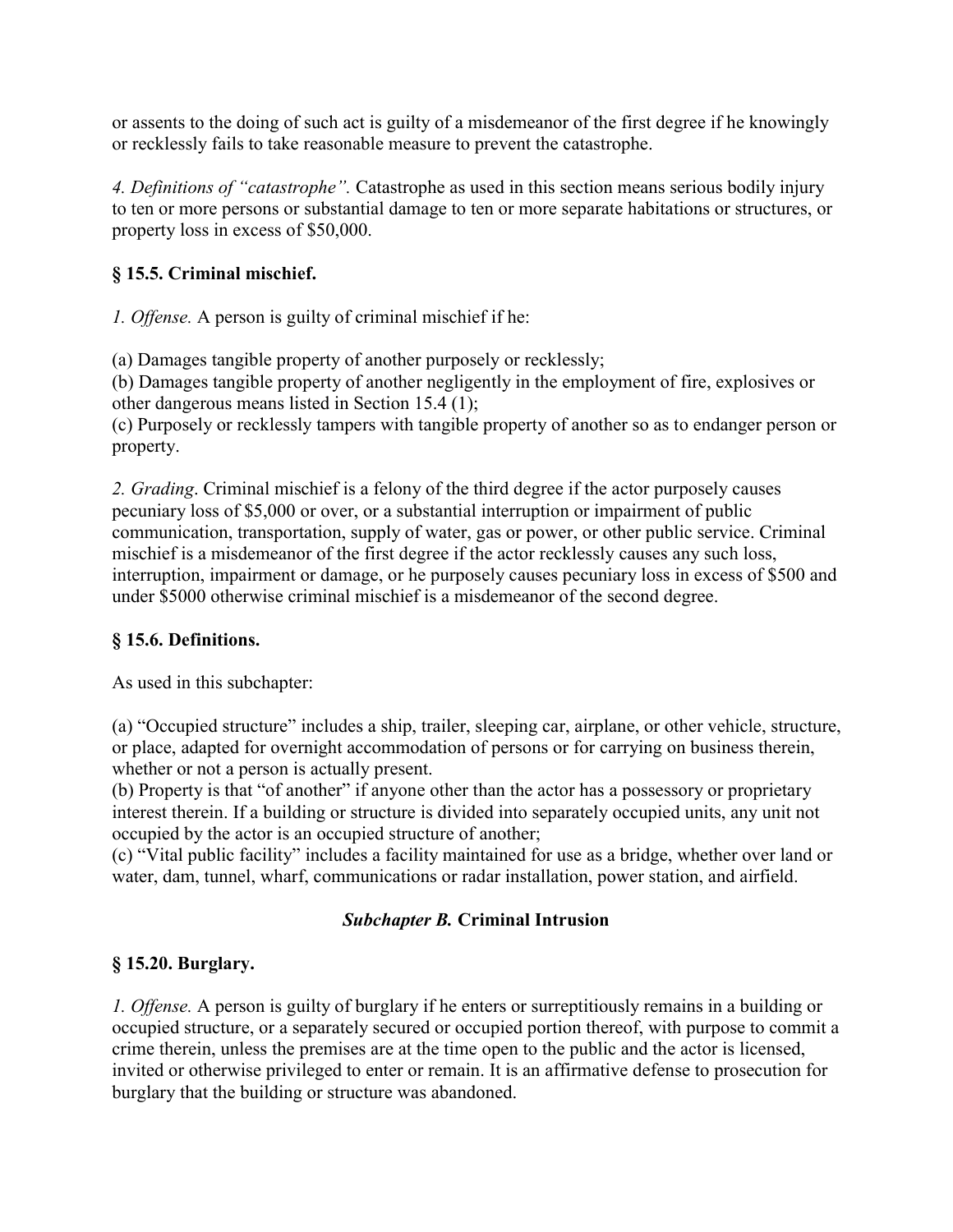or assents to the doing of such act is guilty of a misdemeanor of the first degree if he knowingly or recklessly fails to take reasonable measure to prevent the catastrophe.

*4. Definitions of "catastrophe".* Catastrophe as used in this section means serious bodily injury to ten or more persons or substantial damage to ten or more separate habitations or structures, or property loss in excess of $50,000.

### § 15.5. Criminal mischief.

*1. Offense.* A person is guilty of criminal mischief if he:

(a) Damages tangible property of another purposely or recklessly;
(b) Damages tangible property of another negligently in the employment of fire, explosives or other dangerous means listed in Section 15.4 (1);
(c) Purposely or recklessly tampers with tangible property of another so as to endanger person or property.

*2. Grading*. Criminal mischief is a felony of the third degree if the actor purposely causes pecuniary loss of $5,000 or over, or a substantial interruption or impairment of public communication, transportation, supply of water, gas or power, or other public service. Criminal mischief is a misdemeanor of the first degree if the actor recklessly causes any such loss, interruption, impairment or damage, or he purposely causes pecuniary loss in excess of $500 and under $5000 otherwise criminal mischief is a misdemeanor of the second degree.

### § 15.6. Definitions.

As used in this subchapter:

(a) "Occupied structure" includes a ship, trailer, sleeping car, airplane, or other vehicle, structure, or place, adapted for overnight accommodation of persons or for carrying on business therein, whether or not a person is actually present.
(b) Property is that "of another" if anyone other than the actor has a possessory or proprietary interest therein. If a building or structure is divided into separately occupied units, any unit not occupied by the actor is an occupied structure of another;
(c) "Vital public facility" includes a facility maintained for use as a bridge, whether over land or water, dam, tunnel, wharf, communications or radar installation, power station, and airfield.

## ***Subchapter B.* Criminal Intrusion**

### § 15.20. Burglary.

*1. Offense.* A person is guilty of burglary if he enters or surreptitiously remains in a building or occupied structure, or a separately secured or occupied portion thereof, with purpose to commit a crime therein, unless the premises are at the time open to the public and the actor is licensed, invited or otherwise privileged to enter or remain. It is an affirmative defense to prosecution for burglary that the building or structure was abandoned.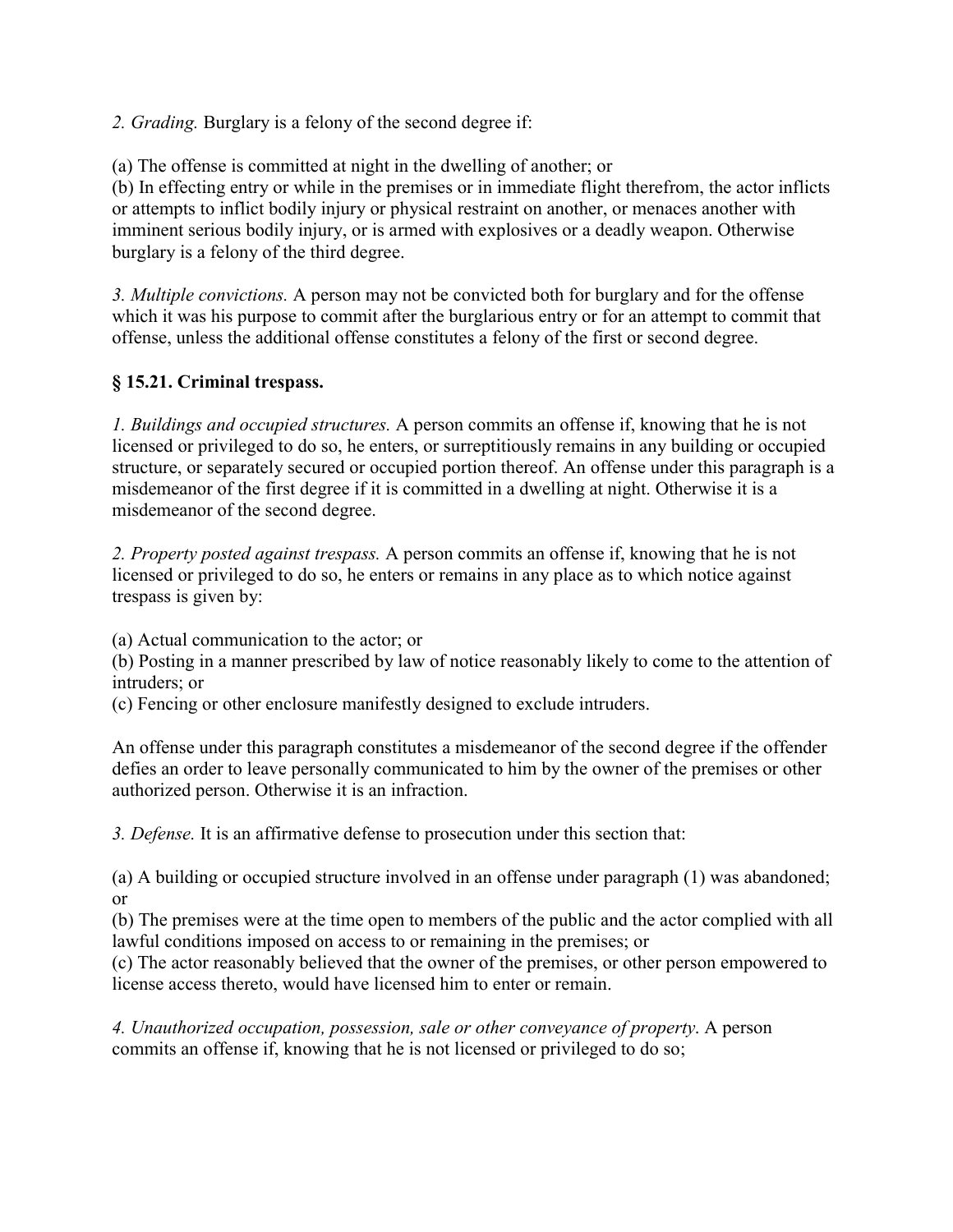*2. Grading.* Burglary is a felony of the second degree if:

(a) The offense is committed at night in the dwelling of another; or
(b) In effecting entry or while in the premises or in immediate flight therefrom, the actor inflicts or attempts to inflict bodily injury or physical restraint on another, or menaces another with imminent serious bodily injury, or is armed with explosives or a deadly weapon. Otherwise burglary is a felony of the third degree.

*3. Multiple convictions.* A person may not be convicted both for burglary and for the offense which it was his purpose to commit after the burglarious entry or for an attempt to commit that offense, unless the additional offense constitutes a felony of the first or second degree.

### § 15.21. Criminal trespass.

*1. Buildings and occupied structures.* A person commits an offense if, knowing that he is not licensed or privileged to do so, he enters, or surreptitiously remains in any building or occupied structure, or separately secured or occupied portion thereof. An offense under this paragraph is a misdemeanor of the first degree if it is committed in a dwelling at night. Otherwise it is a misdemeanor of the second degree.

*2. Property posted against trespass.* A person commits an offense if, knowing that he is not licensed or privileged to do so, he enters or remains in any place as to which notice against trespass is given by:

(a) Actual communication to the actor; or
(b) Posting in a manner prescribed by law of notice reasonably likely to come to the attention of intruders; or
(c) Fencing or other enclosure manifestly designed to exclude intruders.

An offense under this paragraph constitutes a misdemeanor of the second degree if the offender defies an order to leave personally communicated to him by the owner of the premises or other authorized person. Otherwise it is an infraction.

*3. Defense.* It is an affirmative defense to prosecution under this section that:

(a) A building or occupied structure involved in an offense under paragraph (1) was abandoned; or
(b) The premises were at the time open to members of the public and the actor complied with all lawful conditions imposed on access to or remaining in the premises; or
(c) The actor reasonably believed that the owner of the premises, or other person empowered to license access thereto, would have licensed him to enter or remain.

*4. Unauthorized occupation, possession, sale or other conveyance of property*. A person commits an offense if, knowing that he is not licensed or privileged to do so;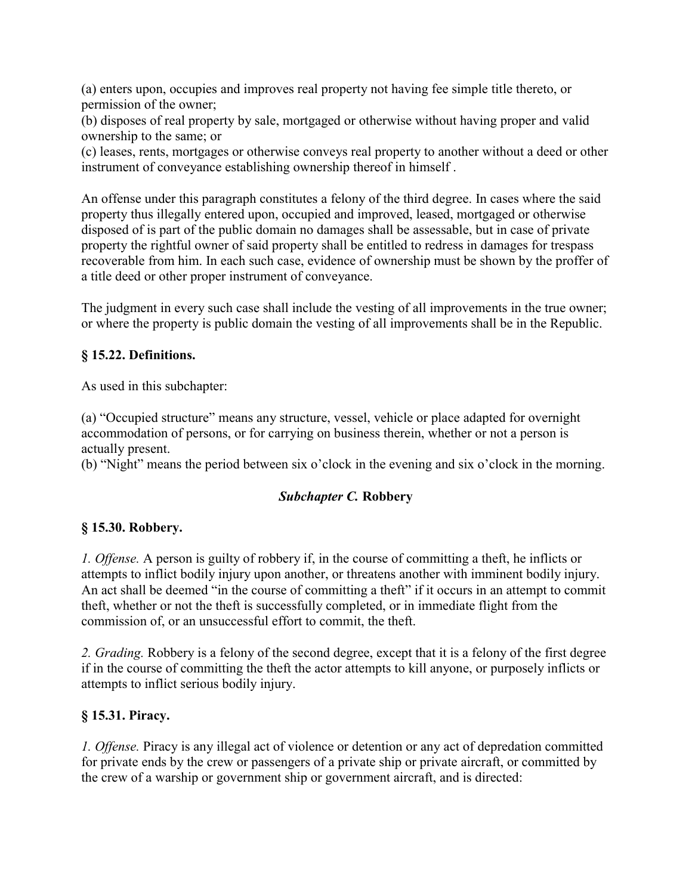(a) enters upon, occupies and improves real property not having fee simple title thereto, or permission of the owner;
(b) disposes of real property by sale, mortgaged or otherwise without having proper and valid ownership to the same; or
(c) leases, rents, mortgages or otherwise conveys real property to another without a deed or other instrument of conveyance establishing ownership thereof in himself .

An offense under this paragraph constitutes a felony of the third degree. In cases where the said property thus illegally entered upon, occupied and improved, leased, mortgaged or otherwise disposed of is part of the public domain no damages shall be assessable, but in case of private property the rightful owner of said property shall be entitled to redress in damages for trespass recoverable from him. In each such case, evidence of ownership must be shown by the proffer of a title deed or other proper instrument of conveyance.

The judgment in every such case shall include the vesting of all improvements in the true owner; or where the property is public domain the vesting of all improvements shall be in the Republic.

### § 15.22. Definitions.

As used in this subchapter:

(a) "Occupied structure" means any structure, vessel, vehicle or place adapted for overnight accommodation of persons, or for carrying on business therein, whether or not a person is actually present.
(b) "Night" means the period between six o'clock in the evening and six o'clock in the morning.

## *Subchapter C.* Robbery

### § 15.30. Robbery.

*1. Offense.* A person is guilty of robbery if, in the course of committing a theft, he inflicts or attempts to inflict bodily injury upon another, or threatens another with imminent bodily injury. An act shall be deemed "in the course of committing a theft" if it occurs in an attempt to commit theft, whether or not the theft is successfully completed, or in immediate flight from the commission of, or an unsuccessful effort to commit, the theft.

*2. Grading.* Robbery is a felony of the second degree, except that it is a felony of the first degree if in the course of committing the theft the actor attempts to kill anyone, or purposely inflicts or attempts to inflict serious bodily injury.

### § 15.31. Piracy.

*1. Offense.* Piracy is any illegal act of violence or detention or any act of depredation committed for private ends by the crew or passengers of a private ship or private aircraft, or committed by the crew of a warship or government ship or government aircraft, and is directed: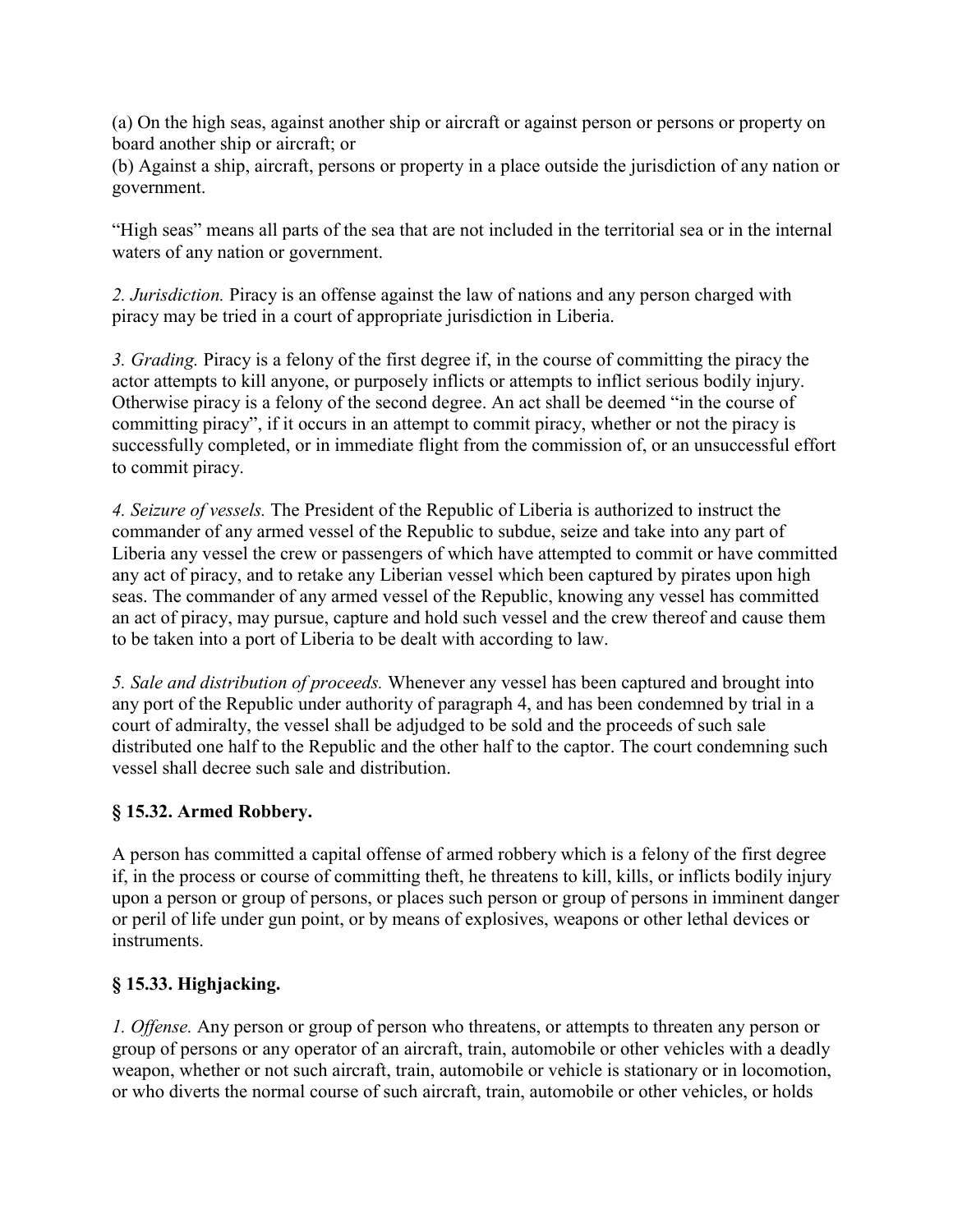(a) On the high seas, against another ship or aircraft or against person or persons or property on board another ship or aircraft; or

(b) Against a ship, aircraft, persons or property in a place outside the jurisdiction of any nation or government.

"High seas" means all parts of the sea that are not included in the territorial sea or in the internal waters of any nation or government.

*2. Jurisdiction.* Piracy is an offense against the law of nations and any person charged with piracy may be tried in a court of appropriate jurisdiction in Liberia.

*3. Grading.* Piracy is a felony of the first degree if, in the course of committing the piracy the actor attempts to kill anyone, or purposely inflicts or attempts to inflict serious bodily injury. Otherwise piracy is a felony of the second degree. An act shall be deemed "in the course of committing piracy", if it occurs in an attempt to commit piracy, whether or not the piracy is successfully completed, or in immediate flight from the commission of, or an unsuccessful effort to commit piracy.

*4. Seizure of vessels.* The President of the Republic of Liberia is authorized to instruct the commander of any armed vessel of the Republic to subdue, seize and take into any part of Liberia any vessel the crew or passengers of which have attempted to commit or have committed any act of piracy, and to retake any Liberian vessel which been captured by pirates upon high seas. The commander of any armed vessel of the Republic, knowing any vessel has committed an act of piracy, may pursue, capture and hold such vessel and the crew thereof and cause them to be taken into a port of Liberia to be dealt with according to law.

*5. Sale and distribution of proceeds.* Whenever any vessel has been captured and brought into any port of the Republic under authority of paragraph 4, and has been condemned by trial in a court of admiralty, the vessel shall be adjudged to be sold and the proceeds of such sale distributed one half to the Republic and the other half to the captor. The court condemning such vessel shall decree such sale and distribution.

### § 15.32. Armed Robbery.

A person has committed a capital offense of armed robbery which is a felony of the first degree if, in the process or course of committing theft, he threatens to kill, kills, or inflicts bodily injury upon a person or group of persons, or places such person or group of persons in imminent danger or peril of life under gun point, or by means of explosives, weapons or other lethal devices or instruments.

### § 15.33. Highjacking.

*1. Offense.* Any person or group of person who threatens, or attempts to threaten any person or group of persons or any operator of an aircraft, train, automobile or other vehicles with a deadly weapon, whether or not such aircraft, train, automobile or vehicle is stationary or in locomotion, or who diverts the normal course of such aircraft, train, automobile or other vehicles, or holds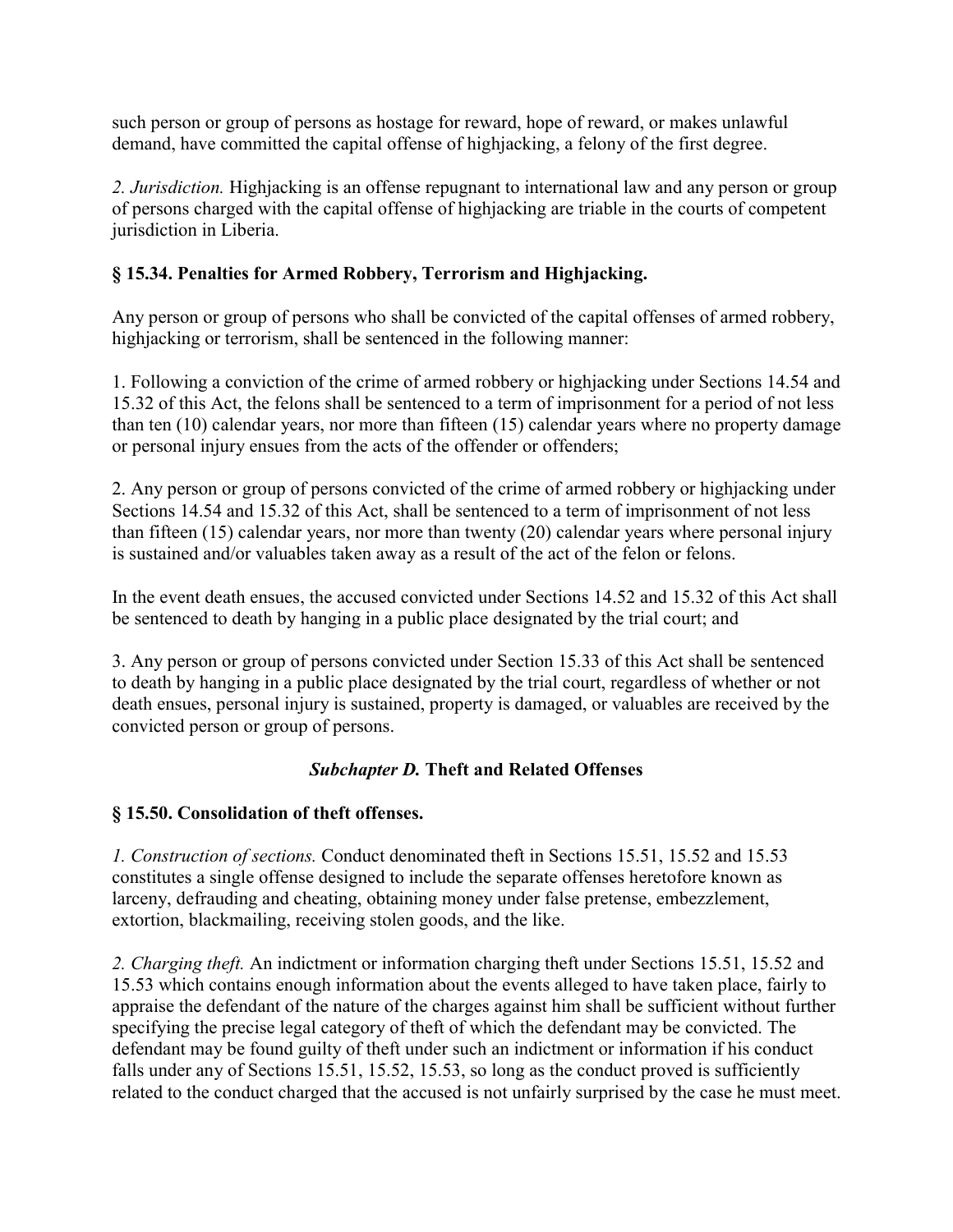such person or group of persons as hostage for reward, hope of reward, or makes unlawful demand, have committed the capital offense of highjacking, a felony of the first degree.

*2. Jurisdiction.* Highjacking is an offense repugnant to international law and any person or group of persons charged with the capital offense of highjacking are triable in the courts of competent jurisdiction in Liberia.

### § 15.34. Penalties for Armed Robbery, Terrorism and Highjacking.

Any person or group of persons who shall be convicted of the capital offenses of armed robbery, highjacking or terrorism, shall be sentenced in the following manner:

1. Following a conviction of the crime of armed robbery or highjacking under Sections 14.54 and 15.32 of this Act, the felons shall be sentenced to a term of imprisonment for a period of not less than ten (10) calendar years, nor more than fifteen (15) calendar years where no property damage or personal injury ensues from the acts of the offender or offenders;

2. Any person or group of persons convicted of the crime of armed robbery or highjacking under Sections 14.54 and 15.32 of this Act, shall be sentenced to a term of imprisonment of not less than fifteen (15) calendar years, nor more than twenty (20) calendar years where personal injury is sustained and/or valuables taken away as a result of the act of the felon or felons.

In the event death ensues, the accused convicted under Sections 14.52 and 15.32 of this Act shall be sentenced to death by hanging in a public place designated by the trial court; and

3. Any person or group of persons convicted under Section 15.33 of this Act shall be sentenced to death by hanging in a public place designated by the trial court, regardless of whether or not death ensues, personal injury is sustained, property is damaged, or valuables are received by the convicted person or group of persons.

## ***Subchapter D.*** **Theft and Related Offenses**

### § 15.50. Consolidation of theft offenses.

*1. Construction of sections.* Conduct denominated theft in Sections 15.51, 15.52 and 15.53 constitutes a single offense designed to include the separate offenses heretofore known as larceny, defrauding and cheating, obtaining money under false pretense, embezzlement, extortion, blackmailing, receiving stolen goods, and the like.

*2. Charging theft.* An indictment or information charging theft under Sections 15.51, 15.52 and 15.53 which contains enough information about the events alleged to have taken place, fairly to appraise the defendant of the nature of the charges against him shall be sufficient without further specifying the precise legal category of theft of which the defendant may be convicted. The defendant may be found guilty of theft under such an indictment or information if his conduct falls under any of Sections 15.51, 15.52, 15.53, so long as the conduct proved is sufficiently related to the conduct charged that the accused is not unfairly surprised by the case he must meet.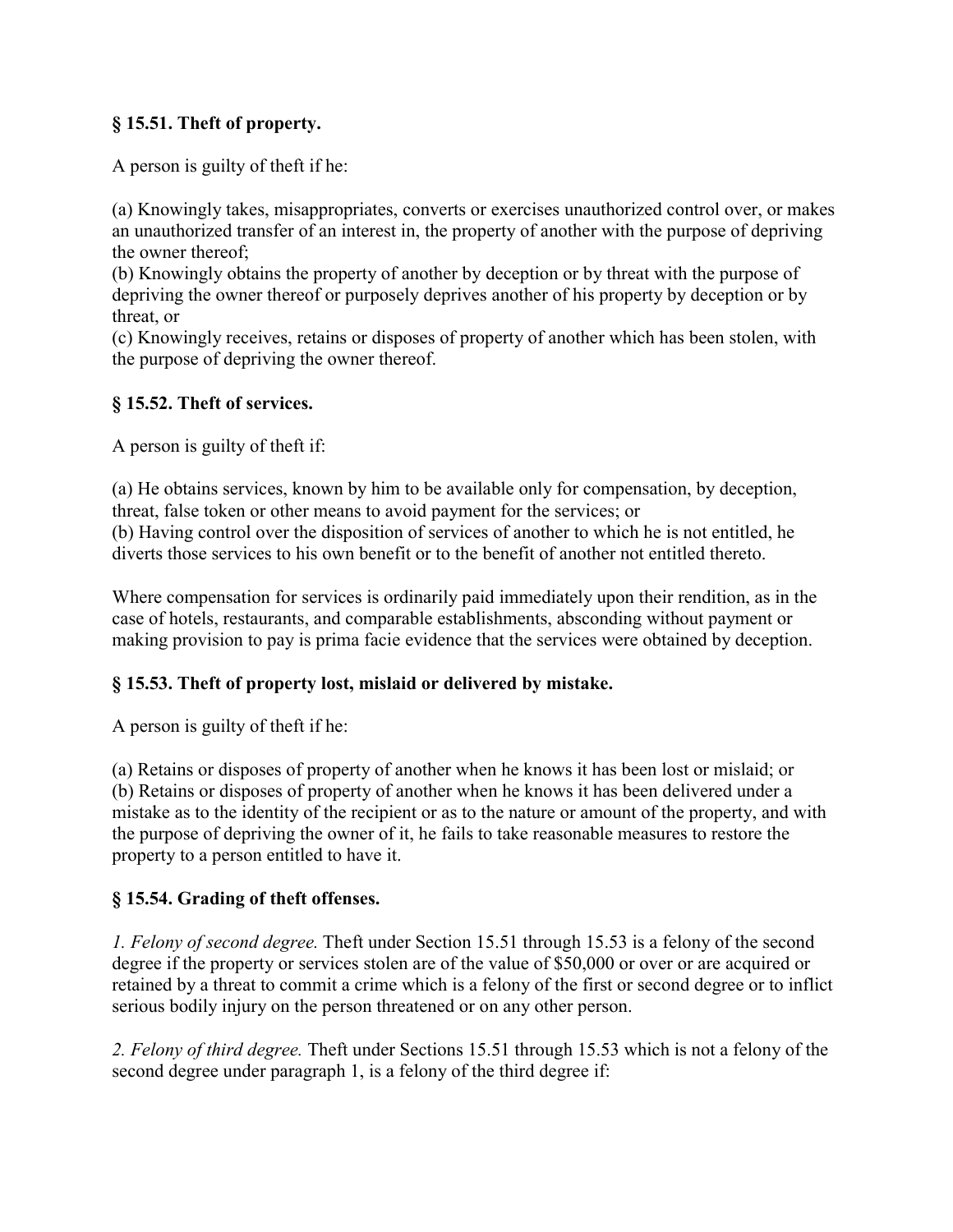### **§ 15.51. Theft of property.**

A person is guilty of theft if he:

(a) Knowingly takes, misappropriates, converts or exercises unauthorized control over, or makes an unauthorized transfer of an interest in, the property of another with the purpose of depriving the owner thereof;
(b) Knowingly obtains the property of another by deception or by threat with the purpose of depriving the owner thereof or purposely deprives another of his property by deception or by threat, or
(c) Knowingly receives, retains or disposes of property of another which has been stolen, with the purpose of depriving the owner thereof.

### **§ 15.52. Theft of services.**

A person is guilty of theft if:

(a) He obtains services, known by him to be available only for compensation, by deception, threat, false token or other means to avoid payment for the services; or
(b) Having control over the disposition of services of another to which he is not entitled, he diverts those services to his own benefit or to the benefit of another not entitled thereto.

Where compensation for services is ordinarily paid immediately upon their rendition, as in the case of hotels, restaurants, and comparable establishments, absconding without payment or making provision to pay is prima facie evidence that the services were obtained by deception.

### **§ 15.53. Theft of property lost, mislaid or delivered by mistake.**

A person is guilty of theft if he:

(a) Retains or disposes of property of another when he knows it has been lost or mislaid; or
(b) Retains or disposes of property of another when he knows it has been delivered under a mistake as to the identity of the recipient or as to the nature or amount of the property, and with the purpose of depriving the owner of it, he fails to take reasonable measures to restore the property to a person entitled to have it.

### **§ 15.54. Grading of theft offenses.**

*1. Felony of second degree.* Theft under Section 15.51 through 15.53 is a felony of the second degree if the property or services stolen are of the value of $50,000 or over or are acquired or retained by a threat to commit a crime which is a felony of the first or second degree or to inflict serious bodily injury on the person threatened or on any other person.

*2. Felony of third degree.* Theft under Sections 15.51 through 15.53 which is not a felony of the second degree under paragraph 1, is a felony of the third degree if: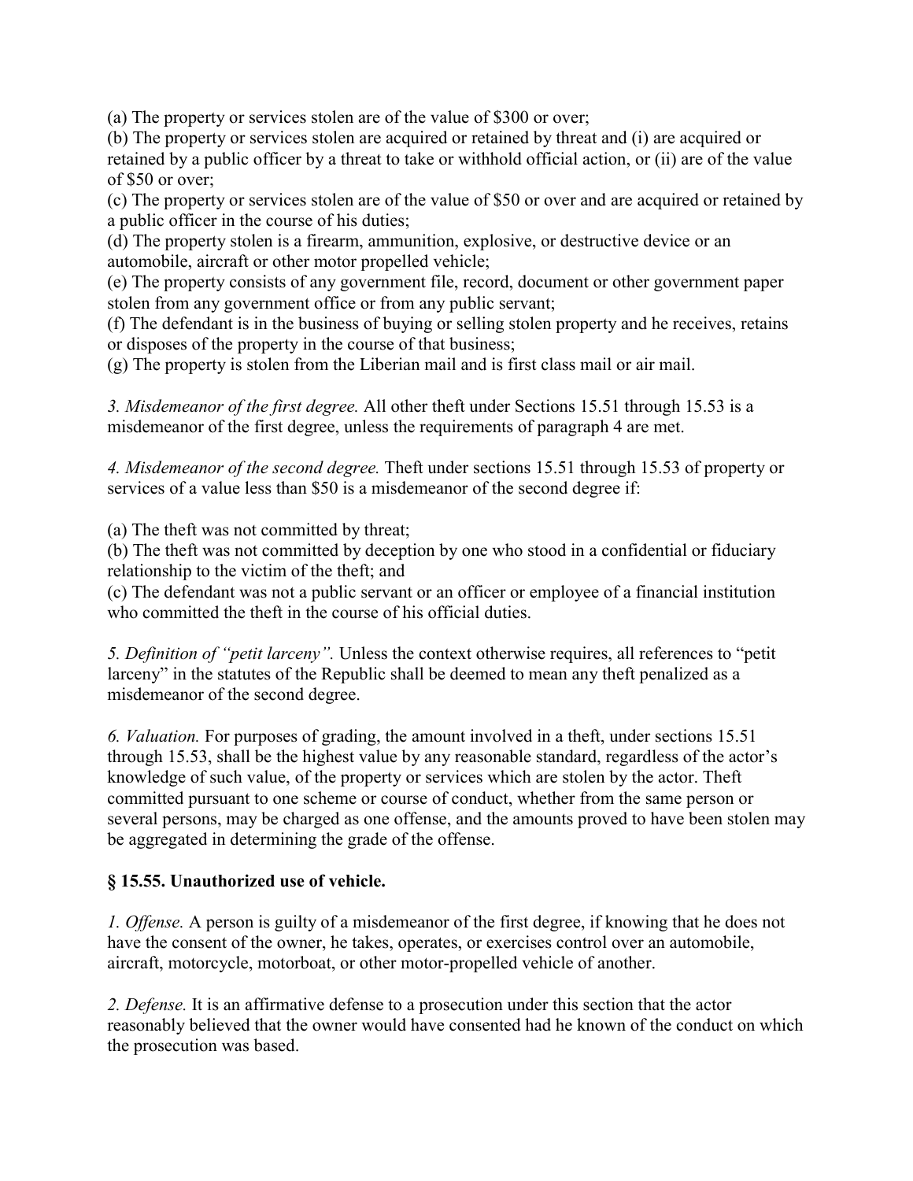(a) The property or services stolen are of the value of $300 or over;
(b) The property or services stolen are acquired or retained by threat and (i) are acquired or retained by a public officer by a threat to take or withhold official action, or (ii) are of the value of $50 or over;
(c) The property or services stolen are of the value of $50 or over and are acquired or retained by a public officer in the course of his duties;
(d) The property stolen is a firearm, ammunition, explosive, or destructive device or an automobile, aircraft or other motor propelled vehicle;
(e) The property consists of any government file, record, document or other government paper stolen from any government office or from any public servant;
(f) The defendant is in the business of buying or selling stolen property and he receives, retains or disposes of the property in the course of that business;
(g) The property is stolen from the Liberian mail and is first class mail or air mail.

*3. Misdemeanor of the first degree.* All other theft under Sections 15.51 through 15.53 is a misdemeanor of the first degree, unless the requirements of paragraph 4 are met.

*4. Misdemeanor of the second degree.* Theft under sections 15.51 through 15.53 of property or services of a value less than $50 is a misdemeanor of the second degree if:

(a) The theft was not committed by threat;
(b) The theft was not committed by deception by one who stood in a confidential or fiduciary relationship to the victim of the theft; and
(c) The defendant was not a public servant or an officer or employee of a financial institution who committed the theft in the course of his official duties.

*5. Definition of "petit larceny".* Unless the context otherwise requires, all references to "petit larceny" in the statutes of the Republic shall be deemed to mean any theft penalized as a misdemeanor of the second degree.

*6. Valuation.* For purposes of grading, the amount involved in a theft, under sections 15.51 through 15.53, shall be the highest value by any reasonable standard, regardless of the actor's knowledge of such value, of the property or services which are stolen by the actor. Theft committed pursuant to one scheme or course of conduct, whether from the same person or several persons, may be charged as one offense, and the amounts proved to have been stolen may be aggregated in determining the grade of the offense.

### § 15.55. Unauthorized use of vehicle.

*1. Offense.* A person is guilty of a misdemeanor of the first degree, if knowing that he does not have the consent of the owner, he takes, operates, or exercises control over an automobile, aircraft, motorcycle, motorboat, or other motor-propelled vehicle of another.

*2. Defense.* It is an affirmative defense to a prosecution under this section that the actor reasonably believed that the owner would have consented had he known of the conduct on which the prosecution was based.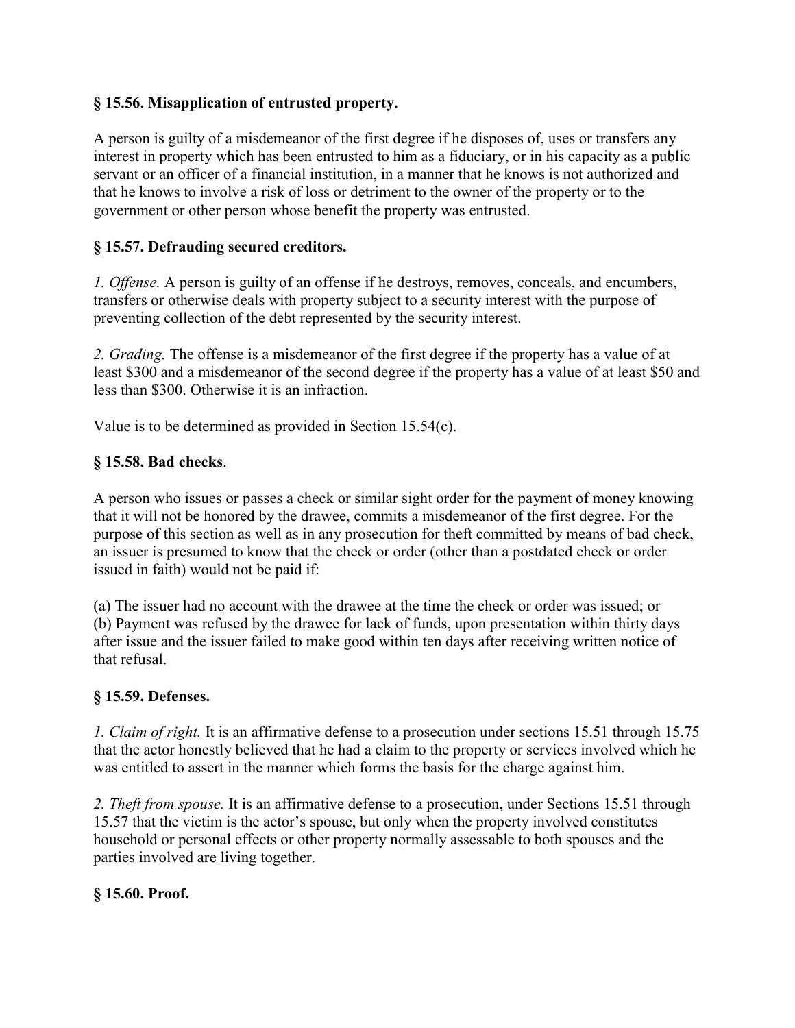**§ 15.56. Misapplication of entrusted property.**

A person is guilty of a misdemeanor of the first degree if he disposes of, uses or transfers any interest in property which has been entrusted to him as a fiduciary, or in his capacity as a public servant or an officer of a financial institution, in a manner that he knows is not authorized and that he knows to involve a risk of loss or detriment to the owner of the property or to the government or other person whose benefit the property was entrusted.

**§ 15.57. Defrauding secured creditors.**

*1. Offense.* A person is guilty of an offense if he destroys, removes, conceals, and encumbers, transfers or otherwise deals with property subject to a security interest with the purpose of preventing collection of the debt represented by the security interest.

*2. Grading.* The offense is a misdemeanor of the first degree if the property has a value of at least $300 and a misdemeanor of the second degree if the property has a value of at least $50 and less than $300. Otherwise it is an infraction.

Value is to be determined as provided in Section 15.54(c).

**§ 15.58. Bad checks**.

A person who issues or passes a check or similar sight order for the payment of money knowing that it will not be honored by the drawee, commits a misdemeanor of the first degree. For the purpose of this section as well as in any prosecution for theft committed by means of bad check, an issuer is presumed to know that the check or order (other than a postdated check or order issued in faith) would not be paid if:

(a) The issuer had no account with the drawee at the time the check or order was issued; or
(b) Payment was refused by the drawee for lack of funds, upon presentation within thirty days after issue and the issuer failed to make good within ten days after receiving written notice of that refusal.

**§ 15.59. Defenses.**

*1. Claim of right.* It is an affirmative defense to a prosecution under sections 15.51 through 15.75 that the actor honestly believed that he had a claim to the property or services involved which he was entitled to assert in the manner which forms the basis for the charge against him.

*2. Theft from spouse.* It is an affirmative defense to a prosecution, under Sections 15.51 through 15.57 that the victim is the actor's spouse, but only when the property involved constitutes household or personal effects or other property normally assessable to both spouses and the parties involved are living together.

**§ 15.60. Proof.**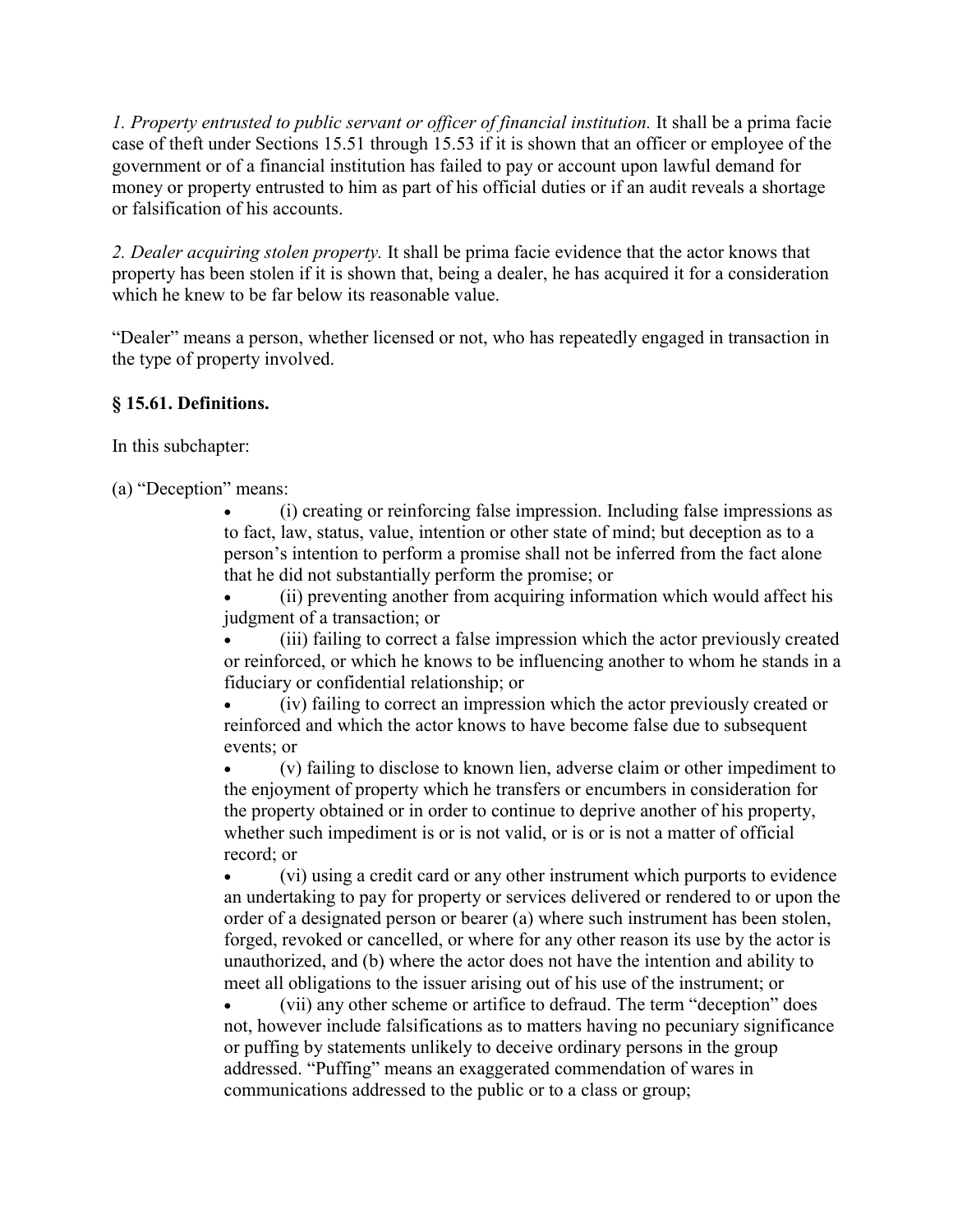*1. Property entrusted to public servant or officer of financial institution.* It shall be a prima facie case of theft under Sections 15.51 through 15.53 if it is shown that an officer or employee of the government or of a financial institution has failed to pay or account upon lawful demand for money or property entrusted to him as part of his official duties or if an audit reveals a shortage or falsification of his accounts.

*2. Dealer acquiring stolen property.* It shall be prima facie evidence that the actor knows that property has been stolen if it is shown that, being a dealer, he has acquired it for a consideration which he knew to be far below its reasonable value.

"Dealer" means a person, whether licensed or not, who has repeatedly engaged in transaction in the type of property involved.

### § 15.61. Definitions.

In this subchapter:

(a) "Deception" means:

- (i) creating or reinforcing false impression. Including false impressions as to fact, law, status, value, intention or other state of mind; but deception as to a person's intention to perform a promise shall not be inferred from the fact alone that he did not substantially perform the promise; or
- (ii) preventing another from acquiring information which would affect his judgment of a transaction; or
- (iii) failing to correct a false impression which the actor previously created or reinforced, or which he knows to be influencing another to whom he stands in a fiduciary or confidential relationship; or
- (iv) failing to correct an impression which the actor previously created or reinforced and which the actor knows to have become false due to subsequent events; or
- (v) failing to disclose to known lien, adverse claim or other impediment to the enjoyment of property which he transfers or encumbers in consideration for the property obtained or in order to continue to deprive another of his property, whether such impediment is or is not valid, or is or is not a matter of official record; or
- (vi) using a credit card or any other instrument which purports to evidence an undertaking to pay for property or services delivered or rendered to or upon the order of a designated person or bearer (a) where such instrument has been stolen, forged, revoked or cancelled, or where for any other reason its use by the actor is unauthorized, and (b) where the actor does not have the intention and ability to meet all obligations to the issuer arising out of his use of the instrument; or
- (vii) any other scheme or artifice to defraud. The term "deception" does not, however include falsifications as to matters having no pecuniary significance or puffing by statements unlikely to deceive ordinary persons in the group addressed. "Puffing" means an exaggerated commendation of wares in communications addressed to the public or to a class or group;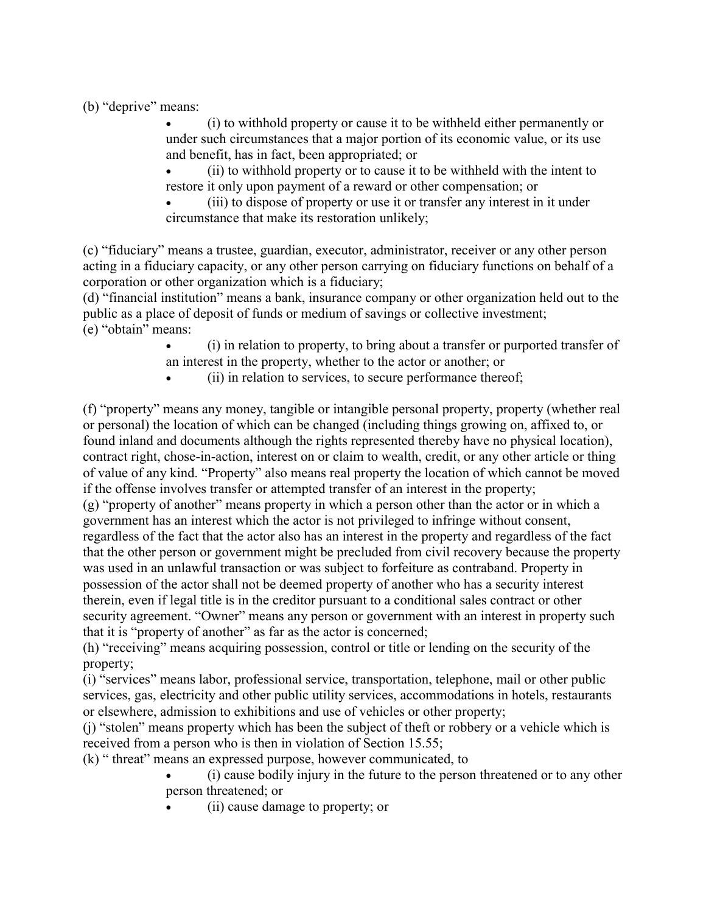(b) "deprive" means:

- (i) to withhold property or cause it to be withheld either permanently or under such circumstances that a major portion of its economic value, or its use and benefit, has in fact, been appropriated; or
- (ii) to withhold property or to cause it to be withheld with the intent to restore it only upon payment of a reward or other compensation; or
- (iii) to dispose of property or use it or transfer any interest in it under circumstance that make its restoration unlikely;

(c) "fiduciary" means a trustee, guardian, executor, administrator, receiver or any other person acting in a fiduciary capacity, or any other person carrying on fiduciary functions on behalf of a corporation or other organization which is a fiduciary;
(d) "financial institution" means a bank, insurance company or other organization held out to the public as a place of deposit of funds or medium of savings or collective investment;
(e) "obtain" means:

- (i) in relation to property, to bring about a transfer or purported transfer of an interest in the property, whether to the actor or another; or
- (ii) in relation to services, to secure performance thereof;

(f) "property" means any money, tangible or intangible personal property, property (whether real or personal) the location of which can be changed (including things growing on, affixed to, or found inland and documents although the rights represented thereby have no physical location), contract right, chose-in-action, interest on or claim to wealth, credit, or any other article or thing of value of any kind. "Property" also means real property the location of which cannot be moved if the offense involves transfer or attempted transfer of an interest in the property;
(g) "property of another" means property in which a person other than the actor or in which a government has an interest which the actor is not privileged to infringe without consent, regardless of the fact that the actor also has an interest in the property and regardless of the fact that the other person or government might be precluded from civil recovery because the property was used in an unlawful transaction or was subject to forfeiture as contraband. Property in possession of the actor shall not be deemed property of another who has a security interest therein, even if legal title is in the creditor pursuant to a conditional sales contract or other security agreement. "Owner" means any person or government with an interest in property such that it is "property of another" as far as the actor is concerned;
(h) "receiving" means acquiring possession, control or title or lending on the security of the property;
(i) "services" means labor, professional service, transportation, telephone, mail or other public services, gas, electricity and other public utility services, accommodations in hotels, restaurants or elsewhere, admission to exhibitions and use of vehicles or other property;
(j) "stolen" means property which has been the subject of theft or robbery or a vehicle which is received from a person who is then in violation of Section 15.55;
(k) " threat" means an expressed purpose, however communicated, to

- (i) cause bodily injury in the future to the person threatened or to any other person threatened; or
- (ii) cause damage to property; or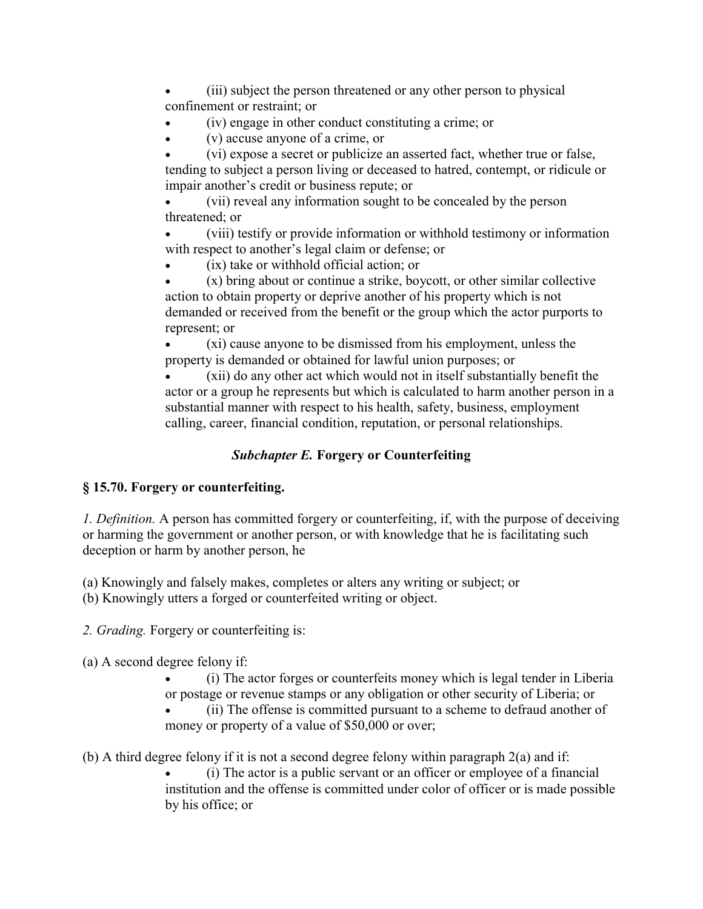- (iii) subject the person threatened or any other person to physical confinement or restraint; or
- (iv) engage in other conduct constituting a crime; or
- (v) accuse anyone of a crime, or
- (vi) expose a secret or publicize an asserted fact, whether true or false, tending to subject a person living or deceased to hatred, contempt, or ridicule or impair another's credit or business repute; or
- (vii) reveal any information sought to be concealed by the person threatened; or
- (viii) testify or provide information or withhold testimony or information with respect to another's legal claim or defense; or
- (ix) take or withhold official action; or
- (x) bring about or continue a strike, boycott, or other similar collective action to obtain property or deprive another of his property which is not demanded or received from the benefit or the group which the actor purports to represent; or
- (xi) cause anyone to be dismissed from his employment, unless the property is demanded or obtained for lawful union purposes; or
- (xii) do any other act which would not in itself substantially benefit the actor or a group he represents but which is calculated to harm another person in a substantial manner with respect to his health, safety, business, employment calling, career, financial condition, reputation, or personal relationships.

### *Subchapter E.* Forgery or Counterfeiting

**§ 15.70. Forgery or counterfeiting.**

*1. Definition.* A person has committed forgery or counterfeiting, if, with the purpose of deceiving or harming the government or another person, or with knowledge that he is facilitating such deception or harm by another person, he

(a) Knowingly and falsely makes, completes or alters any writing or subject; or
(b) Knowingly utters a forged or counterfeited writing or object.

*2. Grading.* Forgery or counterfeiting is:

(a) A second degree felony if:

- (i) The actor forges or counterfeits money which is legal tender in Liberia or postage or revenue stamps or any obligation or other security of Liberia; or
- (ii) The offense is committed pursuant to a scheme to defraud another of money or property of a value of $50,000 or over;

(b) A third degree felony if it is not a second degree felony within paragraph 2(a) and if:

- (i) The actor is a public servant or an officer or employee of a financial institution and the offense is committed under color of officer or is made possible by his office; or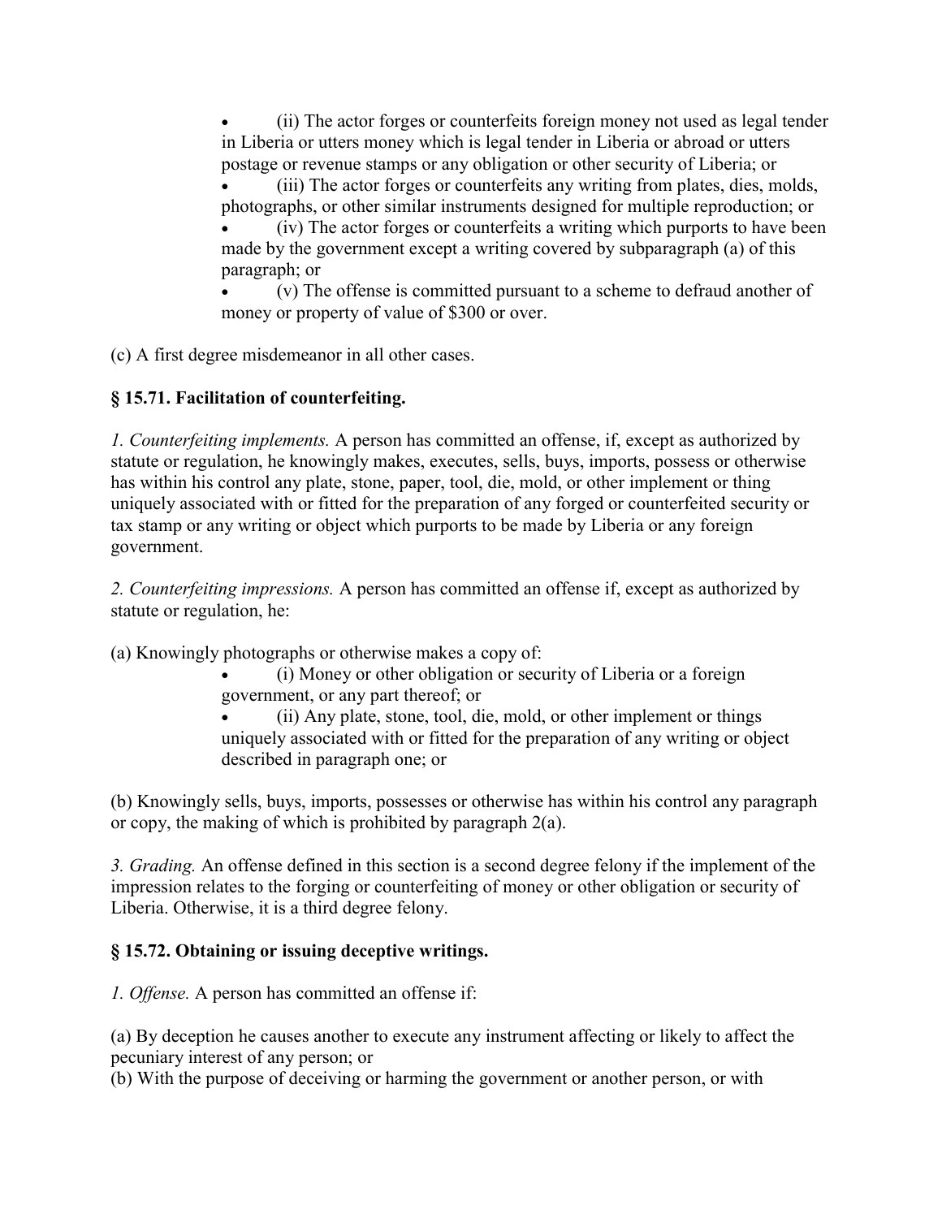- (ii) The actor forges or counterfeits foreign money not used as legal tender in Liberia or utters money which is legal tender in Liberia or abroad or utters postage or revenue stamps or any obligation or other security of Liberia; or
- (iii) The actor forges or counterfeits any writing from plates, dies, molds, photographs, or other similar instruments designed for multiple reproduction; or
- (iv) The actor forges or counterfeits a writing which purports to have been made by the government except a writing covered by subparagraph (a) of this paragraph; or
- (v) The offense is committed pursuant to a scheme to defraud another of money or property of value of $300 or over.

(c) A first degree misdemeanor in all other cases.

**§ 15.71. Facilitation of counterfeiting.**

*1. Counterfeiting implements.* A person has committed an offense, if, except as authorized by statute or regulation, he knowingly makes, executes, sells, buys, imports, possess or otherwise has within his control any plate, stone, paper, tool, die, mold, or other implement or thing uniquely associated with or fitted for the preparation of any forged or counterfeited security or tax stamp or any writing or object which purports to be made by Liberia or any foreign government.

*2. Counterfeiting impressions.* A person has committed an offense if, except as authorized by statute or regulation, he:

(a) Knowingly photographs or otherwise makes a copy of:

- (i) Money or other obligation or security of Liberia or a foreign government, or any part thereof; or
- (ii) Any plate, stone, tool, die, mold, or other implement or things uniquely associated with or fitted for the preparation of any writing or object described in paragraph one; or

(b) Knowingly sells, buys, imports, possesses or otherwise has within his control any paragraph or copy, the making of which is prohibited by paragraph 2(a).

*3. Grading.* An offense defined in this section is a second degree felony if the implement of the impression relates to the forging or counterfeiting of money or other obligation or security of Liberia. Otherwise, it is a third degree felony.

**§ 15.72. Obtaining or issuing deceptive writings.**

*1. Offense.* A person has committed an offense if:

(a) By deception he causes another to execute any instrument affecting or likely to affect the pecuniary interest of any person; or
(b) With the purpose of deceiving or harming the government or another person, or with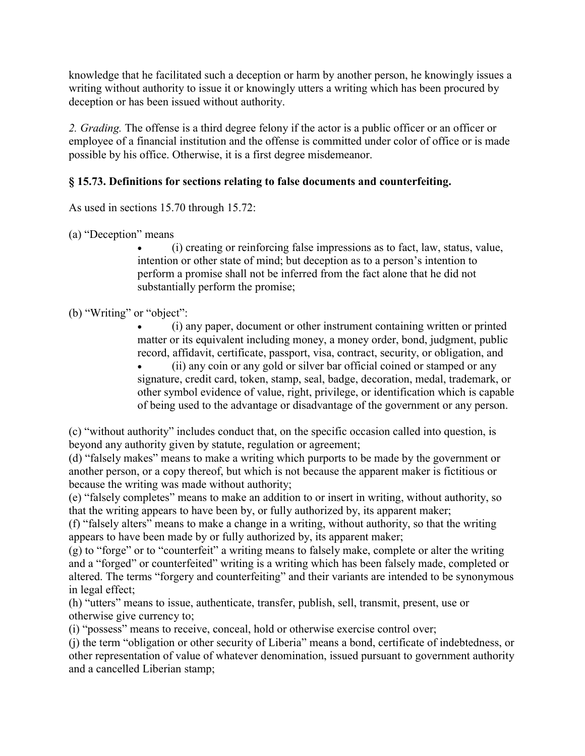knowledge that he facilitated such a deception or harm by another person, he knowingly issues a writing without authority to issue it or knowingly utters a writing which has been procured by deception or has been issued without authority.

*2. Grading.* The offense is a third degree felony if the actor is a public officer or an officer or employee of a financial institution and the offense is committed under color of office or is made possible by his office. Otherwise, it is a first degree misdemeanor.

**§ 15.73. Definitions for sections relating to false documents and counterfeiting.**

As used in sections 15.70 through 15.72:

(a) "Deception" means

- (i) creating or reinforcing false impressions as to fact, law, status, value, intention or other state of mind; but deception as to a person's intention to perform a promise shall not be inferred from the fact alone that he did not substantially perform the promise;

(b) "Writing" or "object":

- (i) any paper, document or other instrument containing written or printed matter or its equivalent including money, a money order, bond, judgment, public record, affidavit, certificate, passport, visa, contract, security, or obligation, and
- (ii) any coin or any gold or silver bar official coined or stamped or any signature, credit card, token, stamp, seal, badge, decoration, medal, trademark, or other symbol evidence of value, right, privilege, or identification which is capable of being used to the advantage or disadvantage of the government or any person.

(c) "without authority" includes conduct that, on the specific occasion called into question, is beyond any authority given by statute, regulation or agreement;
(d) "falsely makes" means to make a writing which purports to be made by the government or another person, or a copy thereof, but which is not because the apparent maker is fictitious or because the writing was made without authority;
(e) "falsely completes" means to make an addition to or insert in writing, without authority, so that the writing appears to have been by, or fully authorized by, its apparent maker;
(f) "falsely alters" means to make a change in a writing, without authority, so that the writing appears to have been made by or fully authorized by, its apparent maker;
(g) to "forge" or to "counterfeit" a writing means to falsely make, complete or alter the writing and a "forged" or counterfeited" writing is a writing which has been falsely made, completed or altered. The terms "forgery and counterfeiting" and their variants are intended to be synonymous in legal effect;
(h) "utters" means to issue, authenticate, transfer, publish, sell, transmit, present, use or otherwise give currency to;
(i) "possess" means to receive, conceal, hold or otherwise exercise control over;
(j) the term "obligation or other security of Liberia" means a bond, certificate of indebtedness, or other representation of value of whatever denomination, issued pursuant to government authority and a cancelled Liberian stamp;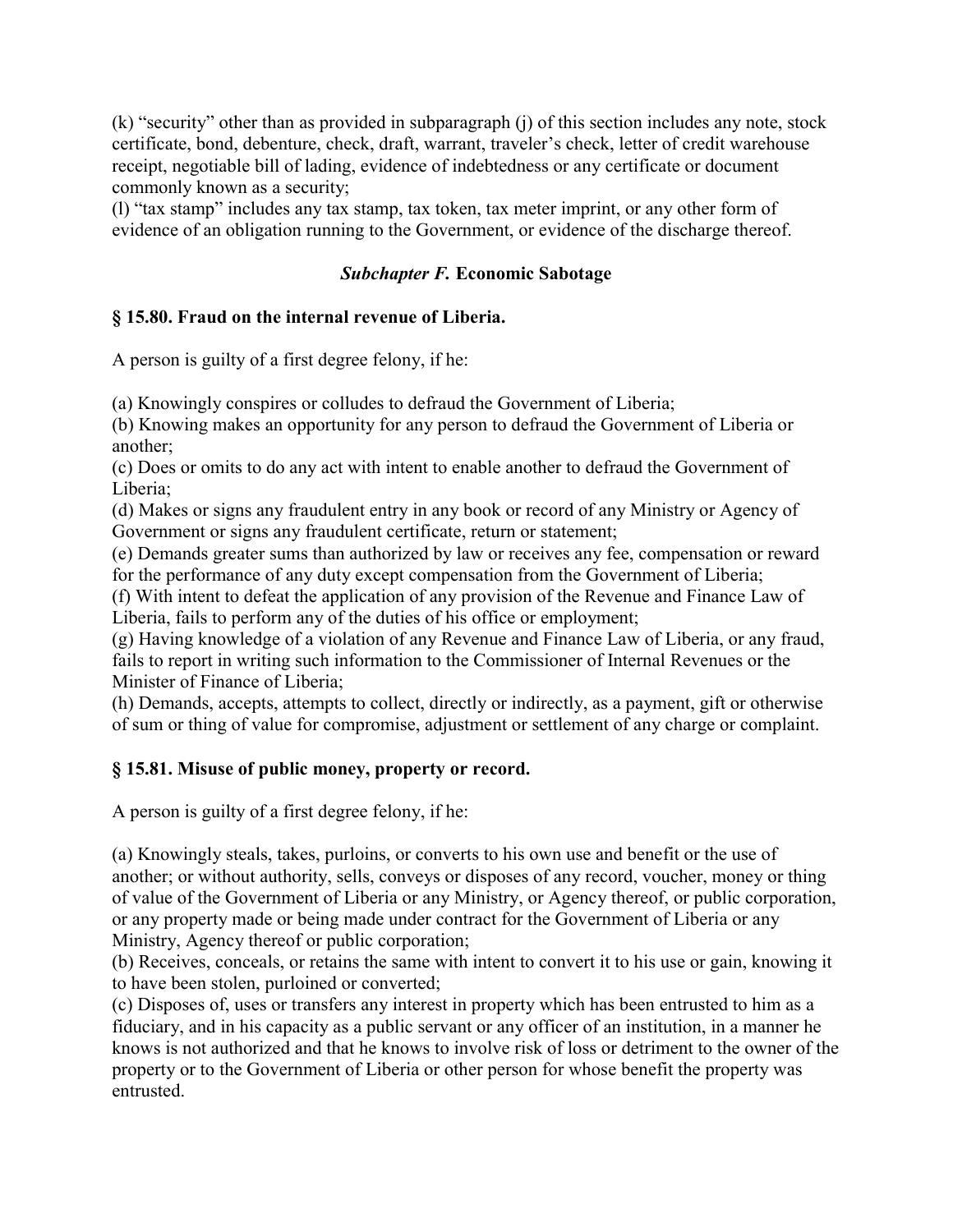(k) “security” other than as provided in subparagraph (j) of this section includes any note, stock certificate, bond, debenture, check, draft, warrant, traveler’s check, letter of credit warehouse receipt, negotiable bill of lading, evidence of indebtedness or any certificate or document commonly known as a security;
(l) “tax stamp” includes any tax stamp, tax token, tax meter imprint, or any other form of evidence of an obligation running to the Government, or evidence of the discharge thereof.

## *Subchapter F.* Economic Sabotage

### § 15.80. Fraud on the internal revenue of Liberia.

A person is guilty of a first degree felony, if he:

(a) Knowingly conspires or colludes to defraud the Government of Liberia;
(b) Knowing makes an opportunity for any person to defraud the Government of Liberia or another;
(c) Does or omits to do any act with intent to enable another to defraud the Government of Liberia;
(d) Makes or signs any fraudulent entry in any book or record of any Ministry or Agency of Government or signs any fraudulent certificate, return or statement;
(e) Demands greater sums than authorized by law or receives any fee, compensation or reward for the performance of any duty except compensation from the Government of Liberia;
(f) With intent to defeat the application of any provision of the Revenue and Finance Law of Liberia, fails to perform any of the duties of his office or employment;
(g) Having knowledge of a violation of any Revenue and Finance Law of Liberia, or any fraud, fails to report in writing such information to the Commissioner of Internal Revenues or the Minister of Finance of Liberia;
(h) Demands, accepts, attempts to collect, directly or indirectly, as a payment, gift or otherwise of sum or thing of value for compromise, adjustment or settlement of any charge or complaint.

### § 15.81. Misuse of public money, property or record.

A person is guilty of a first degree felony, if he:

(a) Knowingly steals, takes, purloins, or converts to his own use and benefit or the use of another; or without authority, sells, conveys or disposes of any record, voucher, money or thing of value of the Government of Liberia or any Ministry, or Agency thereof, or public corporation, or any property made or being made under contract for the Government of Liberia or any Ministry, Agency thereof or public corporation;
(b) Receives, conceals, or retains the same with intent to convert it to his use or gain, knowing it to have been stolen, purloined or converted;
(c) Disposes of, uses or transfers any interest in property which has been entrusted to him as a fiduciary, and in his capacity as a public servant or any officer of an institution, in a manner he knows is not authorized and that he knows to involve risk of loss or detriment to the owner of the property or to the Government of Liberia or other person for whose benefit the property was entrusted.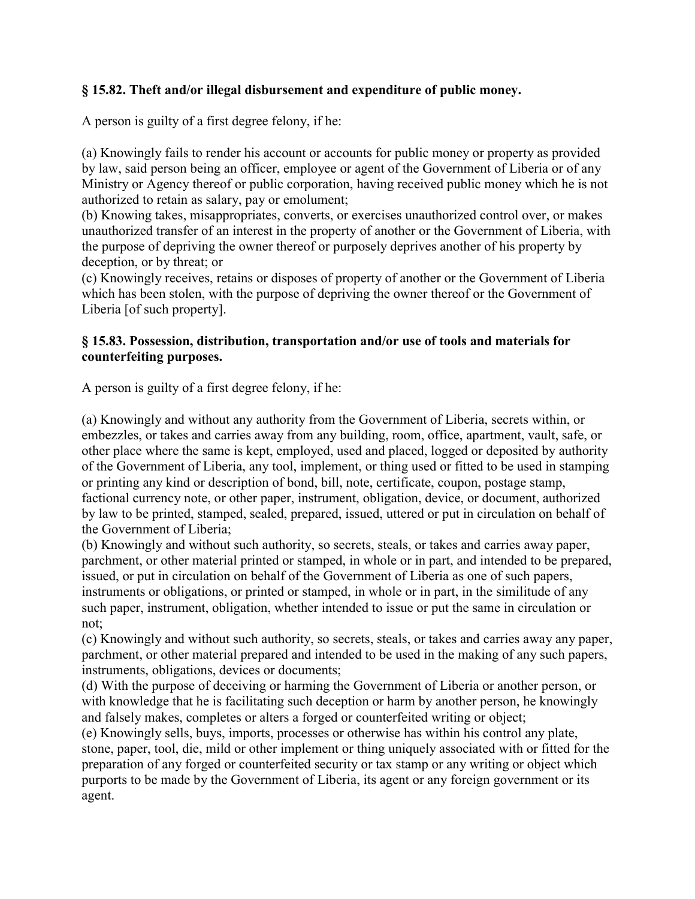**§ 15.82. Theft and/or illegal disbursement and expenditure of public money.**

A person is guilty of a first degree felony, if he:

(a) Knowingly fails to render his account or accounts for public money or property as provided by law, said person being an officer, employee or agent of the Government of Liberia or of any Ministry or Agency thereof or public corporation, having received public money which he is not authorized to retain as salary, pay or emolument;
(b) Knowing takes, misappropriates, converts, or exercises unauthorized control over, or makes unauthorized transfer of an interest in the property of another or the Government of Liberia, with the purpose of depriving the owner thereof or purposely deprives another of his property by deception, or by threat; or
(c) Knowingly receives, retains or disposes of property of another or the Government of Liberia which has been stolen, with the purpose of depriving the owner thereof or the Government of Liberia [of such property].

**§ 15.83. Possession, distribution, transportation and/or use of tools and materials for counterfeiting purposes.**

A person is guilty of a first degree felony, if he:

(a) Knowingly and without any authority from the Government of Liberia, secrets within, or embezzles, or takes and carries away from any building, room, office, apartment, vault, safe, or other place where the same is kept, employed, used and placed, logged or deposited by authority of the Government of Liberia, any tool, implement, or thing used or fitted to be used in stamping or printing any kind or description of bond, bill, note, certificate, coupon, postage stamp, factional currency note, or other paper, instrument, obligation, device, or document, authorized by law to be printed, stamped, sealed, prepared, issued, uttered or put in circulation on behalf of the Government of Liberia;
(b) Knowingly and without such authority, so secrets, steals, or takes and carries away paper, parchment, or other material printed or stamped, in whole or in part, and intended to be prepared, issued, or put in circulation on behalf of the Government of Liberia as one of such papers, instruments or obligations, or printed or stamped, in whole or in part, in the similitude of any such paper, instrument, obligation, whether intended to issue or put the same in circulation or not;
(c) Knowingly and without such authority, so secrets, steals, or takes and carries away any paper, parchment, or other material prepared and intended to be used in the making of any such papers, instruments, obligations, devices or documents;
(d) With the purpose of deceiving or harming the Government of Liberia or another person, or with knowledge that he is facilitating such deception or harm by another person, he knowingly and falsely makes, completes or alters a forged or counterfeited writing or object;
(e) Knowingly sells, buys, imports, processes or otherwise has within his control any plate, stone, paper, tool, die, mild or other implement or thing uniquely associated with or fitted for the preparation of any forged or counterfeited security or tax stamp or any writing or object which purports to be made by the Government of Liberia, its agent or any foreign government or its agent.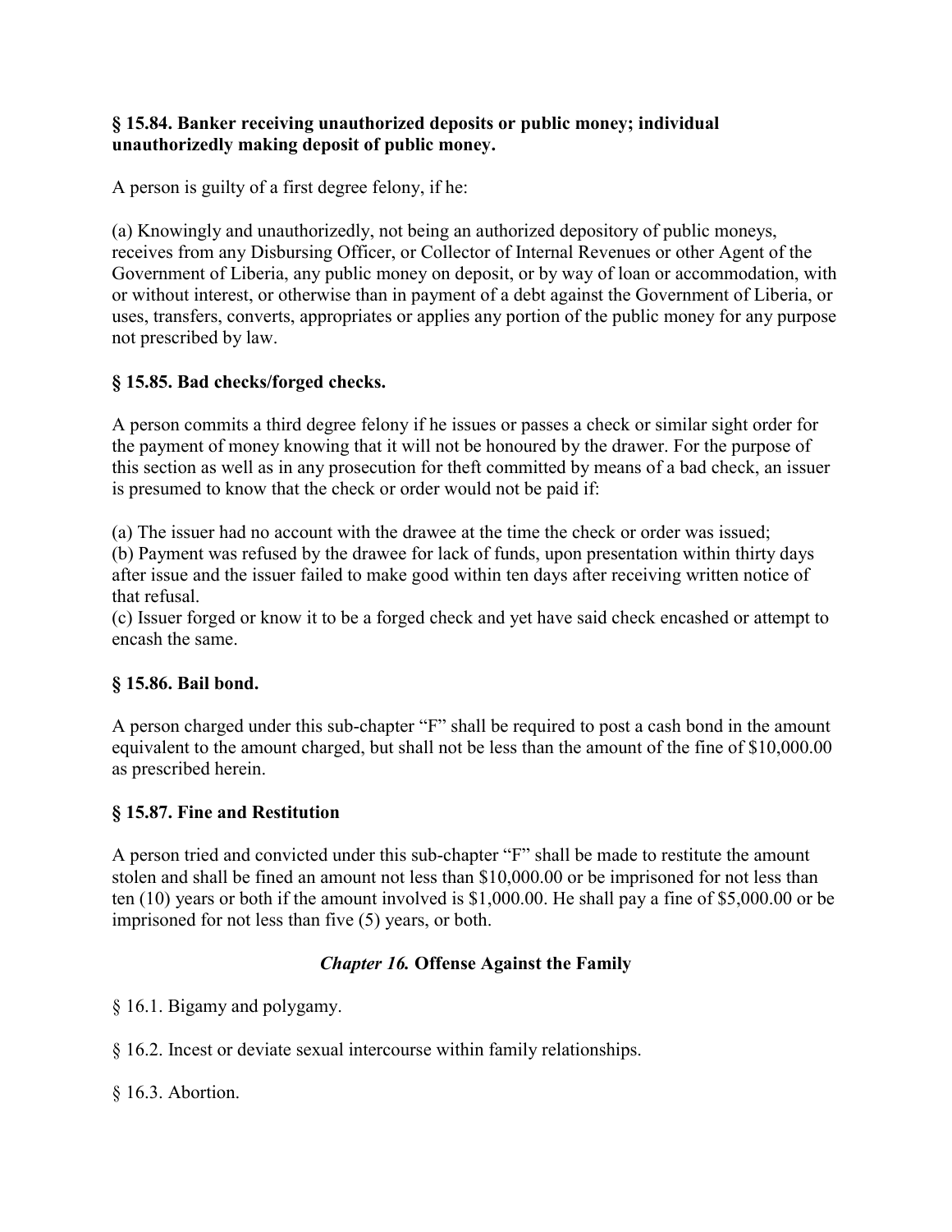**§ 15.84. Banker receiving unauthorized deposits or public money; individual unauthorizedly making deposit of public money.**

A person is guilty of a first degree felony, if he:

(a) Knowingly and unauthorizedly, not being an authorized depository of public moneys, receives from any Disbursing Officer, or Collector of Internal Revenues or other Agent of the Government of Liberia, any public money on deposit, or by way of loan or accommodation, with or without interest, or otherwise than in payment of a debt against the Government of Liberia, or uses, transfers, converts, appropriates or applies any portion of the public money for any purpose not prescribed by law.

**§ 15.85. Bad checks/forged checks.**

A person commits a third degree felony if he issues or passes a check or similar sight order for the payment of money knowing that it will not be honoured by the drawer. For the purpose of this section as well as in any prosecution for theft committed by means of a bad check, an issuer is presumed to know that the check or order would not be paid if:

(a) The issuer had no account with the drawee at the time the check or order was issued;
(b) Payment was refused by the drawee for lack of funds, upon presentation within thirty days after issue and the issuer failed to make good within ten days after receiving written notice of that refusal.
(c) Issuer forged or know it to be a forged check and yet have said check encashed or attempt to encash the same.

**§ 15.86. Bail bond.**

A person charged under this sub-chapter "F" shall be required to post a cash bond in the amount equivalent to the amount charged, but shall not be less than the amount of the fine of $10,000.00 as prescribed herein.

**§ 15.87. Fine and Restitution**

A person tried and convicted under this sub-chapter "F" shall be made to restitute the amount stolen and shall be fined an amount not less than $10,000.00 or be imprisoned for not less than ten (10) years or both if the amount involved is $1,000.00. He shall pay a fine of $5,000.00 or be imprisoned for not less than five (5) years, or both.

## *Chapter 16.* Offense Against the Family

§ 16.1. Bigamy and polygamy.

§ 16.2. Incest or deviate sexual intercourse within family relationships.

§ 16.3. Abortion.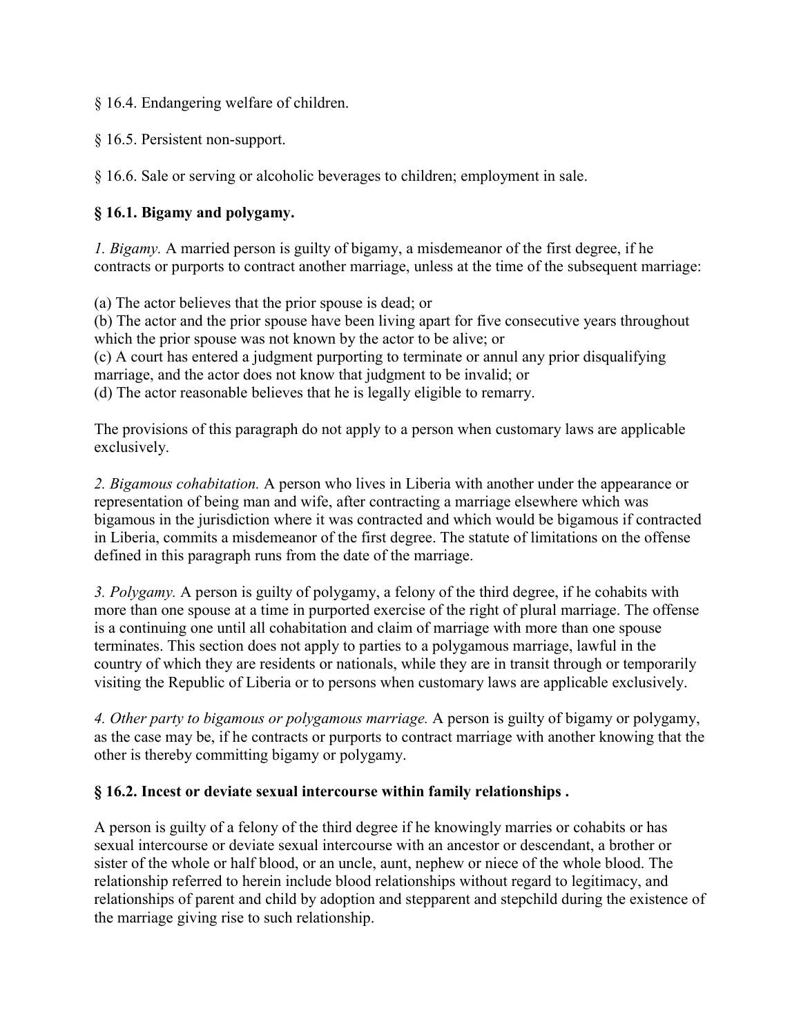§ 16.4. Endangering welfare of children.

§ 16.5. Persistent non-support.

§ 16.6. Sale or serving or alcoholic beverages to children; employment in sale.

### § 16.1. Bigamy and polygamy.

*1. Bigamy.* A married person is guilty of bigamy, a misdemeanor of the first degree, if he contracts or purports to contract another marriage, unless at the time of the subsequent marriage:

(a) The actor believes that the prior spouse is dead; or
(b) The actor and the prior spouse have been living apart for five consecutive years throughout which the prior spouse was not known by the actor to be alive; or
(c) A court has entered a judgment purporting to terminate or annul any prior disqualifying marriage, and the actor does not know that judgment to be invalid; or
(d) The actor reasonable believes that he is legally eligible to remarry.

The provisions of this paragraph do not apply to a person when customary laws are applicable exclusively.

*2. Bigamous cohabitation.* A person who lives in Liberia with another under the appearance or representation of being man and wife, after contracting a marriage elsewhere which was bigamous in the jurisdiction where it was contracted and which would be bigamous if contracted in Liberia, commits a misdemeanor of the first degree. The statute of limitations on the offense defined in this paragraph runs from the date of the marriage.

*3. Polygamy.* A person is guilty of polygamy, a felony of the third degree, if he cohabits with more than one spouse at a time in purported exercise of the right of plural marriage. The offense is a continuing one until all cohabitation and claim of marriage with more than one spouse terminates. This section does not apply to parties to a polygamous marriage, lawful in the country of which they are residents or nationals, while they are in transit through or temporarily visiting the Republic of Liberia or to persons when customary laws are applicable exclusively.

*4. Other party to bigamous or polygamous marriage.* A person is guilty of bigamy or polygamy, as the case may be, if he contracts or purports to contract marriage with another knowing that the other is thereby committing bigamy or polygamy.

### § 16.2. Incest or deviate sexual intercourse within family relationships .

A person is guilty of a felony of the third degree if he knowingly marries or cohabits or has sexual intercourse or deviate sexual intercourse with an ancestor or descendant, a brother or sister of the whole or half blood, or an uncle, aunt, nephew or niece of the whole blood. The relationship referred to herein include blood relationships without regard to legitimacy, and relationships of parent and child by adoption and stepparent and stepchild during the existence of the marriage giving rise to such relationship.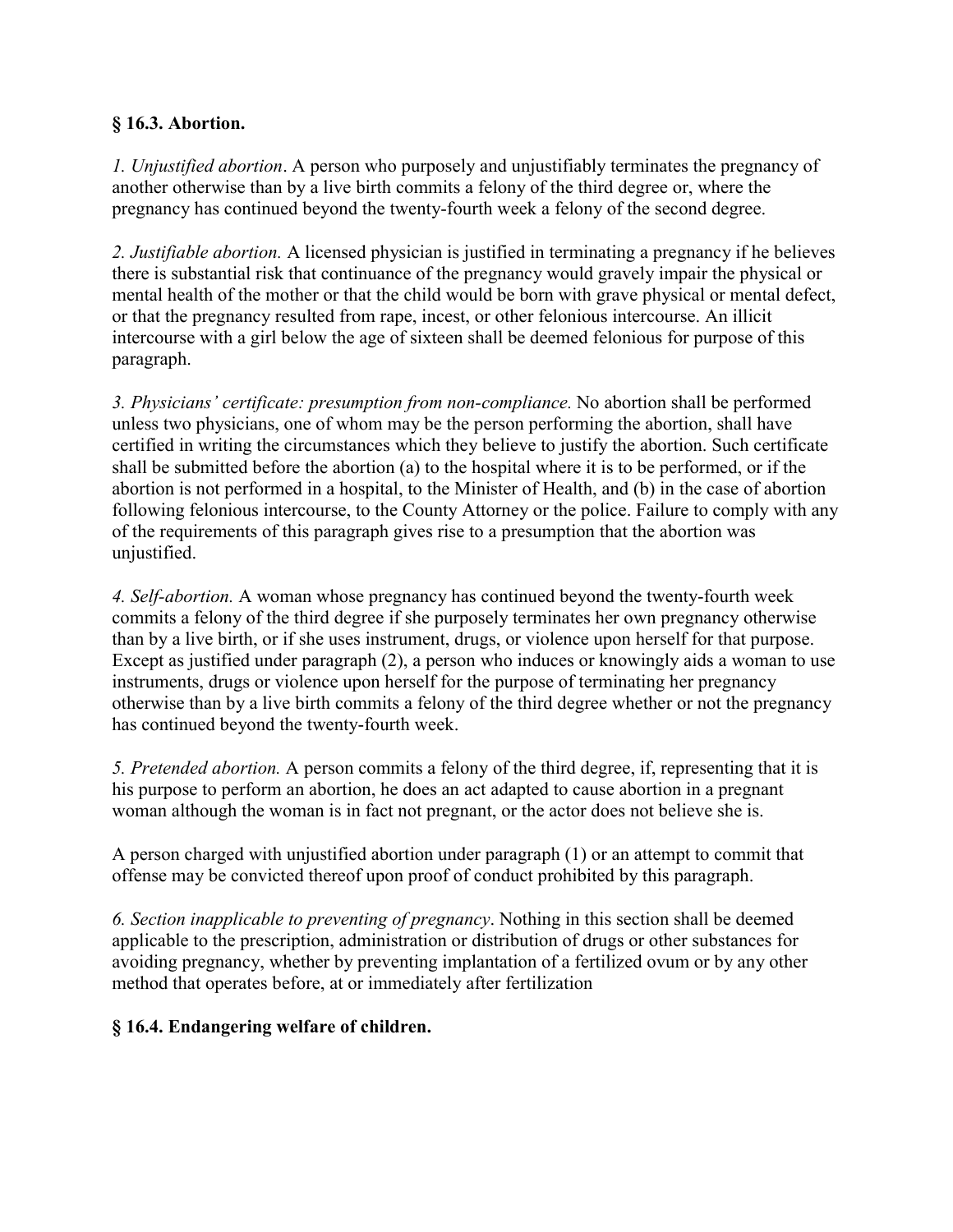**§ 16.3. Abortion.**

*1. Unjustified abortion*. A person who purposely and unjustifiably terminates the pregnancy of another otherwise than by a live birth commits a felony of the third degree or, where the pregnancy has continued beyond the twenty-fourth week a felony of the second degree.

*2. Justifiable abortion.* A licensed physician is justified in terminating a pregnancy if he believes there is substantial risk that continuance of the pregnancy would gravely impair the physical or mental health of the mother or that the child would be born with grave physical or mental defect, or that the pregnancy resulted from rape, incest, or other felonious intercourse. An illicit intercourse with a girl below the age of sixteen shall be deemed felonious for purpose of this paragraph.

*3. Physicians' certificate: presumption from non-compliance.* No abortion shall be performed unless two physicians, one of whom may be the person performing the abortion, shall have certified in writing the circumstances which they believe to justify the abortion. Such certificate shall be submitted before the abortion (a) to the hospital where it is to be performed, or if the abortion is not performed in a hospital, to the Minister of Health, and (b) in the case of abortion following felonious intercourse, to the County Attorney or the police. Failure to comply with any of the requirements of this paragraph gives rise to a presumption that the abortion was unjustified.

*4. Self-abortion.* A woman whose pregnancy has continued beyond the twenty-fourth week commits a felony of the third degree if she purposely terminates her own pregnancy otherwise than by a live birth, or if she uses instrument, drugs, or violence upon herself for that purpose. Except as justified under paragraph (2), a person who induces or knowingly aids a woman to use instruments, drugs or violence upon herself for the purpose of terminating her pregnancy otherwise than by a live birth commits a felony of the third degree whether or not the pregnancy has continued beyond the twenty-fourth week.

*5. Pretended abortion.* A person commits a felony of the third degree, if, representing that it is his purpose to perform an abortion, he does an act adapted to cause abortion in a pregnant woman although the woman is in fact not pregnant, or the actor does not believe she is.

A person charged with unjustified abortion under paragraph (1) or an attempt to commit that offense may be convicted thereof upon proof of conduct prohibited by this paragraph.

*6. Section inapplicable to preventing of pregnancy*. Nothing in this section shall be deemed applicable to the prescription, administration or distribution of drugs or other substances for avoiding pregnancy, whether by preventing implantation of a fertilized ovum or by any other method that operates before, at or immediately after fertilization

**§ 16.4. Endangering welfare of children.**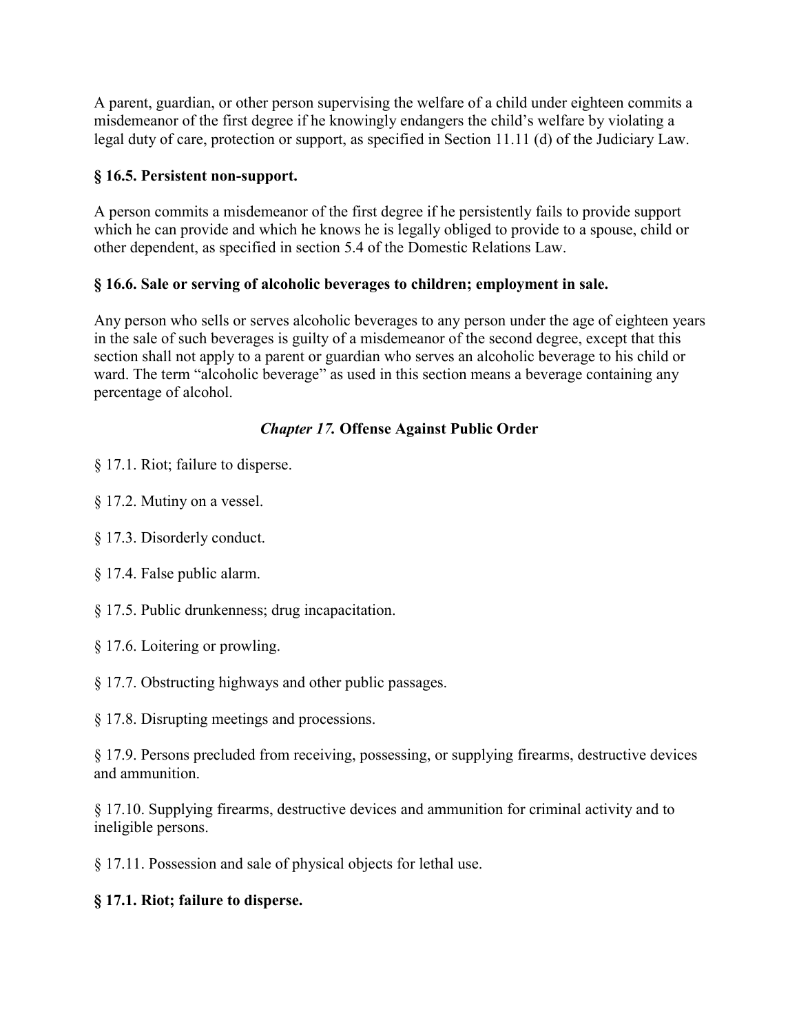A parent, guardian, or other person supervising the welfare of a child under eighteen commits a misdemeanor of the first degree if he knowingly endangers the child's welfare by violating a legal duty of care, protection or support, as specified in Section 11.11 (d) of the Judiciary Law.

**§ 16.5. Persistent non-support.**

A person commits a misdemeanor of the first degree if he persistently fails to provide support which he can provide and which he knows he is legally obliged to provide to a spouse, child or other dependent, as specified in section 5.4 of the Domestic Relations Law.

**§ 16.6. Sale or serving of alcoholic beverages to children; employment in sale.**

Any person who sells or serves alcoholic beverages to any person under the age of eighteen years in the sale of such beverages is guilty of a misdemeanor of the second degree, except that this section shall not apply to a parent or guardian who serves an alcoholic beverage to his child or ward. The term "alcoholic beverage" as used in this section means a beverage containing any percentage of alcohol.

## *Chapter 17.* Offense Against Public Order

§ 17.1. Riot; failure to disperse.

§ 17.2. Mutiny on a vessel.

§ 17.3. Disorderly conduct.

§ 17.4. False public alarm.

§ 17.5. Public drunkenness; drug incapacitation.

§ 17.6. Loitering or prowling.

§ 17.7. Obstructing highways and other public passages.

§ 17.8. Disrupting meetings and processions.

§ 17.9. Persons precluded from receiving, possessing, or supplying firearms, destructive devices and ammunition.

§ 17.10. Supplying firearms, destructive devices and ammunition for criminal activity and to ineligible persons.

§ 17.11. Possession and sale of physical objects for lethal use.

**§ 17.1. Riot; failure to disperse.**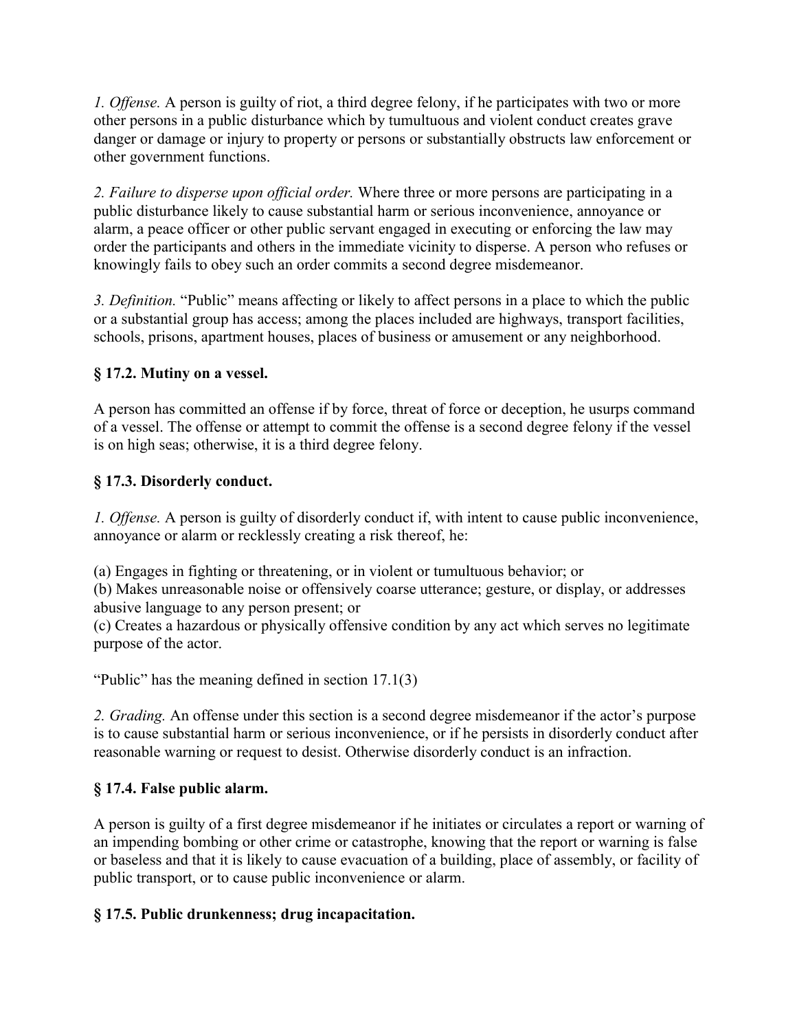*1. Offense.* A person is guilty of riot, a third degree felony, if he participates with two or more other persons in a public disturbance which by tumultuous and violent conduct creates grave danger or damage or injury to property or persons or substantially obstructs law enforcement or other government functions.

*2. Failure to disperse upon official order.* Where three or more persons are participating in a public disturbance likely to cause substantial harm or serious inconvenience, annoyance or alarm, a peace officer or other public servant engaged in executing or enforcing the law may order the participants and others in the immediate vicinity to disperse. A person who refuses or knowingly fails to obey such an order commits a second degree misdemeanor.

*3. Definition.* "Public" means affecting or likely to affect persons in a place to which the public or a substantial group has access; among the places included are highways, transport facilities, schools, prisons, apartment houses, places of business or amusement or any neighborhood.

### § 17.2. Mutiny on a vessel.

A person has committed an offense if by force, threat of force or deception, he usurps command of a vessel. The offense or attempt to commit the offense is a second degree felony if the vessel is on high seas; otherwise, it is a third degree felony.

### § 17.3. Disorderly conduct.

*1. Offense.* A person is guilty of disorderly conduct if, with intent to cause public inconvenience, annoyance or alarm or recklessly creating a risk thereof, he:

(a) Engages in fighting or threatening, or in violent or tumultuous behavior; or
(b) Makes unreasonable noise or offensively coarse utterance; gesture, or display, or addresses abusive language to any person present; or
(c) Creates a hazardous or physically offensive condition by any act which serves no legitimate purpose of the actor.

"Public" has the meaning defined in section 17.1(3)

*2. Grading.* An offense under this section is a second degree misdemeanor if the actor's purpose is to cause substantial harm or serious inconvenience, or if he persists in disorderly conduct after reasonable warning or request to desist. Otherwise disorderly conduct is an infraction.

### § 17.4. False public alarm.

A person is guilty of a first degree misdemeanor if he initiates or circulates a report or warning of an impending bombing or other crime or catastrophe, knowing that the report or warning is false or baseless and that it is likely to cause evacuation of a building, place of assembly, or facility of public transport, or to cause public inconvenience or alarm.

### § 17.5. Public drunkenness; drug incapacitation.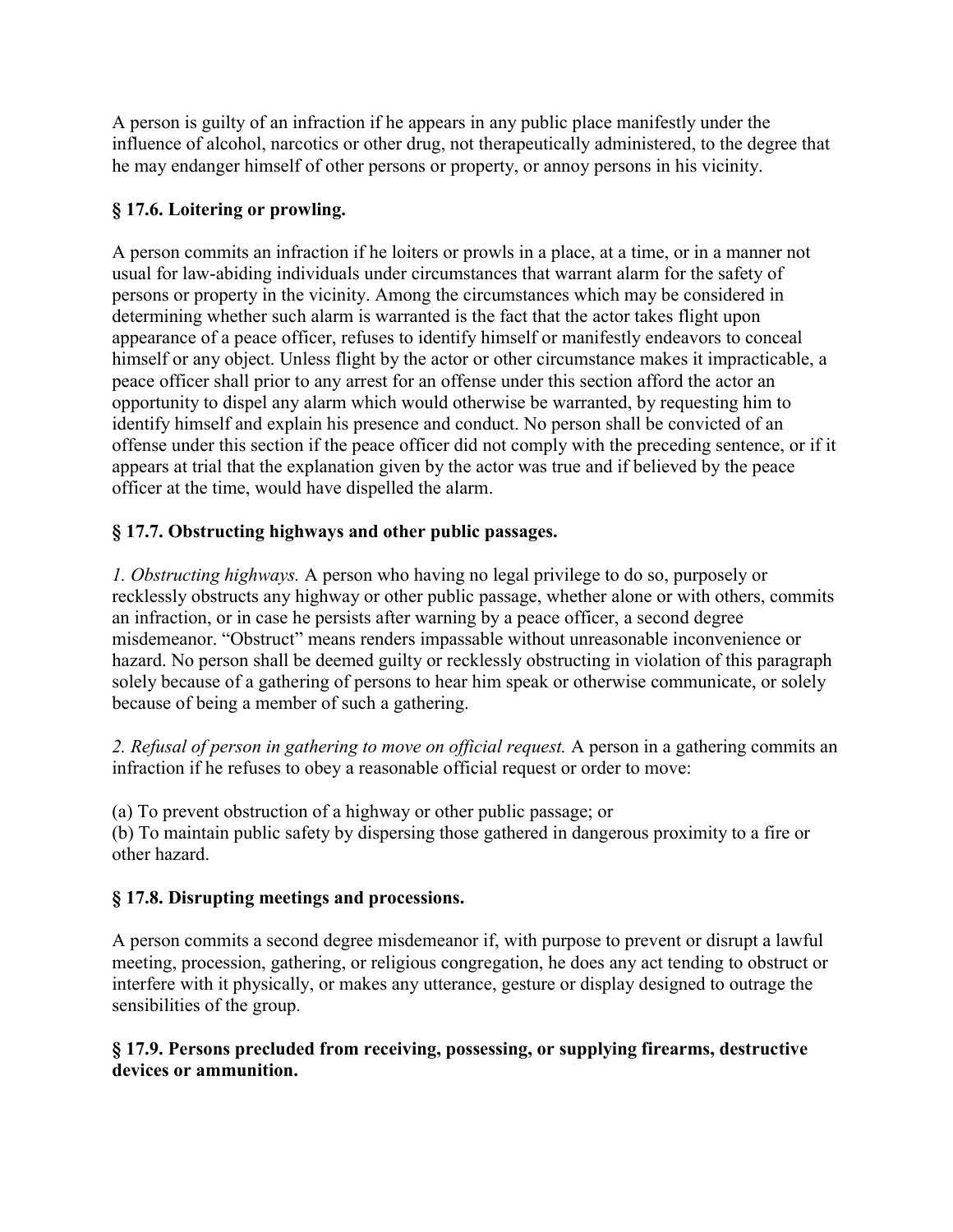A person is guilty of an infraction if he appears in any public place manifestly under the influence of alcohol, narcotics or other drug, not therapeutically administered, to the degree that he may endanger himself of other persons or property, or annoy persons in his vicinity.

**§ 17.6. Loitering or prowling.**

A person commits an infraction if he loiters or prowls in a place, at a time, or in a manner not usual for law-abiding individuals under circumstances that warrant alarm for the safety of persons or property in the vicinity. Among the circumstances which may be considered in determining whether such alarm is warranted is the fact that the actor takes flight upon appearance of a peace officer, refuses to identify himself or manifestly endeavors to conceal himself or any object. Unless flight by the actor or other circumstance makes it impracticable, a peace officer shall prior to any arrest for an offense under this section afford the actor an opportunity to dispel any alarm which would otherwise be warranted, by requesting him to identify himself and explain his presence and conduct. No person shall be convicted of an offense under this section if the peace officer did not comply with the preceding sentence, or if it appears at trial that the explanation given by the actor was true and if believed by the peace officer at the time, would have dispelled the alarm.

**§ 17.7. Obstructing highways and other public passages.**

*1. Obstructing highways.* A person who having no legal privilege to do so, purposely or recklessly obstructs any highway or other public passage, whether alone or with others, commits an infraction, or in case he persists after warning by a peace officer, a second degree misdemeanor. "Obstruct" means renders impassable without unreasonable inconvenience or hazard. No person shall be deemed guilty or recklessly obstructing in violation of this paragraph solely because of a gathering of persons to hear him speak or otherwise communicate, or solely because of being a member of such a gathering.

*2. Refusal of person in gathering to move on official request.* A person in a gathering commits an infraction if he refuses to obey a reasonable official request or order to move:

(a) To prevent obstruction of a highway or other public passage; or
(b) To maintain public safety by dispersing those gathered in dangerous proximity to a fire or other hazard.

**§ 17.8. Disrupting meetings and processions.**

A person commits a second degree misdemeanor if, with purpose to prevent or disrupt a lawful meeting, procession, gathering, or religious congregation, he does any act tending to obstruct or interfere with it physically, or makes any utterance, gesture or display designed to outrage the sensibilities of the group.

**§ 17.9. Persons precluded from receiving, possessing, or supplying firearms, destructive devices or ammunition.**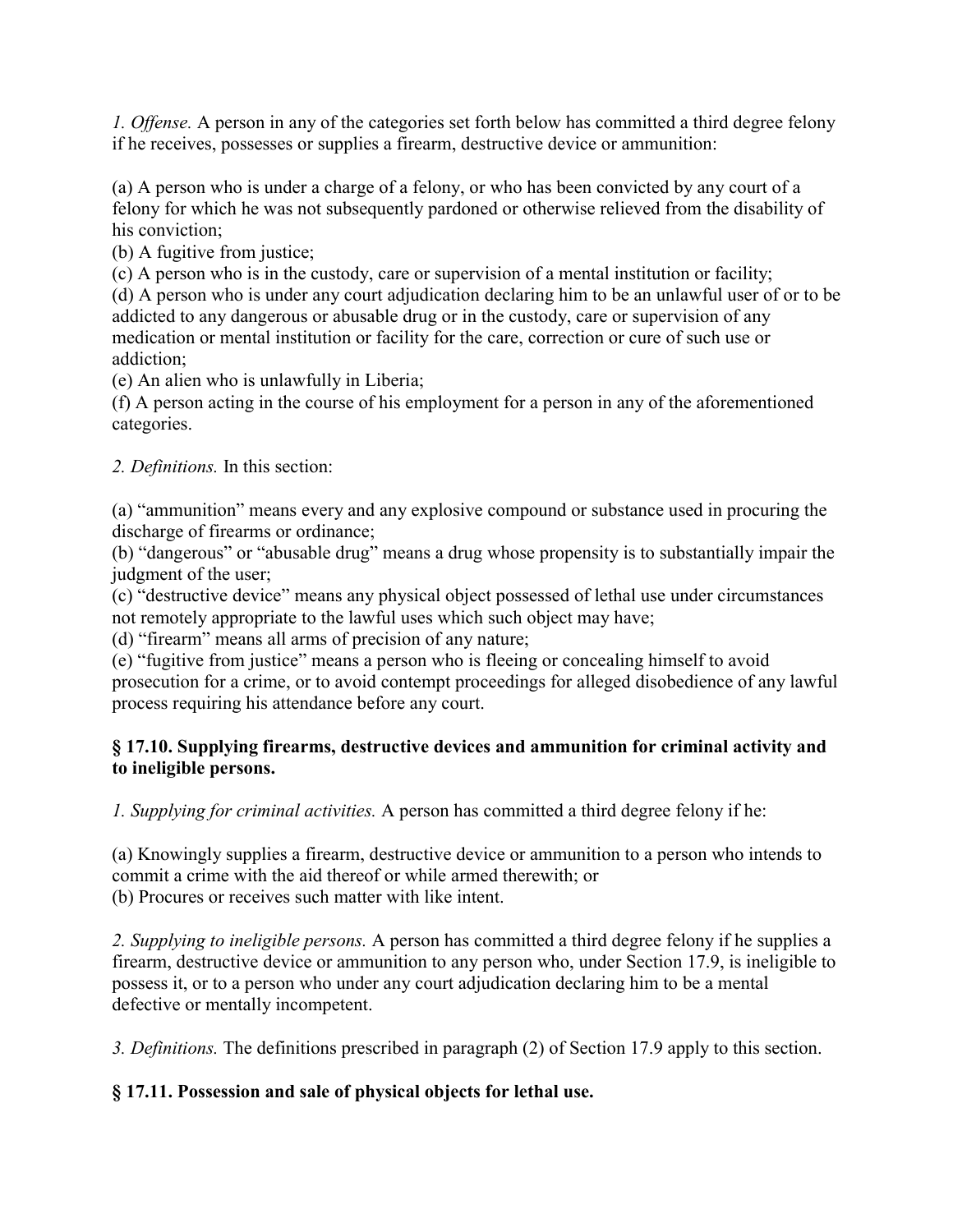*1. Offense.* A person in any of the categories set forth below has committed a third degree felony if he receives, possesses or supplies a firearm, destructive device or ammunition:

(a) A person who is under a charge of a felony, or who has been convicted by any court of a felony for which he was not subsequently pardoned or otherwise relieved from the disability of his conviction;
(b) A fugitive from justice;
(c) A person who is in the custody, care or supervision of a mental institution or facility;
(d) A person who is under any court adjudication declaring him to be an unlawful user of or to be addicted to any dangerous or abusable drug or in the custody, care or supervision of any medication or mental institution or facility for the care, correction or cure of such use or addiction;
(e) An alien who is unlawfully in Liberia;
(f) A person acting in the course of his employment for a person in any of the aforementioned categories.

*2. Definitions.* In this section:

(a) "ammunition" means every and any explosive compound or substance used in procuring the discharge of firearms or ordinance;
(b) "dangerous" or "abusable drug" means a drug whose propensity is to substantially impair the judgment of the user;
(c) "destructive device" means any physical object possessed of lethal use under circumstances not remotely appropriate to the lawful uses which such object may have;
(d) "firearm" means all arms of precision of any nature;
(e) "fugitive from justice" means a person who is fleeing or concealing himself to avoid prosecution for a crime, or to avoid contempt proceedings for alleged disobedience of any lawful process requiring his attendance before any court.

### § 17.10. Supplying firearms, destructive devices and ammunition for criminal activity and to ineligible persons.

*1. Supplying for criminal activities.* A person has committed a third degree felony if he:

(a) Knowingly supplies a firearm, destructive device or ammunition to a person who intends to commit a crime with the aid thereof or while armed therewith; or
(b) Procures or receives such matter with like intent.

*2. Supplying to ineligible persons.* A person has committed a third degree felony if he supplies a firearm, destructive device or ammunition to any person who, under Section 17.9, is ineligible to possess it, or to a person who under any court adjudication declaring him to be a mental defective or mentally incompetent.

*3. Definitions.* The definitions prescribed in paragraph (2) of Section 17.9 apply to this section.

### § 17.11. Possession and sale of physical objects for lethal use.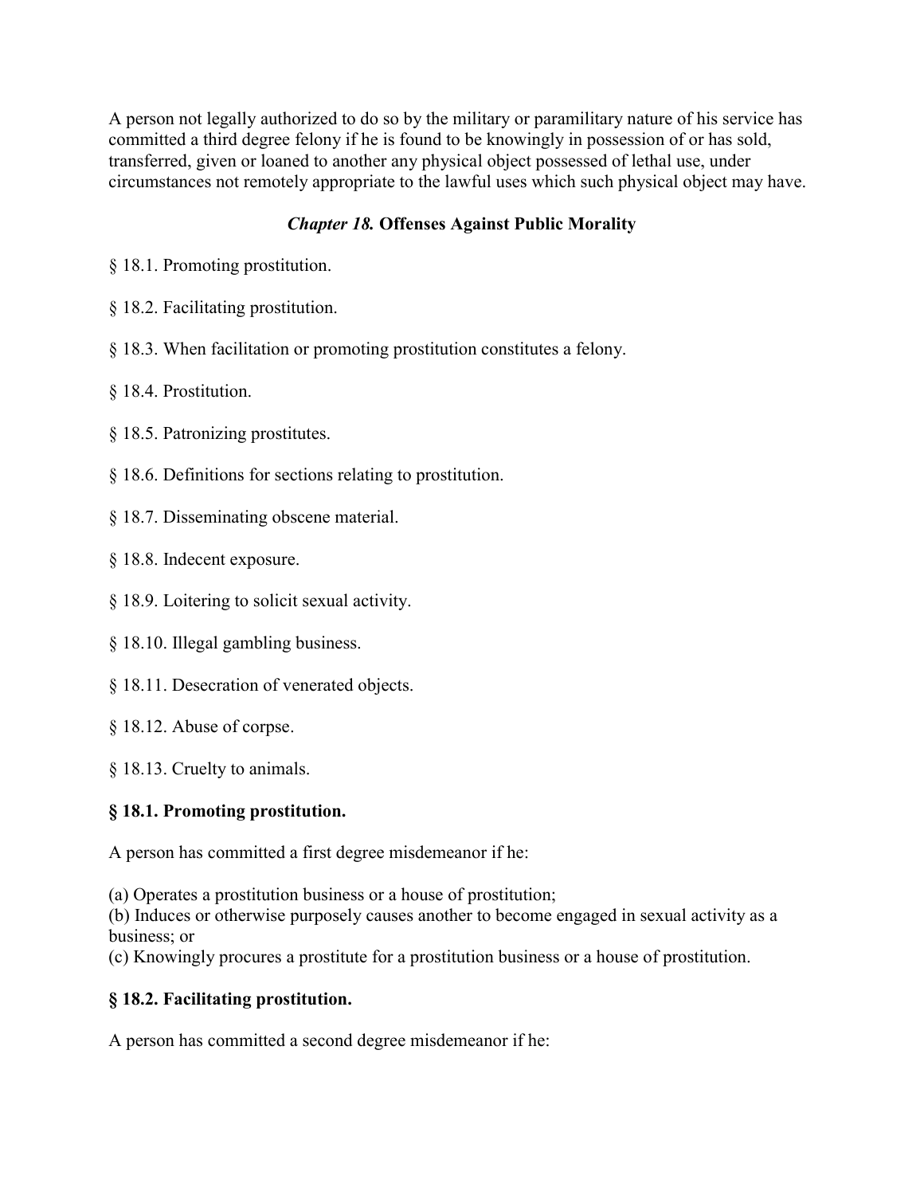A person not legally authorized to do so by the military or paramilitary nature of his service has committed a third degree felony if he is found to be knowingly in possession of or has sold, transferred, given or loaned to another any physical object possessed of lethal use, under circumstances not remotely appropriate to the lawful uses which such physical object may have.

## *Chapter 18.* Offenses Against Public Morality

§ 18.1. Promoting prostitution.

§ 18.2. Facilitating prostitution.

§ 18.3. When facilitation or promoting prostitution constitutes a felony.

§ 18.4. Prostitution.

§ 18.5. Patronizing prostitutes.

§ 18.6. Definitions for sections relating to prostitution.

§ 18.7. Disseminating obscene material.

§ 18.8. Indecent exposure.

§ 18.9. Loitering to solicit sexual activity.

§ 18.10. Illegal gambling business.

§ 18.11. Desecration of venerated objects.

§ 18.12. Abuse of corpse.

§ 18.13. Cruelty to animals.

### § 18.1. Promoting prostitution.

A person has committed a first degree misdemeanor if he:

(a) Operates a prostitution business or a house of prostitution;
(b) Induces or otherwise purposely causes another to become engaged in sexual activity as a business; or
(c) Knowingly procures a prostitute for a prostitution business or a house of prostitution.

### § 18.2. Facilitating prostitution.

A person has committed a second degree misdemeanor if he: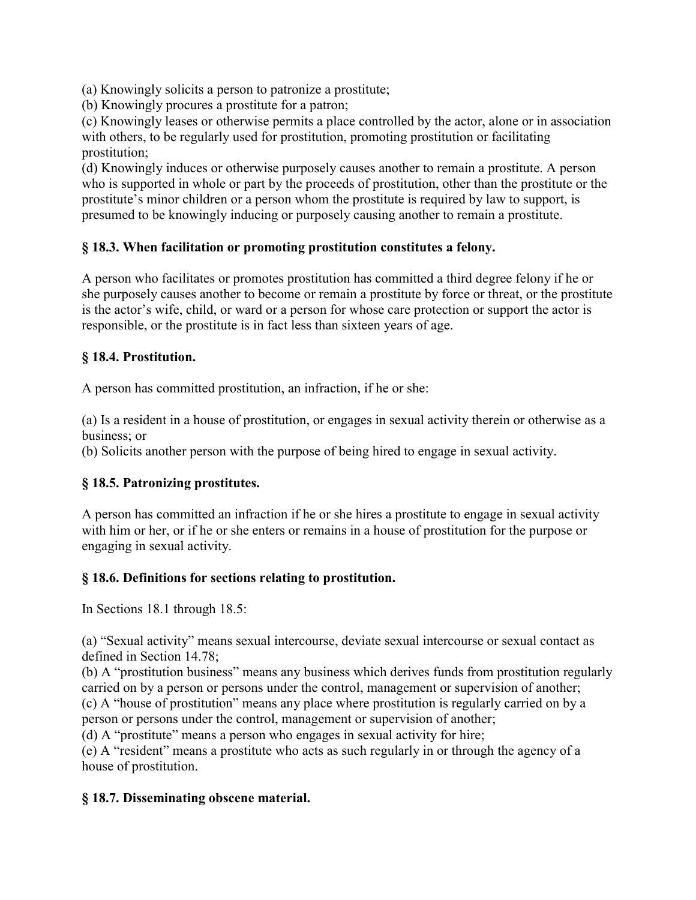(a) Knowingly solicits a person to patronize a prostitute;
(b) Knowingly procures a prostitute for a patron;
(c) Knowingly leases or otherwise permits a place controlled by the actor, alone or in association with others, to be regularly used for prostitution, promoting prostitution or facilitating prostitution;
(d) Knowingly induces or otherwise purposely causes another to remain a prostitute. A person who is supported in whole or part by the proceeds of prostitution, other than the prostitute or the prostitute's minor children or a person whom the prostitute is required by law to support, is presumed to be knowingly inducing or purposely causing another to remain a prostitute.

### § 18.3. When facilitation or promoting prostitution constitutes a felony.

A person who facilitates or promotes prostitution has committed a third degree felony if he or she purposely causes another to become or remain a prostitute by force or threat, or the prostitute is the actor's wife, child, or ward or a person for whose care protection or support the actor is responsible, or the prostitute is in fact less than sixteen years of age.

### § 18.4. Prostitution.

A person has committed prostitution, an infraction, if he or she:

(a) Is a resident in a house of prostitution, or engages in sexual activity therein or otherwise as a business; or
(b) Solicits another person with the purpose of being hired to engage in sexual activity.

### § 18.5. Patronizing prostitutes.

A person has committed an infraction if he or she hires a prostitute to engage in sexual activity with him or her, or if he or she enters or remains in a house of prostitution for the purpose or engaging in sexual activity.

### § 18.6. Definitions for sections relating to prostitution.

In Sections 18.1 through 18.5:

(a) "Sexual activity" means sexual intercourse, deviate sexual intercourse or sexual contact as defined in Section 14.78;
(b) A "prostitution business" means any business which derives funds from prostitution regularly carried on by a person or persons under the control, management or supervision of another;
(c) A "house of prostitution" means any place where prostitution is regularly carried on by a person or persons under the control, management or supervision of another;
(d) A "prostitute" means a person who engages in sexual activity for hire;
(e) A "resident" means a prostitute who acts as such regularly in or through the agency of a house of prostitution.

### § 18.7. Disseminating obscene material.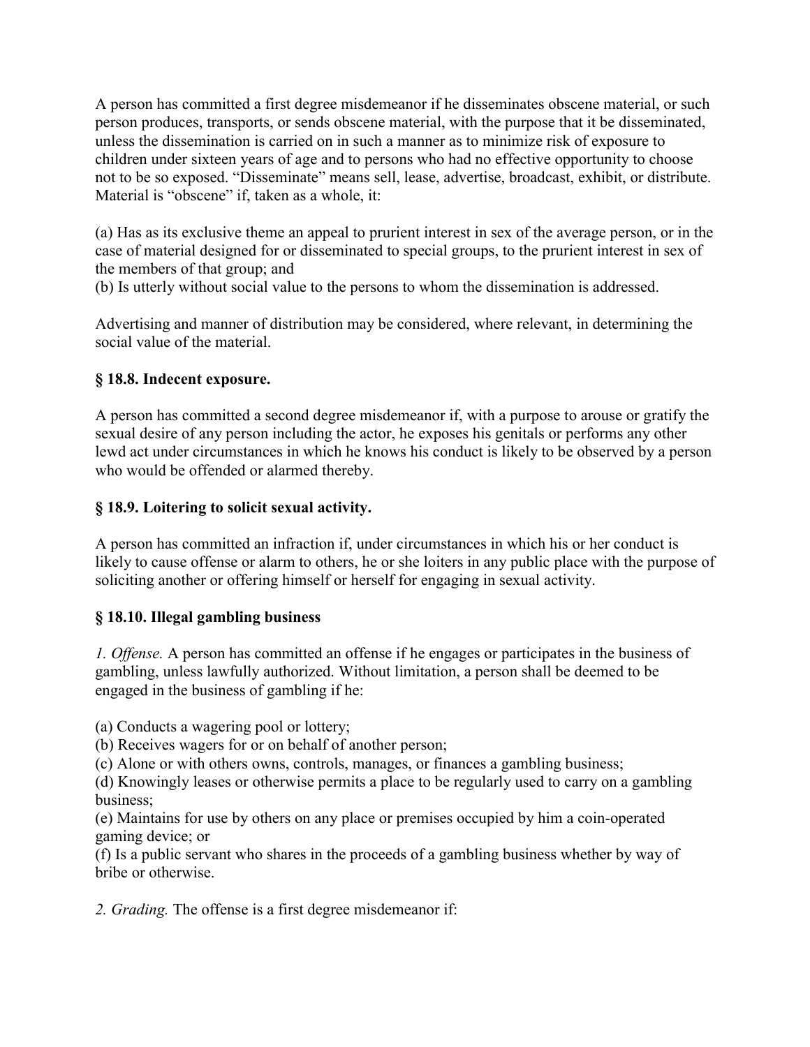A person has committed a first degree misdemeanor if he disseminates obscene material, or such person produces, transports, or sends obscene material, with the purpose that it be disseminated, unless the dissemination is carried on in such a manner as to minimize risk of exposure to children under sixteen years of age and to persons who had no effective opportunity to choose not to be so exposed. "Disseminate" means sell, lease, advertise, broadcast, exhibit, or distribute. Material is "obscene" if, taken as a whole, it:

(a) Has as its exclusive theme an appeal to prurient interest in sex of the average person, or in the case of material designed for or disseminated to special groups, to the prurient interest in sex of the members of that group; and
(b) Is utterly without social value to the persons to whom the dissemination is addressed.

Advertising and manner of distribution may be considered, where relevant, in determining the social value of the material.

### § 18.8. Indecent exposure.

A person has committed a second degree misdemeanor if, with a purpose to arouse or gratify the sexual desire of any person including the actor, he exposes his genitals or performs any other lewd act under circumstances in which he knows his conduct is likely to be observed by a person who would be offended or alarmed thereby.

### § 18.9. Loitering to solicit sexual activity.

A person has committed an infraction if, under circumstances in which his or her conduct is likely to cause offense or alarm to others, he or she loiters in any public place with the purpose of soliciting another or offering himself or herself for engaging in sexual activity.

### § 18.10. Illegal gambling business

*1. Offense.* A person has committed an offense if he engages or participates in the business of gambling, unless lawfully authorized. Without limitation, a person shall be deemed to be engaged in the business of gambling if he:

(a) Conducts a wagering pool or lottery;
(b) Receives wagers for or on behalf of another person;
(c) Alone or with others owns, controls, manages, or finances a gambling business;
(d) Knowingly leases or otherwise permits a place to be regularly used to carry on a gambling business;
(e) Maintains for use by others on any place or premises occupied by him a coin-operated gaming device; or
(f) Is a public servant who shares in the proceeds of a gambling business whether by way of bribe or otherwise.

*2. Grading.* The offense is a first degree misdemeanor if: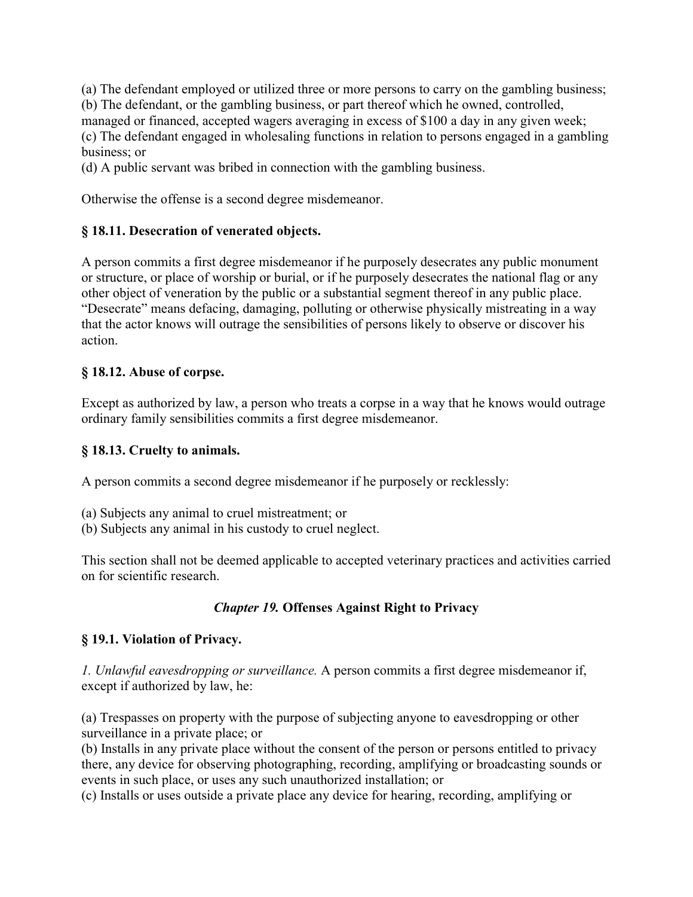(a) The defendant employed or utilized three or more persons to carry on the gambling business;
(b) The defendant, or the gambling business, or part thereof which he owned, controlled, managed or financed, accepted wagers averaging in excess of $100 a day in any given week;
(c) The defendant engaged in wholesaling functions in relation to persons engaged in a gambling business; or
(d) A public servant was bribed in connection with the gambling business.

Otherwise the offense is a second degree misdemeanor.

### § 18.11. Desecration of venerated objects.

A person commits a first degree misdemeanor if he purposely desecrates any public monument or structure, or place of worship or burial, or if he purposely desecrates the national flag or any other object of veneration by the public or a substantial segment thereof in any public place. "Desecrate" means defacing, damaging, polluting or otherwise physically mistreating in a way that the actor knows will outrage the sensibilities of persons likely to observe or discover his action.

### § 18.12. Abuse of corpse.

Except as authorized by law, a person who treats a corpse in a way that he knows would outrage ordinary family sensibilities commits a first degree misdemeanor.

### § 18.13. Cruelty to animals.

A person commits a second degree misdemeanor if he purposely or recklessly:

(a) Subjects any animal to cruel mistreatment; or
(b) Subjects any animal in his custody to cruel neglect.

This section shall not be deemed applicable to accepted veterinary practices and activities carried on for scientific research.

## *Chapter 19.* Offenses Against Right to Privacy

### § 19.1. Violation of Privacy.

*1. Unlawful eavesdropping or surveillance.* A person commits a first degree misdemeanor if, except if authorized by law, he:

(a) Trespasses on property with the purpose of subjecting anyone to eavesdropping or other surveillance in a private place; or
(b) Installs in any private place without the consent of the person or persons entitled to privacy there, any device for observing photographing, recording, amplifying or broadcasting sounds or events in such place, or uses any such unauthorized installation; or
(c) Installs or uses outside a private place any device for hearing, recording, amplifying or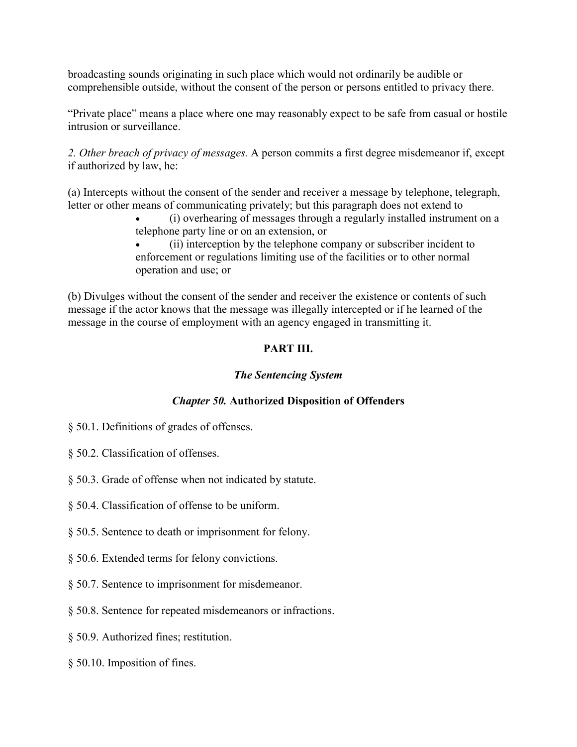broadcasting sounds originating in such place which would not ordinarily be audible or comprehensible outside, without the consent of the person or persons entitled to privacy there.

"Private place" means a place where one may reasonably expect to be safe from casual or hostile intrusion or surveillance.

*2. Other breach of privacy of messages.* A person commits a first degree misdemeanor if, except if authorized by law, he:

(a) Intercepts without the consent of the sender and receiver a message by telephone, telegraph, letter or other means of communicating privately; but this paragraph does not extend to

- (i) overhearing of messages through a regularly installed instrument on a telephone party line or on an extension, or
- (ii) interception by the telephone company or subscriber incident to enforcement or regulations limiting use of the facilities or to other normal operation and use; or

(b) Divulges without the consent of the sender and receiver the existence or contents of such message if the actor knows that the message was illegally intercepted or if he learned of the message in the course of employment with an agency engaged in transmitting it.

## PART III.

### *The Sentencing System*

### *Chapter 50.* Authorized Disposition of Offenders

§ 50.1. Definitions of grades of offenses.

§ 50.2. Classification of offenses.

§ 50.3. Grade of offense when not indicated by statute.

§ 50.4. Classification of offense to be uniform.

§ 50.5. Sentence to death or imprisonment for felony.

§ 50.6. Extended terms for felony convictions.

§ 50.7. Sentence to imprisonment for misdemeanor.

§ 50.8. Sentence for repeated misdemeanors or infractions.

§ 50.9. Authorized fines; restitution.

§ 50.10. Imposition of fines.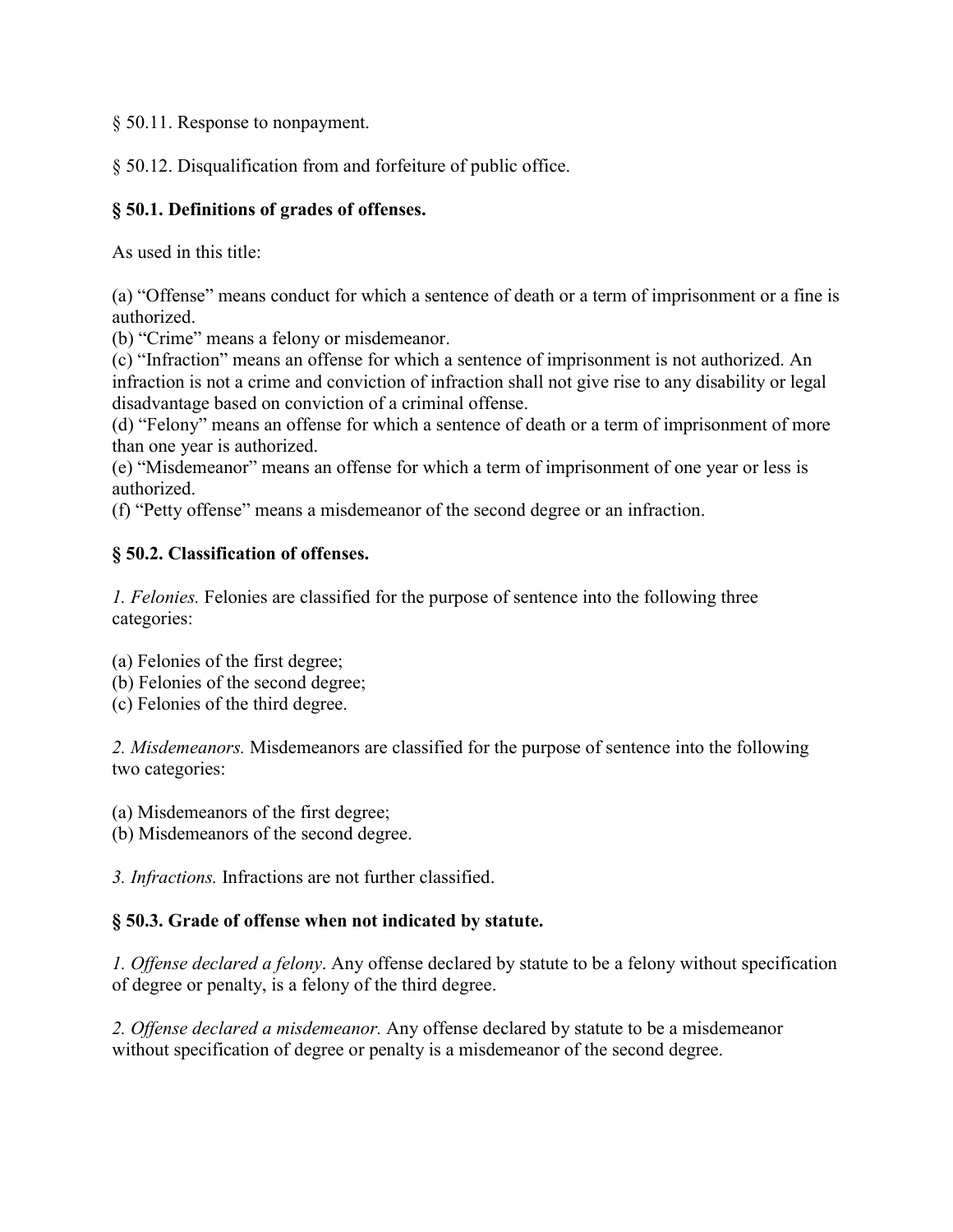§ 50.11. Response to nonpayment.

§ 50.12. Disqualification from and forfeiture of public office.

### § 50.1. Definitions of grades of offenses.

As used in this title:

(a) “Offense” means conduct for which a sentence of death or a term of imprisonment or a fine is authorized.
(b) “Crime” means a felony or misdemeanor.
(c) “Infraction” means an offense for which a sentence of imprisonment is not authorized. An infraction is not a crime and conviction of infraction shall not give rise to any disability or legal disadvantage based on conviction of a criminal offense.
(d) “Felony” means an offense for which a sentence of death or a term of imprisonment of more than one year is authorized.
(e) “Misdemeanor” means an offense for which a term of imprisonment of one year or less is authorized.
(f) “Petty offense” means a misdemeanor of the second degree or an infraction.

### § 50.2. Classification of offenses.

*1. Felonies.* Felonies are classified for the purpose of sentence into the following three categories:

(a) Felonies of the first degree;
(b) Felonies of the second degree;
(c) Felonies of the third degree.

*2. Misdemeanors.* Misdemeanors are classified for the purpose of sentence into the following two categories:

(a) Misdemeanors of the first degree;
(b) Misdemeanors of the second degree.

*3. Infractions.* Infractions are not further classified.

### § 50.3. Grade of offense when not indicated by statute.

*1. Offense declared a felony*. Any offense declared by statute to be a felony without specification of degree or penalty, is a felony of the third degree.

*2. Offense declared a misdemeanor.* Any offense declared by statute to be a misdemeanor without specification of degree or penalty is a misdemeanor of the second degree.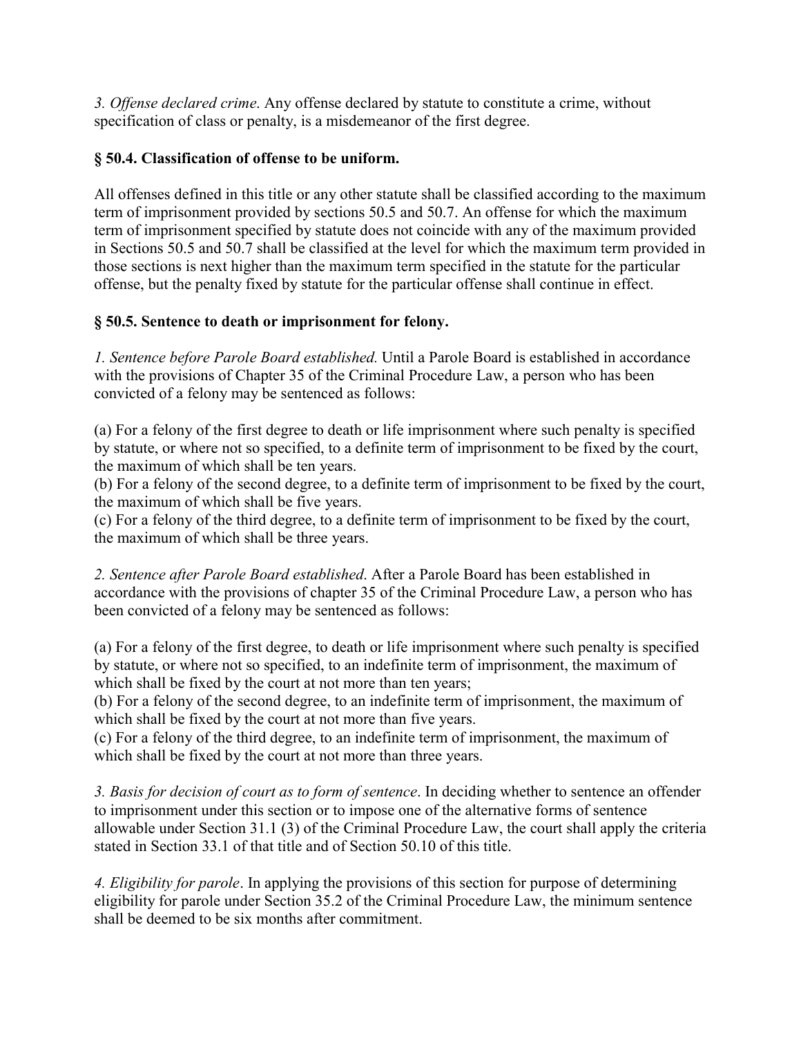*3. Offense declared crime*. Any offense declared by statute to constitute a crime, without specification of class or penalty, is a misdemeanor of the first degree.

**§ 50.4. Classification of offense to be uniform.**

All offenses defined in this title or any other statute shall be classified according to the maximum term of imprisonment provided by sections 50.5 and 50.7. An offense for which the maximum term of imprisonment specified by statute does not coincide with any of the maximum provided in Sections 50.5 and 50.7 shall be classified at the level for which the maximum term provided in those sections is next higher than the maximum term specified in the statute for the particular offense, but the penalty fixed by statute for the particular offense shall continue in effect.

**§ 50.5. Sentence to death or imprisonment for felony.**

*1. Sentence before Parole Board established.* Until a Parole Board is established in accordance with the provisions of Chapter 35 of the Criminal Procedure Law, a person who has been convicted of a felony may be sentenced as follows:

(a) For a felony of the first degree to death or life imprisonment where such penalty is specified by statute, or where not so specified, to a definite term of imprisonment to be fixed by the court, the maximum of which shall be ten years.
(b) For a felony of the second degree, to a definite term of imprisonment to be fixed by the court, the maximum of which shall be five years.
(c) For a felony of the third degree, to a definite term of imprisonment to be fixed by the court, the maximum of which shall be three years.

*2. Sentence after Parole Board established*. After a Parole Board has been established in accordance with the provisions of chapter 35 of the Criminal Procedure Law, a person who has been convicted of a felony may be sentenced as follows:

(a) For a felony of the first degree, to death or life imprisonment where such penalty is specified by statute, or where not so specified, to an indefinite term of imprisonment, the maximum of which shall be fixed by the court at not more than ten years;
(b) For a felony of the second degree, to an indefinite term of imprisonment, the maximum of which shall be fixed by the court at not more than five years.
(c) For a felony of the third degree, to an indefinite term of imprisonment, the maximum of which shall be fixed by the court at not more than three years.

*3. Basis for decision of court as to form of sentence*. In deciding whether to sentence an offender to imprisonment under this section or to impose one of the alternative forms of sentence allowable under Section 31.1 (3) of the Criminal Procedure Law, the court shall apply the criteria stated in Section 33.1 of that title and of Section 50.10 of this title.

*4. Eligibility for parole*. In applying the provisions of this section for purpose of determining eligibility for parole under Section 35.2 of the Criminal Procedure Law, the minimum sentence shall be deemed to be six months after commitment.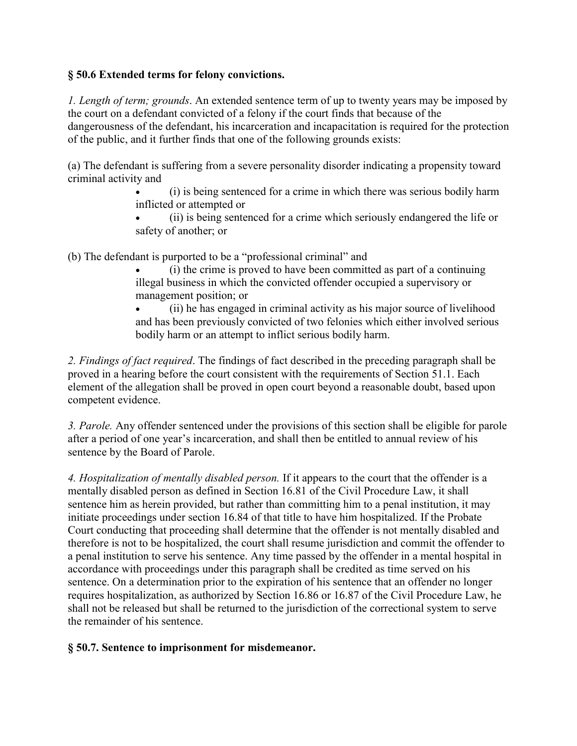**§ 50.6 Extended terms for felony convictions.**

*1. Length of term; grounds*. An extended sentence term of up to twenty years may be imposed by the court on a defendant convicted of a felony if the court finds that because of the dangerousness of the defendant, his incarceration and incapacitation is required for the protection of the public, and it further finds that one of the following grounds exists:

(a) The defendant is suffering from a severe personality disorder indicating a propensity toward criminal activity and

- (i) is being sentenced for a crime in which there was serious bodily harm inflicted or attempted or
- (ii) is being sentenced for a crime which seriously endangered the life or safety of another; or

(b) The defendant is purported to be a "professional criminal" and

- (i) the crime is proved to have been committed as part of a continuing illegal business in which the convicted offender occupied a supervisory or management position; or
- (ii) he has engaged in criminal activity as his major source of livelihood and has been previously convicted of two felonies which either involved serious bodily harm or an attempt to inflict serious bodily harm.

*2. Findings of fact required*. The findings of fact described in the preceding paragraph shall be proved in a hearing before the court consistent with the requirements of Section 51.1. Each element of the allegation shall be proved in open court beyond a reasonable doubt, based upon competent evidence.

*3. Parole.* Any offender sentenced under the provisions of this section shall be eligible for parole after a period of one year's incarceration, and shall then be entitled to annual review of his sentence by the Board of Parole.

*4. Hospitalization of mentally disabled person.* If it appears to the court that the offender is a mentally disabled person as defined in Section 16.81 of the Civil Procedure Law, it shall sentence him as herein provided, but rather than committing him to a penal institution, it may initiate proceedings under section 16.84 of that title to have him hospitalized. If the Probate Court conducting that proceeding shall determine that the offender is not mentally disabled and therefore is not to be hospitalized, the court shall resume jurisdiction and commit the offender to a penal institution to serve his sentence. Any time passed by the offender in a mental hospital in accordance with proceedings under this paragraph shall be credited as time served on his sentence. On a determination prior to the expiration of his sentence that an offender no longer requires hospitalization, as authorized by Section 16.86 or 16.87 of the Civil Procedure Law, he shall not be released but shall be returned to the jurisdiction of the correctional system to serve the remainder of his sentence.

**§ 50.7. Sentence to imprisonment for misdemeanor.**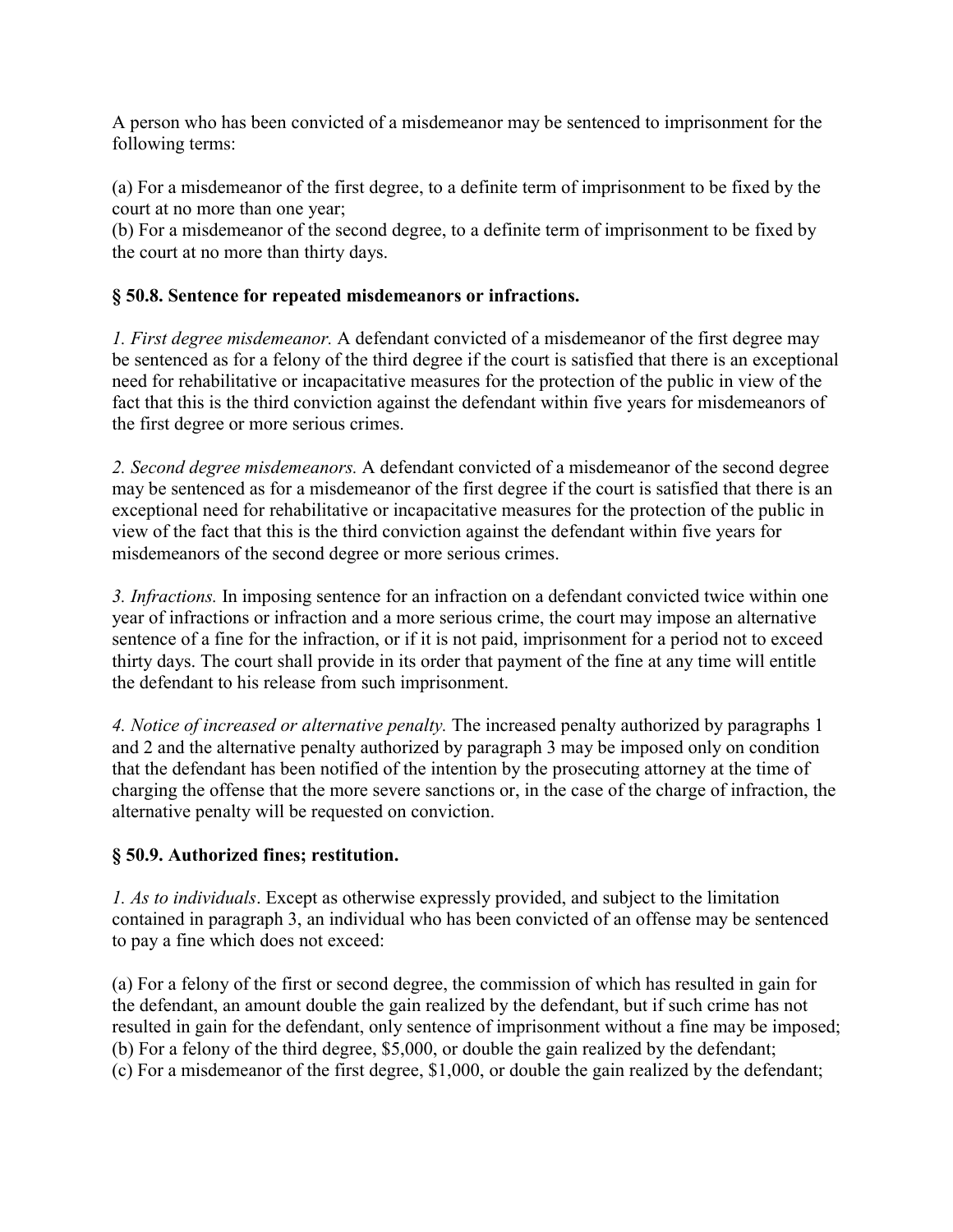A person who has been convicted of a misdemeanor may be sentenced to imprisonment for the following terms:

(a) For a misdemeanor of the first degree, to a definite term of imprisonment to be fixed by the court at no more than one year;
(b) For a misdemeanor of the second degree, to a definite term of imprisonment to be fixed by the court at no more than thirty days.

### § 50.8. Sentence for repeated misdemeanors or infractions.

*1. First degree misdemeanor.* A defendant convicted of a misdemeanor of the first degree may be sentenced as for a felony of the third degree if the court is satisfied that there is an exceptional need for rehabilitative or incapacitative measures for the protection of the public in view of the fact that this is the third conviction against the defendant within five years for misdemeanors of the first degree or more serious crimes.

*2. Second degree misdemeanors.* A defendant convicted of a misdemeanor of the second degree may be sentenced as for a misdemeanor of the first degree if the court is satisfied that there is an exceptional need for rehabilitative or incapacitative measures for the protection of the public in view of the fact that this is the third conviction against the defendant within five years for misdemeanors of the second degree or more serious crimes.

*3. Infractions.* In imposing sentence for an infraction on a defendant convicted twice within one year of infractions or infraction and a more serious crime, the court may impose an alternative sentence of a fine for the infraction, or if it is not paid, imprisonment for a period not to exceed thirty days. The court shall provide in its order that payment of the fine at any time will entitle the defendant to his release from such imprisonment.

*4. Notice of increased or alternative penalty.* The increased penalty authorized by paragraphs 1 and 2 and the alternative penalty authorized by paragraph 3 may be imposed only on condition that the defendant has been notified of the intention by the prosecuting attorney at the time of charging the offense that the more severe sanctions or, in the case of the charge of infraction, the alternative penalty will be requested on conviction.

### § 50.9. Authorized fines; restitution.

*1. As to individuals*. Except as otherwise expressly provided, and subject to the limitation contained in paragraph 3, an individual who has been convicted of an offense may be sentenced to pay a fine which does not exceed:

(a) For a felony of the first or second degree, the commission of which has resulted in gain for the defendant, an amount double the gain realized by the defendant, but if such crime has not resulted in gain for the defendant, only sentence of imprisonment without a fine may be imposed;
(b) For a felony of the third degree, $5,000, or double the gain realized by the defendant;
(c) For a misdemeanor of the first degree, $1,000, or double the gain realized by the defendant;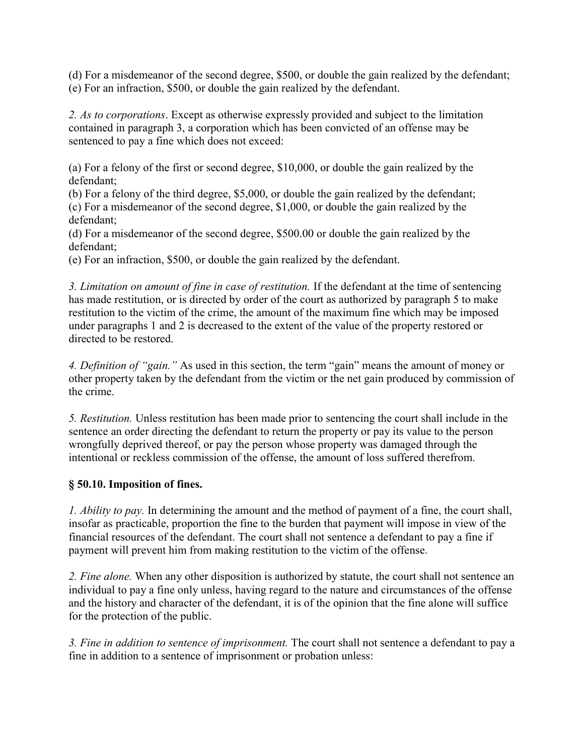(d) For a misdemeanor of the second degree, $500, or double the gain realized by the defendant;
(e) For an infraction, $500, or double the gain realized by the defendant.

*2. As to corporations*. Except as otherwise expressly provided and subject to the limitation contained in paragraph 3, a corporation which has been convicted of an offense may be sentenced to pay a fine which does not exceed:

(a) For a felony of the first or second degree, $10,000, or double the gain realized by the defendant;
(b) For a felony of the third degree, $5,000, or double the gain realized by the defendant;
(c) For a misdemeanor of the second degree, $1,000, or double the gain realized by the defendant;
(d) For a misdemeanor of the second degree, $500.00 or double the gain realized by the defendant;
(e) For an infraction, $500, or double the gain realized by the defendant.

*3. Limitation on amount of fine in case of restitution.* If the defendant at the time of sentencing has made restitution, or is directed by order of the court as authorized by paragraph 5 to make restitution to the victim of the crime, the amount of the maximum fine which may be imposed under paragraphs 1 and 2 is decreased to the extent of the value of the property restored or directed to be restored.

*4. Definition of "gain."* As used in this section, the term "gain" means the amount of money or other property taken by the defendant from the victim or the net gain produced by commission of the crime.

*5. Restitution.* Unless restitution has been made prior to sentencing the court shall include in the sentence an order directing the defendant to return the property or pay its value to the person wrongfully deprived thereof, or pay the person whose property was damaged through the intentional or reckless commission of the offense, the amount of loss suffered therefrom.

**§ 50.10. Imposition of fines.**

*1. Ability to pay.* In determining the amount and the method of payment of a fine, the court shall, insofar as practicable, proportion the fine to the burden that payment will impose in view of the financial resources of the defendant. The court shall not sentence a defendant to pay a fine if payment will prevent him from making restitution to the victim of the offense.

*2. Fine alone.* When any other disposition is authorized by statute, the court shall not sentence an individual to pay a fine only unless, having regard to the nature and circumstances of the offense and the history and character of the defendant, it is of the opinion that the fine alone will suffice for the protection of the public.

*3. Fine in addition to sentence of imprisonment.* The court shall not sentence a defendant to pay a fine in addition to a sentence of imprisonment or probation unless: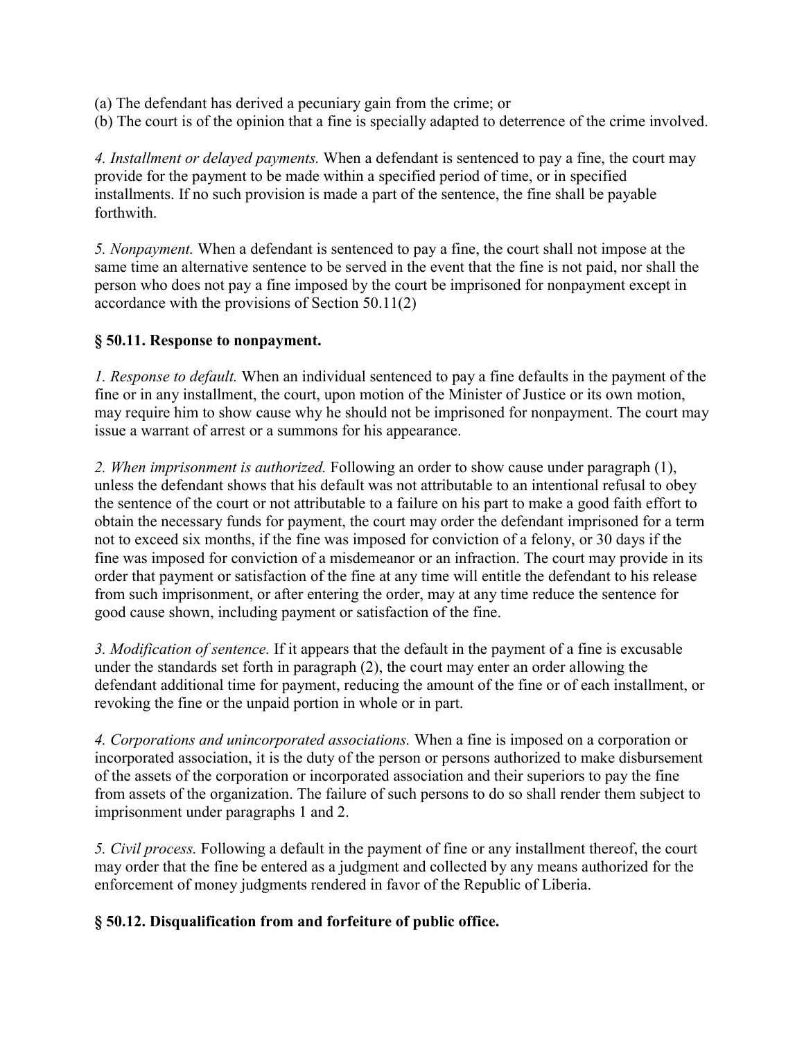(a) The defendant has derived a pecuniary gain from the crime; or
(b) The court is of the opinion that a fine is specially adapted to deterrence of the crime involved.

*4. Installment or delayed payments.* When a defendant is sentenced to pay a fine, the court may provide for the payment to be made within a specified period of time, or in specified installments. If no such provision is made a part of the sentence, the fine shall be payable forthwith.

*5. Nonpayment.* When a defendant is sentenced to pay a fine, the court shall not impose at the same time an alternative sentence to be served in the event that the fine is not paid, nor shall the person who does not pay a fine imposed by the court be imprisoned for nonpayment except in accordance with the provisions of Section 50.11(2)

### § 50.11. Response to nonpayment.

*1. Response to default.* When an individual sentenced to pay a fine defaults in the payment of the fine or in any installment, the court, upon motion of the Minister of Justice or its own motion, may require him to show cause why he should not be imprisoned for nonpayment. The court may issue a warrant of arrest or a summons for his appearance.

*2. When imprisonment is authorized.* Following an order to show cause under paragraph (1), unless the defendant shows that his default was not attributable to an intentional refusal to obey the sentence of the court or not attributable to a failure on his part to make a good faith effort to obtain the necessary funds for payment, the court may order the defendant imprisoned for a term not to exceed six months, if the fine was imposed for conviction of a felony, or 30 days if the fine was imposed for conviction of a misdemeanor or an infraction. The court may provide in its order that payment or satisfaction of the fine at any time will entitle the defendant to his release from such imprisonment, or after entering the order, may at any time reduce the sentence for good cause shown, including payment or satisfaction of the fine.

*3. Modification of sentence.* If it appears that the default in the payment of a fine is excusable under the standards set forth in paragraph (2), the court may enter an order allowing the defendant additional time for payment, reducing the amount of the fine or of each installment, or revoking the fine or the unpaid portion in whole or in part.

*4. Corporations and unincorporated associations.* When a fine is imposed on a corporation or incorporated association, it is the duty of the person or persons authorized to make disbursement of the assets of the corporation or incorporated association and their superiors to pay the fine from assets of the organization. The failure of such persons to do so shall render them subject to imprisonment under paragraphs 1 and 2.

*5. Civil process.* Following a default in the payment of fine or any installment thereof, the court may order that the fine be entered as a judgment and collected by any means authorized for the enforcement of money judgments rendered in favor of the Republic of Liberia.

### § 50.12. Disqualification from and forfeiture of public office.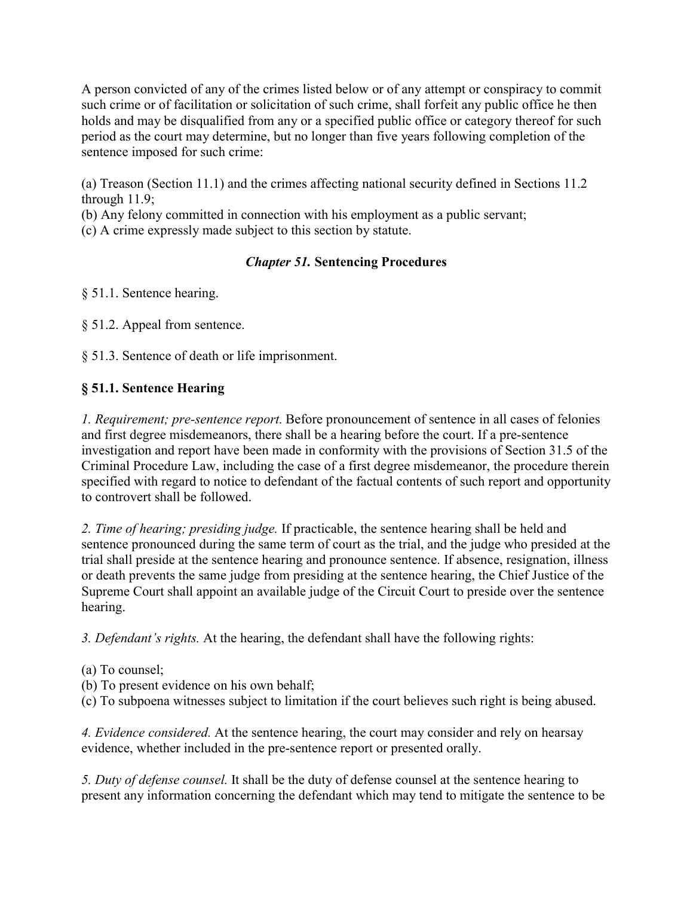A person convicted of any of the crimes listed below or of any attempt or conspiracy to commit such crime or of facilitation or solicitation of such crime, shall forfeit any public office he then holds and may be disqualified from any or a specified public office or category thereof for such period as the court may determine, but no longer than five years following completion of the sentence imposed for such crime:

(a) Treason (Section 11.1) and the crimes affecting national security defined in Sections 11.2 through 11.9;
(b) Any felony committed in connection with his employment as a public servant;
(c) A crime expressly made subject to this section by statute.

## *Chapter 51.* Sentencing Procedures

§ 51.1. Sentence hearing.

§ 51.2. Appeal from sentence.

§ 51.3. Sentence of death or life imprisonment.

### § 51.1. Sentence Hearing

*1. Requirement; pre-sentence report.* Before pronouncement of sentence in all cases of felonies and first degree misdemeanors, there shall be a hearing before the court. If a pre-sentence investigation and report have been made in conformity with the provisions of Section 31.5 of the Criminal Procedure Law, including the case of a first degree misdemeanor, the procedure therein specified with regard to notice to defendant of the factual contents of such report and opportunity to controvert shall be followed.

*2. Time of hearing; presiding judge.* If practicable, the sentence hearing shall be held and sentence pronounced during the same term of court as the trial, and the judge who presided at the trial shall preside at the sentence hearing and pronounce sentence. If absence, resignation, illness or death prevents the same judge from presiding at the sentence hearing, the Chief Justice of the Supreme Court shall appoint an available judge of the Circuit Court to preside over the sentence hearing.

*3. Defendant's rights.* At the hearing, the defendant shall have the following rights:

(a) To counsel;
(b) To present evidence on his own behalf;
(c) To subpoena witnesses subject to limitation if the court believes such right is being abused.

*4. Evidence considered.* At the sentence hearing, the court may consider and rely on hearsay evidence, whether included in the pre-sentence report or presented orally.

*5. Duty of defense counsel.* It shall be the duty of defense counsel at the sentence hearing to present any information concerning the defendant which may tend to mitigate the sentence to be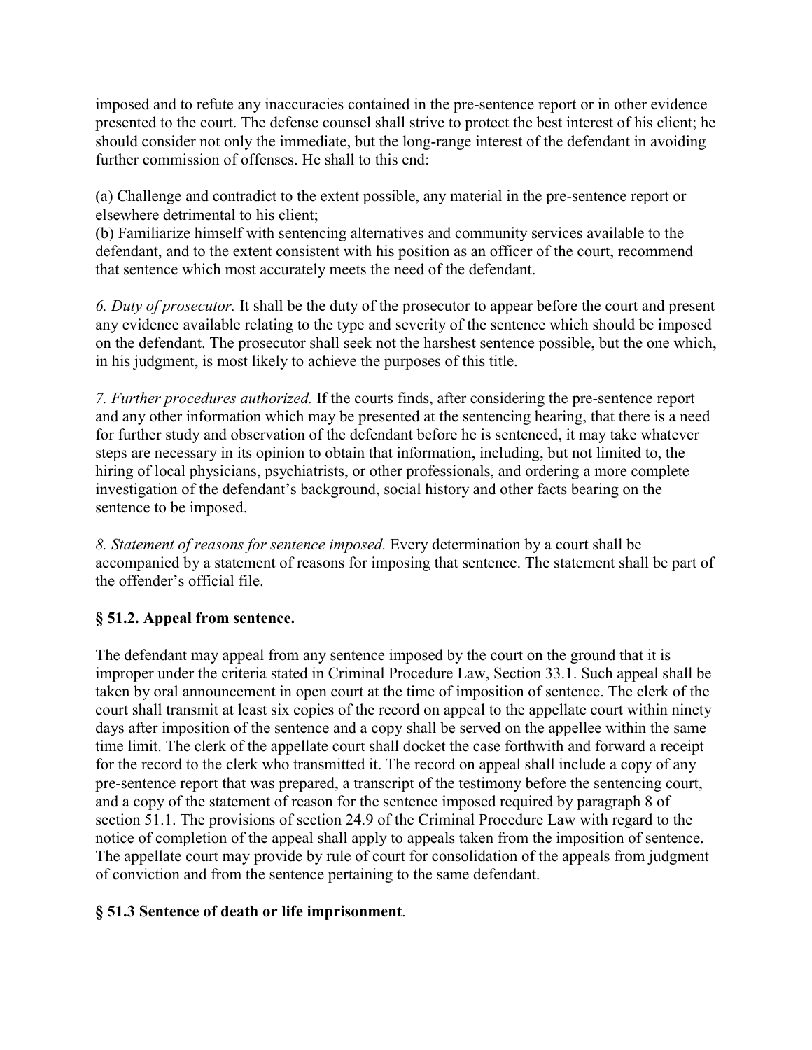imposed and to refute any inaccuracies contained in the pre-sentence report or in other evidence presented to the court. The defense counsel shall strive to protect the best interest of his client; he should consider not only the immediate, but the long-range interest of the defendant in avoiding further commission of offenses. He shall to this end:

(a) Challenge and contradict to the extent possible, any material in the pre-sentence report or elsewhere detrimental to his client;
(b) Familiarize himself with sentencing alternatives and community services available to the defendant, and to the extent consistent with his position as an officer of the court, recommend that sentence which most accurately meets the need of the defendant.

*6. Duty of prosecutor.* It shall be the duty of the prosecutor to appear before the court and present any evidence available relating to the type and severity of the sentence which should be imposed on the defendant. The prosecutor shall seek not the harshest sentence possible, but the one which, in his judgment, is most likely to achieve the purposes of this title.

*7. Further procedures authorized.* If the courts finds, after considering the pre-sentence report and any other information which may be presented at the sentencing hearing, that there is a need for further study and observation of the defendant before he is sentenced, it may take whatever steps are necessary in its opinion to obtain that information, including, but not limited to, the hiring of local physicians, psychiatrists, or other professionals, and ordering a more complete investigation of the defendant's background, social history and other facts bearing on the sentence to be imposed.

*8. Statement of reasons for sentence imposed.* Every determination by a court shall be accompanied by a statement of reasons for imposing that sentence. The statement shall be part of the offender's official file.

### § 51.2. Appeal from sentence.

The defendant may appeal from any sentence imposed by the court on the ground that it is improper under the criteria stated in Criminal Procedure Law, Section 33.1. Such appeal shall be taken by oral announcement in open court at the time of imposition of sentence. The clerk of the court shall transmit at least six copies of the record on appeal to the appellate court within ninety days after imposition of the sentence and a copy shall be served on the appellee within the same time limit. The clerk of the appellate court shall docket the case forthwith and forward a receipt for the record to the clerk who transmitted it. The record on appeal shall include a copy of any pre-sentence report that was prepared, a transcript of the testimony before the sentencing court, and a copy of the statement of reason for the sentence imposed required by paragraph 8 of section 51.1. The provisions of section 24.9 of the Criminal Procedure Law with regard to the notice of completion of the appeal shall apply to appeals taken from the imposition of sentence. The appellate court may provide by rule of court for consolidation of the appeals from judgment of conviction and from the sentence pertaining to the same defendant.

### § 51.3 Sentence of death or life imprisonment.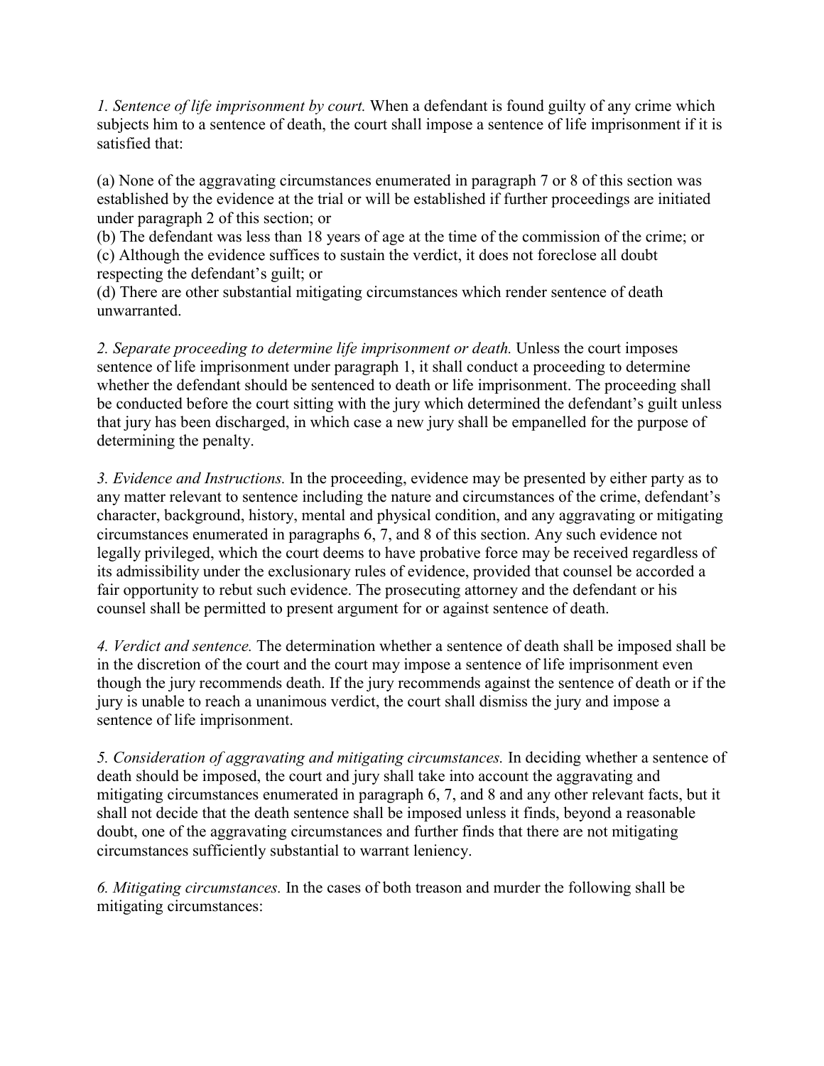*1. Sentence of life imprisonment by court.* When a defendant is found guilty of any crime which subjects him to a sentence of death, the court shall impose a sentence of life imprisonment if it is satisfied that:

(a) None of the aggravating circumstances enumerated in paragraph 7 or 8 of this section was established by the evidence at the trial or will be established if further proceedings are initiated under paragraph 2 of this section; or
(b) The defendant was less than 18 years of age at the time of the commission of the crime; or
(c) Although the evidence suffices to sustain the verdict, it does not foreclose all doubt respecting the defendant's guilt; or
(d) There are other substantial mitigating circumstances which render sentence of death unwarranted.

*2. Separate proceeding to determine life imprisonment or death.* Unless the court imposes sentence of life imprisonment under paragraph 1, it shall conduct a proceeding to determine whether the defendant should be sentenced to death or life imprisonment. The proceeding shall be conducted before the court sitting with the jury which determined the defendant's guilt unless that jury has been discharged, in which case a new jury shall be empanelled for the purpose of determining the penalty.

*3. Evidence and Instructions.* In the proceeding, evidence may be presented by either party as to any matter relevant to sentence including the nature and circumstances of the crime, defendant's character, background, history, mental and physical condition, and any aggravating or mitigating circumstances enumerated in paragraphs 6, 7, and 8 of this section. Any such evidence not legally privileged, which the court deems to have probative force may be received regardless of its admissibility under the exclusionary rules of evidence, provided that counsel be accorded a fair opportunity to rebut such evidence. The prosecuting attorney and the defendant or his counsel shall be permitted to present argument for or against sentence of death.

*4. Verdict and sentence.* The determination whether a sentence of death shall be imposed shall be in the discretion of the court and the court may impose a sentence of life imprisonment even though the jury recommends death. If the jury recommends against the sentence of death or if the jury is unable to reach a unanimous verdict, the court shall dismiss the jury and impose a sentence of life imprisonment.

*5. Consideration of aggravating and mitigating circumstances.* In deciding whether a sentence of death should be imposed, the court and jury shall take into account the aggravating and mitigating circumstances enumerated in paragraph 6, 7, and 8 and any other relevant facts, but it shall not decide that the death sentence shall be imposed unless it finds, beyond a reasonable doubt, one of the aggravating circumstances and further finds that there are not mitigating circumstances sufficiently substantial to warrant leniency.

*6. Mitigating circumstances.* In the cases of both treason and murder the following shall be mitigating circumstances: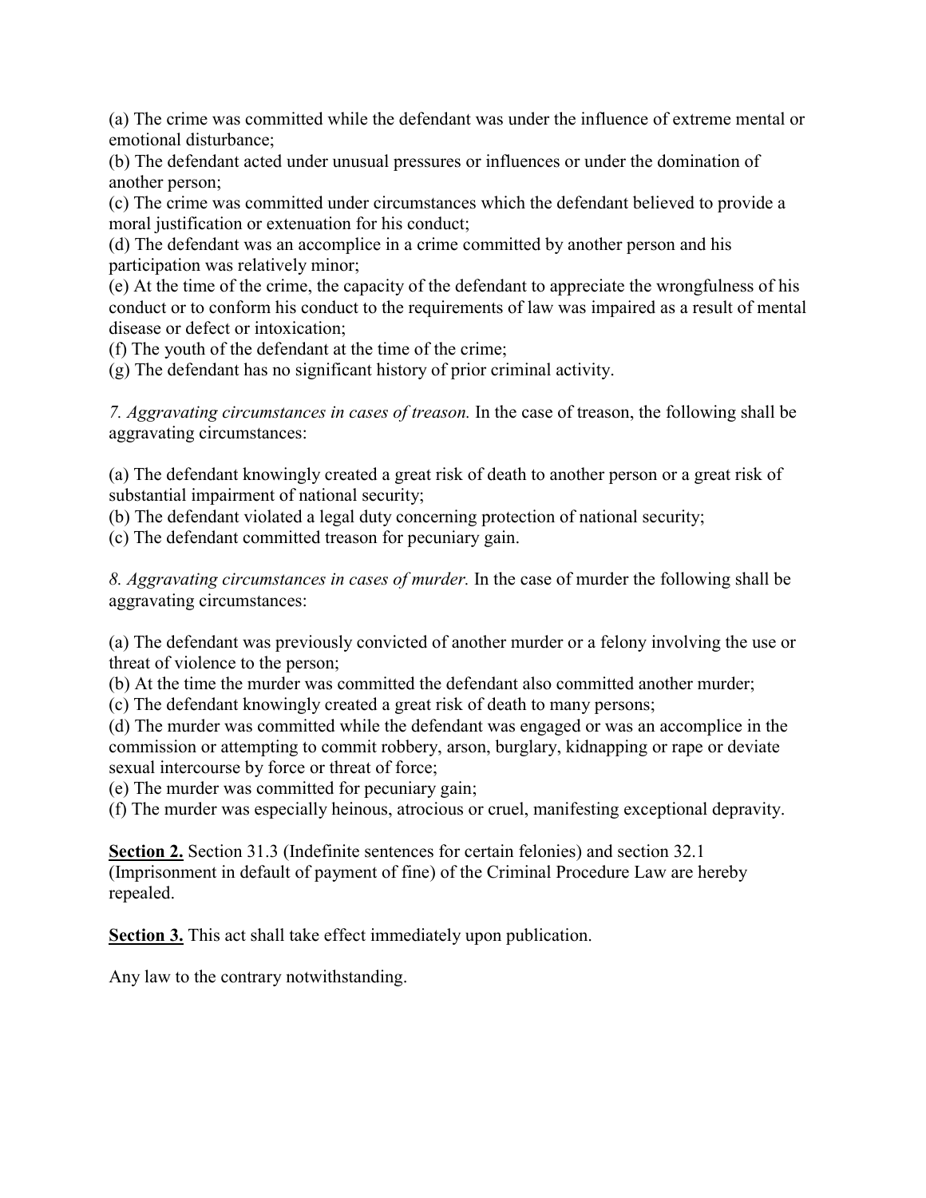(a) The crime was committed while the defendant was under the influence of extreme mental or emotional disturbance;
(b) The defendant acted under unusual pressures or influences or under the domination of another person;
(c) The crime was committed under circumstances which the defendant believed to provide a moral justification or extenuation for his conduct;
(d) The defendant was an accomplice in a crime committed by another person and his participation was relatively minor;
(e) At the time of the crime, the capacity of the defendant to appreciate the wrongfulness of his conduct or to conform his conduct to the requirements of law was impaired as a result of mental disease or defect or intoxication;
(f) The youth of the defendant at the time of the crime;
(g) The defendant has no significant history of prior criminal activity.

*7. Aggravating circumstances in cases of treason.* In the case of treason, the following shall be aggravating circumstances:

(a) The defendant knowingly created a great risk of death to another person or a great risk of substantial impairment of national security;
(b) The defendant violated a legal duty concerning protection of national security;
(c) The defendant committed treason for pecuniary gain.

*8. Aggravating circumstances in cases of murder.* In the case of murder the following shall be aggravating circumstances:

(a) The defendant was previously convicted of another murder or a felony involving the use or threat of violence to the person;
(b) At the time the murder was committed the defendant also committed another murder;
(c) The defendant knowingly created a great risk of death to many persons;
(d) The murder was committed while the defendant was engaged or was an accomplice in the commission or attempting to commit robbery, arson, burglary, kidnapping or rape or deviate sexual intercourse by force or threat of force;
(e) The murder was committed for pecuniary gain;
(f) The murder was especially heinous, atrocious or cruel, manifesting exceptional depravity.

**Section 2.** Section 31.3 (Indefinite sentences for certain felonies) and section 32.1 (Imprisonment in default of payment of fine) of the Criminal Procedure Law are hereby repealed.

**Section 3.** This act shall take effect immediately upon publication.

Any law to the contrary notwithstanding.